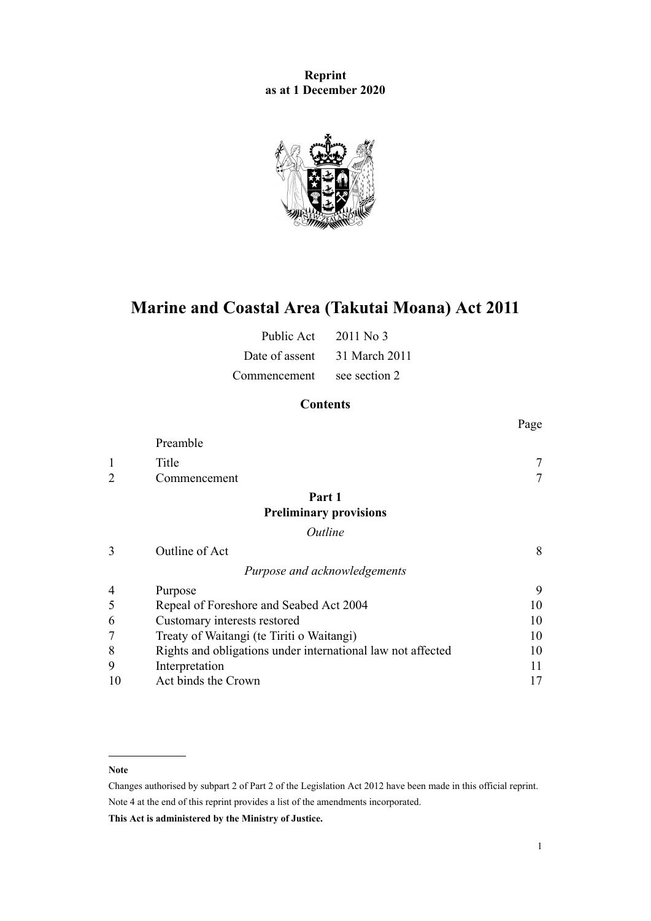**Reprint**
**as at 1 December 2020**

# Marine and Coastal Area (Takutai Moana) Act 2011

| | |
|---|---|
| Public Act | 2011 No 3 |
| Date of assent | 31 March 2011 |
| Commencement | see section 2 |

## Contents

| | | Page |
|---|---|---|
| | Preamble | |
| 1 | Title | 7 |
| 2 | Commencement | 7 |
| | **Part 1** **Preliminary provisions** | |
| | *Outline* | |
| 3 | Outline of Act | 8 |
| | *Purpose and acknowledgements* | |
| 4 | Purpose | 9 |
| 5 | Repeal of Foreshore and Seabed Act 2004 | 10 |
| 6 | Customary interests restored | 10 |
| 7 | Treaty of Waitangi (te Tiriti o Waitangi) | 10 |
| 8 | Rights and obligations under international law not affected | 10 |
| 9 | Interpretation | 11 |
| 10 | Act binds the Crown | 17 |

**Note**

Changes authorised by subpart 2 of Part 2 of the Legislation Act 2012 have been made in this official reprint.

Note 4 at the end of this reprint provides a list of the amendments incorporated.

**This Act is administered by the Ministry of Justice.**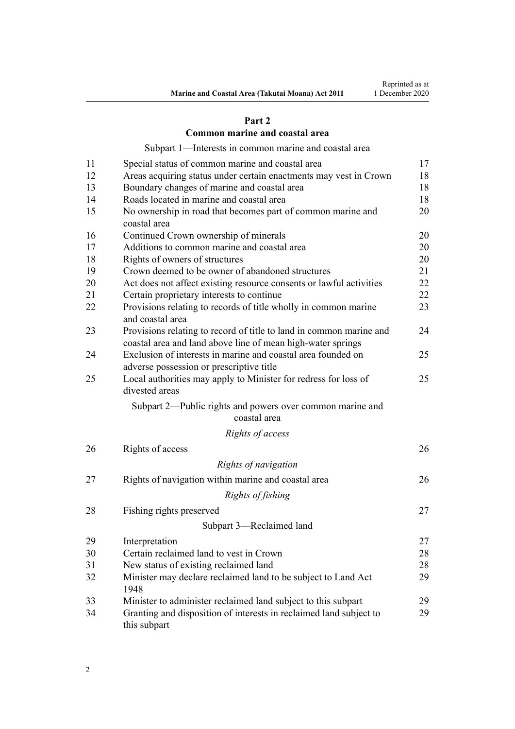## Part 2
## Common marine and coastal area

Subpart 1—Interests in common marine and coastal area

| | | |
|---|---|---|
| 11 | Special status of common marine and coastal area | 17 |
| 12 | Areas acquiring status under certain enactments may vest in Crown | 18 |
| 13 | Boundary changes of marine and coastal area | 18 |
| 14 | Roads located in marine and coastal area | 18 |
| 15 | No ownership in road that becomes part of common marine and coastal area | 20 |
| 16 | Continued Crown ownership of minerals | 20 |
| 17 | Additions to common marine and coastal area | 20 |
| 18 | Rights of owners of structures | 20 |
| 19 | Crown deemed to be owner of abandoned structures | 21 |
| 20 | Act does not affect existing resource consents or lawful activities | 22 |
| 21 | Certain proprietary interests to continue | 22 |
| 22 | Provisions relating to records of title wholly in common marine and coastal area | 23 |
| 23 | Provisions relating to record of title to land in common marine and coastal area and land above line of mean high-water springs | 24 |
| 24 | Exclusion of interests in marine and coastal area founded on adverse possession or prescriptive title | 25 |
| 25 | Local authorities may apply to Minister for redress for loss of divested areas | 25 |

Subpart 2—Public rights and powers over common marine and coastal area

*Rights of access*

| | | |
|---|---|---|
| 26 | Rights of access | 26 |

*Rights of navigation*

| | | |
|---|---|---|
| 27 | Rights of navigation within marine and coastal area | 26 |

*Rights of fishing*

| | | |
|---|---|---|
| 28 | Fishing rights preserved | 27 |

Subpart 3—Reclaimed land

| | | |
|---|---|---|
| 29 | Interpretation | 27 |
| 30 | Certain reclaimed land to vest in Crown | 28 |
| 31 | New status of existing reclaimed land | 28 |
| 32 | Minister may declare reclaimed land to be subject to Land Act 1948 | 29 |
| 33 | Minister to administer reclaimed land subject to this subpart | 29 |
| 34 | Granting and disposition of interests in reclaimed land subject to this subpart | 29 |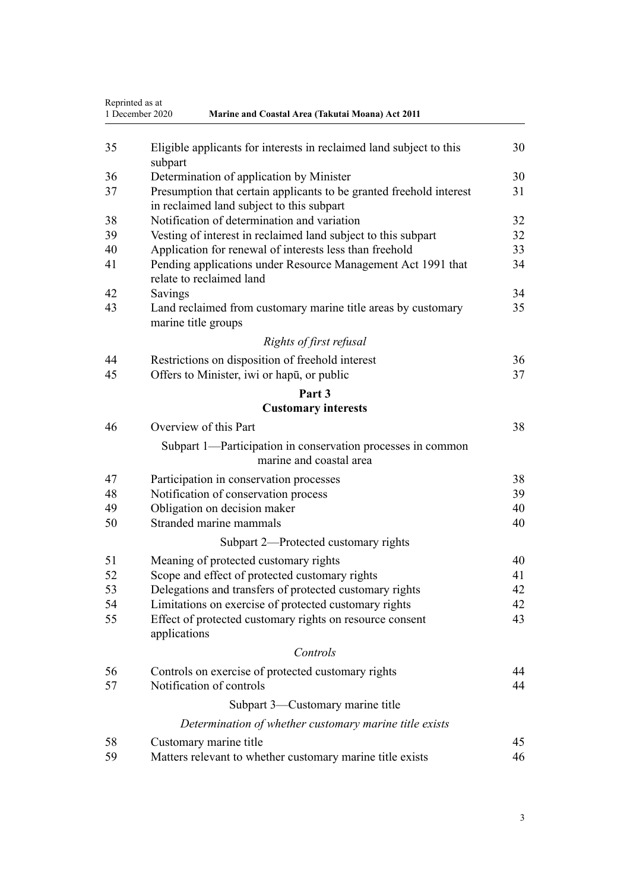| | | |
|---|---|---|
| 35 | Eligible applicants for interests in reclaimed land subject to this subpart | 30 |
| 36 | Determination of application by Minister | 30 |
| 37 | Presumption that certain applicants to be granted freehold interest in reclaimed land subject to this subpart | 31 |
| 38 | Notification of determination and variation | 32 |
| 39 | Vesting of interest in reclaimed land subject to this subpart | 32 |
| 40 | Application for renewal of interests less than freehold | 33 |
| 41 | Pending applications under Resource Management Act 1991 that relate to reclaimed land | 34 |
| 42 | Savings | 34 |
| 43 | Land reclaimed from customary marine title areas by customary marine title groups | 35 |
| | *Rights of first refusal* | |
| 44 | Restrictions on disposition of freehold interest | 36 |
| 45 | Offers to Minister, iwi or hapū, or public | 37 |
| | **Part 3** **Customary interests** | |
| 46 | Overview of this Part | 38 |
| | Subpart 1—Participation in conservation processes in common marine and coastal area | |
| 47 | Participation in conservation processes | 38 |
| 48 | Notification of conservation process | 39 |
| 49 | Obligation on decision maker | 40 |
| 50 | Stranded marine mammals | 40 |
| | Subpart 2—Protected customary rights | |
| 51 | Meaning of protected customary rights | 40 |
| 52 | Scope and effect of protected customary rights | 41 |
| 53 | Delegations and transfers of protected customary rights | 42 |
| 54 | Limitations on exercise of protected customary rights | 42 |
| 55 | Effect of protected customary rights on resource consent applications | 43 |
| | *Controls* | |
| 56 | Controls on exercise of protected customary rights | 44 |
| 57 | Notification of controls | 44 |
| | Subpart 3—Customary marine title | |
| | *Determination of whether customary marine title exists* | |
| 58 | Customary marine title | 45 |
| 59 | Matters relevant to whether customary marine title exists | 46 |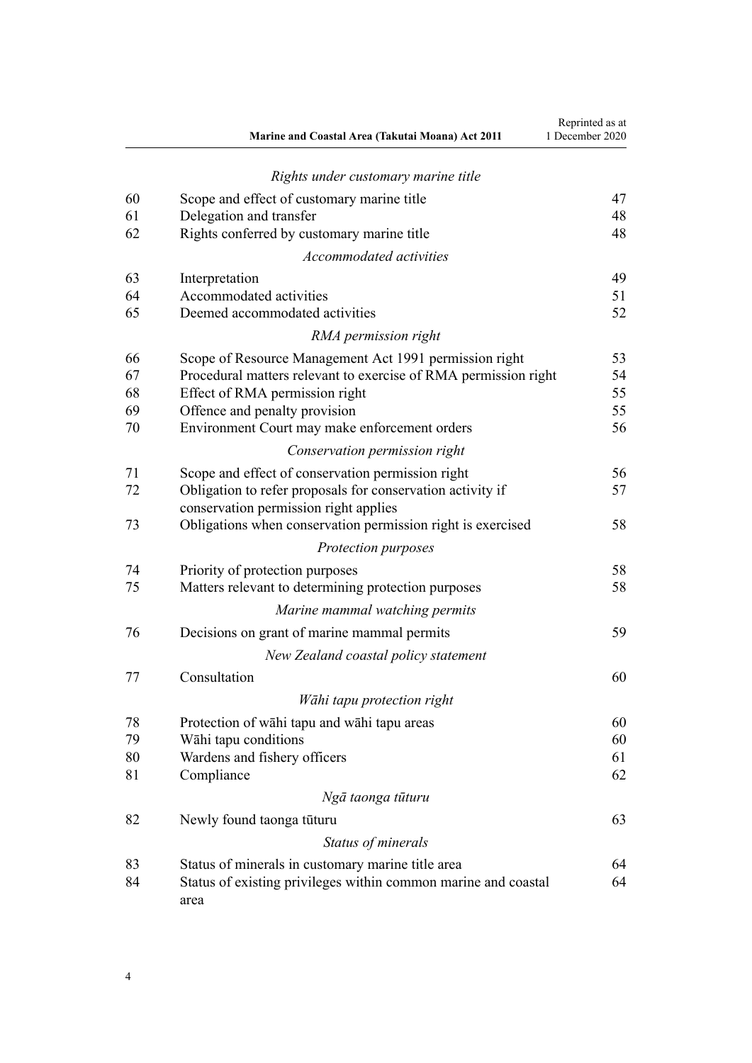*Rights under customary marine title*

| | | |
|---|---|---|
| 60 | Scope and effect of customary marine title | 47 |
| 61 | Delegation and transfer | 48 |
| 62 | Rights conferred by customary marine title | 48 |

*Accommodated activities*

| | | |
|---|---|---|
| 63 | Interpretation | 49 |
| 64 | Accommodated activities | 51 |
| 65 | Deemed accommodated activities | 52 |

*RMA permission right*

| | | |
|---|---|---|
| 66 | Scope of Resource Management Act 1991 permission right | 53 |
| 67 | Procedural matters relevant to exercise of RMA permission right | 54 |
| 68 | Effect of RMA permission right | 55 |
| 69 | Offence and penalty provision | 55 |
| 70 | Environment Court may make enforcement orders | 56 |

*Conservation permission right*

| | | |
|---|---|---|
| 71 | Scope and effect of conservation permission right | 56 |
| 72 | Obligation to refer proposals for conservation activity if conservation permission right applies | 57 |
| 73 | Obligations when conservation permission right is exercised | 58 |

*Protection purposes*

| | | |
|---|---|---|
| 74 | Priority of protection purposes | 58 |
| 75 | Matters relevant to determining protection purposes | 58 |

*Marine mammal watching permits*

| | | |
|---|---|---|
| 76 | Decisions on grant of marine mammal permits | 59 |

*New Zealand coastal policy statement*

| | | |
|---|---|---|
| 77 | Consultation | 60 |

*Wāhi tapu protection right*

| | | |
|---|---|---|
| 78 | Protection of wāhi tapu and wāhi tapu areas | 60 |
| 79 | Wāhi tapu conditions | 60 |
| 80 | Wardens and fishery officers | 61 |
| 81 | Compliance | 62 |

*Ngā taonga tūturu*

| | | |
|---|---|---|
| 82 | Newly found taonga tūturu | 63 |

*Status of minerals*

| | | |
|---|---|---|
| 83 | Status of minerals in customary marine title area | 64 |
| 84 | Status of existing privileges within common marine and coastal area | 64 |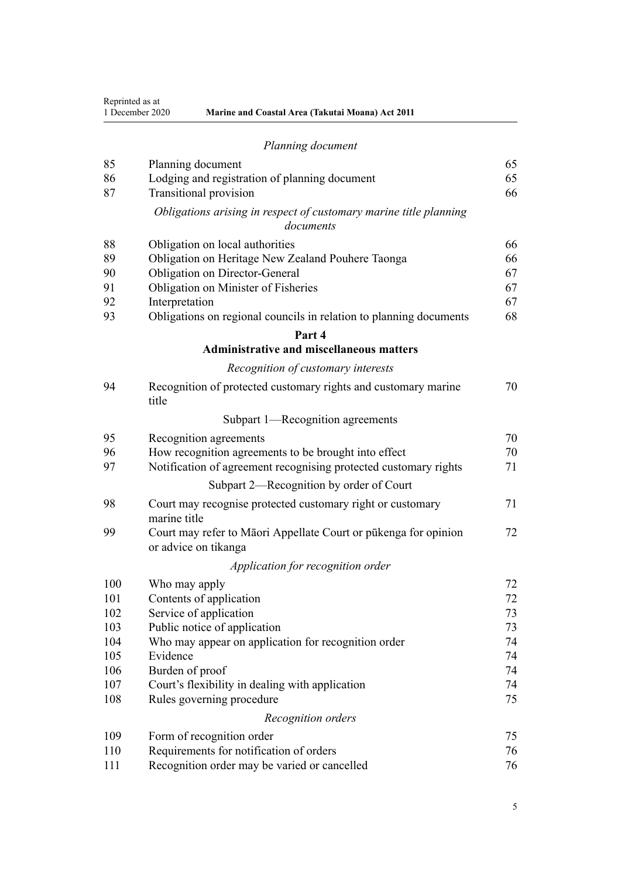*Planning document*

| | | |
|---|---|---|
| 85 | Planning document | 65 |
| 86 | Lodging and registration of planning document | 65 |
| 87 | Transitional provision | 66 |

*Obligations arising in respect of customary marine title planning documents*

| | | |
|---|---|---|
| 88 | Obligation on local authorities | 66 |
| 89 | Obligation on Heritage New Zealand Pouhere Taonga | 66 |
| 90 | Obligation on Director-General | 67 |
| 91 | Obligation on Minister of Fisheries | 67 |
| 92 | Interpretation | 67 |
| 93 | Obligations on regional councils in relation to planning documents | 68 |

**Part 4**
**Administrative and miscellaneous matters**

*Recognition of customary interests*

| | | |
|---|---|---|
| 94 | Recognition of protected customary rights and customary marine title | 70 |

Subpart 1—Recognition agreements

| | | |
|---|---|---|
| 95 | Recognition agreements | 70 |
| 96 | How recognition agreements to be brought into effect | 70 |
| 97 | Notification of agreement recognising protected customary rights | 71 |

Subpart 2—Recognition by order of Court

| | | |
|---|---|---|
| 98 | Court may recognise protected customary right or customary marine title | 71 |
| 99 | Court may refer to Māori Appellate Court or pūkenga for opinion or advice on tikanga | 72 |

*Application for recognition order*

| | | |
|---|---|---|
| 100 | Who may apply | 72 |
| 101 | Contents of application | 72 |
| 102 | Service of application | 73 |
| 103 | Public notice of application | 73 |
| 104 | Who may appear on application for recognition order | 74 |
| 105 | Evidence | 74 |
| 106 | Burden of proof | 74 |
| 107 | Court's flexibility in dealing with application | 74 |
| 108 | Rules governing procedure | 75 |

*Recognition orders*

| | | |
|---|---|---|
| 109 | Form of recognition order | 75 |
| 110 | Requirements for notification of orders | 76 |
| 111 | Recognition order may be varied or cancelled | 76 |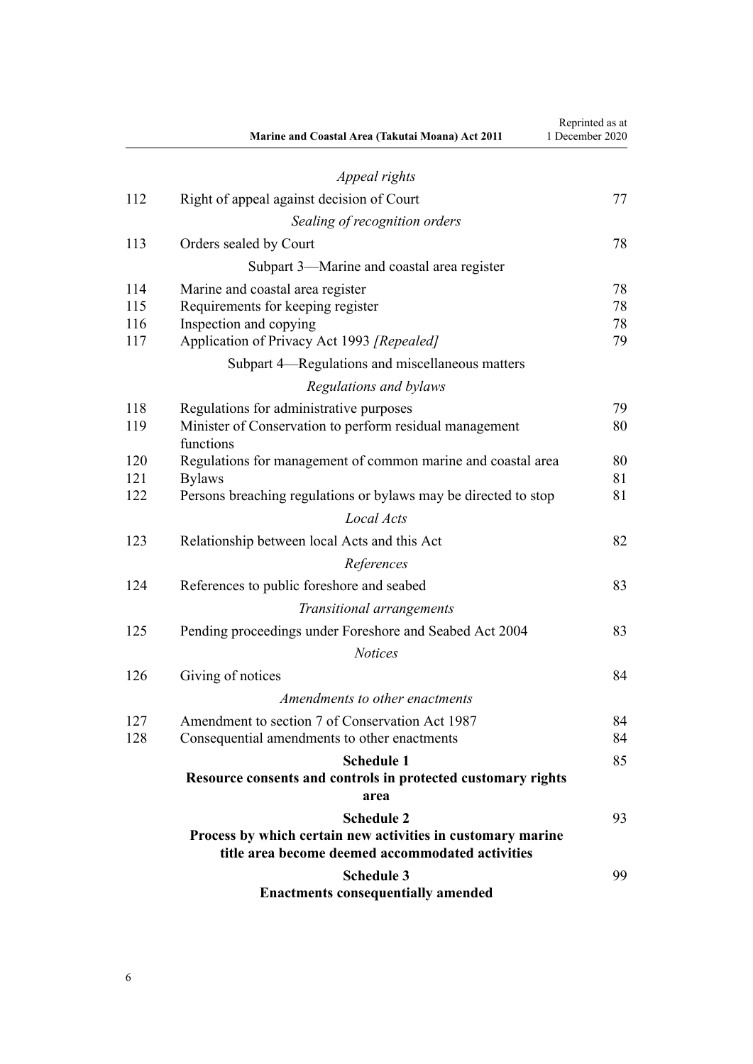*Appeal rights*

| | | |
|---|---|---|
| 112 | Right of appeal against decision of Court | 77 |
| | *Sealing of recognition orders* | |
| 113 | Orders sealed by Court | 78 |
| | Subpart 3—Marine and coastal area register | |
| 114 | Marine and coastal area register | 78 |
| 115 | Requirements for keeping register | 78 |
| 116 | Inspection and copying | 78 |
| 117 | Application of Privacy Act 1993 *[Repealed]* | 79 |
| | Subpart 4—Regulations and miscellaneous matters | |
| | *Regulations and bylaws* | |
| 118 | Regulations for administrative purposes | 79 |
| 119 | Minister of Conservation to perform residual management functions | 80 |
| 120 | Regulations for management of common marine and coastal area | 80 |
| 121 | Bylaws | 81 |
| 122 | Persons breaching regulations or bylaws may be directed to stop | 81 |
| | *Local Acts* | |
| 123 | Relationship between local Acts and this Act | 82 |
| | *References* | |
| 124 | References to public foreshore and seabed | 83 |
| | *Transitional arrangements* | |
| 125 | Pending proceedings under Foreshore and Seabed Act 2004 | 83 |
| | *Notices* | |
| 126 | Giving of notices | 84 |
| | *Amendments to other enactments* | |
| 127 | Amendment to section 7 of Conservation Act 1987 | 84 |
| 128 | Consequential amendments to other enactments | 84 |

**Schedule 1**
**Resource consents and controls in protected customary rights area** — 85

**Schedule 2**
**Process by which certain new activities in customary marine title area become deemed accommodated activities** — 93

**Schedule 3**
**Enactments consequentially amended** — 99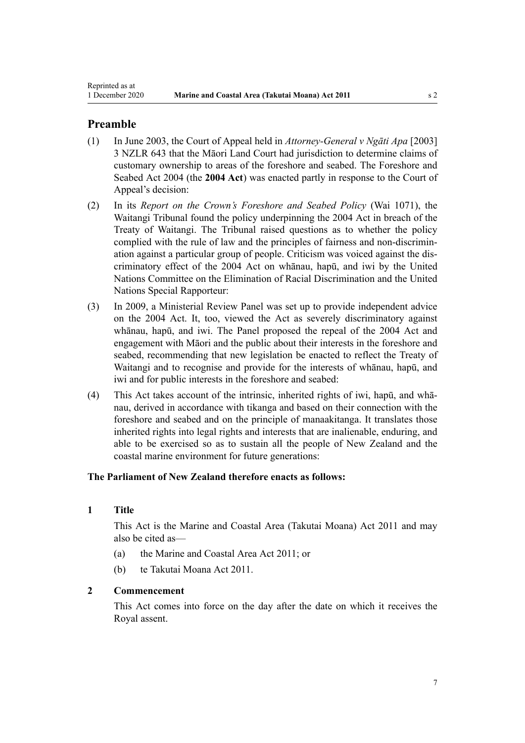## Preamble

(1) In June 2003, the Court of Appeal held in *Attorney-General v Ngāti Apa* [2003] 3 NZLR 643 that the Māori Land Court had jurisdiction to determine claims of customary ownership to areas of the foreshore and seabed. The Foreshore and Seabed Act 2004 (the **2004 Act**) was enacted partly in response to the Court of Appeal's decision:

(2) In its *Report on the Crown's Foreshore and Seabed Policy* (Wai 1071), the Waitangi Tribunal found the policy underpinning the 2004 Act in breach of the Treaty of Waitangi. The Tribunal raised questions as to whether the policy complied with the rule of law and the principles of fairness and non-discrimination against a particular group of people. Criticism was voiced against the discriminatory effect of the 2004 Act on whānau, hapū, and iwi by the United Nations Committee on the Elimination of Racial Discrimination and the United Nations Special Rapporteur:

(3) In 2009, a Ministerial Review Panel was set up to provide independent advice on the 2004 Act. It, too, viewed the Act as severely discriminatory against whānau, hapū, and iwi. The Panel proposed the repeal of the 2004 Act and engagement with Māori and the public about their interests in the foreshore and seabed, recommending that new legislation be enacted to reflect the Treaty of Waitangi and to recognise and provide for the interests of whānau, hapū, and iwi and for public interests in the foreshore and seabed:

(4) This Act takes account of the intrinsic, inherited rights of iwi, hapū, and whānau, derived in accordance with tikanga and based on their connection with the foreshore and seabed and on the principle of manaakitanga. It translates those inherited rights into legal rights and interests that are inalienable, enduring, and able to be exercised so as to sustain all the people of New Zealand and the coastal marine environment for future generations:

**The Parliament of New Zealand therefore enacts as follows:**

### 1 Title

This Act is the Marine and Coastal Area (Takutai Moana) Act 2011 and may also be cited as—

(a) the Marine and Coastal Area Act 2011; or

(b) te Takutai Moana Act 2011.

### 2 Commencement

This Act comes into force on the day after the date on which it receives the Royal assent.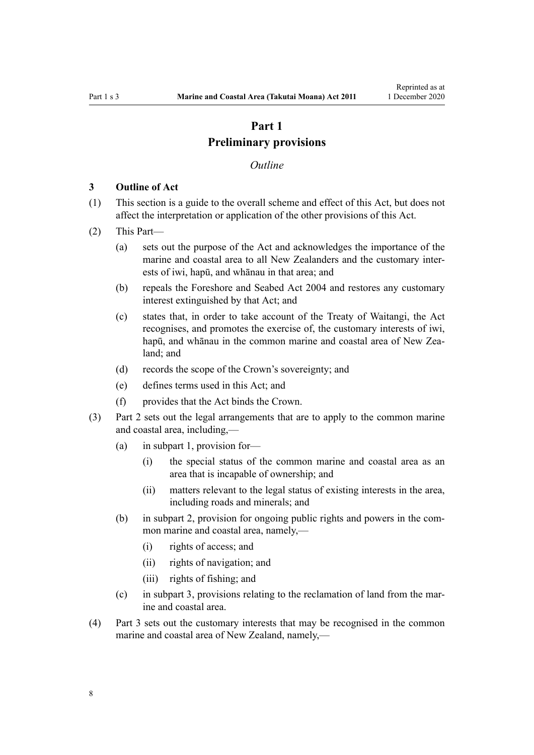# Part 1
# Preliminary provisions

*Outline*

### 3 Outline of Act

(1) This section is a guide to the overall scheme and effect of this Act, but does not affect the interpretation or application of the other provisions of this Act.

(2) This Part—

- (a) sets out the purpose of the Act and acknowledges the importance of the marine and coastal area to all New Zealanders and the customary interests of iwi, hapū, and whānau in that area; and
- (b) repeals the Foreshore and Seabed Act 2004 and restores any customary interest extinguished by that Act; and
- (c) states that, in order to take account of the Treaty of Waitangi, the Act recognises, and promotes the exercise of, the customary interests of iwi, hapū, and whānau in the common marine and coastal area of New Zealand; and
- (d) records the scope of the Crown's sovereignty; and
- (e) defines terms used in this Act; and
- (f) provides that the Act binds the Crown.

(3) Part 2 sets out the legal arrangements that are to apply to the common marine and coastal area, including,—

- (a) in subpart 1, provision for—
  - (i) the special status of the common marine and coastal area as an area that is incapable of ownership; and
  - (ii) matters relevant to the legal status of existing interests in the area, including roads and minerals; and
- (b) in subpart 2, provision for ongoing public rights and powers in the common marine and coastal area, namely,—
  - (i) rights of access; and
  - (ii) rights of navigation; and
  - (iii) rights of fishing; and
- (c) in subpart 3, provisions relating to the reclamation of land from the marine and coastal area.

(4) Part 3 sets out the customary interests that may be recognised in the common marine and coastal area of New Zealand, namely,—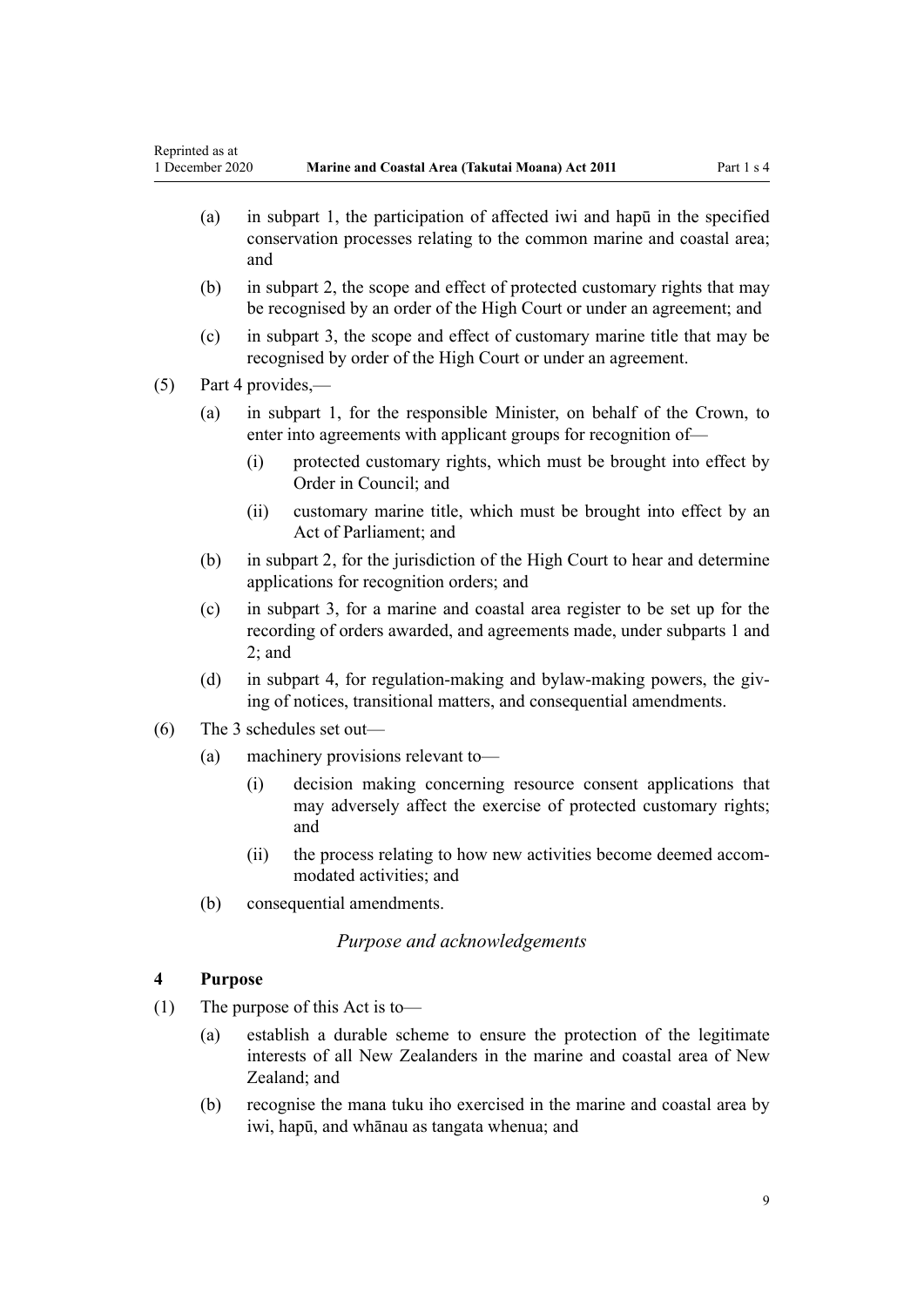(a) in subpart 1, the participation of affected iwi and hapū in the specified conservation processes relating to the common marine and coastal area; and

(b) in subpart 2, the scope and effect of protected customary rights that may be recognised by an order of the High Court or under an agreement; and

(c) in subpart 3, the scope and effect of customary marine title that may be recognised by order of the High Court or under an agreement.

(5) Part 4 provides,—

(a) in subpart 1, for the responsible Minister, on behalf of the Crown, to enter into agreements with applicant groups for recognition of—

(i) protected customary rights, which must be brought into effect by Order in Council; and

(ii) customary marine title, which must be brought into effect by an Act of Parliament; and

(b) in subpart 2, for the jurisdiction of the High Court to hear and determine applications for recognition orders; and

(c) in subpart 3, for a marine and coastal area register to be set up for the recording of orders awarded, and agreements made, under subparts 1 and 2; and

(d) in subpart 4, for regulation-making and bylaw-making powers, the giving of notices, transitional matters, and consequential amendments.

(6) The 3 schedules set out—

(a) machinery provisions relevant to—

(i) decision making concerning resource consent applications that may adversely affect the exercise of protected customary rights; and

(ii) the process relating to how new activities become deemed accommodated activities; and

(b) consequential amendments.

*Purpose and acknowledgements*

### 4 Purpose

(1) The purpose of this Act is to—

(a) establish a durable scheme to ensure the protection of the legitimate interests of all New Zealanders in the marine and coastal area of New Zealand; and

(b) recognise the mana tuku iho exercised in the marine and coastal area by iwi, hapū, and whānau as tangata whenua; and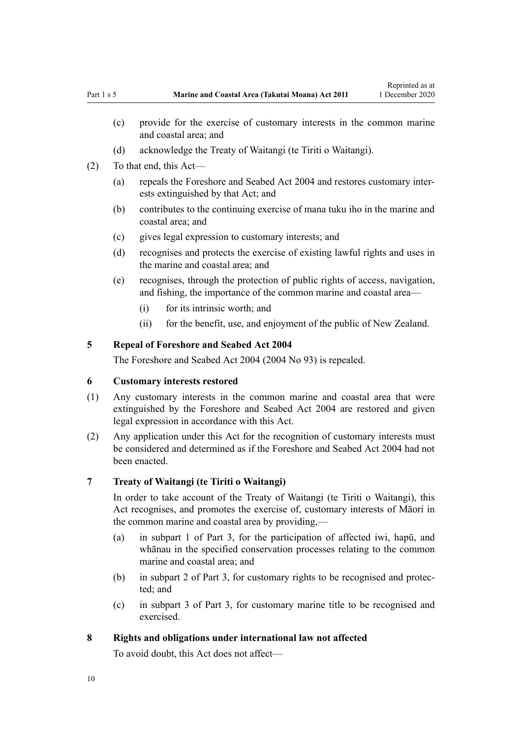(c) provide for the exercise of customary interests in the common marine and coastal area; and

(d) acknowledge the Treaty of Waitangi (te Tiriti o Waitangi).

(2) To that end, this Act—

(a) repeals the Foreshore and Seabed Act 2004 and restores customary interests extinguished by that Act; and

(b) contributes to the continuing exercise of mana tuku iho in the marine and coastal area; and

(c) gives legal expression to customary interests; and

(d) recognises and protects the exercise of existing lawful rights and uses in the marine and coastal area; and

(e) recognises, through the protection of public rights of access, navigation, and fishing, the importance of the common marine and coastal area—

(i) for its intrinsic worth; and

(ii) for the benefit, use, and enjoyment of the public of New Zealand.

### 5 Repeal of Foreshore and Seabed Act 2004

The Foreshore and Seabed Act 2004 (2004 No 93) is repealed.

### 6 Customary interests restored

(1) Any customary interests in the common marine and coastal area that were extinguished by the Foreshore and Seabed Act 2004 are restored and given legal expression in accordance with this Act.

(2) Any application under this Act for the recognition of customary interests must be considered and determined as if the Foreshore and Seabed Act 2004 had not been enacted.

### 7 Treaty of Waitangi (te Tiriti o Waitangi)

In order to take account of the Treaty of Waitangi (te Tiriti o Waitangi), this Act recognises, and promotes the exercise of, customary interests of Māori in the common marine and coastal area by providing,—

(a) in subpart 1 of Part 3, for the participation of affected iwi, hapū, and whānau in the specified conservation processes relating to the common marine and coastal area; and

(b) in subpart 2 of Part 3, for customary rights to be recognised and protected; and

(c) in subpart 3 of Part 3, for customary marine title to be recognised and exercised.

### 8 Rights and obligations under international law not affected

To avoid doubt, this Act does not affect—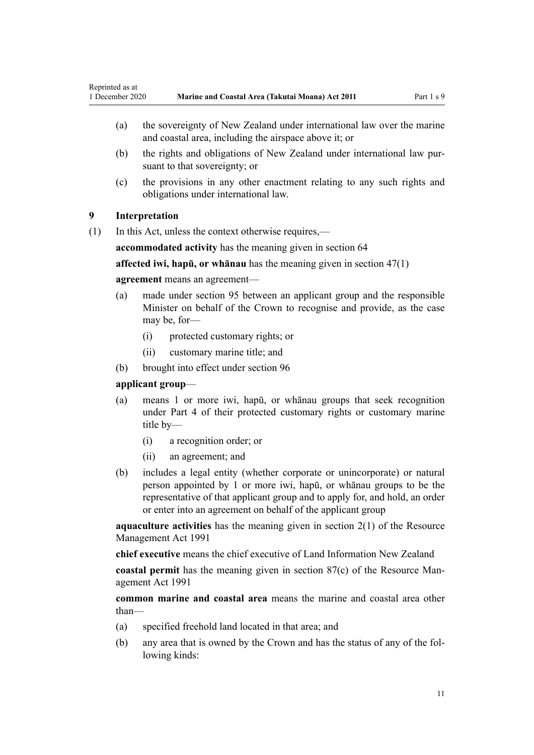(a) the sovereignty of New Zealand under international law over the marine and coastal area, including the airspace above it; or

(b) the rights and obligations of New Zealand under international law pursuant to that sovereignty; or

(c) the provisions in any other enactment relating to any such rights and obligations under international law.

### 9 Interpretation

(1) In this Act, unless the context otherwise requires,—

**accommodated activity** has the meaning given in section 64

**affected iwi, hapū, or whānau** has the meaning given in section 47(1)

**agreement** means an agreement—

(a) made under section 95 between an applicant group and the responsible Minister on behalf of the Crown to recognise and provide, as the case may be, for—

  (i) protected customary rights; or

  (ii) customary marine title; and

(b) brought into effect under section 96

**applicant group**—

(a) means 1 or more iwi, hapū, or whānau groups that seek recognition under Part 4 of their protected customary rights or customary marine title by—

  (i) a recognition order; or

  (ii) an agreement; and

(b) includes a legal entity (whether corporate or unincorporate) or natural person appointed by 1 or more iwi, hapū, or whānau groups to be the representative of that applicant group and to apply for, and hold, an order or enter into an agreement on behalf of the applicant group

**aquaculture activities** has the meaning given in section 2(1) of the Resource Management Act 1991

**chief executive** means the chief executive of Land Information New Zealand

**coastal permit** has the meaning given in section 87(c) of the Resource Management Act 1991

**common marine and coastal area** means the marine and coastal area other than—

(a) specified freehold land located in that area; and

(b) any area that is owned by the Crown and has the status of any of the following kinds: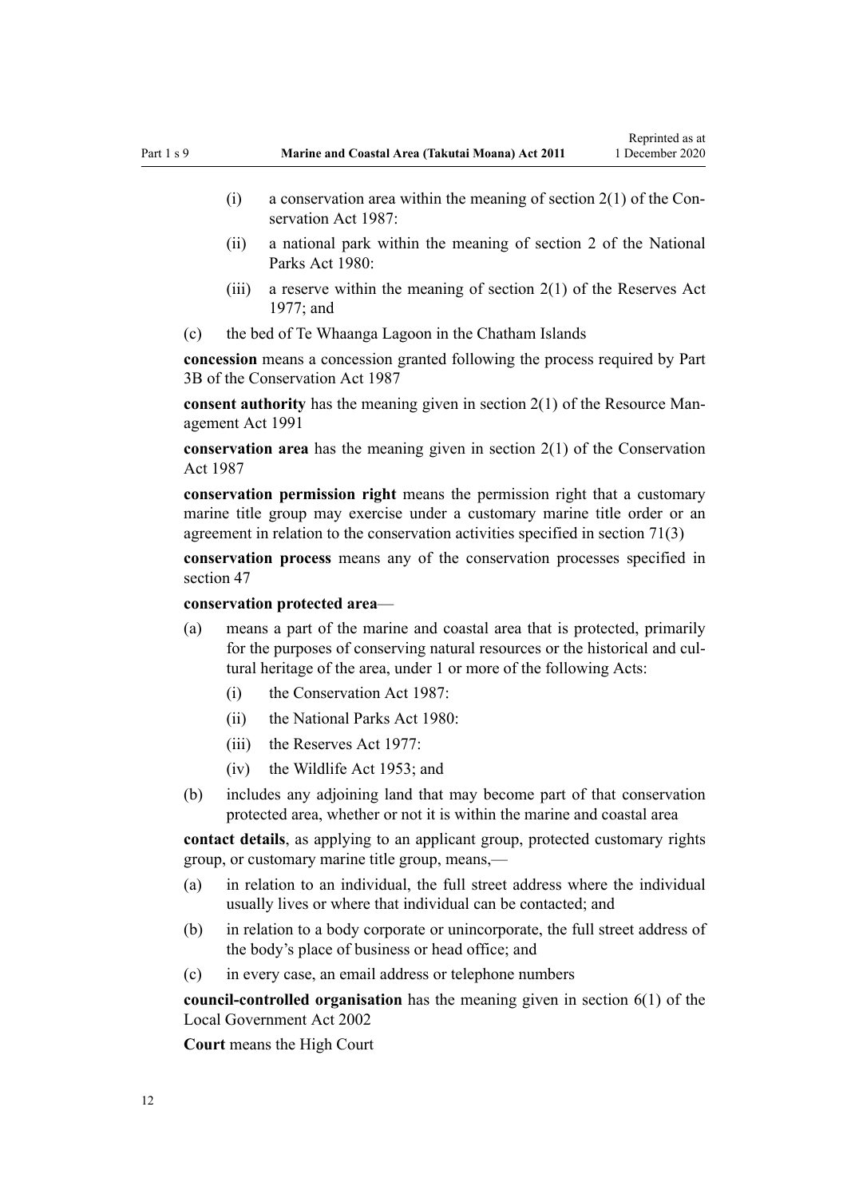- (i) a conservation area within the meaning of section 2(1) of the Conservation Act 1987:
- (ii) a national park within the meaning of section 2 of the National Parks Act 1980:
- (iii) a reserve within the meaning of section 2(1) of the Reserves Act 1977; and

(c) the bed of Te Whaanga Lagoon in the Chatham Islands

**concession** means a concession granted following the process required by Part 3B of the Conservation Act 1987

**consent authority** has the meaning given in section 2(1) of the Resource Management Act 1991

**conservation area** has the meaning given in section 2(1) of the Conservation Act 1987

**conservation permission right** means the permission right that a customary marine title group may exercise under a customary marine title order or an agreement in relation to the conservation activities specified in section 71(3)

**conservation process** means any of the conservation processes specified in section 47

**conservation protected area**—

(a) means a part of the marine and coastal area that is protected, primarily for the purposes of conserving natural resources or the historical and cultural heritage of the area, under 1 or more of the following Acts:
- (i) the Conservation Act 1987:
- (ii) the National Parks Act 1980:
- (iii) the Reserves Act 1977:
- (iv) the Wildlife Act 1953; and

(b) includes any adjoining land that may become part of that conservation protected area, whether or not it is within the marine and coastal area

**contact details**, as applying to an applicant group, protected customary rights group, or customary marine title group, means,—

(a) in relation to an individual, the full street address where the individual usually lives or where that individual can be contacted; and

(b) in relation to a body corporate or unincorporate, the full street address of the body's place of business or head office; and

(c) in every case, an email address or telephone numbers

**council-controlled organisation** has the meaning given in section 6(1) of the Local Government Act 2002

**Court** means the High Court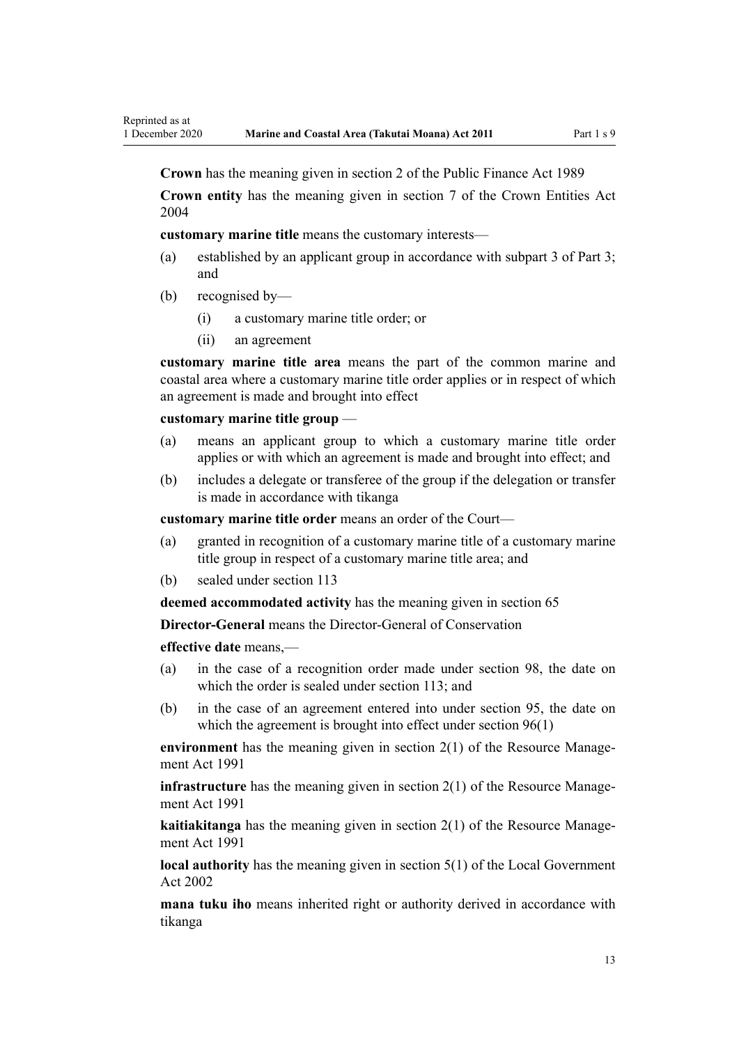**Crown** has the meaning given in section 2 of the Public Finance Act 1989

**Crown entity** has the meaning given in section 7 of the Crown Entities Act 2004

**customary marine title** means the customary interests—

(a) established by an applicant group in accordance with subpart 3 of Part 3; and

(b) recognised by—

  (i) a customary marine title order; or

  (ii) an agreement

**customary marine title area** means the part of the common marine and coastal area where a customary marine title order applies or in respect of which an agreement is made and brought into effect

**customary marine title group** —

(a) means an applicant group to which a customary marine title order applies or with which an agreement is made and brought into effect; and

(b) includes a delegate or transferee of the group if the delegation or transfer is made in accordance with tikanga

**customary marine title order** means an order of the Court—

(a) granted in recognition of a customary marine title of a customary marine title group in respect of a customary marine title area; and

(b) sealed under section 113

**deemed accommodated activity** has the meaning given in section 65

**Director-General** means the Director-General of Conservation

**effective date** means,—

(a) in the case of a recognition order made under section 98, the date on which the order is sealed under section 113; and

(b) in the case of an agreement entered into under section 95, the date on which the agreement is brought into effect under section 96(1)

**environment** has the meaning given in section 2(1) of the Resource Management Act 1991

**infrastructure** has the meaning given in section 2(1) of the Resource Management Act 1991

**kaitiakitanga** has the meaning given in section 2(1) of the Resource Management Act 1991

**local authority** has the meaning given in section 5(1) of the Local Government Act 2002

**mana tuku iho** means inherited right or authority derived in accordance with tikanga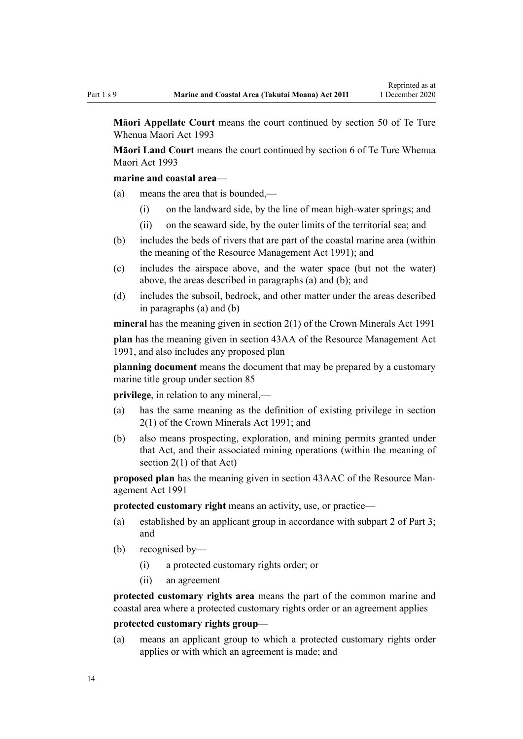**Māori Appellate Court** means the court continued by section 50 of Te Ture Whenua Maori Act 1993

**Māori Land Court** means the court continued by section 6 of Te Ture Whenua Maori Act 1993

**marine and coastal area**—

- (a) means the area that is bounded,—
  - (i) on the landward side, by the line of mean high-water springs; and
  - (ii) on the seaward side, by the outer limits of the territorial sea; and
- (b) includes the beds of rivers that are part of the coastal marine area (within the meaning of the Resource Management Act 1991); and
- (c) includes the airspace above, and the water space (but not the water) above, the areas described in paragraphs (a) and (b); and
- (d) includes the subsoil, bedrock, and other matter under the areas described in paragraphs (a) and (b)

**mineral** has the meaning given in section 2(1) of the Crown Minerals Act 1991

**plan** has the meaning given in section 43AA of the Resource Management Act 1991, and also includes any proposed plan

**planning document** means the document that may be prepared by a customary marine title group under section 85

**privilege**, in relation to any mineral,—

- (a) has the same meaning as the definition of existing privilege in section 2(1) of the Crown Minerals Act 1991; and
- (b) also means prospecting, exploration, and mining permits granted under that Act, and their associated mining operations (within the meaning of section 2(1) of that Act)

**proposed plan** has the meaning given in section 43AAC of the Resource Management Act 1991

**protected customary right** means an activity, use, or practice—

- (a) established by an applicant group in accordance with subpart 2 of Part 3; and
- (b) recognised by—
  - (i) a protected customary rights order; or
  - (ii) an agreement

**protected customary rights area** means the part of the common marine and coastal area where a protected customary rights order or an agreement applies

**protected customary rights group**—

- (a) means an applicant group to which a protected customary rights order applies or with which an agreement is made; and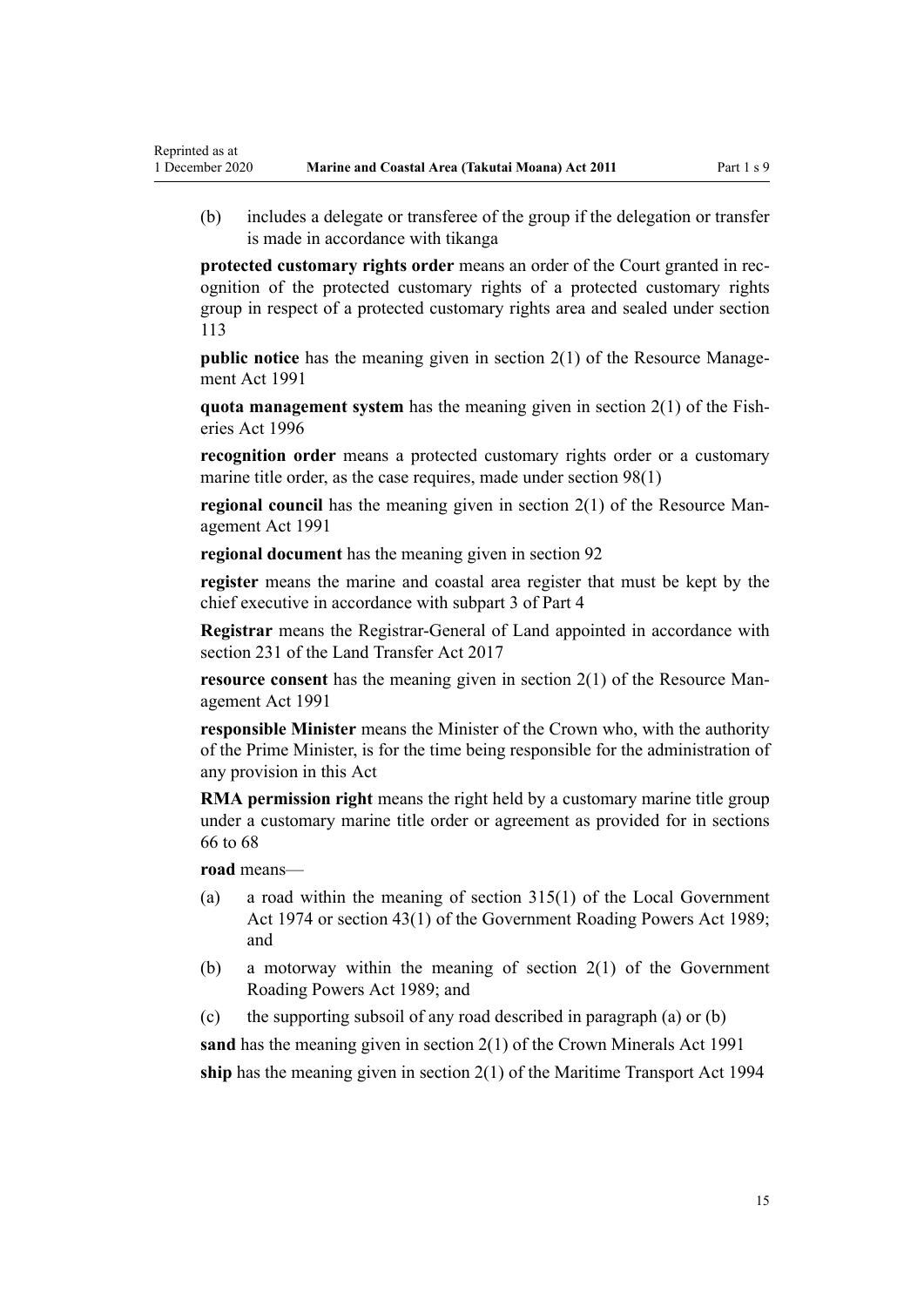(b) includes a delegate or transferee of the group if the delegation or transfer is made in accordance with tikanga

**protected customary rights order** means an order of the Court granted in recognition of the protected customary rights of a protected customary rights group in respect of a protected customary rights area and sealed under section 113

**public notice** has the meaning given in section 2(1) of the Resource Management Act 1991

**quota management system** has the meaning given in section 2(1) of the Fisheries Act 1996

**recognition order** means a protected customary rights order or a customary marine title order, as the case requires, made under section 98(1)

**regional council** has the meaning given in section 2(1) of the Resource Management Act 1991

**regional document** has the meaning given in section 92

**register** means the marine and coastal area register that must be kept by the chief executive in accordance with subpart 3 of Part 4

**Registrar** means the Registrar-General of Land appointed in accordance with section 231 of the Land Transfer Act 2017

**resource consent** has the meaning given in section 2(1) of the Resource Management Act 1991

**responsible Minister** means the Minister of the Crown who, with the authority of the Prime Minister, is for the time being responsible for the administration of any provision in this Act

**RMA permission right** means the right held by a customary marine title group under a customary marine title order or agreement as provided for in sections 66 to 68

**road** means—

(a) a road within the meaning of section 315(1) of the Local Government Act 1974 or section 43(1) of the Government Roading Powers Act 1989; and

(b) a motorway within the meaning of section 2(1) of the Government Roading Powers Act 1989; and

(c) the supporting subsoil of any road described in paragraph (a) or (b)

**sand** has the meaning given in section 2(1) of the Crown Minerals Act 1991

**ship** has the meaning given in section 2(1) of the Maritime Transport Act 1994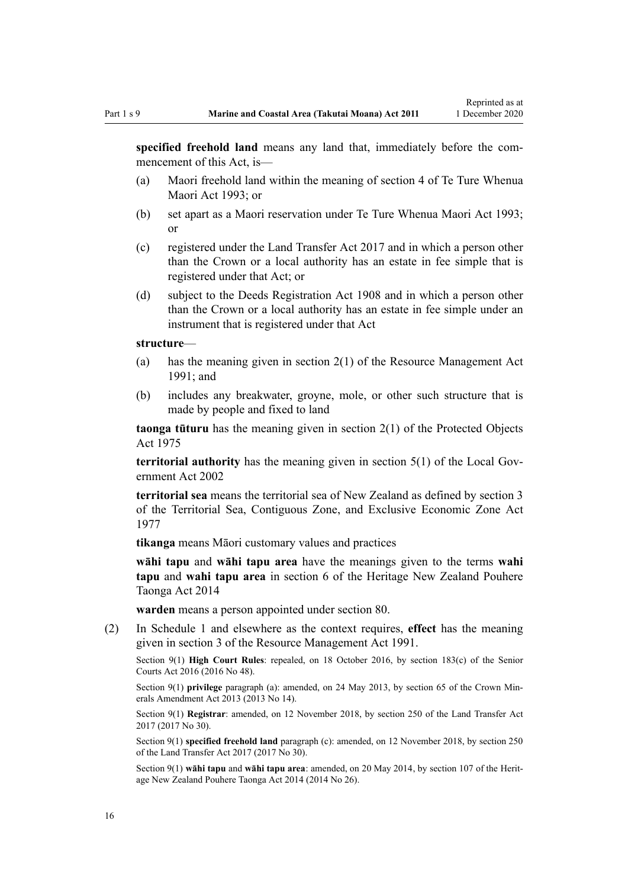**specified freehold land** means any land that, immediately before the commencement of this Act, is—

(a) Maori freehold land within the meaning of section 4 of Te Ture Whenua Maori Act 1993; or

(b) set apart as a Maori reservation under Te Ture Whenua Maori Act 1993; or

(c) registered under the Land Transfer Act 2017 and in which a person other than the Crown or a local authority has an estate in fee simple that is registered under that Act; or

(d) subject to the Deeds Registration Act 1908 and in which a person other than the Crown or a local authority has an estate in fee simple under an instrument that is registered under that Act

**structure**—

(a) has the meaning given in section 2(1) of the Resource Management Act 1991; and

(b) includes any breakwater, groyne, mole, or other such structure that is made by people and fixed to land

**taonga tūturu** has the meaning given in section 2(1) of the Protected Objects Act 1975

**territorial authority** has the meaning given in section 5(1) of the Local Government Act 2002

**territorial sea** means the territorial sea of New Zealand as defined by section 3 of the Territorial Sea, Contiguous Zone, and Exclusive Economic Zone Act 1977

**tikanga** means Māori customary values and practices

**wāhi tapu** and **wāhi tapu area** have the meanings given to the terms **wahi tapu** and **wahi tapu area** in section 6 of the Heritage New Zealand Pouhere Taonga Act 2014

**warden** means a person appointed under section 80.

(2) In Schedule 1 and elsewhere as the context requires, **effect** has the meaning given in section 3 of the Resource Management Act 1991.

Section 9(1) **High Court Rules**: repealed, on 18 October 2016, by section 183(c) of the Senior Courts Act 2016 (2016 No 48).

Section 9(1) **privilege** paragraph (a): amended, on 24 May 2013, by section 65 of the Crown Minerals Amendment Act 2013 (2013 No 14).

Section 9(1) **Registrar**: amended, on 12 November 2018, by section 250 of the Land Transfer Act 2017 (2017 No 30).

Section 9(1) **specified freehold land** paragraph (c): amended, on 12 November 2018, by section 250 of the Land Transfer Act 2017 (2017 No 30).

Section 9(1) **wāhi tapu** and **wāhi tapu area**: amended, on 20 May 2014, by section 107 of the Heritage New Zealand Pouhere Taonga Act 2014 (2014 No 26).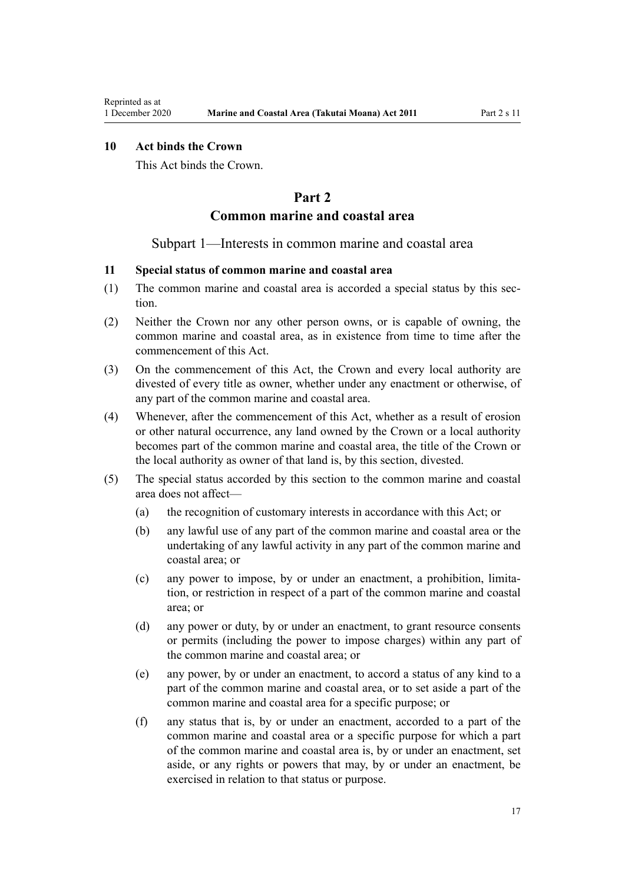### 10 Act binds the Crown

This Act binds the Crown.

## Part 2
## Common marine and coastal area

### Subpart 1—Interests in common marine and coastal area

### 11 Special status of common marine and coastal area

(1) The common marine and coastal area is accorded a special status by this section.

(2) Neither the Crown nor any other person owns, or is capable of owning, the common marine and coastal area, as in existence from time to time after the commencement of this Act.

(3) On the commencement of this Act, the Crown and every local authority are divested of every title as owner, whether under any enactment or otherwise, of any part of the common marine and coastal area.

(4) Whenever, after the commencement of this Act, whether as a result of erosion or other natural occurrence, any land owned by the Crown or a local authority becomes part of the common marine and coastal area, the title of the Crown or the local authority as owner of that land is, by this section, divested.

(5) The special status accorded by this section to the common marine and coastal area does not affect—

(a) the recognition of customary interests in accordance with this Act; or

(b) any lawful use of any part of the common marine and coastal area or the undertaking of any lawful activity in any part of the common marine and coastal area; or

(c) any power to impose, by or under an enactment, a prohibition, limitation, or restriction in respect of a part of the common marine and coastal area; or

(d) any power or duty, by or under an enactment, to grant resource consents or permits (including the power to impose charges) within any part of the common marine and coastal area; or

(e) any power, by or under an enactment, to accord a status of any kind to a part of the common marine and coastal area, or to set aside a part of the common marine and coastal area for a specific purpose; or

(f) any status that is, by or under an enactment, accorded to a part of the common marine and coastal area or a specific purpose for which a part of the common marine and coastal area is, by or under an enactment, set aside, or any rights or powers that may, by or under an enactment, be exercised in relation to that status or purpose.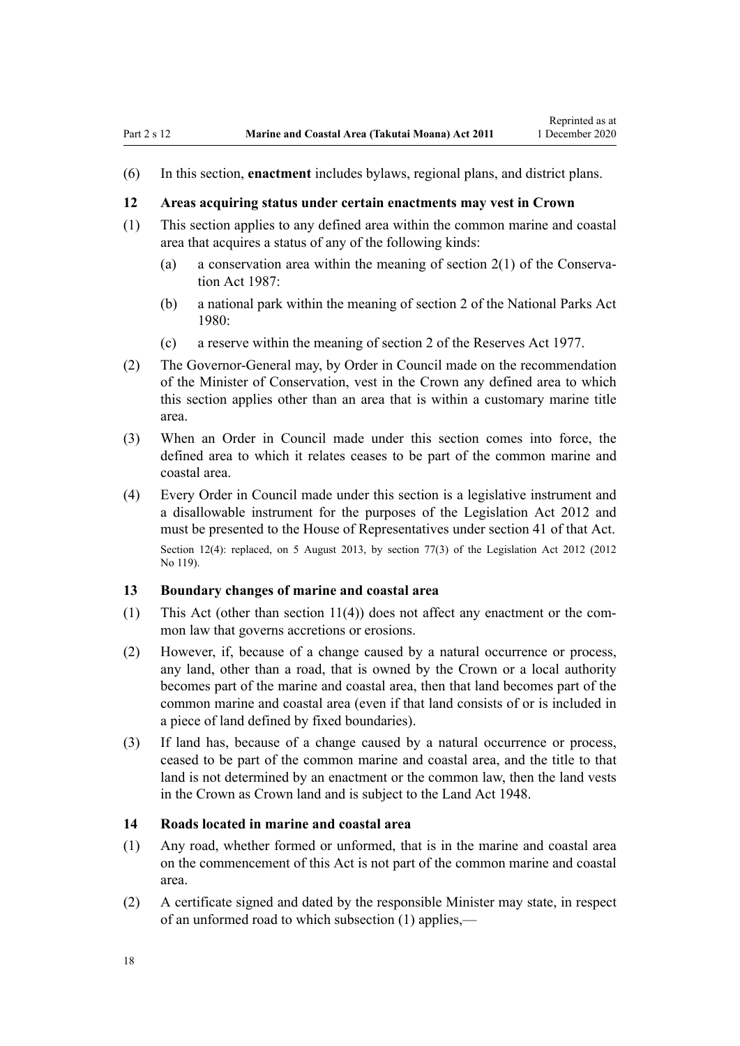(6) In this section, **enactment** includes bylaws, regional plans, and district plans.

### 12 Areas acquiring status under certain enactments may vest in Crown

(1) This section applies to any defined area within the common marine and coastal area that acquires a status of any of the following kinds:

(a) a conservation area within the meaning of section 2(1) of the Conservation Act 1987:

(b) a national park within the meaning of section 2 of the National Parks Act 1980:

(c) a reserve within the meaning of section 2 of the Reserves Act 1977.

(2) The Governor-General may, by Order in Council made on the recommendation of the Minister of Conservation, vest in the Crown any defined area to which this section applies other than an area that is within a customary marine title area.

(3) When an Order in Council made under this section comes into force, the defined area to which it relates ceases to be part of the common marine and coastal area.

(4) Every Order in Council made under this section is a legislative instrument and a disallowable instrument for the purposes of the Legislation Act 2012 and must be presented to the House of Representatives under section 41 of that Act.

Section 12(4): replaced, on 5 August 2013, by section 77(3) of the Legislation Act 2012 (2012 No 119).

### 13 Boundary changes of marine and coastal area

(1) This Act (other than section 11(4)) does not affect any enactment or the common law that governs accretions or erosions.

(2) However, if, because of a change caused by a natural occurrence or process, any land, other than a road, that is owned by the Crown or a local authority becomes part of the marine and coastal area, then that land becomes part of the common marine and coastal area (even if that land consists of or is included in a piece of land defined by fixed boundaries).

(3) If land has, because of a change caused by a natural occurrence or process, ceased to be part of the common marine and coastal area, and the title to that land is not determined by an enactment or the common law, then the land vests in the Crown as Crown land and is subject to the Land Act 1948.

### 14 Roads located in marine and coastal area

(1) Any road, whether formed or unformed, that is in the marine and coastal area on the commencement of this Act is not part of the common marine and coastal area.

(2) A certificate signed and dated by the responsible Minister may state, in respect of an unformed road to which subsection (1) applies,—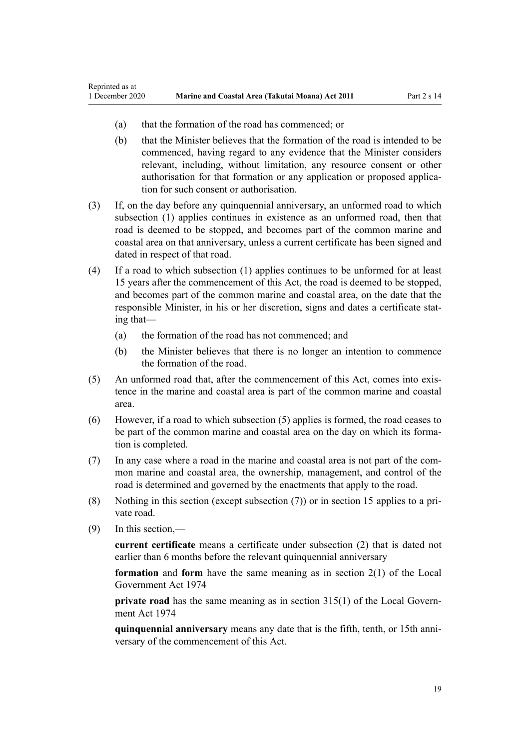(a) that the formation of the road has commenced; or

(b) that the Minister believes that the formation of the road is intended to be commenced, having regard to any evidence that the Minister considers relevant, including, without limitation, any resource consent or other authorisation for that formation or any application or proposed application for such consent or authorisation.

(3) If, on the day before any quinquennial anniversary, an unformed road to which subsection (1) applies continues in existence as an unformed road, then that road is deemed to be stopped, and becomes part of the common marine and coastal area on that anniversary, unless a current certificate has been signed and dated in respect of that road.

(4) If a road to which subsection (1) applies continues to be unformed for at least 15 years after the commencement of this Act, the road is deemed to be stopped, and becomes part of the common marine and coastal area, on the date that the responsible Minister, in his or her discretion, signs and dates a certificate stating that—

(a) the formation of the road has not commenced; and

(b) the Minister believes that there is no longer an intention to commence the formation of the road.

(5) An unformed road that, after the commencement of this Act, comes into existence in the marine and coastal area is part of the common marine and coastal area.

(6) However, if a road to which subsection (5) applies is formed, the road ceases to be part of the common marine and coastal area on the day on which its formation is completed.

(7) In any case where a road in the marine and coastal area is not part of the common marine and coastal area, the ownership, management, and control of the road is determined and governed by the enactments that apply to the road.

(8) Nothing in this section (except subsection (7)) or in section 15 applies to a private road.

(9) In this section,—

**current certificate** means a certificate under subsection (2) that is dated not earlier than 6 months before the relevant quinquennial anniversary

**formation** and **form** have the same meaning as in section 2(1) of the Local Government Act 1974

**private road** has the same meaning as in section 315(1) of the Local Government Act 1974

**quinquennial anniversary** means any date that is the fifth, tenth, or 15th anniversary of the commencement of this Act.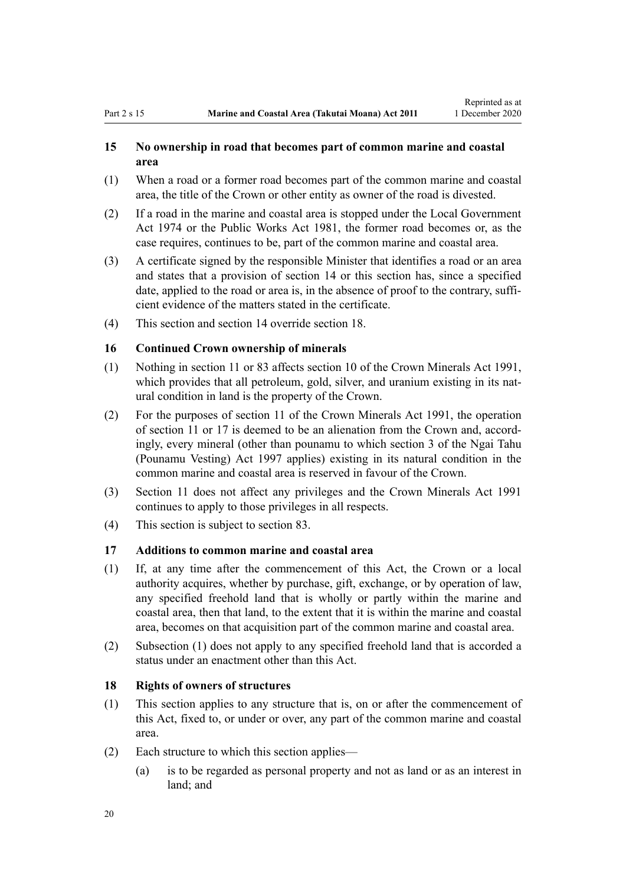### 15 No ownership in road that becomes part of common marine and coastal area

(1) When a road or a former road becomes part of the common marine and coastal area, the title of the Crown or other entity as owner of the road is divested.

(2) If a road in the marine and coastal area is stopped under the Local Government Act 1974 or the Public Works Act 1981, the former road becomes or, as the case requires, continues to be, part of the common marine and coastal area.

(3) A certificate signed by the responsible Minister that identifies a road or an area and states that a provision of section 14 or this section has, since a specified date, applied to the road or area is, in the absence of proof to the contrary, sufficient evidence of the matters stated in the certificate.

(4) This section and section 14 override section 18.

### 16 Continued Crown ownership of minerals

(1) Nothing in section 11 or 83 affects section 10 of the Crown Minerals Act 1991, which provides that all petroleum, gold, silver, and uranium existing in its natural condition in land is the property of the Crown.

(2) For the purposes of section 11 of the Crown Minerals Act 1991, the operation of section 11 or 17 is deemed to be an alienation from the Crown and, accordingly, every mineral (other than pounamu to which section 3 of the Ngai Tahu (Pounamu Vesting) Act 1997 applies) existing in its natural condition in the common marine and coastal area is reserved in favour of the Crown.

(3) Section 11 does not affect any privileges and the Crown Minerals Act 1991 continues to apply to those privileges in all respects.

(4) This section is subject to section 83.

### 17 Additions to common marine and coastal area

(1) If, at any time after the commencement of this Act, the Crown or a local authority acquires, whether by purchase, gift, exchange, or by operation of law, any specified freehold land that is wholly or partly within the marine and coastal area, then that land, to the extent that it is within the marine and coastal area, becomes on that acquisition part of the common marine and coastal area.

(2) Subsection (1) does not apply to any specified freehold land that is accorded a status under an enactment other than this Act.

### 18 Rights of owners of structures

(1) This section applies to any structure that is, on or after the commencement of this Act, fixed to, or under or over, any part of the common marine and coastal area.

(2) Each structure to which this section applies—

   (a) is to be regarded as personal property and not as land or as an interest in land; and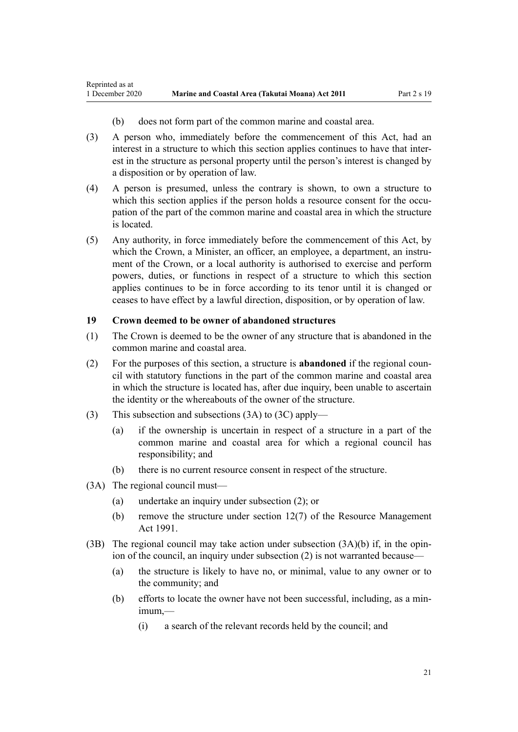(b) does not form part of the common marine and coastal area.

(3) A person who, immediately before the commencement of this Act, had an interest in a structure to which this section applies continues to have that interest in the structure as personal property until the person's interest is changed by a disposition or by operation of law.

(4) A person is presumed, unless the contrary is shown, to own a structure to which this section applies if the person holds a resource consent for the occupation of the part of the common marine and coastal area in which the structure is located.

(5) Any authority, in force immediately before the commencement of this Act, by which the Crown, a Minister, an officer, an employee, a department, an instrument of the Crown, or a local authority is authorised to exercise and perform powers, duties, or functions in respect of a structure to which this section applies continues to be in force according to its tenor until it is changed or ceases to have effect by a lawful direction, disposition, or by operation of law.

### 19 Crown deemed to be owner of abandoned structures

(1) The Crown is deemed to be the owner of any structure that is abandoned in the common marine and coastal area.

(2) For the purposes of this section, a structure is **abandoned** if the regional council with statutory functions in the part of the common marine and coastal area in which the structure is located has, after due inquiry, been unable to ascertain the identity or the whereabouts of the owner of the structure.

(3) This subsection and subsections (3A) to (3C) apply—

   (a) if the ownership is uncertain in respect of a structure in a part of the common marine and coastal area for which a regional council has responsibility; and

   (b) there is no current resource consent in respect of the structure.

(3A) The regional council must—

   (a) undertake an inquiry under subsection (2); or

   (b) remove the structure under section 12(7) of the Resource Management Act 1991.

(3B) The regional council may take action under subsection (3A)(b) if, in the opinion of the council, an inquiry under subsection (2) is not warranted because—

   (a) the structure is likely to have no, or minimal, value to any owner or to the community; and

   (b) efforts to locate the owner have not been successful, including, as a minimum,—

      (i) a search of the relevant records held by the council; and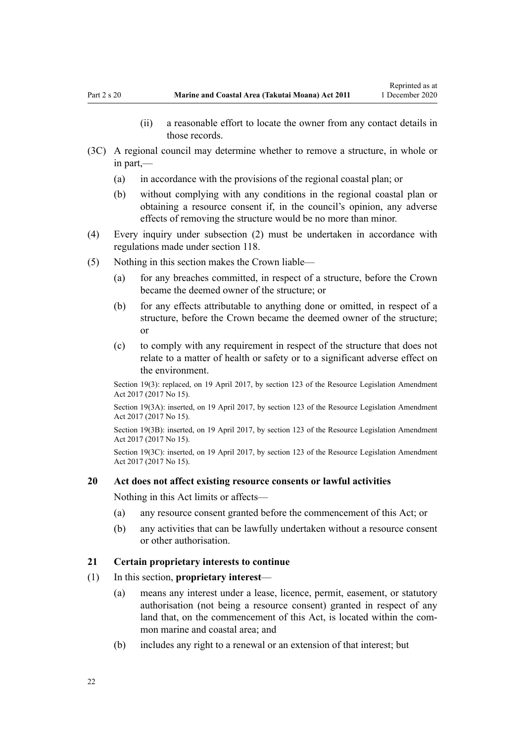(ii) a reasonable effort to locate the owner from any contact details in those records.

(3C) A regional council may determine whether to remove a structure, in whole or in part,—

(a) in accordance with the provisions of the regional coastal plan; or

(b) without complying with any conditions in the regional coastal plan or obtaining a resource consent if, in the council's opinion, any adverse effects of removing the structure would be no more than minor.

(4) Every inquiry under subsection (2) must be undertaken in accordance with regulations made under section 118.

(5) Nothing in this section makes the Crown liable—

(a) for any breaches committed, in respect of a structure, before the Crown became the deemed owner of the structure; or

(b) for any effects attributable to anything done or omitted, in respect of a structure, before the Crown became the deemed owner of the structure; or

(c) to comply with any requirement in respect of the structure that does not relate to a matter of health or safety or to a significant adverse effect on the environment.

Section 19(3): replaced, on 19 April 2017, by section 123 of the Resource Legislation Amendment Act 2017 (2017 No 15).

Section 19(3A): inserted, on 19 April 2017, by section 123 of the Resource Legislation Amendment Act 2017 (2017 No 15).

Section 19(3B): inserted, on 19 April 2017, by section 123 of the Resource Legislation Amendment Act 2017 (2017 No 15).

Section 19(3C): inserted, on 19 April 2017, by section 123 of the Resource Legislation Amendment Act 2017 (2017 No 15).

### 20 Act does not affect existing resource consents or lawful activities

Nothing in this Act limits or affects—

(a) any resource consent granted before the commencement of this Act; or

(b) any activities that can be lawfully undertaken without a resource consent or other authorisation.

### 21 Certain proprietary interests to continue

(1) In this section, **proprietary interest**—

(a) means any interest under a lease, licence, permit, easement, or statutory authorisation (not being a resource consent) granted in respect of any land that, on the commencement of this Act, is located within the common marine and coastal area; and

(b) includes any right to a renewal or an extension of that interest; but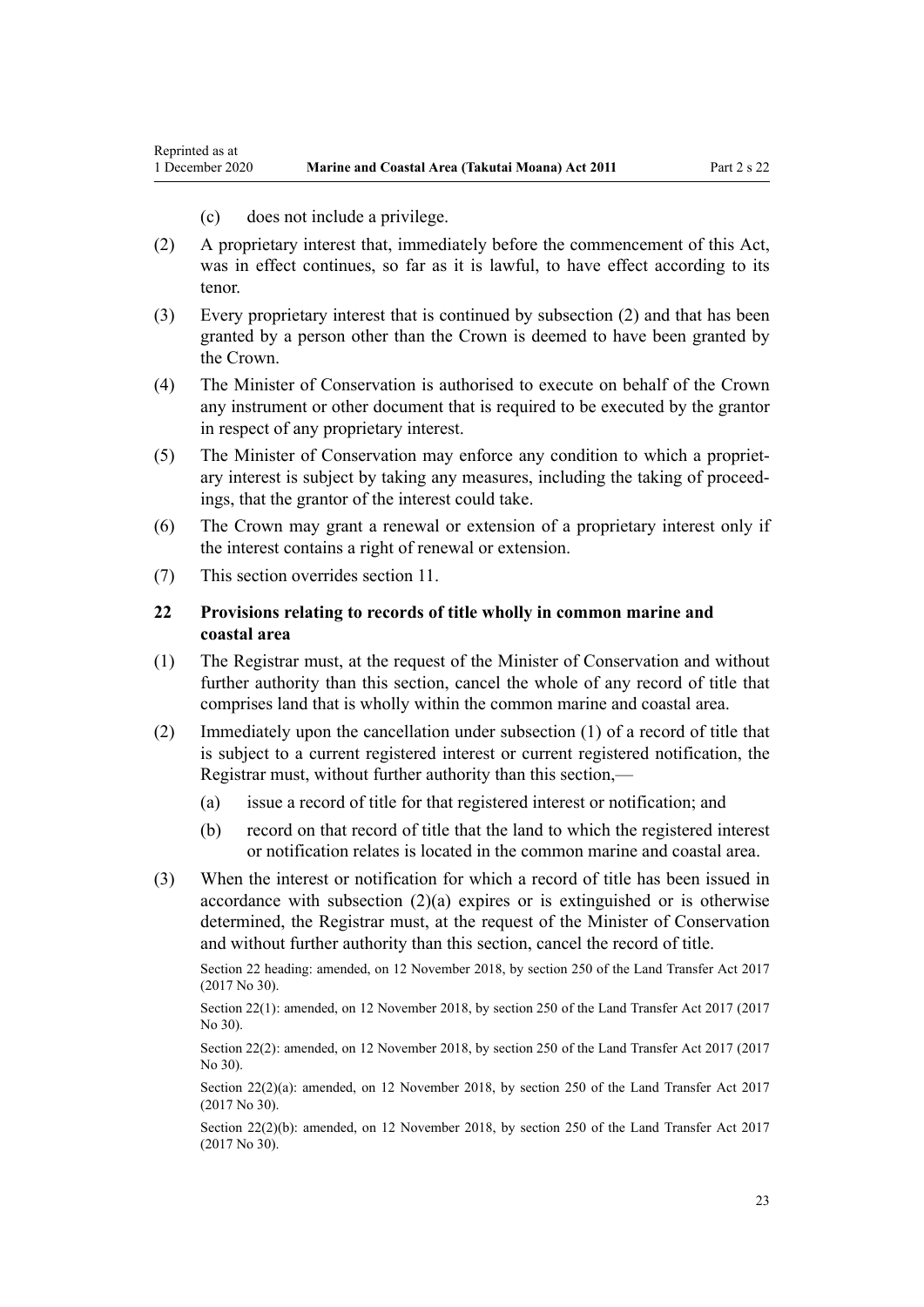(c) does not include a privilege.

(2) A proprietary interest that, immediately before the commencement of this Act, was in effect continues, so far as it is lawful, to have effect according to its tenor.

(3) Every proprietary interest that is continued by subsection (2) and that has been granted by a person other than the Crown is deemed to have been granted by the Crown.

(4) The Minister of Conservation is authorised to execute on behalf of the Crown any instrument or other document that is required to be executed by the grantor in respect of any proprietary interest.

(5) The Minister of Conservation may enforce any condition to which a proprietary interest is subject by taking any measures, including the taking of proceedings, that the grantor of the interest could take.

(6) The Crown may grant a renewal or extension of a proprietary interest only if the interest contains a right of renewal or extension.

(7) This section overrides section 11.

### 22 Provisions relating to records of title wholly in common marine and coastal area

(1) The Registrar must, at the request of the Minister of Conservation and without further authority than this section, cancel the whole of any record of title that comprises land that is wholly within the common marine and coastal area.

(2) Immediately upon the cancellation under subsection (1) of a record of title that is subject to a current registered interest or current registered notification, the Registrar must, without further authority than this section,—

(a) issue a record of title for that registered interest or notification; and

(b) record on that record of title that the land to which the registered interest or notification relates is located in the common marine and coastal area.

(3) When the interest or notification for which a record of title has been issued in accordance with subsection (2)(a) expires or is extinguished or is otherwise determined, the Registrar must, at the request of the Minister of Conservation and without further authority than this section, cancel the record of title.

Section 22 heading: amended, on 12 November 2018, by section 250 of the Land Transfer Act 2017 (2017 No 30).

Section 22(1): amended, on 12 November 2018, by section 250 of the Land Transfer Act 2017 (2017 No 30).

Section 22(2): amended, on 12 November 2018, by section 250 of the Land Transfer Act 2017 (2017 No 30).

Section 22(2)(a): amended, on 12 November 2018, by section 250 of the Land Transfer Act 2017 (2017 No 30).

Section 22(2)(b): amended, on 12 November 2018, by section 250 of the Land Transfer Act 2017 (2017 No 30).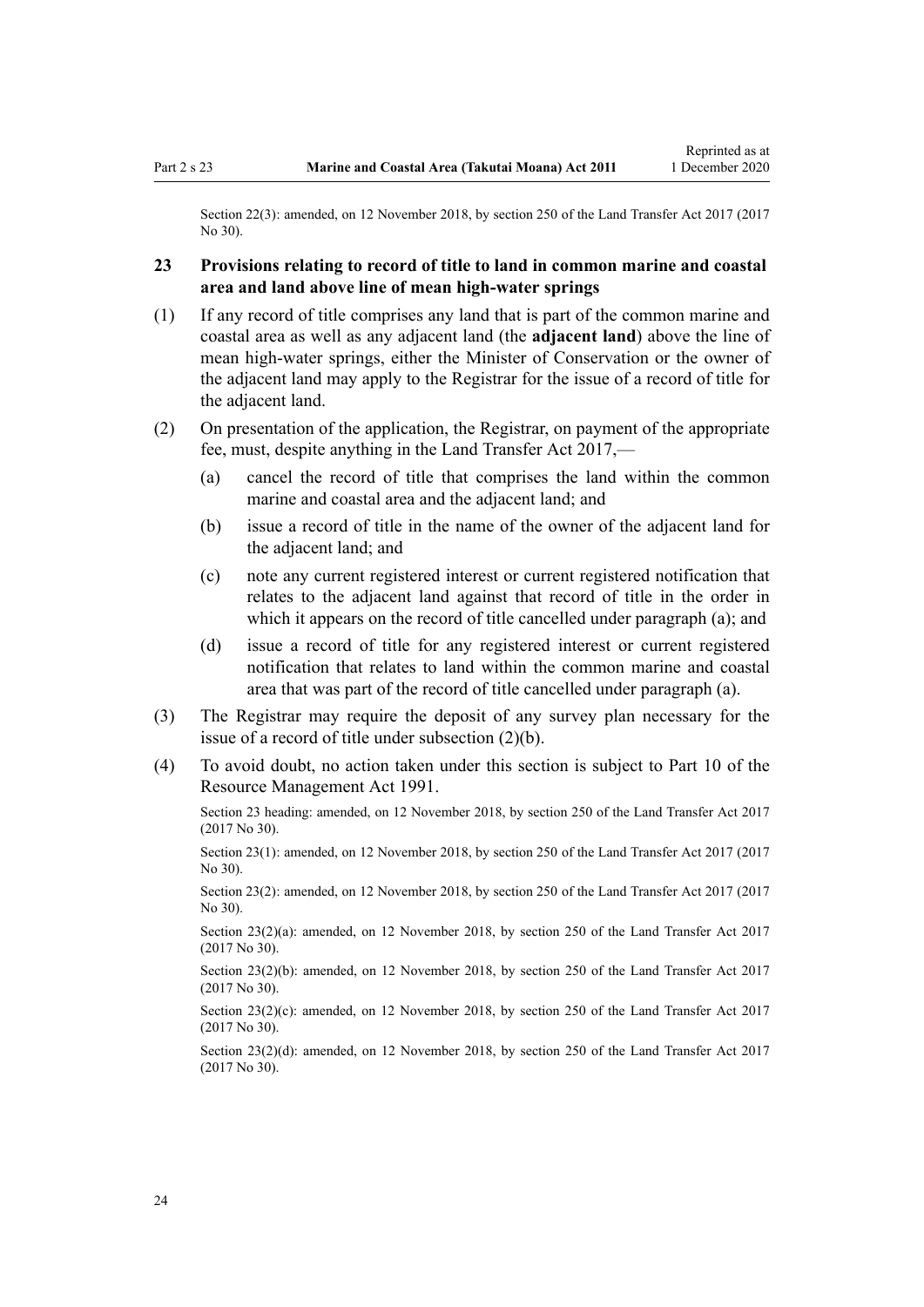Section 22(3): amended, on 12 November 2018, by section 250 of the Land Transfer Act 2017 (2017 No 30).

## 23 Provisions relating to record of title to land in common marine and coastal area and land above line of mean high-water springs

(1) If any record of title comprises any land that is part of the common marine and coastal area as well as any adjacent land (the **adjacent land**) above the line of mean high-water springs, either the Minister of Conservation or the owner of the adjacent land may apply to the Registrar for the issue of a record of title for the adjacent land.

(2) On presentation of the application, the Registrar, on payment of the appropriate fee, must, despite anything in the Land Transfer Act 2017,—

- (a) cancel the record of title that comprises the land within the common marine and coastal area and the adjacent land; and
- (b) issue a record of title in the name of the owner of the adjacent land for the adjacent land; and
- (c) note any current registered interest or current registered notification that relates to the adjacent land against that record of title in the order in which it appears on the record of title cancelled under paragraph (a); and
- (d) issue a record of title for any registered interest or current registered notification that relates to land within the common marine and coastal area that was part of the record of title cancelled under paragraph (a).

(3) The Registrar may require the deposit of any survey plan necessary for the issue of a record of title under subsection (2)(b).

(4) To avoid doubt, no action taken under this section is subject to Part 10 of the Resource Management Act 1991.

Section 23 heading: amended, on 12 November 2018, by section 250 of the Land Transfer Act 2017 (2017 No 30).

Section 23(1): amended, on 12 November 2018, by section 250 of the Land Transfer Act 2017 (2017 No 30).

Section 23(2): amended, on 12 November 2018, by section 250 of the Land Transfer Act 2017 (2017 No 30).

Section 23(2)(a): amended, on 12 November 2018, by section 250 of the Land Transfer Act 2017 (2017 No 30).

Section 23(2)(b): amended, on 12 November 2018, by section 250 of the Land Transfer Act 2017 (2017 No 30).

Section 23(2)(c): amended, on 12 November 2018, by section 250 of the Land Transfer Act 2017 (2017 No 30).

Section 23(2)(d): amended, on 12 November 2018, by section 250 of the Land Transfer Act 2017 (2017 No 30).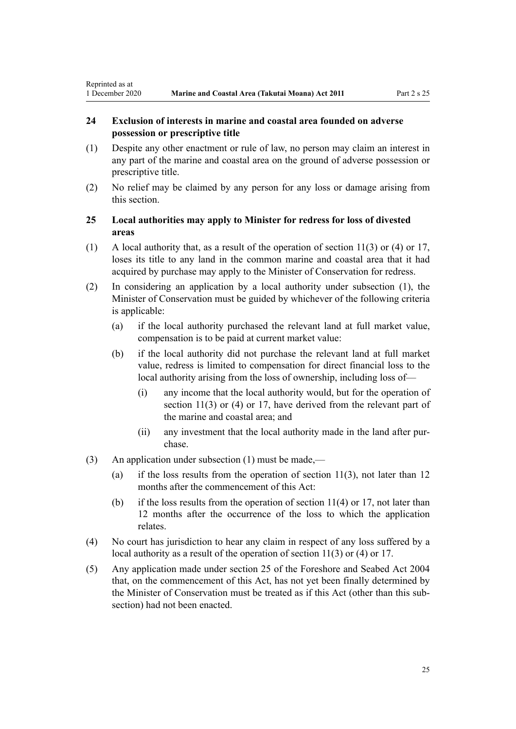### 24 Exclusion of interests in marine and coastal area founded on adverse possession or prescriptive title

(1) Despite any other enactment or rule of law, no person may claim an interest in any part of the marine and coastal area on the ground of adverse possession or prescriptive title.

(2) No relief may be claimed by any person for any loss or damage arising from this section.

### 25 Local authorities may apply to Minister for redress for loss of divested areas

(1) A local authority that, as a result of the operation of section 11(3) or (4) or 17, loses its title to any land in the common marine and coastal area that it had acquired by purchase may apply to the Minister of Conservation for redress.

(2) In considering an application by a local authority under subsection (1), the Minister of Conservation must be guided by whichever of the following criteria is applicable:

- (a) if the local authority purchased the relevant land at full market value, compensation is to be paid at current market value:
- (b) if the local authority did not purchase the relevant land at full market value, redress is limited to compensation for direct financial loss to the local authority arising from the loss of ownership, including loss of—
  - (i) any income that the local authority would, but for the operation of section 11(3) or (4) or 17, have derived from the relevant part of the marine and coastal area; and
  - (ii) any investment that the local authority made in the land after purchase.

(3) An application under subsection (1) must be made,—

- (a) if the loss results from the operation of section 11(3), not later than 12 months after the commencement of this Act:
- (b) if the loss results from the operation of section 11(4) or 17, not later than 12 months after the occurrence of the loss to which the application relates.

(4) No court has jurisdiction to hear any claim in respect of any loss suffered by a local authority as a result of the operation of section 11(3) or (4) or 17.

(5) Any application made under section 25 of the Foreshore and Seabed Act 2004 that, on the commencement of this Act, has not yet been finally determined by the Minister of Conservation must be treated as if this Act (other than this subsection) had not been enacted.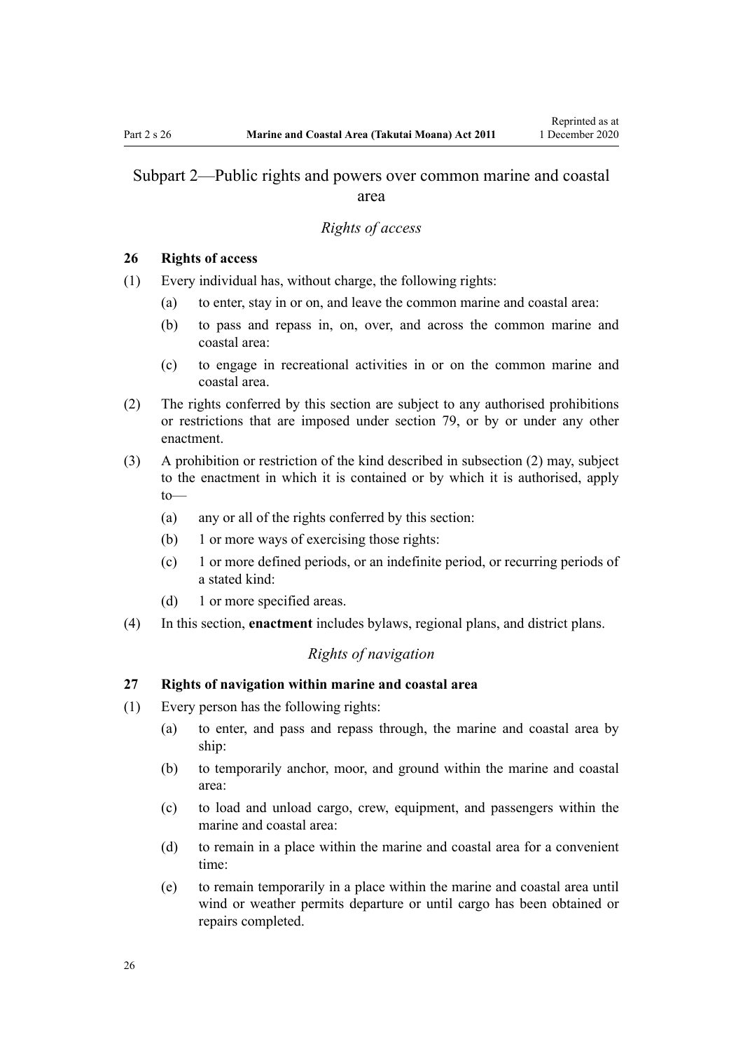## Subpart 2—Public rights and powers over common marine and coastal area

*Rights of access*

### 26 Rights of access

(1) Every individual has, without charge, the following rights:

- (a) to enter, stay in or on, and leave the common marine and coastal area:
- (b) to pass and repass in, on, over, and across the common marine and coastal area:
- (c) to engage in recreational activities in or on the common marine and coastal area.

(2) The rights conferred by this section are subject to any authorised prohibitions or restrictions that are imposed under section 79, or by or under any other enactment.

(3) A prohibition or restriction of the kind described in subsection (2) may, subject to the enactment in which it is contained or by which it is authorised, apply to—

- (a) any or all of the rights conferred by this section:
- (b) 1 or more ways of exercising those rights:
- (c) 1 or more defined periods, or an indefinite period, or recurring periods of a stated kind:
- (d) 1 or more specified areas.

(4) In this section, **enactment** includes bylaws, regional plans, and district plans.

*Rights of navigation*

### 27 Rights of navigation within marine and coastal area

(1) Every person has the following rights:

- (a) to enter, and pass and repass through, the marine and coastal area by ship:
- (b) to temporarily anchor, moor, and ground within the marine and coastal area:
- (c) to load and unload cargo, crew, equipment, and passengers within the marine and coastal area:
- (d) to remain in a place within the marine and coastal area for a convenient time:
- (e) to remain temporarily in a place within the marine and coastal area until wind or weather permits departure or until cargo has been obtained or repairs completed.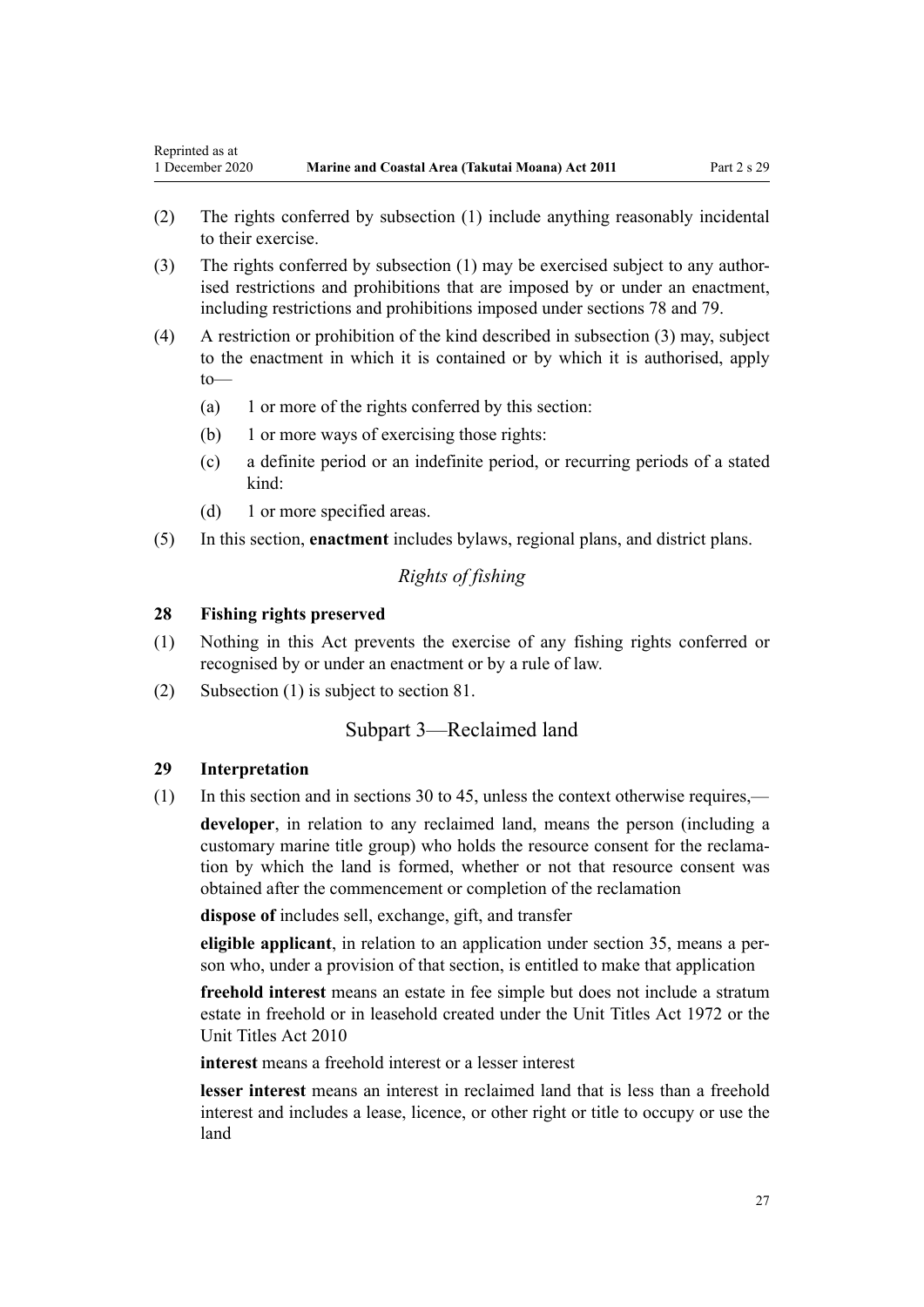(2) The rights conferred by subsection (1) include anything reasonably incidental to their exercise.

(3) The rights conferred by subsection (1) may be exercised subject to any authorised restrictions and prohibitions that are imposed by or under an enactment, including restrictions and prohibitions imposed under sections 78 and 79.

(4) A restriction or prohibition of the kind described in subsection (3) may, subject to the enactment in which it is contained or by which it is authorised, apply to—

 (a) 1 or more of the rights conferred by this section:

 (b) 1 or more ways of exercising those rights:

 (c) a definite period or an indefinite period, or recurring periods of a stated kind:

 (d) 1 or more specified areas.

(5) In this section, **enactment** includes bylaws, regional plans, and district plans.

*Rights of fishing*

**28 Fishing rights preserved**

(1) Nothing in this Act prevents the exercise of any fishing rights conferred or recognised by or under an enactment or by a rule of law.

(2) Subsection (1) is subject to section 81.

## Subpart 3—Reclaimed land

**29 Interpretation**

(1) In this section and in sections 30 to 45, unless the context otherwise requires,—

**developer**, in relation to any reclaimed land, means the person (including a customary marine title group) who holds the resource consent for the reclamation by which the land is formed, whether or not that resource consent was obtained after the commencement or completion of the reclamation

**dispose of** includes sell, exchange, gift, and transfer

**eligible applicant**, in relation to an application under section 35, means a person who, under a provision of that section, is entitled to make that application

**freehold interest** means an estate in fee simple but does not include a stratum estate in freehold or in leasehold created under the Unit Titles Act 1972 or the Unit Titles Act 2010

**interest** means a freehold interest or a lesser interest

**lesser interest** means an interest in reclaimed land that is less than a freehold interest and includes a lease, licence, or other right or title to occupy or use the land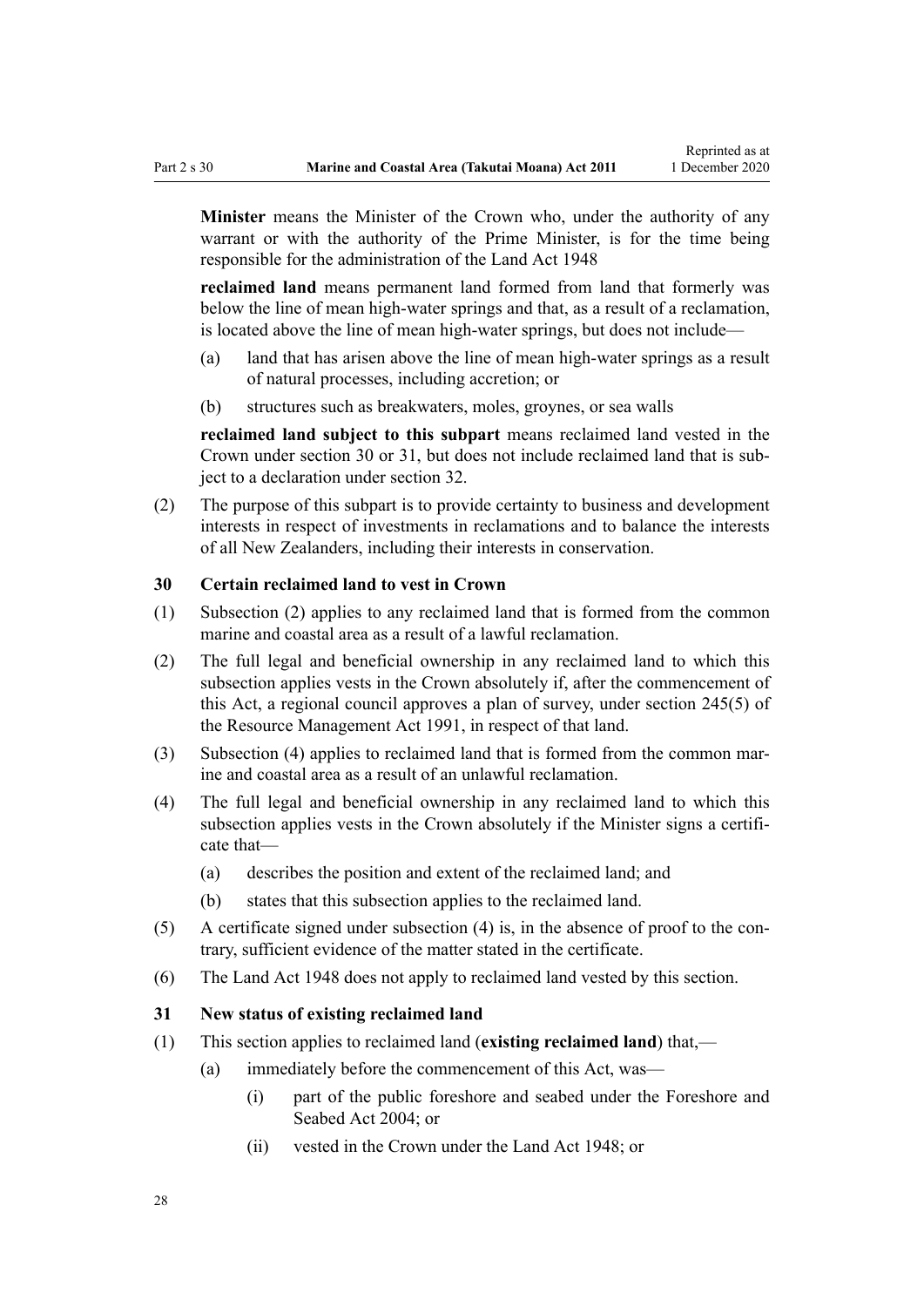**Minister** means the Minister of the Crown who, under the authority of any warrant or with the authority of the Prime Minister, is for the time being responsible for the administration of the Land Act 1948

**reclaimed land** means permanent land formed from land that formerly was below the line of mean high-water springs and that, as a result of a reclamation, is located above the line of mean high-water springs, but does not include—

- (a) land that has arisen above the line of mean high-water springs as a result of natural processes, including accretion; or
- (b) structures such as breakwaters, moles, groynes, or sea walls

**reclaimed land subject to this subpart** means reclaimed land vested in the Crown under section 30 or 31, but does not include reclaimed land that is subject to a declaration under section 32.

(2) The purpose of this subpart is to provide certainty to business and development interests in respect of investments in reclamations and to balance the interests of all New Zealanders, including their interests in conservation.

### 30 Certain reclaimed land to vest in Crown

(1) Subsection (2) applies to any reclaimed land that is formed from the common marine and coastal area as a result of a lawful reclamation.

(2) The full legal and beneficial ownership in any reclaimed land to which this subsection applies vests in the Crown absolutely if, after the commencement of this Act, a regional council approves a plan of survey, under section 245(5) of the Resource Management Act 1991, in respect of that land.

(3) Subsection (4) applies to reclaimed land that is formed from the common marine and coastal area as a result of an unlawful reclamation.

(4) The full legal and beneficial ownership in any reclaimed land to which this subsection applies vests in the Crown absolutely if the Minister signs a certificate that—

- (a) describes the position and extent of the reclaimed land; and
- (b) states that this subsection applies to the reclaimed land.

(5) A certificate signed under subsection (4) is, in the absence of proof to the contrary, sufficient evidence of the matter stated in the certificate.

(6) The Land Act 1948 does not apply to reclaimed land vested by this section.

### 31 New status of existing reclaimed land

(1) This section applies to reclaimed land (**existing reclaimed land**) that,—

- (a) immediately before the commencement of this Act, was—
  - (i) part of the public foreshore and seabed under the Foreshore and Seabed Act 2004; or
  - (ii) vested in the Crown under the Land Act 1948; or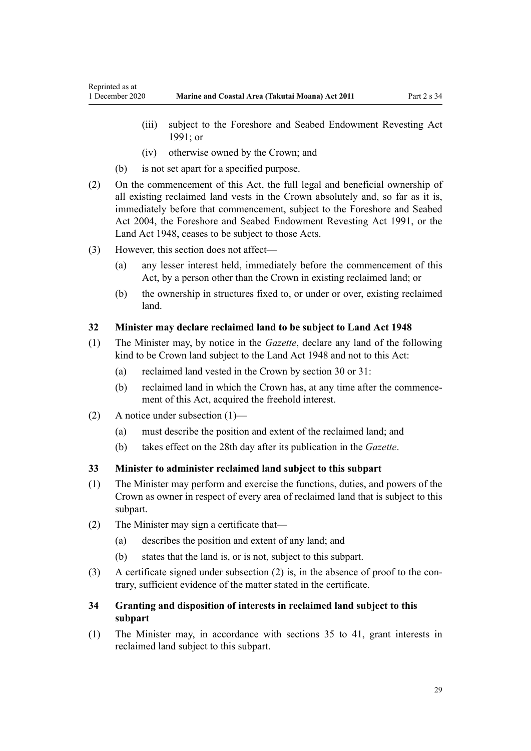(iii) subject to the Foreshore and Seabed Endowment Revesting Act 1991; or

(iv) otherwise owned by the Crown; and

(b) is not set apart for a specified purpose.

(2) On the commencement of this Act, the full legal and beneficial ownership of all existing reclaimed land vests in the Crown absolutely and, so far as it is, immediately before that commencement, subject to the Foreshore and Seabed Act 2004, the Foreshore and Seabed Endowment Revesting Act 1991, or the Land Act 1948, ceases to be subject to those Acts.

(3) However, this section does not affect—

(a) any lesser interest held, immediately before the commencement of this Act, by a person other than the Crown in existing reclaimed land; or

(b) the ownership in structures fixed to, or under or over, existing reclaimed land.

### 32 Minister may declare reclaimed land to be subject to Land Act 1948

(1) The Minister may, by notice in the *Gazette*, declare any land of the following kind to be Crown land subject to the Land Act 1948 and not to this Act:

(a) reclaimed land vested in the Crown by section 30 or 31:

(b) reclaimed land in which the Crown has, at any time after the commencement of this Act, acquired the freehold interest.

(2) A notice under subsection (1)—

(a) must describe the position and extent of the reclaimed land; and

(b) takes effect on the 28th day after its publication in the *Gazette*.

### 33 Minister to administer reclaimed land subject to this subpart

(1) The Minister may perform and exercise the functions, duties, and powers of the Crown as owner in respect of every area of reclaimed land that is subject to this subpart.

(2) The Minister may sign a certificate that—

(a) describes the position and extent of any land; and

(b) states that the land is, or is not, subject to this subpart.

(3) A certificate signed under subsection (2) is, in the absence of proof to the contrary, sufficient evidence of the matter stated in the certificate.

### 34 Granting and disposition of interests in reclaimed land subject to this subpart

(1) The Minister may, in accordance with sections 35 to 41, grant interests in reclaimed land subject to this subpart.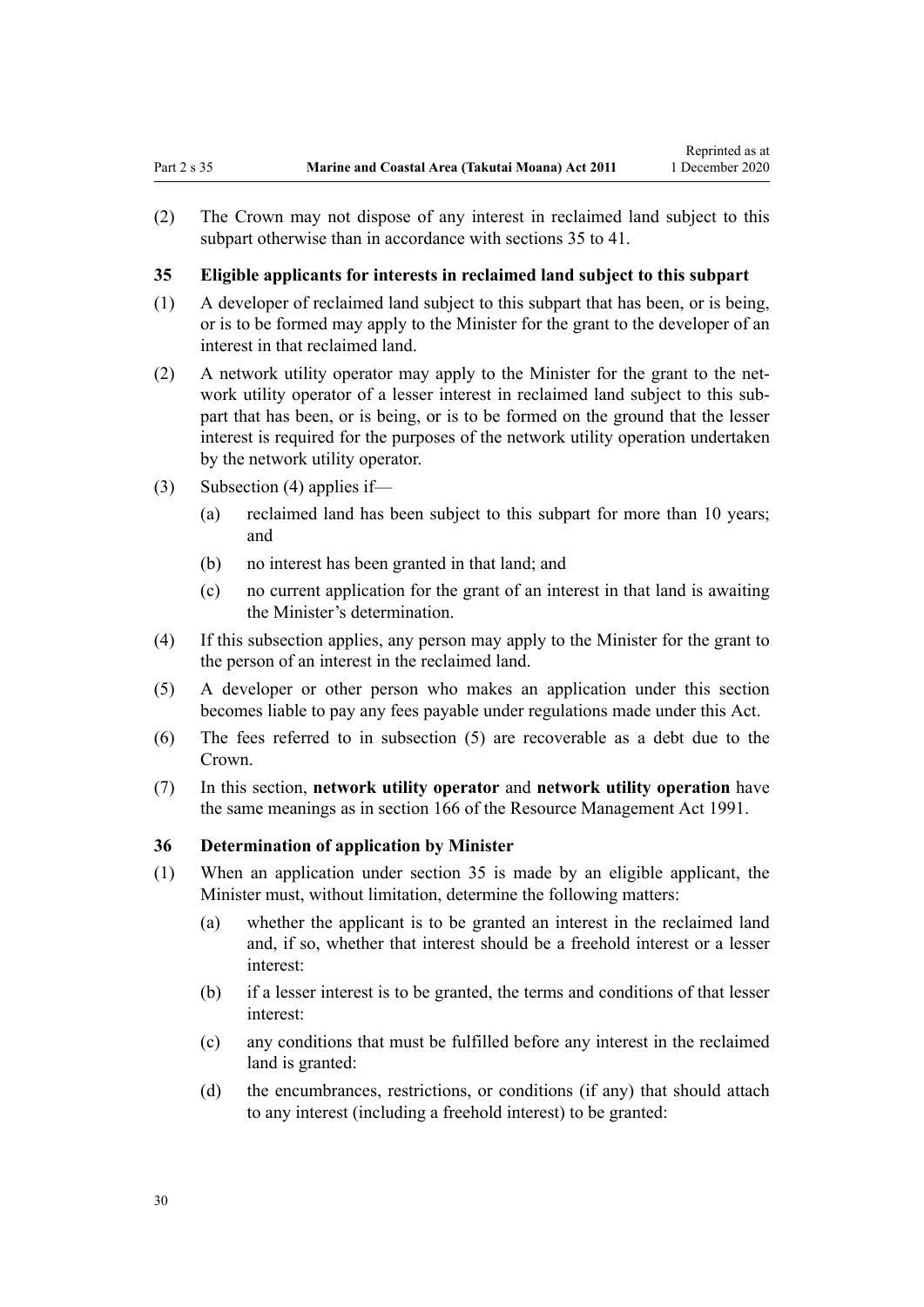(2) The Crown may not dispose of any interest in reclaimed land subject to this subpart otherwise than in accordance with sections 35 to 41.

### 35 Eligible applicants for interests in reclaimed land subject to this subpart

(1) A developer of reclaimed land subject to this subpart that has been, or is being, or is to be formed may apply to the Minister for the grant to the developer of an interest in that reclaimed land.

(2) A network utility operator may apply to the Minister for the grant to the network utility operator of a lesser interest in reclaimed land subject to this subpart that has been, or is being, or is to be formed on the ground that the lesser interest is required for the purposes of the network utility operation undertaken by the network utility operator.

(3) Subsection (4) applies if—

(a) reclaimed land has been subject to this subpart for more than 10 years; and

(b) no interest has been granted in that land; and

(c) no current application for the grant of an interest in that land is awaiting the Minister's determination.

(4) If this subsection applies, any person may apply to the Minister for the grant to the person of an interest in the reclaimed land.

(5) A developer or other person who makes an application under this section becomes liable to pay any fees payable under regulations made under this Act.

(6) The fees referred to in subsection (5) are recoverable as a debt due to the Crown.

(7) In this section, **network utility operator** and **network utility operation** have the same meanings as in section 166 of the Resource Management Act 1991.

### 36 Determination of application by Minister

(1) When an application under section 35 is made by an eligible applicant, the Minister must, without limitation, determine the following matters:

(a) whether the applicant is to be granted an interest in the reclaimed land and, if so, whether that interest should be a freehold interest or a lesser interest:

(b) if a lesser interest is to be granted, the terms and conditions of that lesser interest:

(c) any conditions that must be fulfilled before any interest in the reclaimed land is granted:

(d) the encumbrances, restrictions, or conditions (if any) that should attach to any interest (including a freehold interest) to be granted: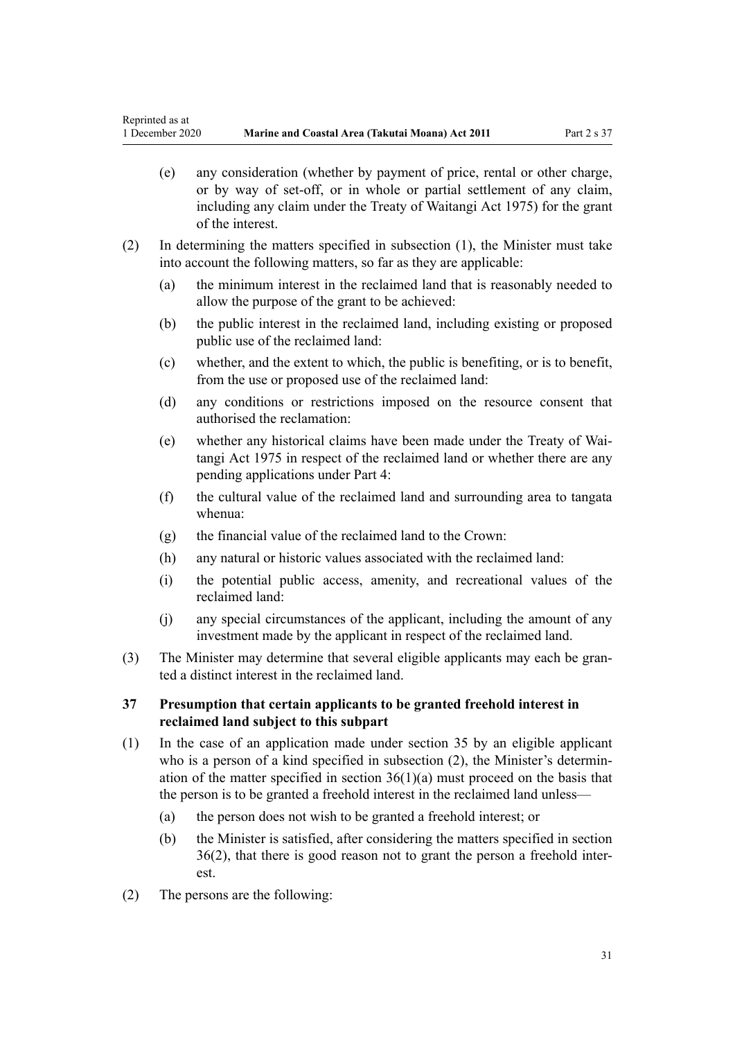(e) any consideration (whether by payment of price, rental or other charge, or by way of set-off, or in whole or partial settlement of any claim, including any claim under the Treaty of Waitangi Act 1975) for the grant of the interest.

(2) In determining the matters specified in subsection (1), the Minister must take into account the following matters, so far as they are applicable:

(a) the minimum interest in the reclaimed land that is reasonably needed to allow the purpose of the grant to be achieved:

(b) the public interest in the reclaimed land, including existing or proposed public use of the reclaimed land:

(c) whether, and the extent to which, the public is benefiting, or is to benefit, from the use or proposed use of the reclaimed land:

(d) any conditions or restrictions imposed on the resource consent that authorised the reclamation:

(e) whether any historical claims have been made under the Treaty of Waitangi Act 1975 in respect of the reclaimed land or whether there are any pending applications under Part 4:

(f) the cultural value of the reclaimed land and surrounding area to tangata whenua:

(g) the financial value of the reclaimed land to the Crown:

(h) any natural or historic values associated with the reclaimed land:

(i) the potential public access, amenity, and recreational values of the reclaimed land:

(j) any special circumstances of the applicant, including the amount of any investment made by the applicant in respect of the reclaimed land.

(3) The Minister may determine that several eligible applicants may each be granted a distinct interest in the reclaimed land.

### 37 Presumption that certain applicants to be granted freehold interest in reclaimed land subject to this subpart

(1) In the case of an application made under section 35 by an eligible applicant who is a person of a kind specified in subsection (2), the Minister's determination of the matter specified in section 36(1)(a) must proceed on the basis that the person is to be granted a freehold interest in the reclaimed land unless—

(a) the person does not wish to be granted a freehold interest; or

(b) the Minister is satisfied, after considering the matters specified in section 36(2), that there is good reason not to grant the person a freehold interest.

(2) The persons are the following: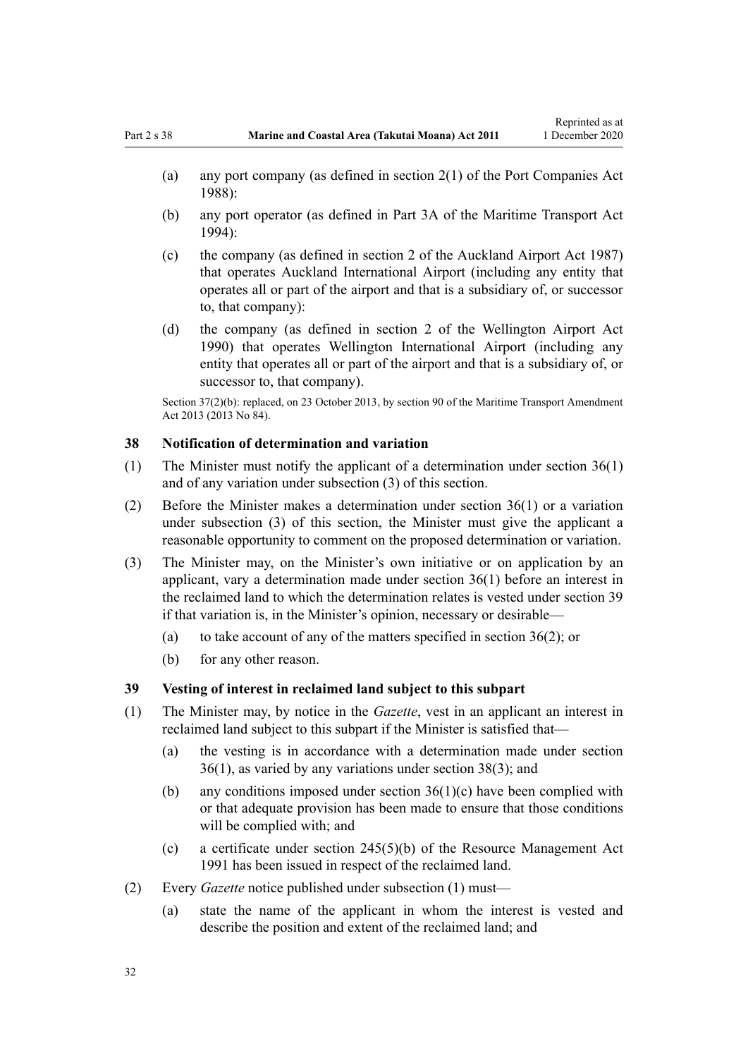(a) any port company (as defined in section 2(1) of the Port Companies Act 1988):

(b) any port operator (as defined in Part 3A of the Maritime Transport Act 1994):

(c) the company (as defined in section 2 of the Auckland Airport Act 1987) that operates Auckland International Airport (including any entity that operates all or part of the airport and that is a subsidiary of, or successor to, that company):

(d) the company (as defined in section 2 of the Wellington Airport Act 1990) that operates Wellington International Airport (including any entity that operates all or part of the airport and that is a subsidiary of, or successor to, that company).

Section 37(2)(b): replaced, on 23 October 2013, by section 90 of the Maritime Transport Amendment Act 2013 (2013 No 84).

### 38 Notification of determination and variation

(1) The Minister must notify the applicant of a determination under section 36(1) and of any variation under subsection (3) of this section.

(2) Before the Minister makes a determination under section 36(1) or a variation under subsection (3) of this section, the Minister must give the applicant a reasonable opportunity to comment on the proposed determination or variation.

(3) The Minister may, on the Minister's own initiative or on application by an applicant, vary a determination made under section 36(1) before an interest in the reclaimed land to which the determination relates is vested under section 39 if that variation is, in the Minister's opinion, necessary or desirable—

(a) to take account of any of the matters specified in section 36(2); or

(b) for any other reason.

### 39 Vesting of interest in reclaimed land subject to this subpart

(1) The Minister may, by notice in the *Gazette*, vest in an applicant an interest in reclaimed land subject to this subpart if the Minister is satisfied that—

(a) the vesting is in accordance with a determination made under section 36(1), as varied by any variations under section 38(3); and

(b) any conditions imposed under section 36(1)(c) have been complied with or that adequate provision has been made to ensure that those conditions will be complied with; and

(c) a certificate under section 245(5)(b) of the Resource Management Act 1991 has been issued in respect of the reclaimed land.

(2) Every *Gazette* notice published under subsection (1) must—

(a) state the name of the applicant in whom the interest is vested and describe the position and extent of the reclaimed land; and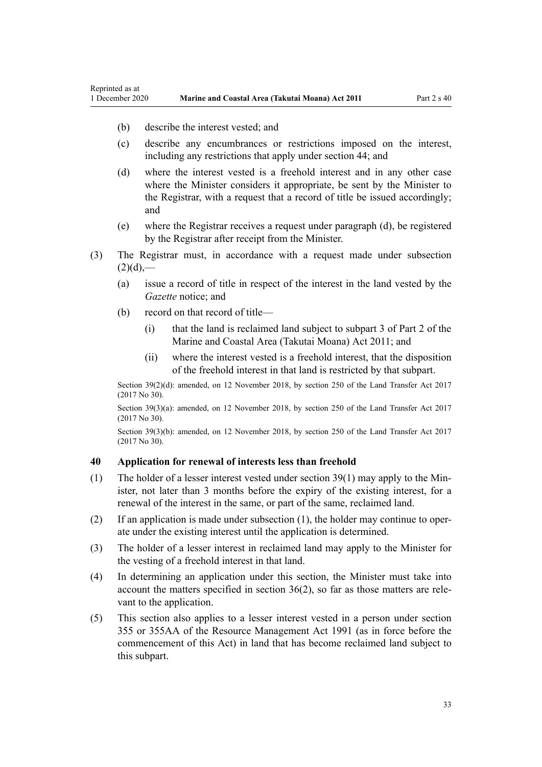(b) describe the interest vested; and

(c) describe any encumbrances or restrictions imposed on the interest, including any restrictions that apply under section 44; and

(d) where the interest vested is a freehold interest and in any other case where the Minister considers it appropriate, be sent by the Minister to the Registrar, with a request that a record of title be issued accordingly; and

(e) where the Registrar receives a request under paragraph (d), be registered by the Registrar after receipt from the Minister.

(3) The Registrar must, in accordance with a request made under subsection (2)(d),—

(a) issue a record of title in respect of the interest in the land vested by the *Gazette* notice; and

(b) record on that record of title—

(i) that the land is reclaimed land subject to subpart 3 of Part 2 of the Marine and Coastal Area (Takutai Moana) Act 2011; and

(ii) where the interest vested is a freehold interest, that the disposition of the freehold interest in that land is restricted by that subpart.

Section 39(2)(d): amended, on 12 November 2018, by section 250 of the Land Transfer Act 2017 (2017 No 30).

Section 39(3)(a): amended, on 12 November 2018, by section 250 of the Land Transfer Act 2017 (2017 No 30).

Section 39(3)(b): amended, on 12 November 2018, by section 250 of the Land Transfer Act 2017 (2017 No 30).

### 40 Application for renewal of interests less than freehold

(1) The holder of a lesser interest vested under section 39(1) may apply to the Minister, not later than 3 months before the expiry of the existing interest, for a renewal of the interest in the same, or part of the same, reclaimed land.

(2) If an application is made under subsection (1), the holder may continue to operate under the existing interest until the application is determined.

(3) The holder of a lesser interest in reclaimed land may apply to the Minister for the vesting of a freehold interest in that land.

(4) In determining an application under this section, the Minister must take into account the matters specified in section 36(2), so far as those matters are relevant to the application.

(5) This section also applies to a lesser interest vested in a person under section 355 or 355AA of the Resource Management Act 1991 (as in force before the commencement of this Act) in land that has become reclaimed land subject to this subpart.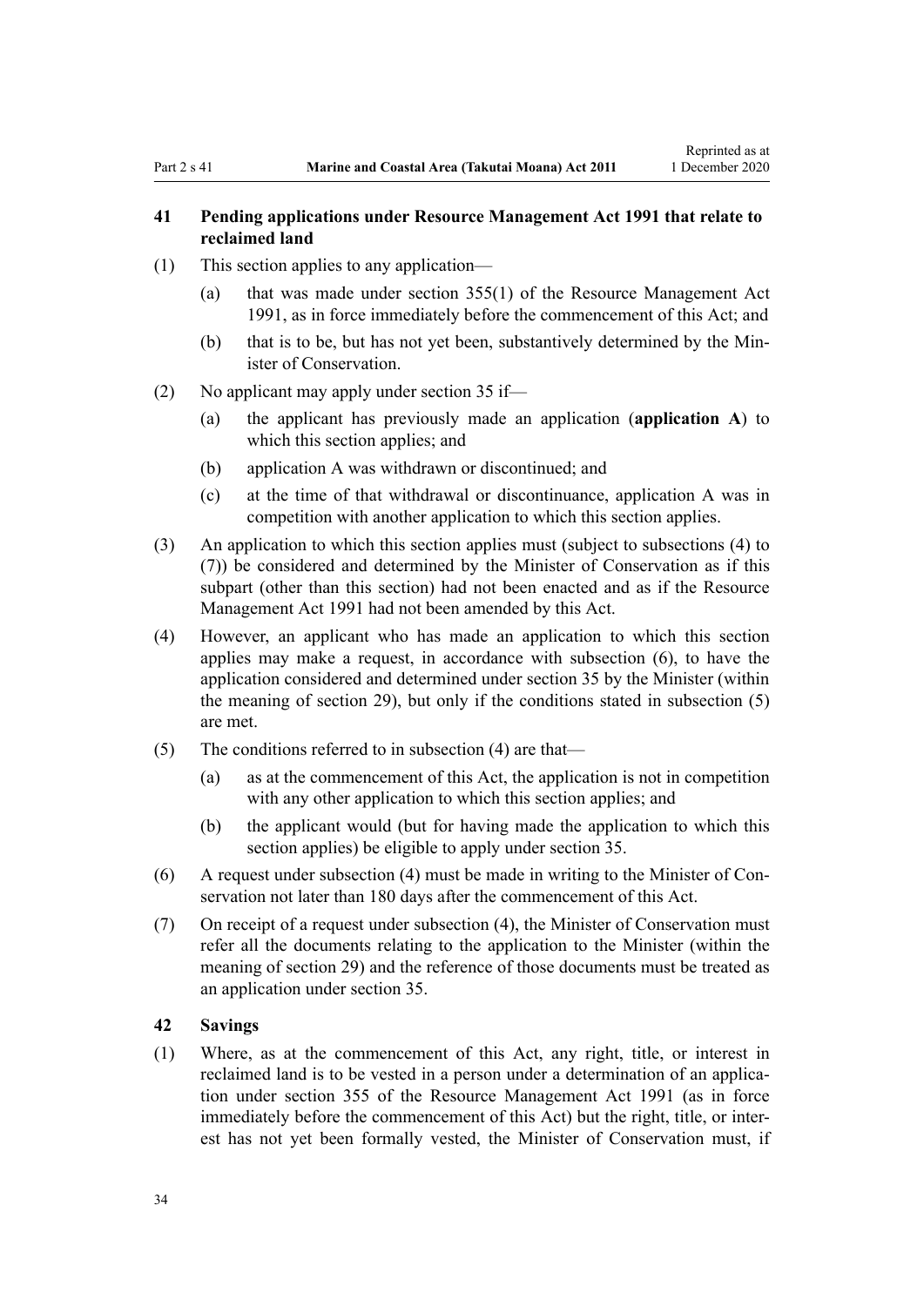### 41 Pending applications under Resource Management Act 1991 that relate to reclaimed land

(1) This section applies to any application—

(a) that was made under section 355(1) of the Resource Management Act 1991, as in force immediately before the commencement of this Act; and

(b) that is to be, but has not yet been, substantively determined by the Minister of Conservation.

(2) No applicant may apply under section 35 if—

(a) the applicant has previously made an application (**application A**) to which this section applies; and

(b) application A was withdrawn or discontinued; and

(c) at the time of that withdrawal or discontinuance, application A was in competition with another application to which this section applies.

(3) An application to which this section applies must (subject to subsections (4) to (7)) be considered and determined by the Minister of Conservation as if this subpart (other than this section) had not been enacted and as if the Resource Management Act 1991 had not been amended by this Act.

(4) However, an applicant who has made an application to which this section applies may make a request, in accordance with subsection (6), to have the application considered and determined under section 35 by the Minister (within the meaning of section 29), but only if the conditions stated in subsection (5) are met.

(5) The conditions referred to in subsection (4) are that—

(a) as at the commencement of this Act, the application is not in competition with any other application to which this section applies; and

(b) the applicant would (but for having made the application to which this section applies) be eligible to apply under section 35.

(6) A request under subsection (4) must be made in writing to the Minister of Conservation not later than 180 days after the commencement of this Act.

(7) On receipt of a request under subsection (4), the Minister of Conservation must refer all the documents relating to the application to the Minister (within the meaning of section 29) and the reference of those documents must be treated as an application under section 35.

### 42 Savings

(1) Where, as at the commencement of this Act, any right, title, or interest in reclaimed land is to be vested in a person under a determination of an application under section 355 of the Resource Management Act 1991 (as in force immediately before the commencement of this Act) but the right, title, or interest has not yet been formally vested, the Minister of Conservation must, if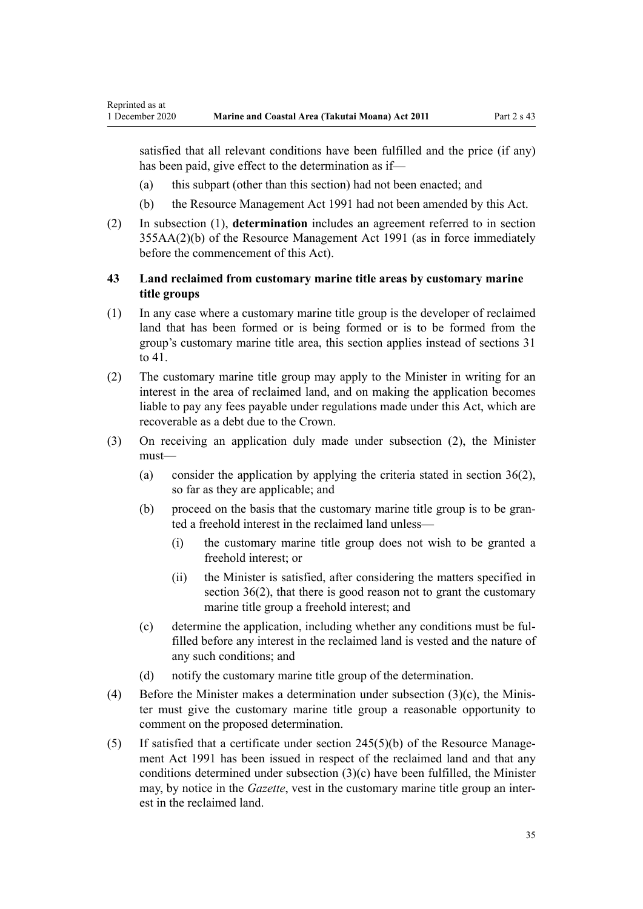satisfied that all relevant conditions have been fulfilled and the price (if any) has been paid, give effect to the determination as if—

(a) this subpart (other than this section) had not been enacted; and

(b) the Resource Management Act 1991 had not been amended by this Act.

(2) In subsection (1), **determination** includes an agreement referred to in section 355AA(2)(b) of the Resource Management Act 1991 (as in force immediately before the commencement of this Act).

### 43 Land reclaimed from customary marine title areas by customary marine title groups

(1) In any case where a customary marine title group is the developer of reclaimed land that has been formed or is being formed or is to be formed from the group's customary marine title area, this section applies instead of sections 31 to 41.

(2) The customary marine title group may apply to the Minister in writing for an interest in the area of reclaimed land, and on making the application becomes liable to pay any fees payable under regulations made under this Act, which are recoverable as a debt due to the Crown.

(3) On receiving an application duly made under subsection (2), the Minister must—

(a) consider the application by applying the criteria stated in section 36(2), so far as they are applicable; and

(b) proceed on the basis that the customary marine title group is to be granted a freehold interest in the reclaimed land unless—

(i) the customary marine title group does not wish to be granted a freehold interest; or

(ii) the Minister is satisfied, after considering the matters specified in section 36(2), that there is good reason not to grant the customary marine title group a freehold interest; and

(c) determine the application, including whether any conditions must be fulfilled before any interest in the reclaimed land is vested and the nature of any such conditions; and

(d) notify the customary marine title group of the determination.

(4) Before the Minister makes a determination under subsection (3)(c), the Minister must give the customary marine title group a reasonable opportunity to comment on the proposed determination.

(5) If satisfied that a certificate under section 245(5)(b) of the Resource Management Act 1991 has been issued in respect of the reclaimed land and that any conditions determined under subsection (3)(c) have been fulfilled, the Minister may, by notice in the *Gazette*, vest in the customary marine title group an interest in the reclaimed land.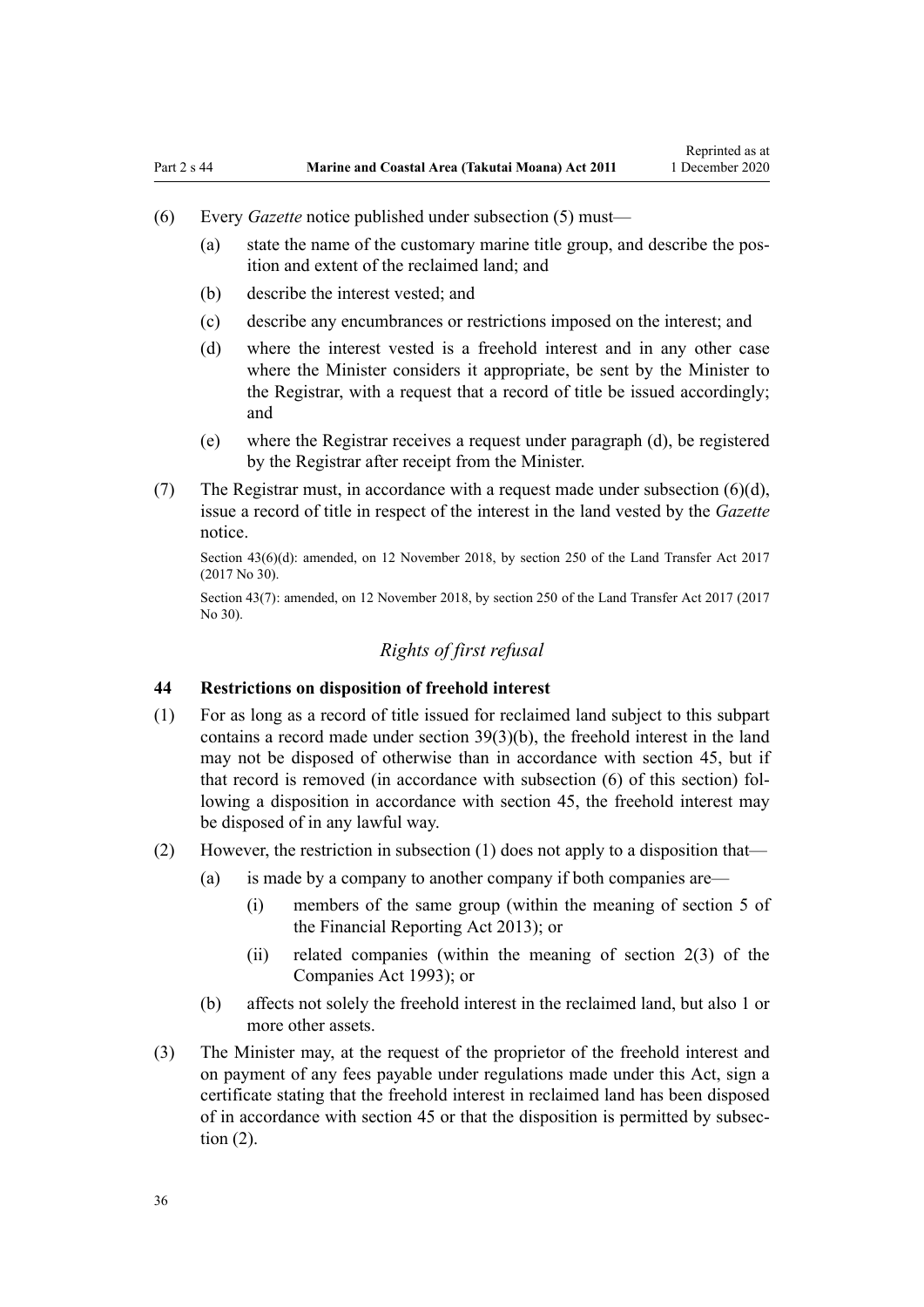(6) Every *Gazette* notice published under subsection (5) must—

(a) state the name of the customary marine title group, and describe the position and extent of the reclaimed land; and

(b) describe the interest vested; and

(c) describe any encumbrances or restrictions imposed on the interest; and

(d) where the interest vested is a freehold interest and in any other case where the Minister considers it appropriate, be sent by the Minister to the Registrar, with a request that a record of title be issued accordingly; and

(e) where the Registrar receives a request under paragraph (d), be registered by the Registrar after receipt from the Minister.

(7) The Registrar must, in accordance with a request made under subsection (6)(d), issue a record of title in respect of the interest in the land vested by the *Gazette* notice.

Section 43(6)(d): amended, on 12 November 2018, by section 250 of the Land Transfer Act 2017 (2017 No 30).

Section 43(7): amended, on 12 November 2018, by section 250 of the Land Transfer Act 2017 (2017 No 30).

### *Rights of first refusal*

### 44 Restrictions on disposition of freehold interest

(1) For as long as a record of title issued for reclaimed land subject to this subpart contains a record made under section 39(3)(b), the freehold interest in the land may not be disposed of otherwise than in accordance with section 45, but if that record is removed (in accordance with subsection (6) of this section) following a disposition in accordance with section 45, the freehold interest may be disposed of in any lawful way.

(2) However, the restriction in subsection (1) does not apply to a disposition that—

(a) is made by a company to another company if both companies are—

(i) members of the same group (within the meaning of section 5 of the Financial Reporting Act 2013); or

(ii) related companies (within the meaning of section 2(3) of the Companies Act 1993); or

(b) affects not solely the freehold interest in the reclaimed land, but also 1 or more other assets.

(3) The Minister may, at the request of the proprietor of the freehold interest and on payment of any fees payable under regulations made under this Act, sign a certificate stating that the freehold interest in reclaimed land has been disposed of in accordance with section 45 or that the disposition is permitted by subsection (2).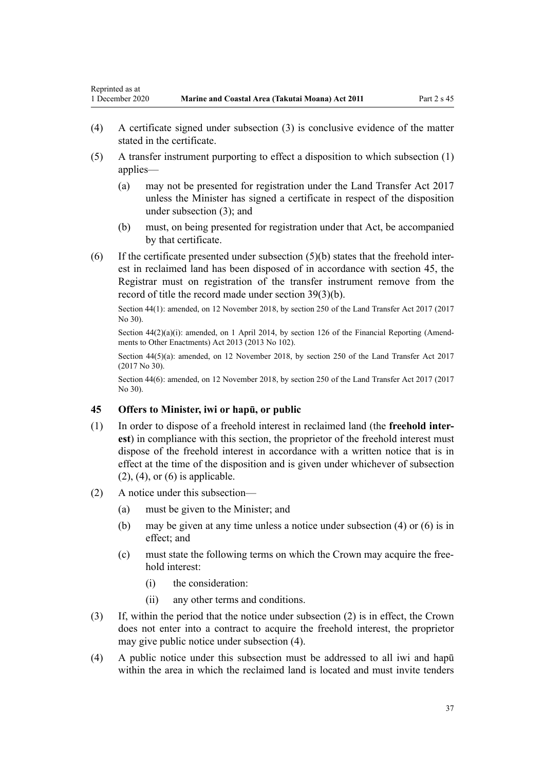(4) A certificate signed under subsection (3) is conclusive evidence of the matter stated in the certificate.

(5) A transfer instrument purporting to effect a disposition to which subsection (1) applies—

  (a) may not be presented for registration under the Land Transfer Act 2017 unless the Minister has signed a certificate in respect of the disposition under subsection (3); and

  (b) must, on being presented for registration under that Act, be accompanied by that certificate.

(6) If the certificate presented under subsection (5)(b) states that the freehold interest in reclaimed land has been disposed of in accordance with section 45, the Registrar must on registration of the transfer instrument remove from the record of title the record made under section 39(3)(b).

Section 44(1): amended, on 12 November 2018, by section 250 of the Land Transfer Act 2017 (2017 No 30).

Section 44(2)(a)(i): amended, on 1 April 2014, by section 126 of the Financial Reporting (Amendments to Other Enactments) Act 2013 (2013 No 102).

Section 44(5)(a): amended, on 12 November 2018, by section 250 of the Land Transfer Act 2017 (2017 No 30).

Section 44(6): amended, on 12 November 2018, by section 250 of the Land Transfer Act 2017 (2017 No 30).

### 45 Offers to Minister, iwi or hapū, or public

(1) In order to dispose of a freehold interest in reclaimed land (the **freehold interest**) in compliance with this section, the proprietor of the freehold interest must dispose of the freehold interest in accordance with a written notice that is in effect at the time of the disposition and is given under whichever of subsection (2), (4), or (6) is applicable.

(2) A notice under this subsection—

  (a) must be given to the Minister; and

  (b) may be given at any time unless a notice under subsection (4) or (6) is in effect; and

  (c) must state the following terms on which the Crown may acquire the freehold interest:

    (i) the consideration:

    (ii) any other terms and conditions.

(3) If, within the period that the notice under subsection (2) is in effect, the Crown does not enter into a contract to acquire the freehold interest, the proprietor may give public notice under subsection (4).

(4) A public notice under this subsection must be addressed to all iwi and hapū within the area in which the reclaimed land is located and must invite tenders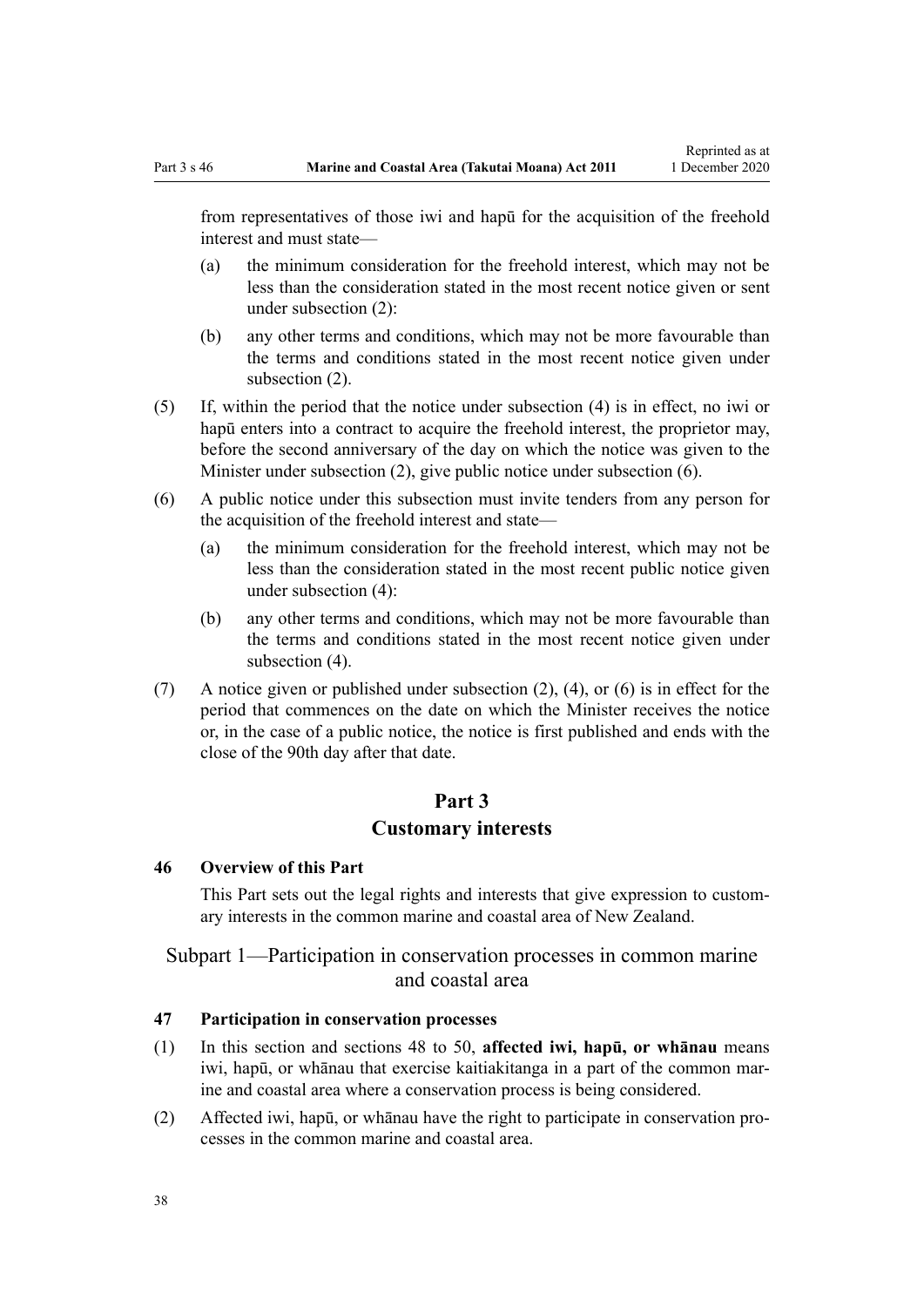from representatives of those iwi and hapū for the acquisition of the freehold interest and must state—

(a) the minimum consideration for the freehold interest, which may not be less than the consideration stated in the most recent notice given or sent under subsection (2):

(b) any other terms and conditions, which may not be more favourable than the terms and conditions stated in the most recent notice given under subsection (2).

(5) If, within the period that the notice under subsection (4) is in effect, no iwi or hapū enters into a contract to acquire the freehold interest, the proprietor may, before the second anniversary of the day on which the notice was given to the Minister under subsection (2), give public notice under subsection (6).

(6) A public notice under this subsection must invite tenders from any person for the acquisition of the freehold interest and state—

(a) the minimum consideration for the freehold interest, which may not be less than the consideration stated in the most recent public notice given under subsection (4):

(b) any other terms and conditions, which may not be more favourable than the terms and conditions stated in the most recent notice given under subsection (4).

(7) A notice given or published under subsection (2), (4), or (6) is in effect for the period that commences on the date on which the Minister receives the notice or, in the case of a public notice, the notice is first published and ends with the close of the 90th day after that date.

# Part 3
# Customary interests

### 46 Overview of this Part

This Part sets out the legal rights and interests that give expression to customary interests in the common marine and coastal area of New Zealand.

## Subpart 1—Participation in conservation processes in common marine and coastal area

### 47 Participation in conservation processes

(1) In this section and sections 48 to 50, **affected iwi, hapū, or whānau** means iwi, hapū, or whānau that exercise kaitiakitanga in a part of the common marine and coastal area where a conservation process is being considered.

(2) Affected iwi, hapū, or whānau have the right to participate in conservation processes in the common marine and coastal area.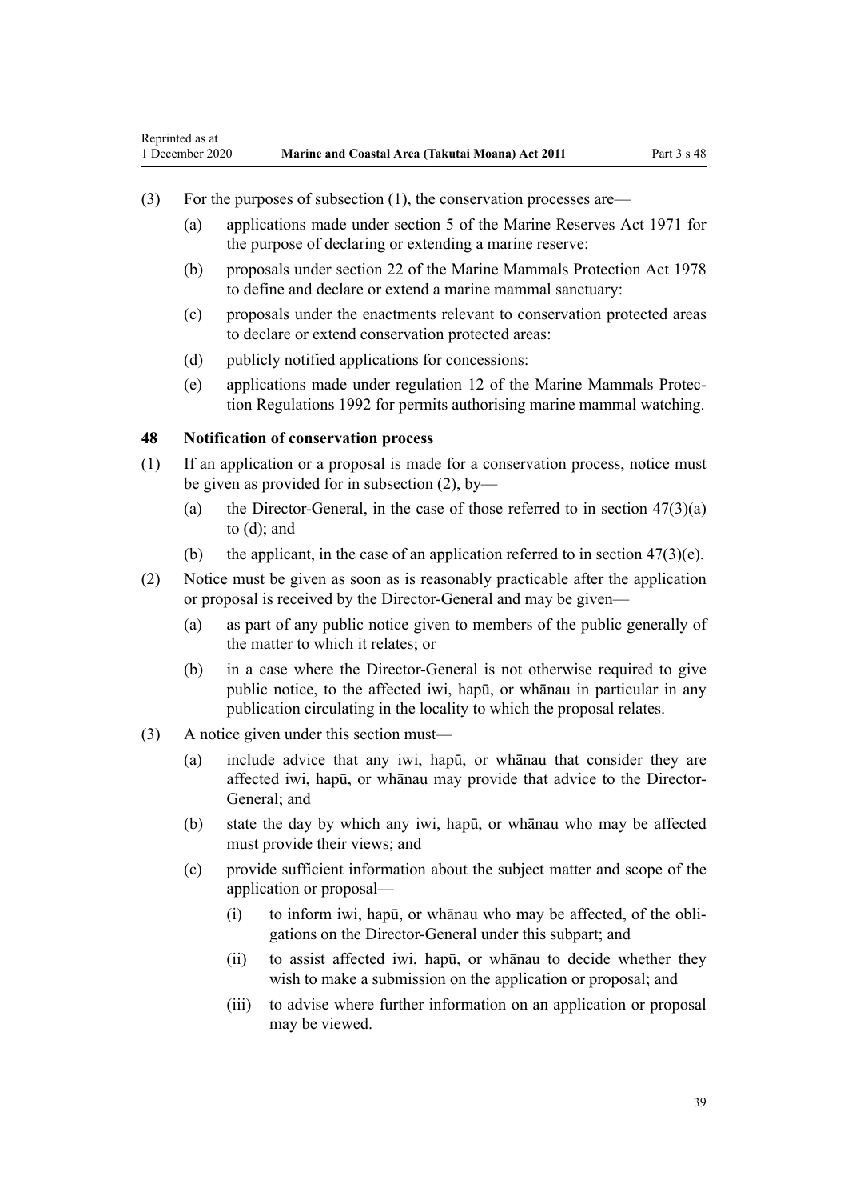(3) For the purposes of subsection (1), the conservation processes are—

(a) applications made under section 5 of the Marine Reserves Act 1971 for the purpose of declaring or extending a marine reserve:

(b) proposals under section 22 of the Marine Mammals Protection Act 1978 to define and declare or extend a marine mammal sanctuary:

(c) proposals under the enactments relevant to conservation protected areas to declare or extend conservation protected areas:

(d) publicly notified applications for concessions:

(e) applications made under regulation 12 of the Marine Mammals Protection Regulations 1992 for permits authorising marine mammal watching.

### 48 Notification of conservation process

(1) If an application or a proposal is made for a conservation process, notice must be given as provided for in subsection (2), by—

(a) the Director-General, in the case of those referred to in section 47(3)(a) to (d); and

(b) the applicant, in the case of an application referred to in section 47(3)(e).

(2) Notice must be given as soon as is reasonably practicable after the application or proposal is received by the Director-General and may be given—

(a) as part of any public notice given to members of the public generally of the matter to which it relates; or

(b) in a case where the Director-General is not otherwise required to give public notice, to the affected iwi, hapū, or whānau in particular in any publication circulating in the locality to which the proposal relates.

(3) A notice given under this section must—

(a) include advice that any iwi, hapū, or whānau that consider they are affected iwi, hapū, or whānau may provide that advice to the Director-General; and

(b) state the day by which any iwi, hapū, or whānau who may be affected must provide their views; and

(c) provide sufficient information about the subject matter and scope of the application or proposal—

(i) to inform iwi, hapū, or whānau who may be affected, of the obligations on the Director-General under this subpart; and

(ii) to assist affected iwi, hapū, or whānau to decide whether they wish to make a submission on the application or proposal; and

(iii) to advise where further information on an application or proposal may be viewed.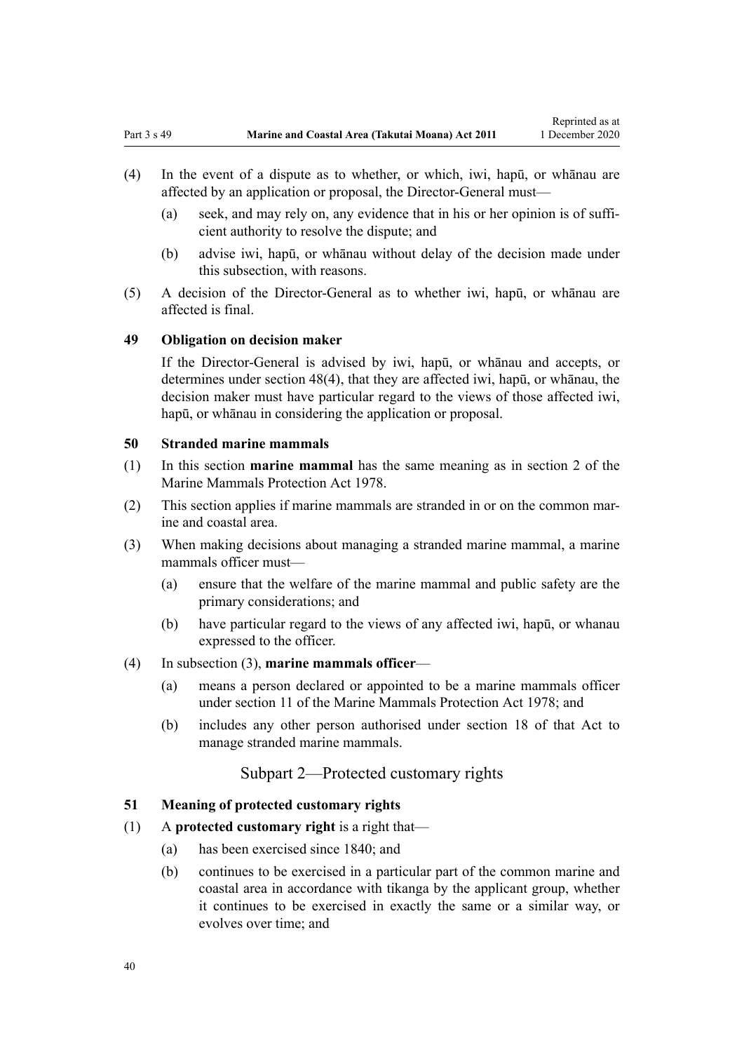(4) In the event of a dispute as to whether, or which, iwi, hapū, or whānau are affected by an application or proposal, the Director-General must—

  (a) seek, and may rely on, any evidence that in his or her opinion is of sufficient authority to resolve the dispute; and

  (b) advise iwi, hapū, or whānau without delay of the decision made under this subsection, with reasons.

(5) A decision of the Director-General as to whether iwi, hapū, or whānau are affected is final.

### 49 Obligation on decision maker

If the Director-General is advised by iwi, hapū, or whānau and accepts, or determines under section 48(4), that they are affected iwi, hapū, or whānau, the decision maker must have particular regard to the views of those affected iwi, hapū, or whānau in considering the application or proposal.

### 50 Stranded marine mammals

(1) In this section **marine mammal** has the same meaning as in section 2 of the Marine Mammals Protection Act 1978.

(2) This section applies if marine mammals are stranded in or on the common marine and coastal area.

(3) When making decisions about managing a stranded marine mammal, a marine mammals officer must—

  (a) ensure that the welfare of the marine mammal and public safety are the primary considerations; and

  (b) have particular regard to the views of any affected iwi, hapū, or whanau expressed to the officer.

(4) In subsection (3), **marine mammals officer**—

  (a) means a person declared or appointed to be a marine mammals officer under section 11 of the Marine Mammals Protection Act 1978; and

  (b) includes any other person authorised under section 18 of that Act to manage stranded marine mammals.

## Subpart 2—Protected customary rights

### 51 Meaning of protected customary rights

(1) A **protected customary right** is a right that—

  (a) has been exercised since 1840; and

  (b) continues to be exercised in a particular part of the common marine and coastal area in accordance with tikanga by the applicant group, whether it continues to be exercised in exactly the same or a similar way, or evolves over time; and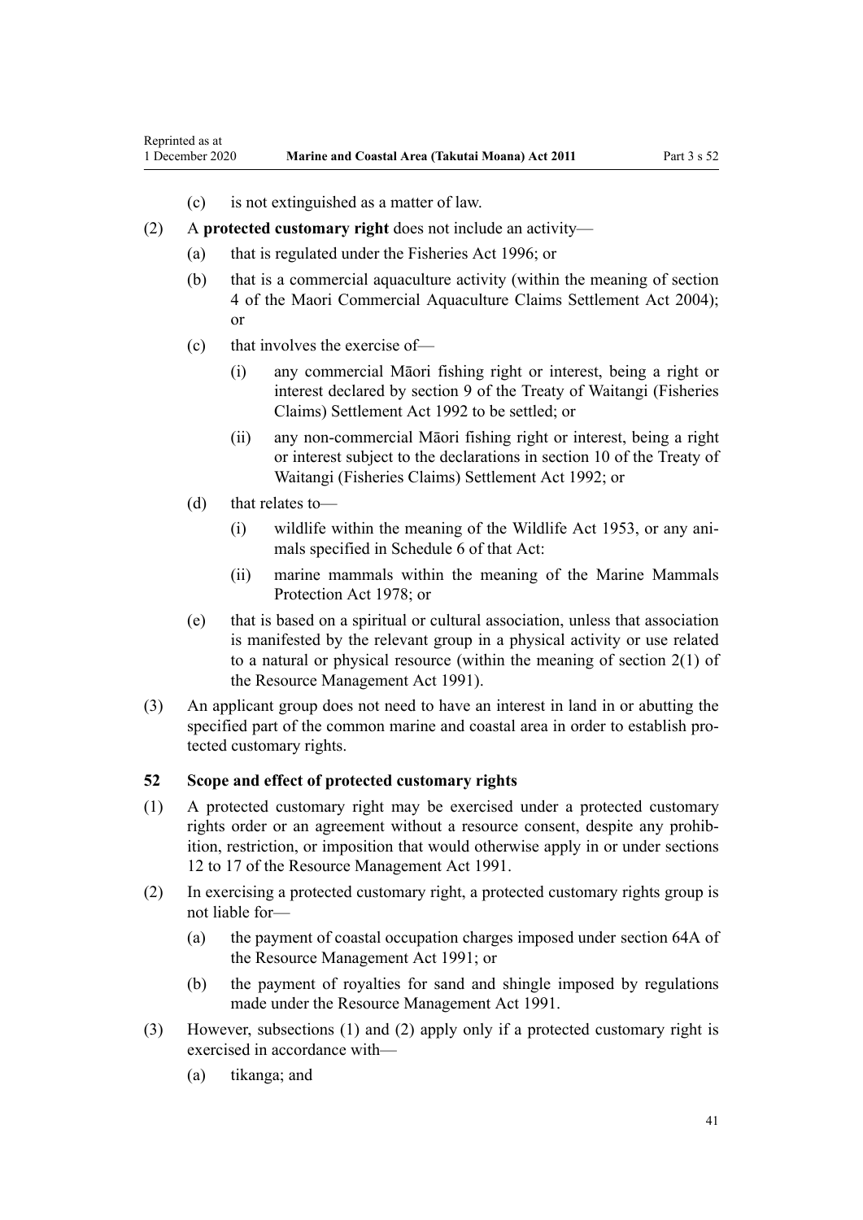(c) is not extinguished as a matter of law.

(2) A **protected customary right** does not include an activity—

(a) that is regulated under the Fisheries Act 1996; or

(b) that is a commercial aquaculture activity (within the meaning of section 4 of the Maori Commercial Aquaculture Claims Settlement Act 2004); or

(c) that involves the exercise of—

(i) any commercial Māori fishing right or interest, being a right or interest declared by section 9 of the Treaty of Waitangi (Fisheries Claims) Settlement Act 1992 to be settled; or

(ii) any non-commercial Māori fishing right or interest, being a right or interest subject to the declarations in section 10 of the Treaty of Waitangi (Fisheries Claims) Settlement Act 1992; or

(d) that relates to—

(i) wildlife within the meaning of the Wildlife Act 1953, or any animals specified in Schedule 6 of that Act:

(ii) marine mammals within the meaning of the Marine Mammals Protection Act 1978; or

(e) that is based on a spiritual or cultural association, unless that association is manifested by the relevant group in a physical activity or use related to a natural or physical resource (within the meaning of section 2(1) of the Resource Management Act 1991).

(3) An applicant group does not need to have an interest in land in or abutting the specified part of the common marine and coastal area in order to establish protected customary rights.

### 52 Scope and effect of protected customary rights

(1) A protected customary right may be exercised under a protected customary rights order or an agreement without a resource consent, despite any prohibition, restriction, or imposition that would otherwise apply in or under sections 12 to 17 of the Resource Management Act 1991.

(2) In exercising a protected customary right, a protected customary rights group is not liable for—

(a) the payment of coastal occupation charges imposed under section 64A of the Resource Management Act 1991; or

(b) the payment of royalties for sand and shingle imposed by regulations made under the Resource Management Act 1991.

(3) However, subsections (1) and (2) apply only if a protected customary right is exercised in accordance with—

(a) tikanga; and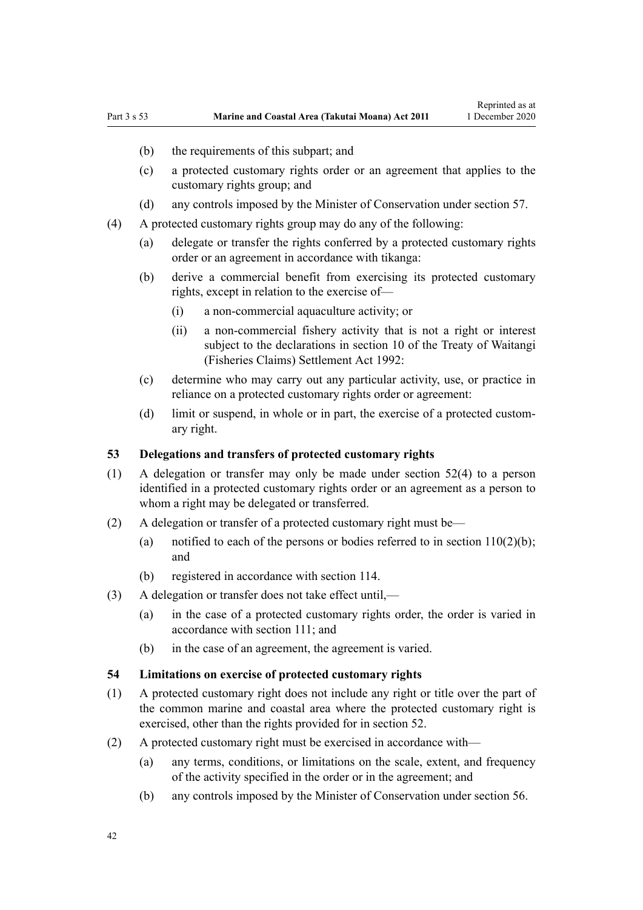(b) the requirements of this subpart; and

(c) a protected customary rights order or an agreement that applies to the customary rights group; and

(d) any controls imposed by the Minister of Conservation under section 57.

(4) A protected customary rights group may do any of the following:

(a) delegate or transfer the rights conferred by a protected customary rights order or an agreement in accordance with tikanga:

(b) derive a commercial benefit from exercising its protected customary rights, except in relation to the exercise of—

(i) a non-commercial aquaculture activity; or

(ii) a non-commercial fishery activity that is not a right or interest subject to the declarations in section 10 of the Treaty of Waitangi (Fisheries Claims) Settlement Act 1992:

(c) determine who may carry out any particular activity, use, or practice in reliance on a protected customary rights order or agreement:

(d) limit or suspend, in whole or in part, the exercise of a protected customary right.

### 53 Delegations and transfers of protected customary rights

(1) A delegation or transfer may only be made under section 52(4) to a person identified in a protected customary rights order or an agreement as a person to whom a right may be delegated or transferred.

(2) A delegation or transfer of a protected customary right must be—

(a) notified to each of the persons or bodies referred to in section 110(2)(b); and

(b) registered in accordance with section 114.

(3) A delegation or transfer does not take effect until,—

(a) in the case of a protected customary rights order, the order is varied in accordance with section 111; and

(b) in the case of an agreement, the agreement is varied.

### 54 Limitations on exercise of protected customary rights

(1) A protected customary right does not include any right or title over the part of the common marine and coastal area where the protected customary right is exercised, other than the rights provided for in section 52.

(2) A protected customary right must be exercised in accordance with—

(a) any terms, conditions, or limitations on the scale, extent, and frequency of the activity specified in the order or in the agreement; and

(b) any controls imposed by the Minister of Conservation under section 56.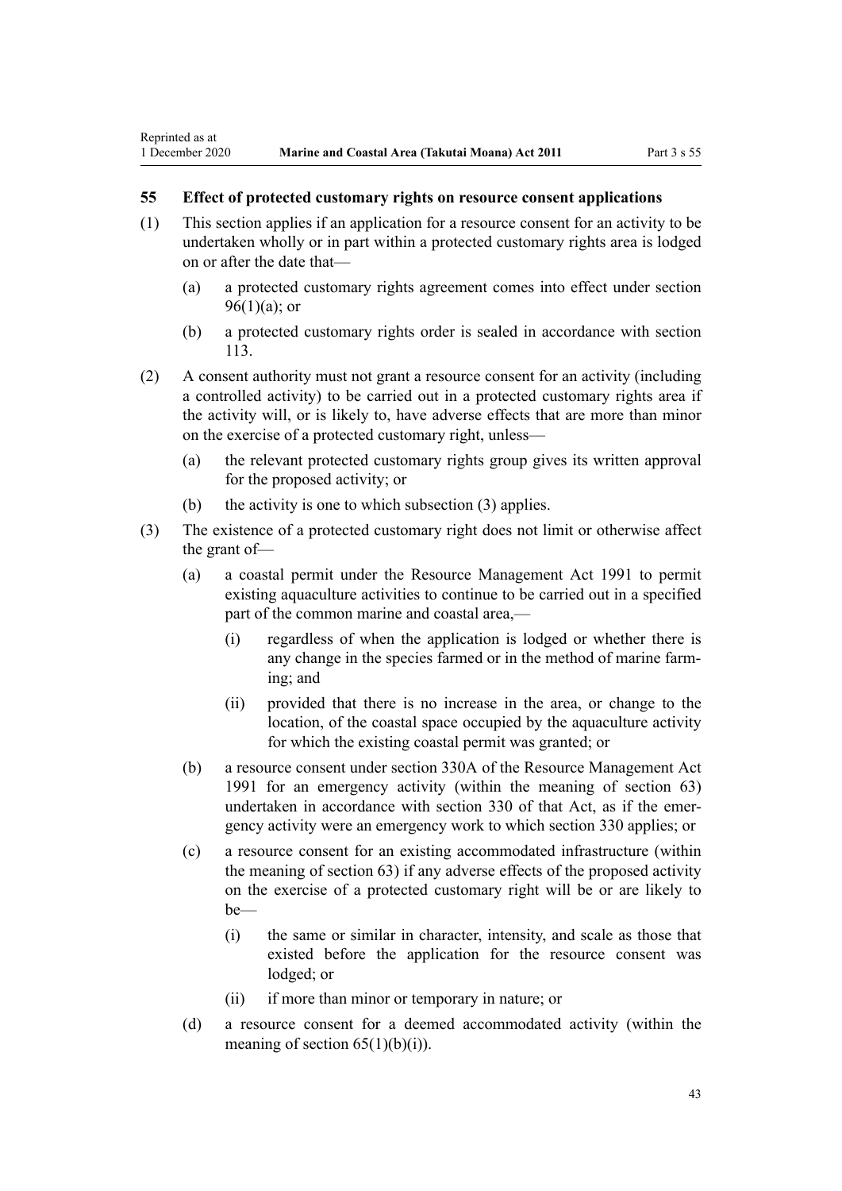### 55 Effect of protected customary rights on resource consent applications

(1) This section applies if an application for a resource consent for an activity to be undertaken wholly or in part within a protected customary rights area is lodged on or after the date that—

   (a) a protected customary rights agreement comes into effect under section 96(1)(a); or

   (b) a protected customary rights order is sealed in accordance with section 113.

(2) A consent authority must not grant a resource consent for an activity (including a controlled activity) to be carried out in a protected customary rights area if the activity will, or is likely to, have adverse effects that are more than minor on the exercise of a protected customary right, unless—

   (a) the relevant protected customary rights group gives its written approval for the proposed activity; or

   (b) the activity is one to which subsection (3) applies.

(3) The existence of a protected customary right does not limit or otherwise affect the grant of—

   (a) a coastal permit under the Resource Management Act 1991 to permit existing aquaculture activities to continue to be carried out in a specified part of the common marine and coastal area,—

      (i) regardless of when the application is lodged or whether there is any change in the species farmed or in the method of marine farming; and

      (ii) provided that there is no increase in the area, or change to the location, of the coastal space occupied by the aquaculture activity for which the existing coastal permit was granted; or

   (b) a resource consent under section 330A of the Resource Management Act 1991 for an emergency activity (within the meaning of section 63) undertaken in accordance with section 330 of that Act, as if the emergency activity were an emergency work to which section 330 applies; or

   (c) a resource consent for an existing accommodated infrastructure (within the meaning of section 63) if any adverse effects of the proposed activity on the exercise of a protected customary right will be or are likely to be—

      (i) the same or similar in character, intensity, and scale as those that existed before the application for the resource consent was lodged; or

      (ii) if more than minor or temporary in nature; or

   (d) a resource consent for a deemed accommodated activity (within the meaning of section 65(1)(b)(i)).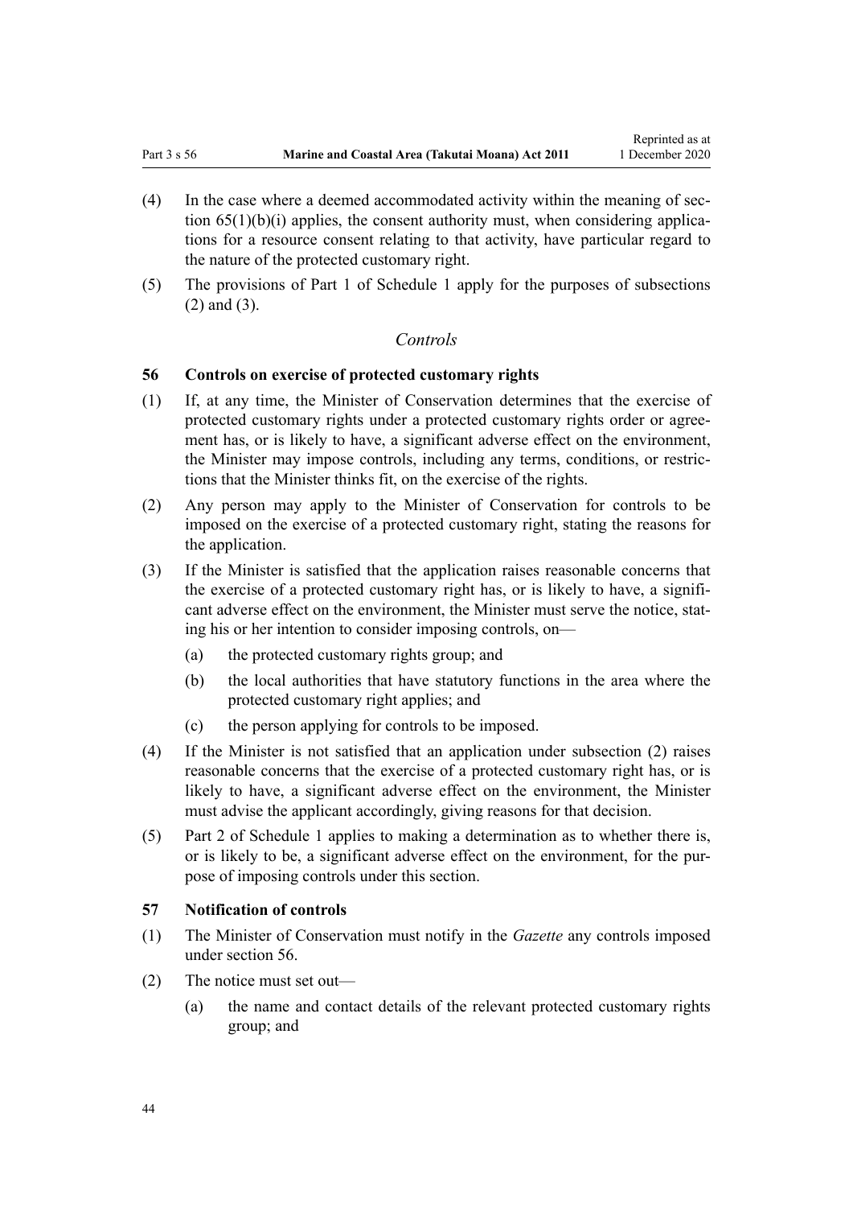(4) In the case where a deemed accommodated activity within the meaning of section 65(1)(b)(i) applies, the consent authority must, when considering applications for a resource consent relating to that activity, have particular regard to the nature of the protected customary right.

(5) The provisions of Part 1 of Schedule 1 apply for the purposes of subsections (2) and (3).

*Controls*

### 56 Controls on exercise of protected customary rights

(1) If, at any time, the Minister of Conservation determines that the exercise of protected customary rights under a protected customary rights order or agreement has, or is likely to have, a significant adverse effect on the environment, the Minister may impose controls, including any terms, conditions, or restrictions that the Minister thinks fit, on the exercise of the rights.

(2) Any person may apply to the Minister of Conservation for controls to be imposed on the exercise of a protected customary right, stating the reasons for the application.

(3) If the Minister is satisfied that the application raises reasonable concerns that the exercise of a protected customary right has, or is likely to have, a significant adverse effect on the environment, the Minister must serve the notice, stating his or her intention to consider imposing controls, on—

 (a) the protected customary rights group; and

 (b) the local authorities that have statutory functions in the area where the protected customary right applies; and

 (c) the person applying for controls to be imposed.

(4) If the Minister is not satisfied that an application under subsection (2) raises reasonable concerns that the exercise of a protected customary right has, or is likely to have, a significant adverse effect on the environment, the Minister must advise the applicant accordingly, giving reasons for that decision.

(5) Part 2 of Schedule 1 applies to making a determination as to whether there is, or is likely to be, a significant adverse effect on the environment, for the purpose of imposing controls under this section.

### 57 Notification of controls

(1) The Minister of Conservation must notify in the *Gazette* any controls imposed under section 56.

(2) The notice must set out—

 (a) the name and contact details of the relevant protected customary rights group; and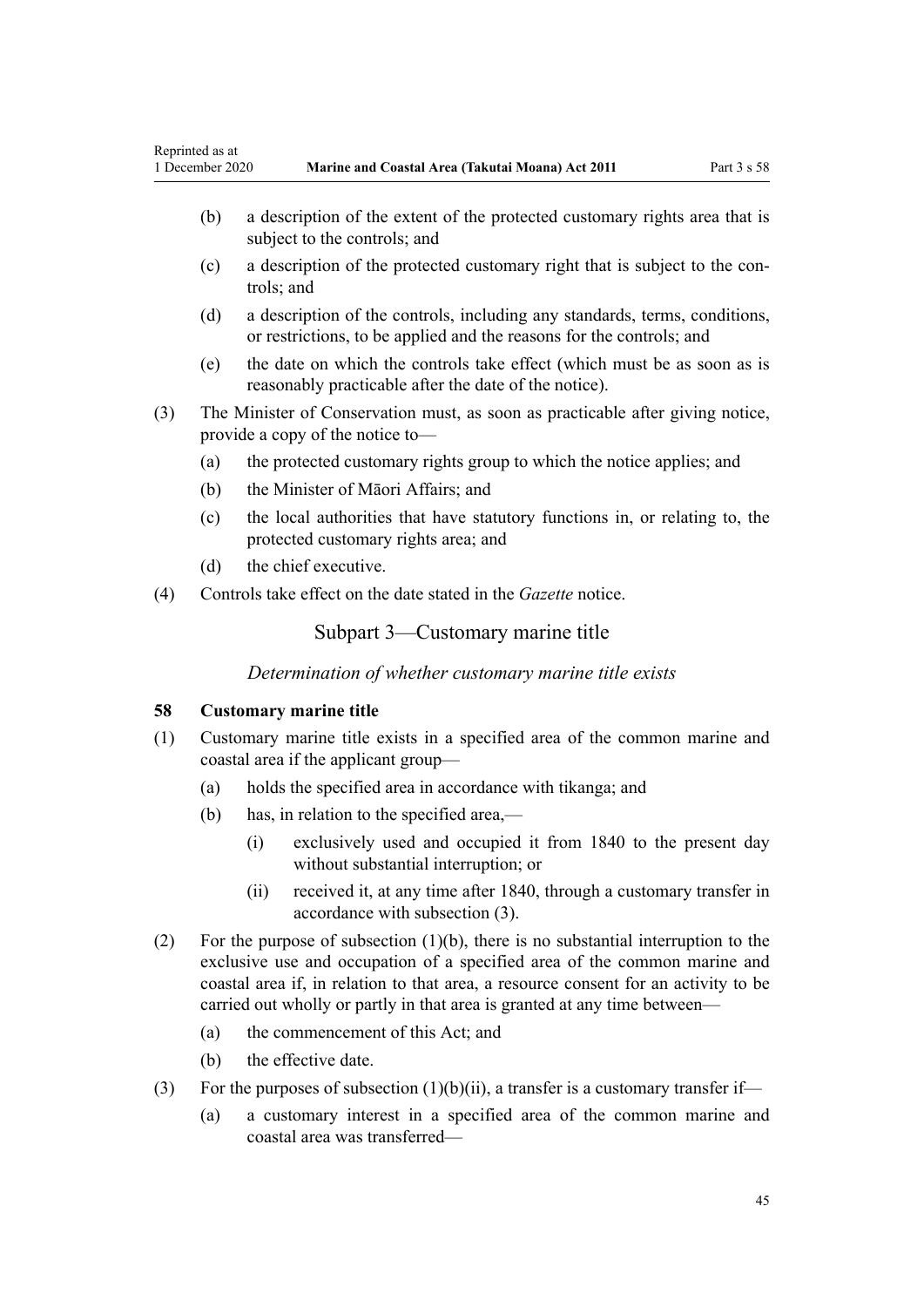(b) a description of the extent of the protected customary rights area that is subject to the controls; and

(c) a description of the protected customary right that is subject to the controls; and

(d) a description of the controls, including any standards, terms, conditions, or restrictions, to be applied and the reasons for the controls; and

(e) the date on which the controls take effect (which must be as soon as is reasonably practicable after the date of the notice).

(3) The Minister of Conservation must, as soon as practicable after giving notice, provide a copy of the notice to—

(a) the protected customary rights group to which the notice applies; and

(b) the Minister of Māori Affairs; and

(c) the local authorities that have statutory functions in, or relating to, the protected customary rights area; and

(d) the chief executive.

(4) Controls take effect on the date stated in the *Gazette* notice.

## Subpart 3—Customary marine title

*Determination of whether customary marine title exists*

### 58 Customary marine title

(1) Customary marine title exists in a specified area of the common marine and coastal area if the applicant group—

(a) holds the specified area in accordance with tikanga; and

(b) has, in relation to the specified area,—

(i) exclusively used and occupied it from 1840 to the present day without substantial interruption; or

(ii) received it, at any time after 1840, through a customary transfer in accordance with subsection (3).

(2) For the purpose of subsection (1)(b), there is no substantial interruption to the exclusive use and occupation of a specified area of the common marine and coastal area if, in relation to that area, a resource consent for an activity to be carried out wholly or partly in that area is granted at any time between—

(a) the commencement of this Act; and

(b) the effective date.

(3) For the purposes of subsection (1)(b)(ii), a transfer is a customary transfer if—

(a) a customary interest in a specified area of the common marine and coastal area was transferred—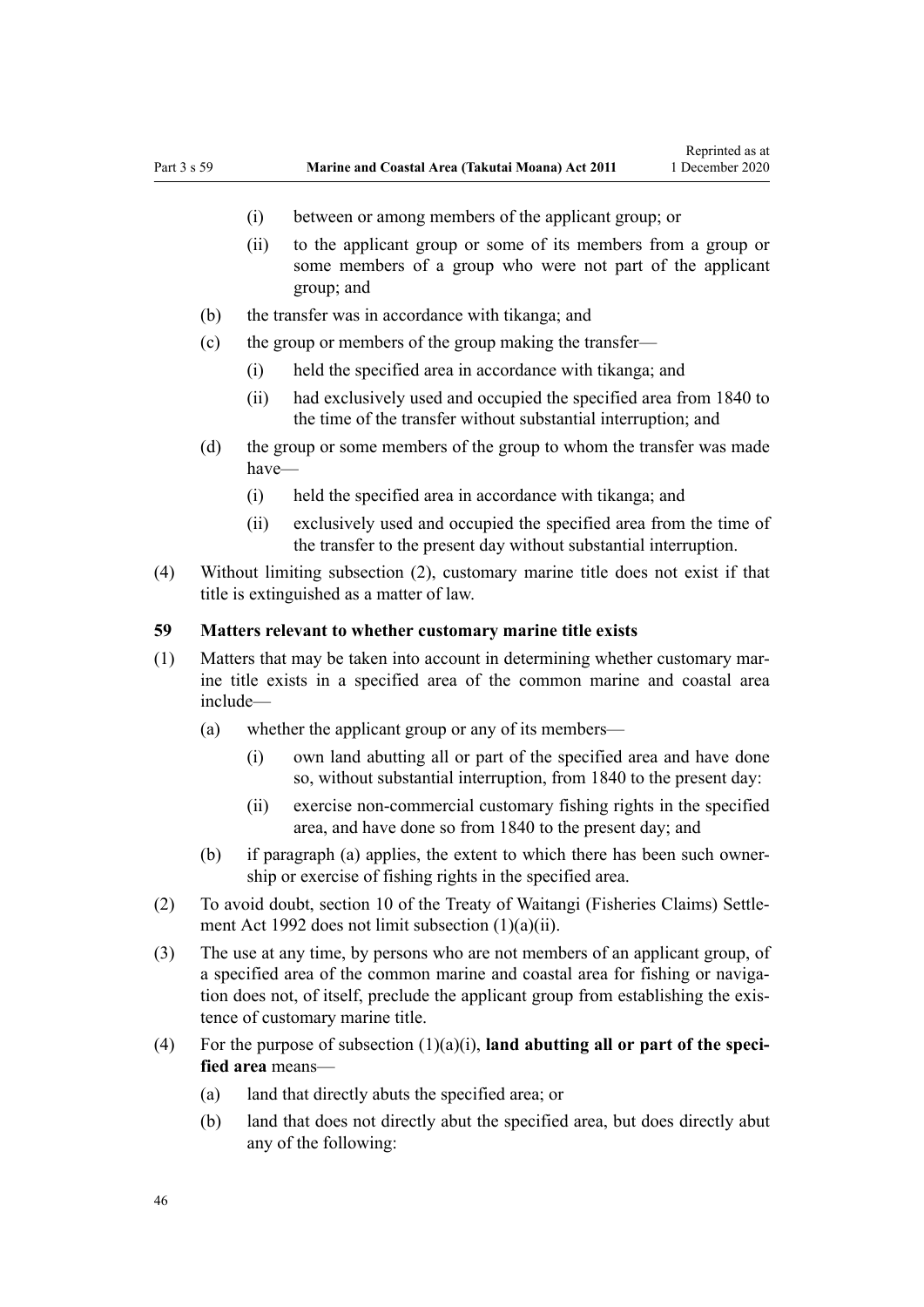(i) between or among members of the applicant group; or

(ii) to the applicant group or some of its members from a group or some members of a group who were not part of the applicant group; and

(b) the transfer was in accordance with tikanga; and

(c) the group or members of the group making the transfer—

(i) held the specified area in accordance with tikanga; and

(ii) had exclusively used and occupied the specified area from 1840 to the time of the transfer without substantial interruption; and

(d) the group or some members of the group to whom the transfer was made have—

(i) held the specified area in accordance with tikanga; and

(ii) exclusively used and occupied the specified area from the time of the transfer to the present day without substantial interruption.

(4) Without limiting subsection (2), customary marine title does not exist if that title is extinguished as a matter of law.

### 59 Matters relevant to whether customary marine title exists

(1) Matters that may be taken into account in determining whether customary marine title exists in a specified area of the common marine and coastal area include—

(a) whether the applicant group or any of its members—

(i) own land abutting all or part of the specified area and have done so, without substantial interruption, from 1840 to the present day:

(ii) exercise non-commercial customary fishing rights in the specified area, and have done so from 1840 to the present day; and

(b) if paragraph (a) applies, the extent to which there has been such ownership or exercise of fishing rights in the specified area.

(2) To avoid doubt, section 10 of the Treaty of Waitangi (Fisheries Claims) Settlement Act 1992 does not limit subsection (1)(a)(ii).

(3) The use at any time, by persons who are not members of an applicant group, of a specified area of the common marine and coastal area for fishing or navigation does not, of itself, preclude the applicant group from establishing the existence of customary marine title.

(4) For the purpose of subsection (1)(a)(i), **land abutting all or part of the specified area** means—

(a) land that directly abuts the specified area; or

(b) land that does not directly abut the specified area, but does directly abut any of the following: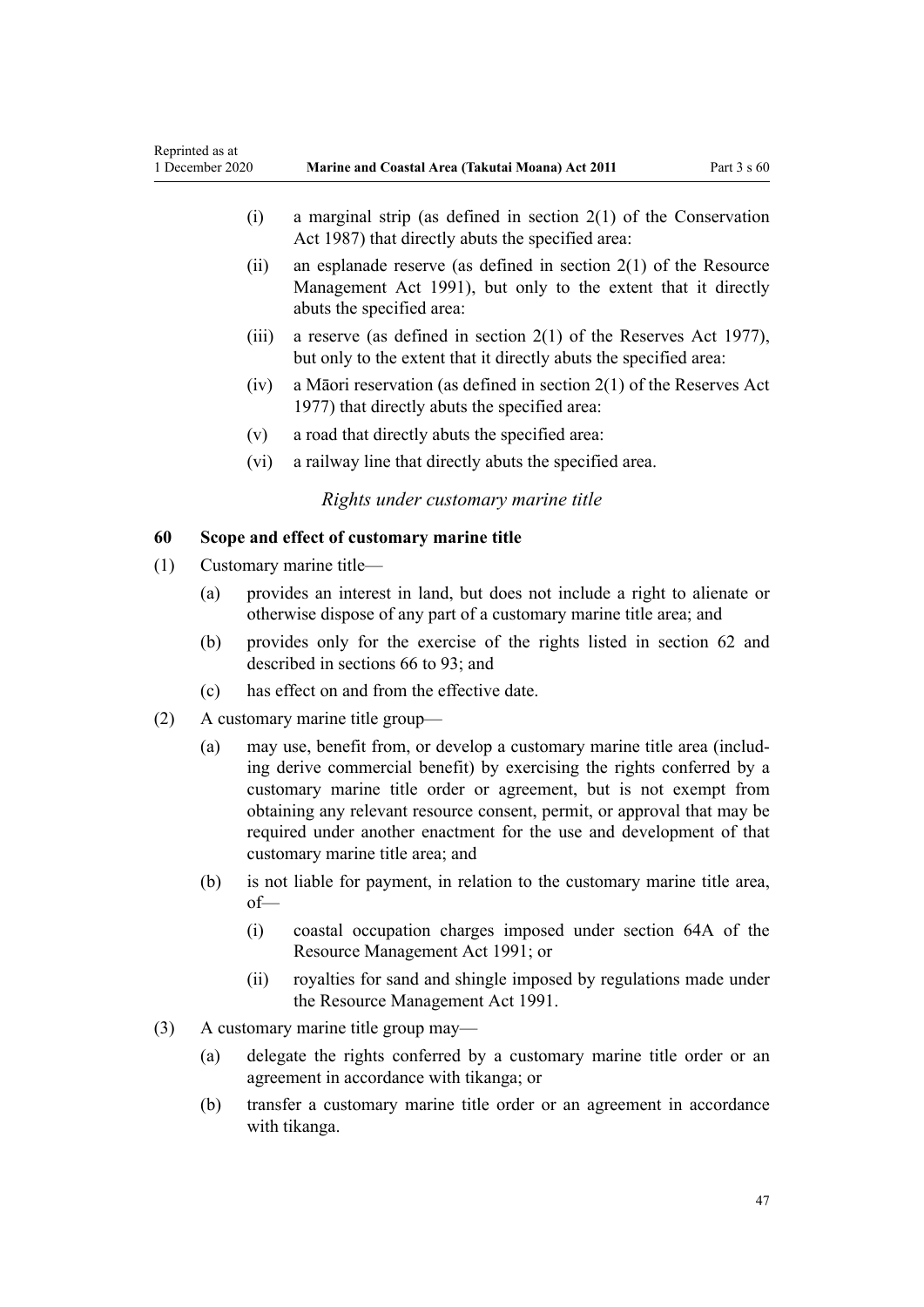- (i) a marginal strip (as defined in section 2(1) of the Conservation Act 1987) that directly abuts the specified area:
- (ii) an esplanade reserve (as defined in section 2(1) of the Resource Management Act 1991), but only to the extent that it directly abuts the specified area:
- (iii) a reserve (as defined in section 2(1) of the Reserves Act 1977), but only to the extent that it directly abuts the specified area:
- (iv) a Māori reservation (as defined in section 2(1) of the Reserves Act 1977) that directly abuts the specified area:
- (v) a road that directly abuts the specified area:
- (vi) a railway line that directly abuts the specified area.

*Rights under customary marine title*

### 60 Scope and effect of customary marine title

(1) Customary marine title—

- (a) provides an interest in land, but does not include a right to alienate or otherwise dispose of any part of a customary marine title area; and
- (b) provides only for the exercise of the rights listed in section 62 and described in sections 66 to 93; and
- (c) has effect on and from the effective date.

(2) A customary marine title group—

- (a) may use, benefit from, or develop a customary marine title area (including derive commercial benefit) by exercising the rights conferred by a customary marine title order or agreement, but is not exempt from obtaining any relevant resource consent, permit, or approval that may be required under another enactment for the use and development of that customary marine title area; and
- (b) is not liable for payment, in relation to the customary marine title area, of—
  - (i) coastal occupation charges imposed under section 64A of the Resource Management Act 1991; or
  - (ii) royalties for sand and shingle imposed by regulations made under the Resource Management Act 1991.

(3) A customary marine title group may—

- (a) delegate the rights conferred by a customary marine title order or an agreement in accordance with tikanga; or
- (b) transfer a customary marine title order or an agreement in accordance with tikanga.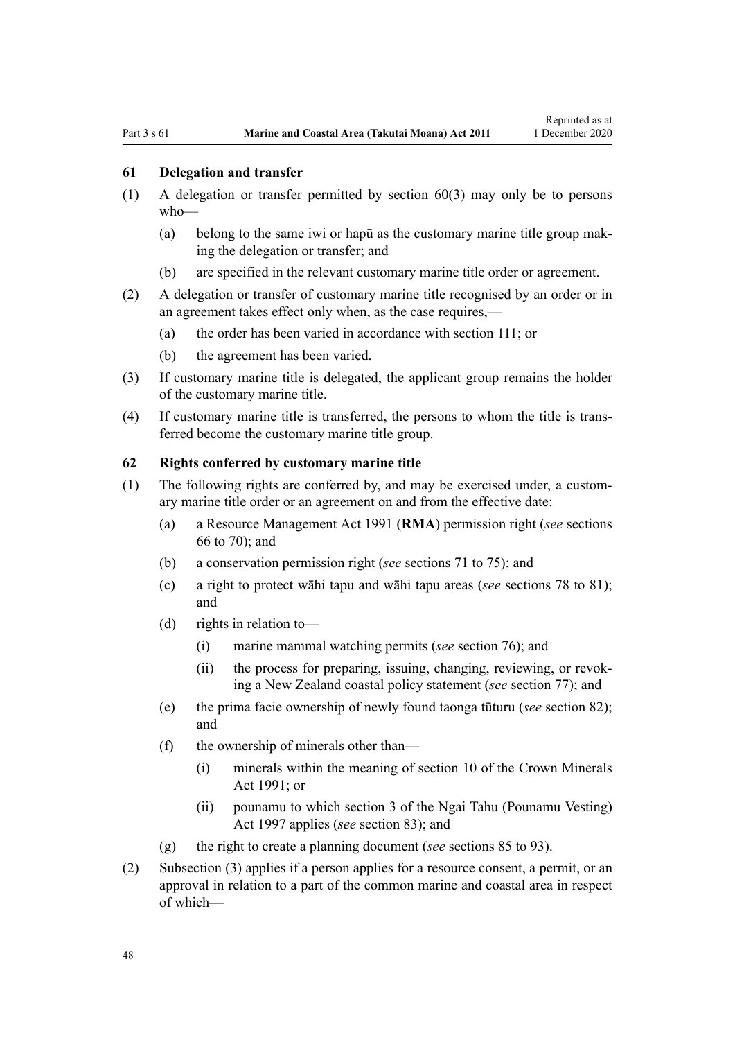### 61 Delegation and transfer

(1) A delegation or transfer permitted by section 60(3) may only be to persons who—

(a) belong to the same iwi or hapū as the customary marine title group making the delegation or transfer; and

(b) are specified in the relevant customary marine title order or agreement.

(2) A delegation or transfer of customary marine title recognised by an order or in an agreement takes effect only when, as the case requires,—

(a) the order has been varied in accordance with section 111; or

(b) the agreement has been varied.

(3) If customary marine title is delegated, the applicant group remains the holder of the customary marine title.

(4) If customary marine title is transferred, the persons to whom the title is transferred become the customary marine title group.

### 62 Rights conferred by customary marine title

(1) The following rights are conferred by, and may be exercised under, a customary marine title order or an agreement on and from the effective date:

(a) a Resource Management Act 1991 (**RMA**) permission right (*see* sections 66 to 70); and

(b) a conservation permission right (*see* sections 71 to 75); and

(c) a right to protect wāhi tapu and wāhi tapu areas (*see* sections 78 to 81); and

(d) rights in relation to—

(i) marine mammal watching permits (*see* section 76); and

(ii) the process for preparing, issuing, changing, reviewing, or revoking a New Zealand coastal policy statement (*see* section 77); and

(e) the prima facie ownership of newly found taonga tūturu (*see* section 82); and

(f) the ownership of minerals other than—

(i) minerals within the meaning of section 10 of the Crown Minerals Act 1991; or

(ii) pounamu to which section 3 of the Ngai Tahu (Pounamu Vesting) Act 1997 applies (*see* section 83); and

(g) the right to create a planning document (*see* sections 85 to 93).

(2) Subsection (3) applies if a person applies for a resource consent, a permit, or an approval in relation to a part of the common marine and coastal area in respect of which—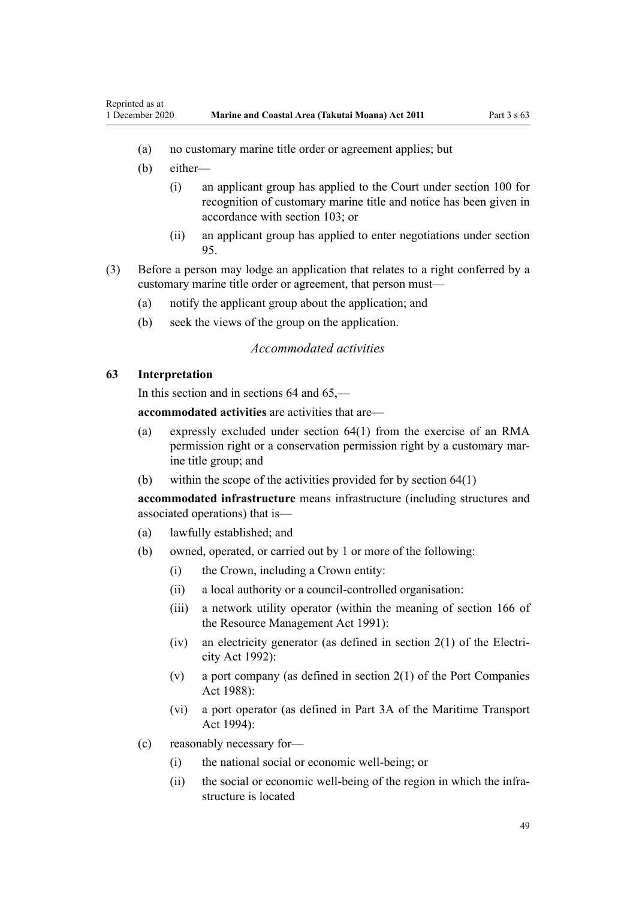(a) no customary marine title order or agreement applies; but

(b) either—

  (i) an applicant group has applied to the Court under section 100 for recognition of customary marine title and notice has been given in accordance with section 103; or

  (ii) an applicant group has applied to enter negotiations under section 95.

(3) Before a person may lodge an application that relates to a right conferred by a customary marine title order or agreement, that person must—

  (a) notify the applicant group about the application; and

  (b) seek the views of the group on the application.

*Accommodated activities*

### 63 Interpretation

In this section and in sections 64 and 65,—

**accommodated activities** are activities that are—

(a) expressly excluded under section 64(1) from the exercise of an RMA permission right or a conservation permission right by a customary marine title group; and

(b) within the scope of the activities provided for by section 64(1)

**accommodated infrastructure** means infrastructure (including structures and associated operations) that is—

(a) lawfully established; and

(b) owned, operated, or carried out by 1 or more of the following:

  (i) the Crown, including a Crown entity:

  (ii) a local authority or a council-controlled organisation:

  (iii) a network utility operator (within the meaning of section 166 of the Resource Management Act 1991):

  (iv) an electricity generator (as defined in section 2(1) of the Electricity Act 1992):

  (v) a port company (as defined in section 2(1) of the Port Companies Act 1988):

  (vi) a port operator (as defined in Part 3A of the Maritime Transport Act 1994):

(c) reasonably necessary for—

  (i) the national social or economic well-being; or

  (ii) the social or economic well-being of the region in which the infrastructure is located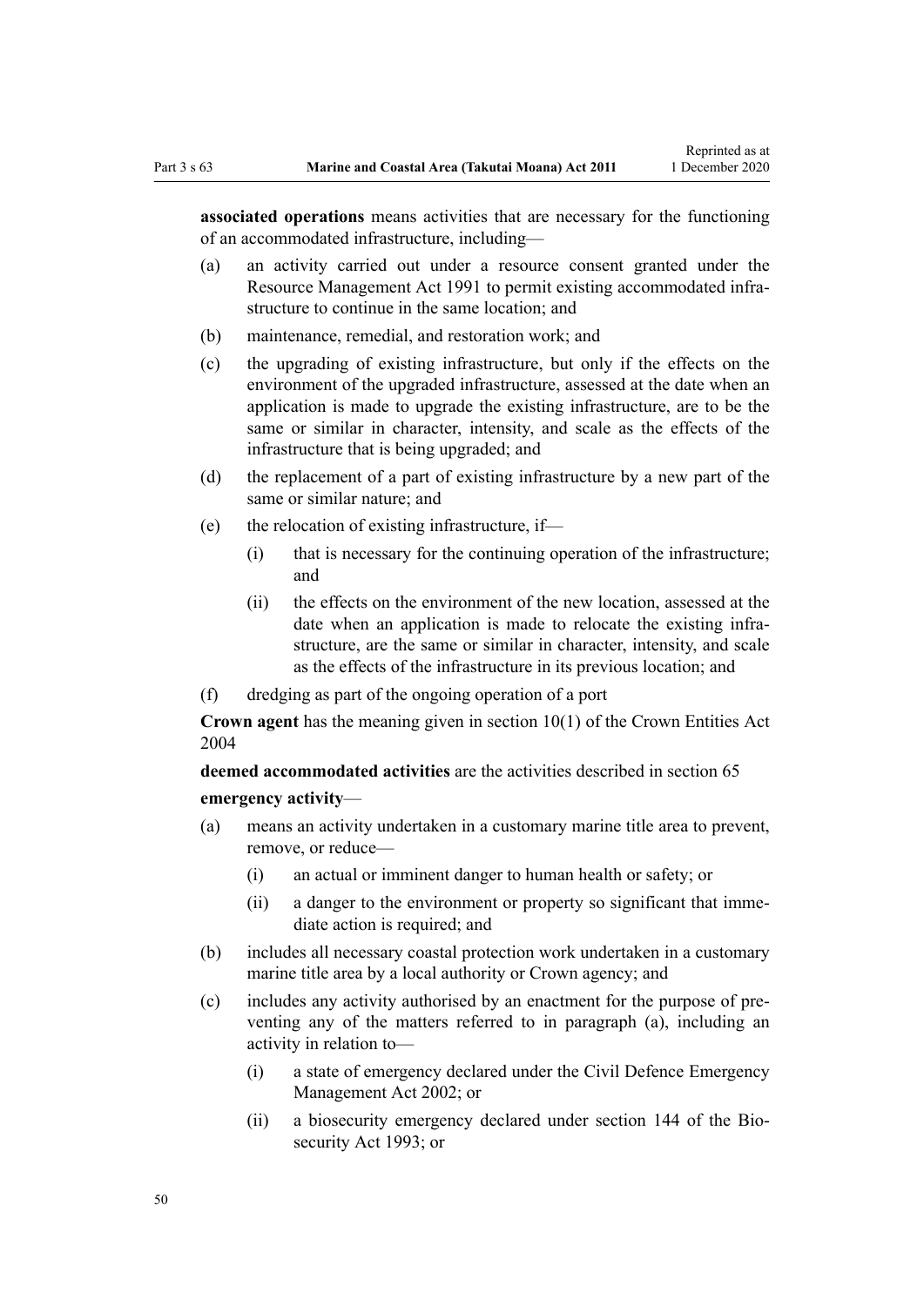**associated operations** means activities that are necessary for the functioning of an accommodated infrastructure, including—

(a) an activity carried out under a resource consent granted under the Resource Management Act 1991 to permit existing accommodated infrastructure to continue in the same location; and

(b) maintenance, remedial, and restoration work; and

(c) the upgrading of existing infrastructure, but only if the effects on the environment of the upgraded infrastructure, assessed at the date when an application is made to upgrade the existing infrastructure, are to be the same or similar in character, intensity, and scale as the effects of the infrastructure that is being upgraded; and

(d) the replacement of a part of existing infrastructure by a new part of the same or similar nature; and

(e) the relocation of existing infrastructure, if—

  (i) that is necessary for the continuing operation of the infrastructure; and

  (ii) the effects on the environment of the new location, assessed at the date when an application is made to relocate the existing infrastructure, are the same or similar in character, intensity, and scale as the effects of the infrastructure in its previous location; and

(f) dredging as part of the ongoing operation of a port

**Crown agent** has the meaning given in section 10(1) of the Crown Entities Act 2004

**deemed accommodated activities** are the activities described in section 65

**emergency activity**—

(a) means an activity undertaken in a customary marine title area to prevent, remove, or reduce—

  (i) an actual or imminent danger to human health or safety; or

  (ii) a danger to the environment or property so significant that immediate action is required; and

(b) includes all necessary coastal protection work undertaken in a customary marine title area by a local authority or Crown agency; and

(c) includes any activity authorised by an enactment for the purpose of preventing any of the matters referred to in paragraph (a), including an activity in relation to—

  (i) a state of emergency declared under the Civil Defence Emergency Management Act 2002; or

  (ii) a biosecurity emergency declared under section 144 of the Biosecurity Act 1993; or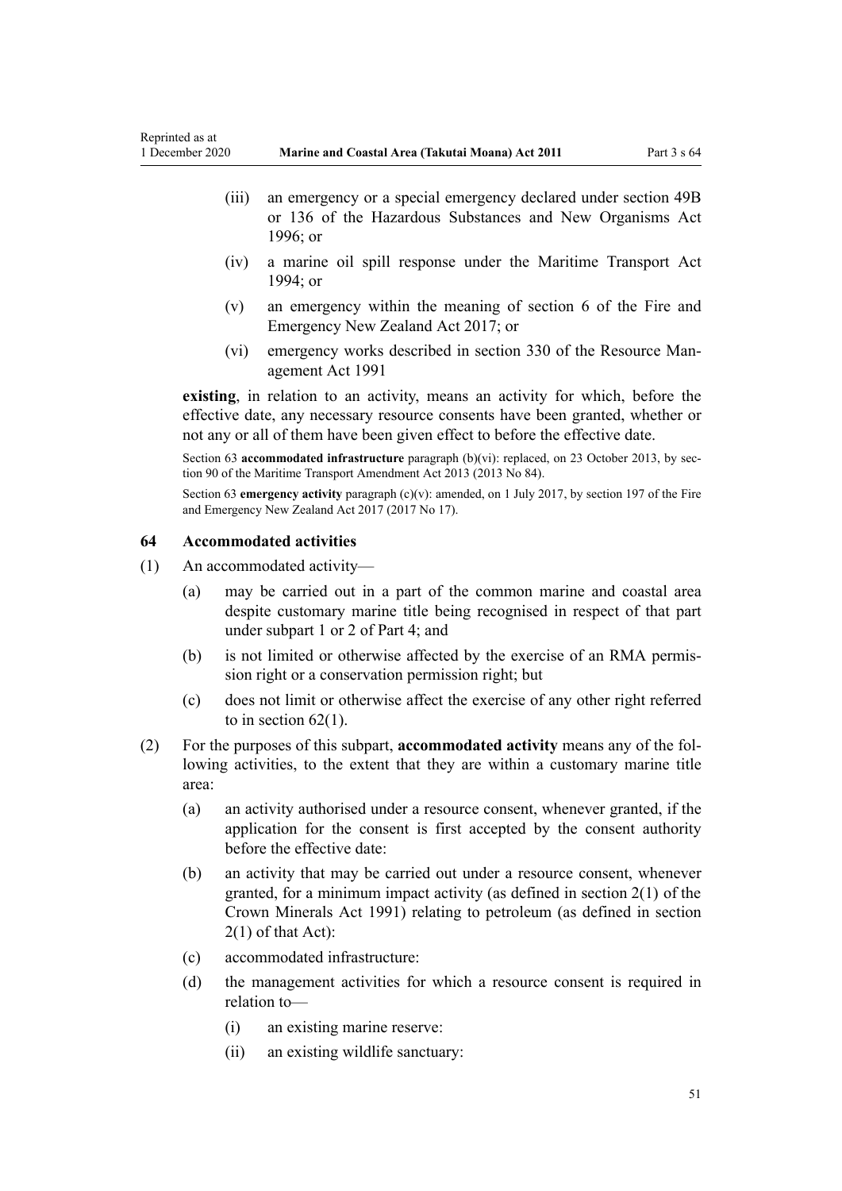(iii) an emergency or a special emergency declared under section 49B or 136 of the Hazardous Substances and New Organisms Act 1996; or

(iv) a marine oil spill response under the Maritime Transport Act 1994; or

(v) an emergency within the meaning of section 6 of the Fire and Emergency New Zealand Act 2017; or

(vi) emergency works described in section 330 of the Resource Management Act 1991

**existing**, in relation to an activity, means an activity for which, before the effective date, any necessary resource consents have been granted, whether or not any or all of them have been given effect to before the effective date.

Section 63 **accommodated infrastructure** paragraph (b)(vi): replaced, on 23 October 2013, by section 90 of the Maritime Transport Amendment Act 2013 (2013 No 84).

Section 63 **emergency activity** paragraph (c)(v): amended, on 1 July 2017, by section 197 of the Fire and Emergency New Zealand Act 2017 (2017 No 17).

### 64 Accommodated activities

(1) An accommodated activity—

(a) may be carried out in a part of the common marine and coastal area despite customary marine title being recognised in respect of that part under subpart 1 or 2 of Part 4; and

(b) is not limited or otherwise affected by the exercise of an RMA permission right or a conservation permission right; but

(c) does not limit or otherwise affect the exercise of any other right referred to in section 62(1).

(2) For the purposes of this subpart, **accommodated activity** means any of the following activities, to the extent that they are within a customary marine title area:

(a) an activity authorised under a resource consent, whenever granted, if the application for the consent is first accepted by the consent authority before the effective date:

(b) an activity that may be carried out under a resource consent, whenever granted, for a minimum impact activity (as defined in section 2(1) of the Crown Minerals Act 1991) relating to petroleum (as defined in section 2(1) of that Act):

(c) accommodated infrastructure:

(d) the management activities for which a resource consent is required in relation to—

(i) an existing marine reserve:

(ii) an existing wildlife sanctuary: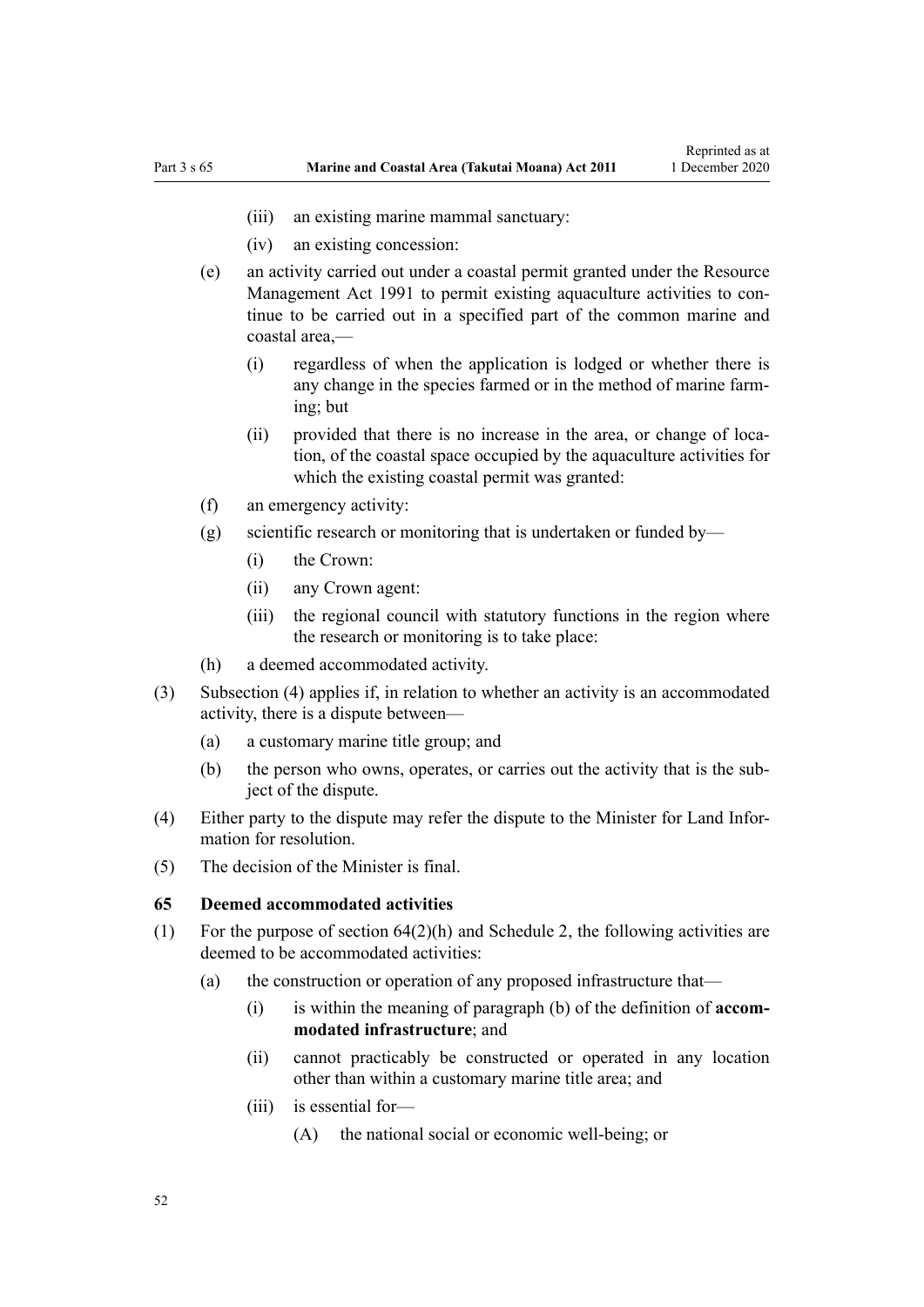(iii) an existing marine mammal sanctuary:

(iv) an existing concession:

(e) an activity carried out under a coastal permit granted under the Resource Management Act 1991 to permit existing aquaculture activities to continue to be carried out in a specified part of the common marine and coastal area,—

   (i) regardless of when the application is lodged or whether there is any change in the species farmed or in the method of marine farming; but

   (ii) provided that there is no increase in the area, or change of location, of the coastal space occupied by the aquaculture activities for which the existing coastal permit was granted:

(f) an emergency activity:

(g) scientific research or monitoring that is undertaken or funded by—

   (i) the Crown:

   (ii) any Crown agent:

   (iii) the regional council with statutory functions in the region where the research or monitoring is to take place:

(h) a deemed accommodated activity.

(3) Subsection (4) applies if, in relation to whether an activity is an accommodated activity, there is a dispute between—

   (a) a customary marine title group; and

   (b) the person who owns, operates, or carries out the activity that is the subject of the dispute.

(4) Either party to the dispute may refer the dispute to the Minister for Land Information for resolution.

(5) The decision of the Minister is final.

### 65 Deemed accommodated activities

(1) For the purpose of section 64(2)(h) and Schedule 2, the following activities are deemed to be accommodated activities:

   (a) the construction or operation of any proposed infrastructure that—

      (i) is within the meaning of paragraph (b) of the definition of **accommodated infrastructure**; and

      (ii) cannot practicably be constructed or operated in any location other than within a customary marine title area; and

      (iii) is essential for—

         (A) the national social or economic well-being; or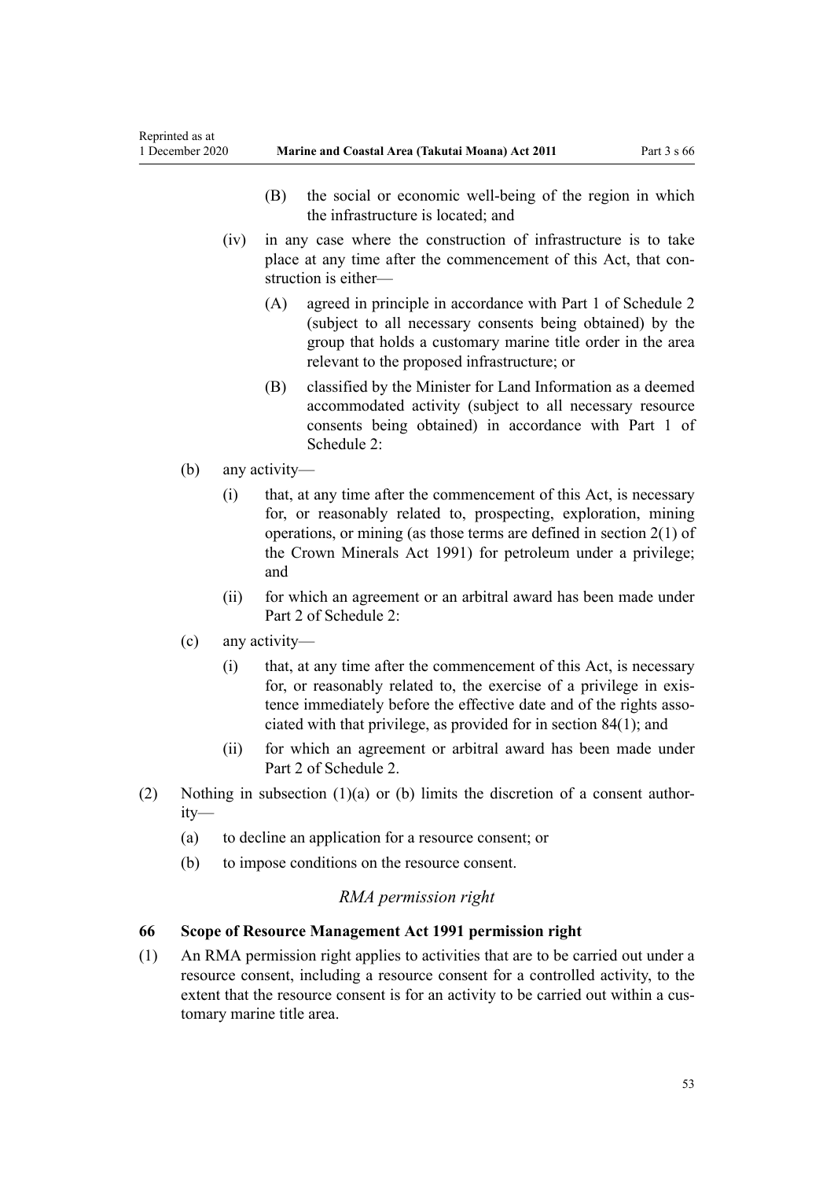(B) the social or economic well-being of the region in which the infrastructure is located; and

(iv) in any case where the construction of infrastructure is to take place at any time after the commencement of this Act, that construction is either—

(A) agreed in principle in accordance with Part 1 of Schedule 2 (subject to all necessary consents being obtained) by the group that holds a customary marine title order in the area relevant to the proposed infrastructure; or

(B) classified by the Minister for Land Information as a deemed accommodated activity (subject to all necessary resource consents being obtained) in accordance with Part 1 of Schedule 2:

(b) any activity—

(i) that, at any time after the commencement of this Act, is necessary for, or reasonably related to, prospecting, exploration, mining operations, or mining (as those terms are defined in section 2(1) of the Crown Minerals Act 1991) for petroleum under a privilege; and

(ii) for which an agreement or an arbitral award has been made under Part 2 of Schedule 2:

(c) any activity—

(i) that, at any time after the commencement of this Act, is necessary for, or reasonably related to, the exercise of a privilege in existence immediately before the effective date and of the rights associated with that privilege, as provided for in section 84(1); and

(ii) for which an agreement or arbitral award has been made under Part 2 of Schedule 2.

(2) Nothing in subsection (1)(a) or (b) limits the discretion of a consent authority—

(a) to decline an application for a resource consent; or

(b) to impose conditions on the resource consent.

*RMA permission right*

**66 Scope of Resource Management Act 1991 permission right**

(1) An RMA permission right applies to activities that are to be carried out under a resource consent, including a resource consent for a controlled activity, to the extent that the resource consent is for an activity to be carried out within a customary marine title area.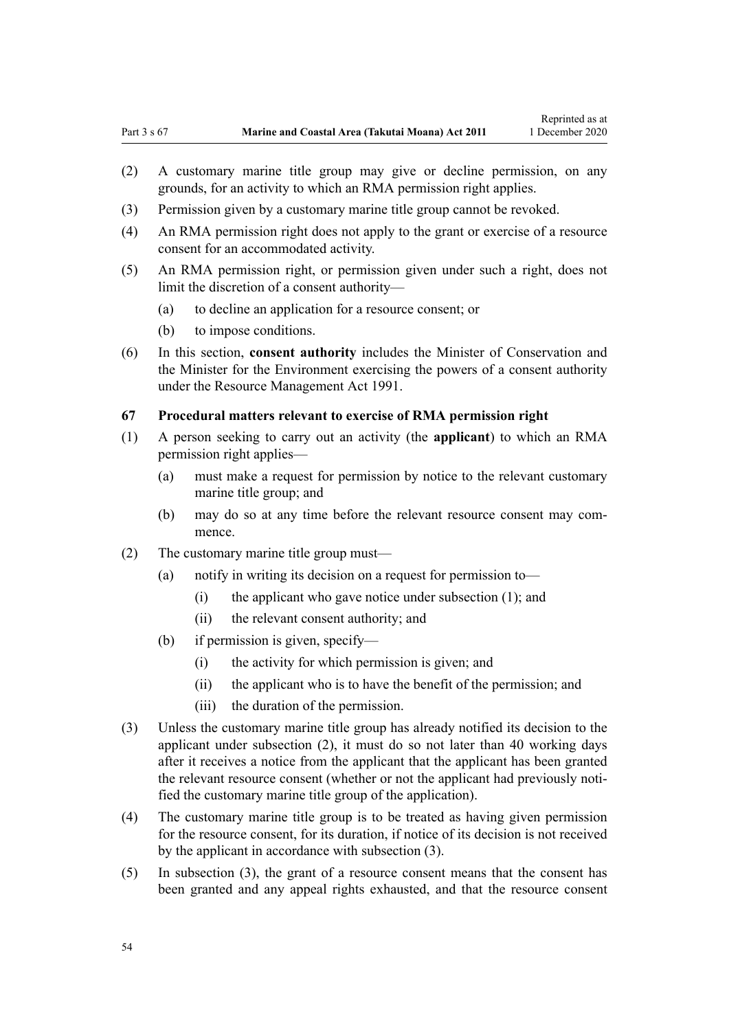(2) A customary marine title group may give or decline permission, on any grounds, for an activity to which an RMA permission right applies.

(3) Permission given by a customary marine title group cannot be revoked.

(4) An RMA permission right does not apply to the grant or exercise of a resource consent for an accommodated activity.

(5) An RMA permission right, or permission given under such a right, does not limit the discretion of a consent authority—

- (a) to decline an application for a resource consent; or
- (b) to impose conditions.

(6) In this section, **consent authority** includes the Minister of Conservation and the Minister for the Environment exercising the powers of a consent authority under the Resource Management Act 1991.

### 67 Procedural matters relevant to exercise of RMA permission right

(1) A person seeking to carry out an activity (the **applicant**) to which an RMA permission right applies—

- (a) must make a request for permission by notice to the relevant customary marine title group; and
- (b) may do so at any time before the relevant resource consent may commence.

(2) The customary marine title group must—

- (a) notify in writing its decision on a request for permission to—
  - (i) the applicant who gave notice under subsection (1); and
  - (ii) the relevant consent authority; and
- (b) if permission is given, specify—
  - (i) the activity for which permission is given; and
  - (ii) the applicant who is to have the benefit of the permission; and
  - (iii) the duration of the permission.

(3) Unless the customary marine title group has already notified its decision to the applicant under subsection (2), it must do so not later than 40 working days after it receives a notice from the applicant that the applicant has been granted the relevant resource consent (whether or not the applicant had previously notified the customary marine title group of the application).

(4) The customary marine title group is to be treated as having given permission for the resource consent, for its duration, if notice of its decision is not received by the applicant in accordance with subsection (3).

(5) In subsection (3), the grant of a resource consent means that the consent has been granted and any appeal rights exhausted, and that the resource consent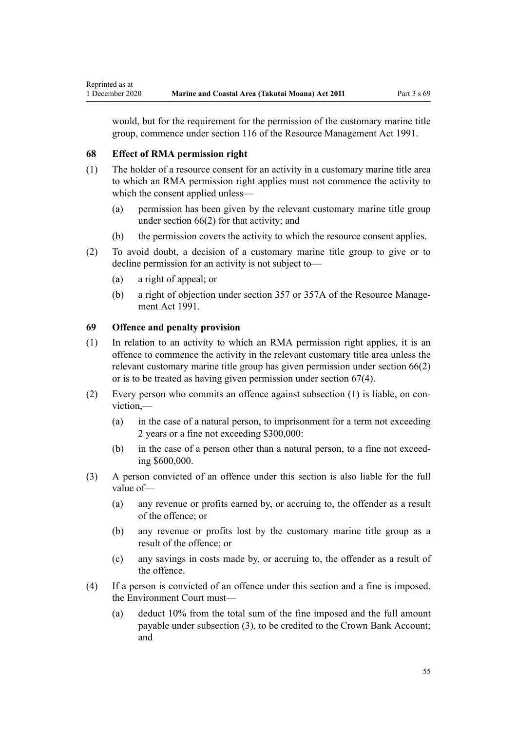would, but for the requirement for the permission of the customary marine title group, commence under section 116 of the Resource Management Act 1991.

### 68 Effect of RMA permission right

(1) The holder of a resource consent for an activity in a customary marine title area to which an RMA permission right applies must not commence the activity to which the consent applied unless—

- (a) permission has been given by the relevant customary marine title group under section 66(2) for that activity; and
- (b) the permission covers the activity to which the resource consent applies.

(2) To avoid doubt, a decision of a customary marine title group to give or to decline permission for an activity is not subject to—

- (a) a right of appeal; or
- (b) a right of objection under section 357 or 357A of the Resource Management Act 1991.

### 69 Offence and penalty provision

(1) In relation to an activity to which an RMA permission right applies, it is an offence to commence the activity in the relevant customary title area unless the relevant customary marine title group has given permission under section 66(2) or is to be treated as having given permission under section 67(4).

(2) Every person who commits an offence against subsection (1) is liable, on conviction,—

- (a) in the case of a natural person, to imprisonment for a term not exceeding 2 years or a fine not exceeding $300,000:
- (b) in the case of a person other than a natural person, to a fine not exceeding $600,000.

(3) A person convicted of an offence under this section is also liable for the full value of—

- (a) any revenue or profits earned by, or accruing to, the offender as a result of the offence; or
- (b) any revenue or profits lost by the customary marine title group as a result of the offence; or
- (c) any savings in costs made by, or accruing to, the offender as a result of the offence.

(4) If a person is convicted of an offence under this section and a fine is imposed, the Environment Court must—

- (a) deduct 10% from the total sum of the fine imposed and the full amount payable under subsection (3), to be credited to the Crown Bank Account; and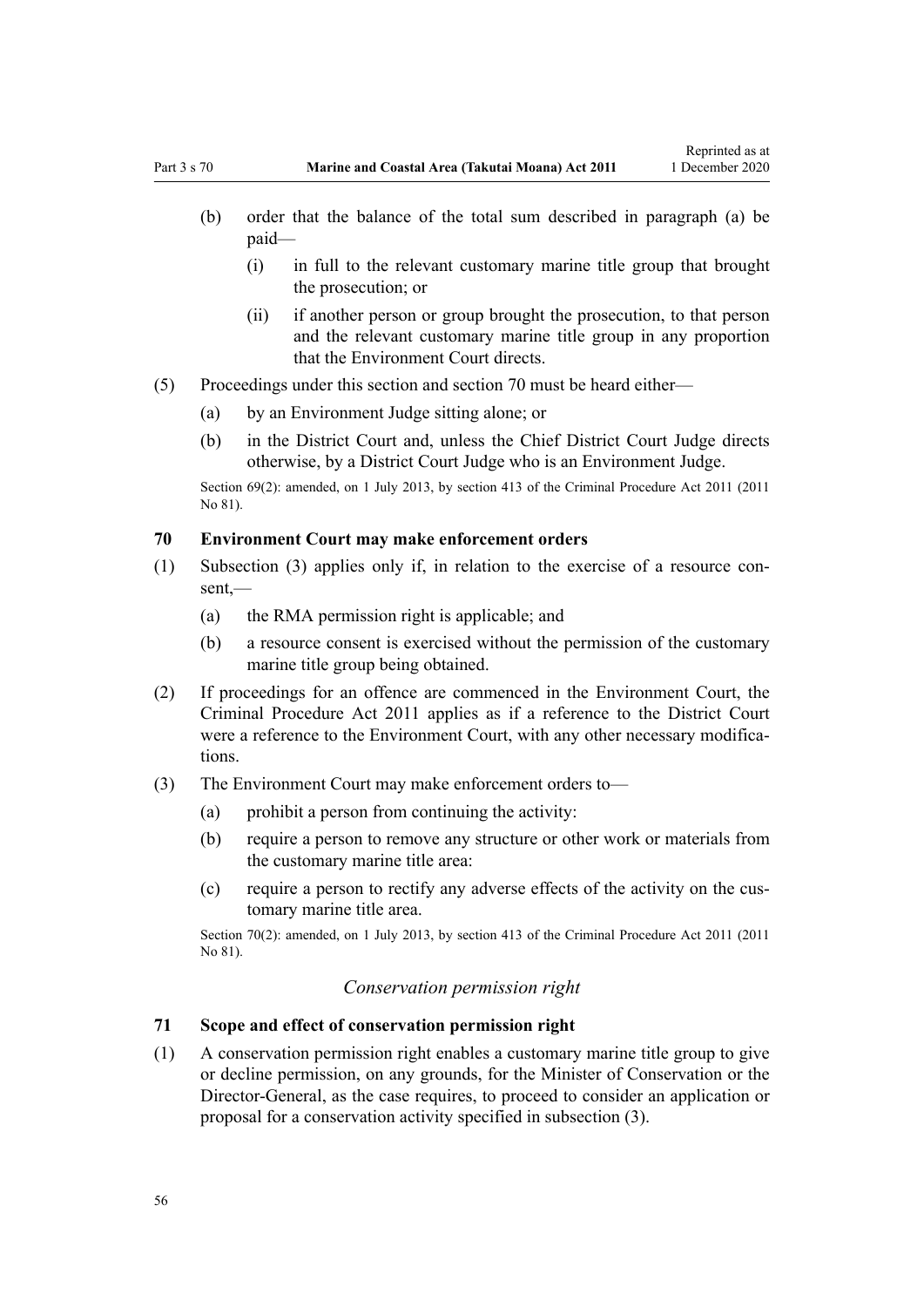(b) order that the balance of the total sum described in paragraph (a) be paid—

(i) in full to the relevant customary marine title group that brought the prosecution; or

(ii) if another person or group brought the prosecution, to that person and the relevant customary marine title group in any proportion that the Environment Court directs.

(5) Proceedings under this section and section 70 must be heard either—

(a) by an Environment Judge sitting alone; or

(b) in the District Court and, unless the Chief District Court Judge directs otherwise, by a District Court Judge who is an Environment Judge.

Section 69(2): amended, on 1 July 2013, by section 413 of the Criminal Procedure Act 2011 (2011 No 81).

### 70 Environment Court may make enforcement orders

(1) Subsection (3) applies only if, in relation to the exercise of a resource consent,—

(a) the RMA permission right is applicable; and

(b) a resource consent is exercised without the permission of the customary marine title group being obtained.

(2) If proceedings for an offence are commenced in the Environment Court, the Criminal Procedure Act 2011 applies as if a reference to the District Court were a reference to the Environment Court, with any other necessary modifications.

(3) The Environment Court may make enforcement orders to—

(a) prohibit a person from continuing the activity:

(b) require a person to remove any structure or other work or materials from the customary marine title area:

(c) require a person to rectify any adverse effects of the activity on the customary marine title area.

Section 70(2): amended, on 1 July 2013, by section 413 of the Criminal Procedure Act 2011 (2011 No 81).

*Conservation permission right*

### 71 Scope and effect of conservation permission right

(1) A conservation permission right enables a customary marine title group to give or decline permission, on any grounds, for the Minister of Conservation or the Director-General, as the case requires, to proceed to consider an application or proposal for a conservation activity specified in subsection (3).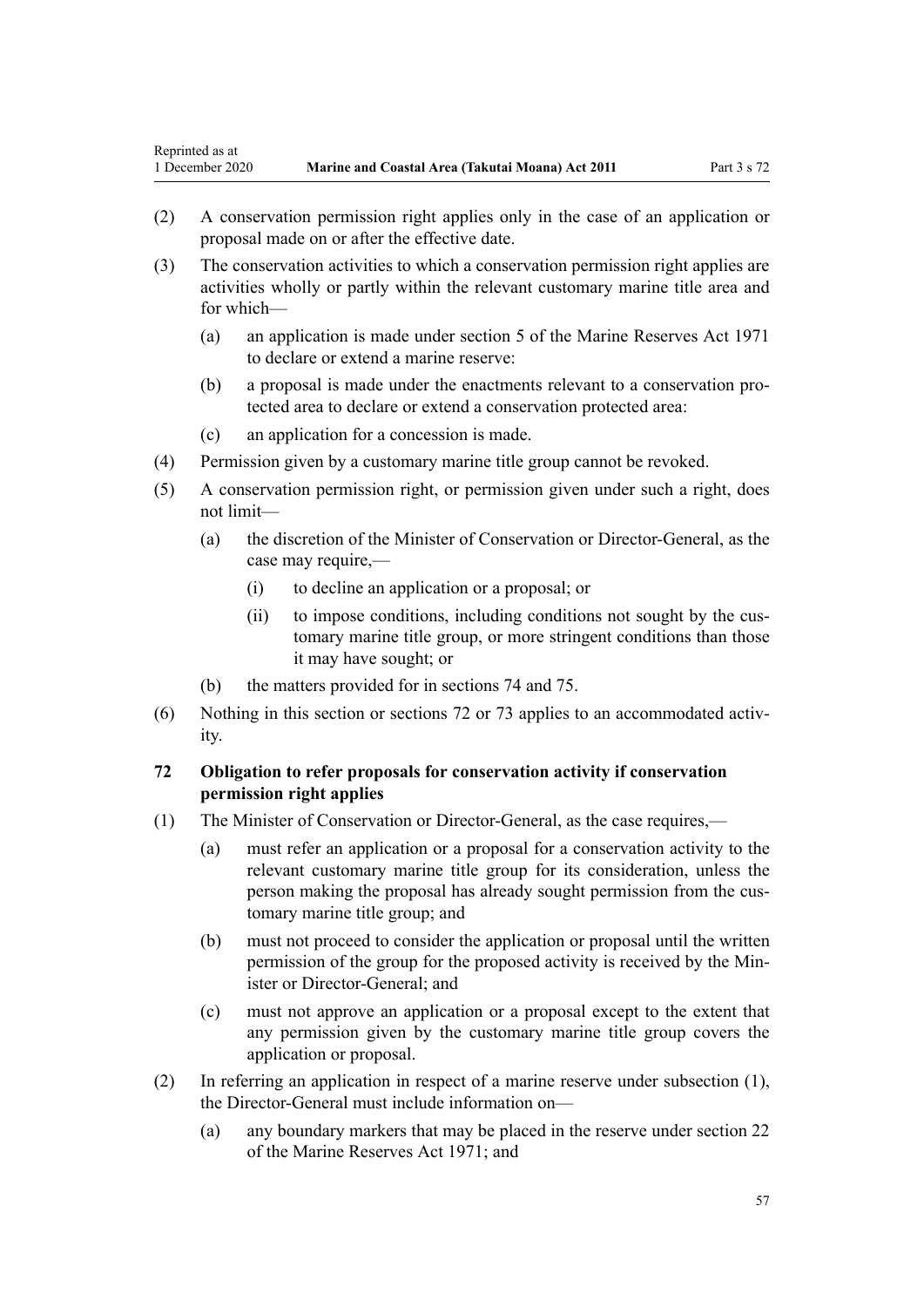(2) A conservation permission right applies only in the case of an application or proposal made on or after the effective date.

(3) The conservation activities to which a conservation permission right applies are activities wholly or partly within the relevant customary marine title area and for which—

- (a) an application is made under section 5 of the Marine Reserves Act 1971 to declare or extend a marine reserve:
- (b) a proposal is made under the enactments relevant to a conservation protected area to declare or extend a conservation protected area:
- (c) an application for a concession is made.

(4) Permission given by a customary marine title group cannot be revoked.

(5) A conservation permission right, or permission given under such a right, does not limit—

- (a) the discretion of the Minister of Conservation or Director-General, as the case may require,—
  - (i) to decline an application or a proposal; or
  - (ii) to impose conditions, including conditions not sought by the customary marine title group, or more stringent conditions than those it may have sought; or
- (b) the matters provided for in sections 74 and 75.

(6) Nothing in this section or sections 72 or 73 applies to an accommodated activity.

### 72 Obligation to refer proposals for conservation activity if conservation permission right applies

(1) The Minister of Conservation or Director-General, as the case requires,—

- (a) must refer an application or a proposal for a conservation activity to the relevant customary marine title group for its consideration, unless the person making the proposal has already sought permission from the customary marine title group; and
- (b) must not proceed to consider the application or proposal until the written permission of the group for the proposed activity is received by the Minister or Director-General; and
- (c) must not approve an application or a proposal except to the extent that any permission given by the customary marine title group covers the application or proposal.

(2) In referring an application in respect of a marine reserve under subsection (1), the Director-General must include information on—

- (a) any boundary markers that may be placed in the reserve under section 22 of the Marine Reserves Act 1971; and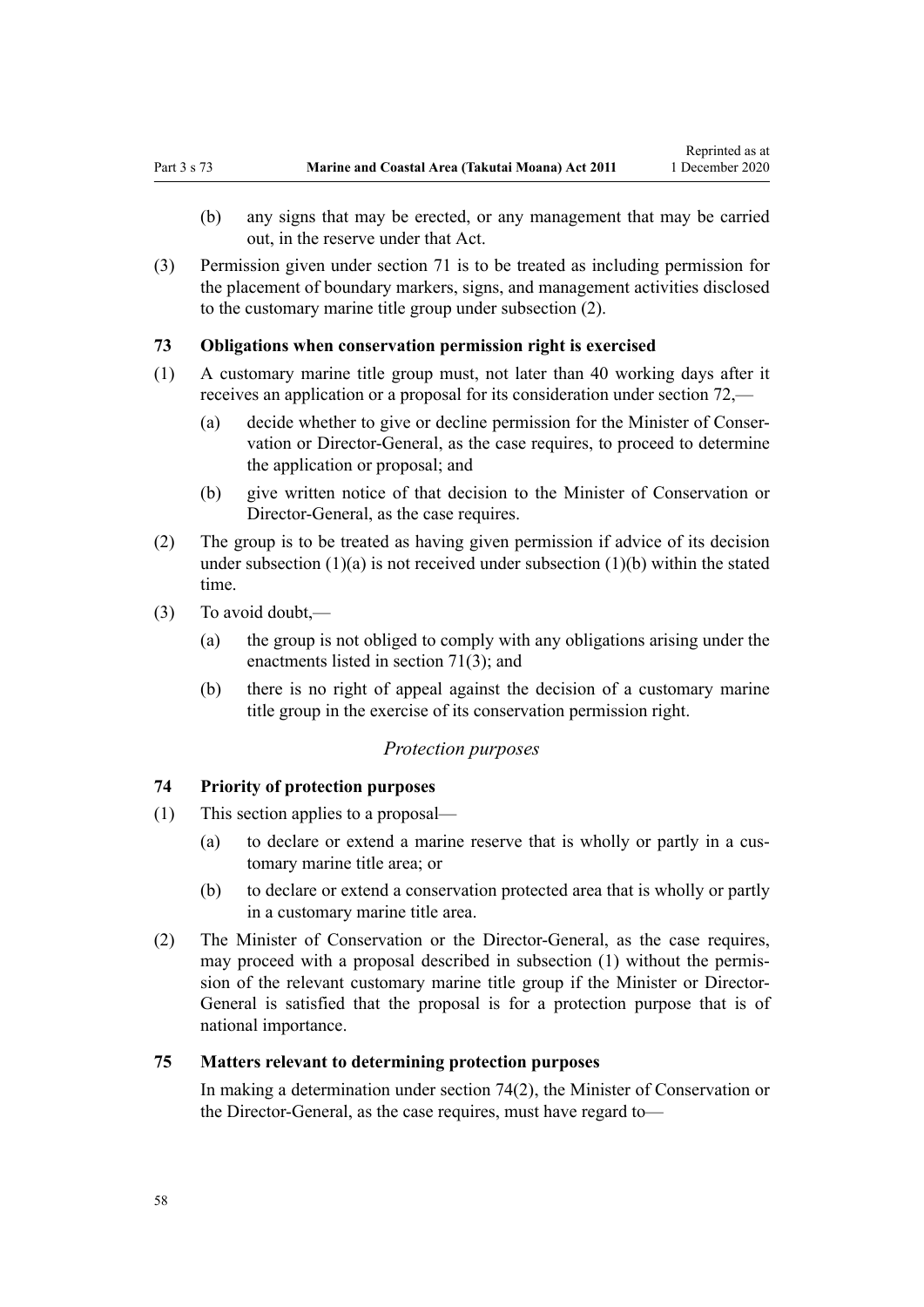(b) any signs that may be erected, or any management that may be carried out, in the reserve under that Act.

(3) Permission given under section 71 is to be treated as including permission for the placement of boundary markers, signs, and management activities disclosed to the customary marine title group under subsection (2).

### 73 Obligations when conservation permission right is exercised

(1) A customary marine title group must, not later than 40 working days after it receives an application or a proposal for its consideration under section 72,—

  (a) decide whether to give or decline permission for the Minister of Conservation or Director-General, as the case requires, to proceed to determine the application or proposal; and

  (b) give written notice of that decision to the Minister of Conservation or Director-General, as the case requires.

(2) The group is to be treated as having given permission if advice of its decision under subsection (1)(a) is not received under subsection (1)(b) within the stated time.

(3) To avoid doubt,—

  (a) the group is not obliged to comply with any obligations arising under the enactments listed in section 71(3); and

  (b) there is no right of appeal against the decision of a customary marine title group in the exercise of its conservation permission right.

*Protection purposes*

### 74 Priority of protection purposes

(1) This section applies to a proposal—

  (a) to declare or extend a marine reserve that is wholly or partly in a customary marine title area; or

  (b) to declare or extend a conservation protected area that is wholly or partly in a customary marine title area.

(2) The Minister of Conservation or the Director-General, as the case requires, may proceed with a proposal described in subsection (1) without the permission of the relevant customary marine title group if the Minister or Director-General is satisfied that the proposal is for a protection purpose that is of national importance.

### 75 Matters relevant to determining protection purposes

In making a determination under section 74(2), the Minister of Conservation or the Director-General, as the case requires, must have regard to—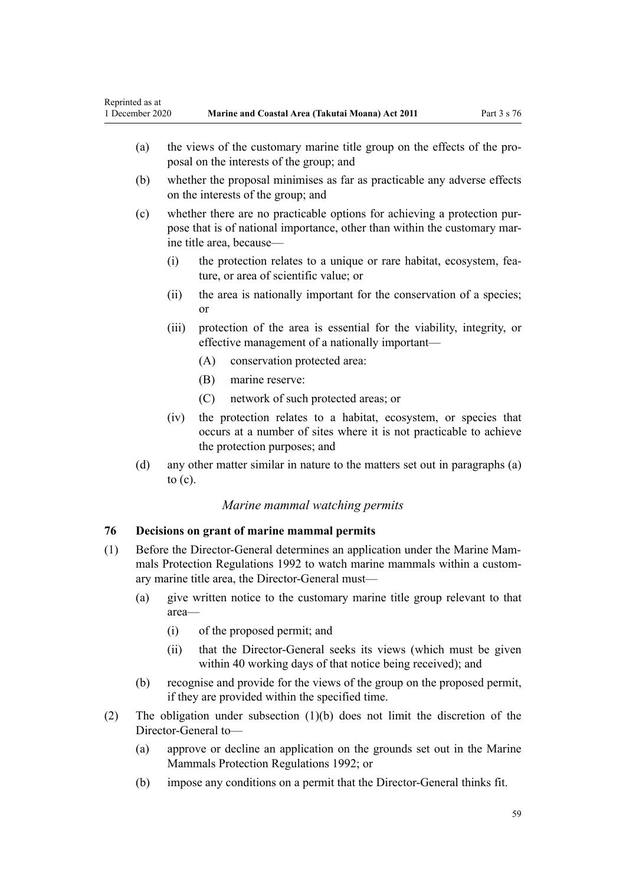(a) the views of the customary marine title group on the effects of the proposal on the interests of the group; and

(b) whether the proposal minimises as far as practicable any adverse effects on the interests of the group; and

(c) whether there are no practicable options for achieving a protection purpose that is of national importance, other than within the customary marine title area, because—

  (i) the protection relates to a unique or rare habitat, ecosystem, feature, or area of scientific value; or

  (ii) the area is nationally important for the conservation of a species; or

  (iii) protection of the area is essential for the viability, integrity, or effective management of a nationally important—

    (A) conservation protected area:

    (B) marine reserve:

    (C) network of such protected areas; or

  (iv) the protection relates to a habitat, ecosystem, or species that occurs at a number of sites where it is not practicable to achieve the protection purposes; and

(d) any other matter similar in nature to the matters set out in paragraphs (a) to (c).

*Marine mammal watching permits*

### 76 Decisions on grant of marine mammal permits

(1) Before the Director-General determines an application under the Marine Mammals Protection Regulations 1992 to watch marine mammals within a customary marine title area, the Director-General must—

  (a) give written notice to the customary marine title group relevant to that area—

    (i) of the proposed permit; and

    (ii) that the Director-General seeks its views (which must be given within 40 working days of that notice being received); and

  (b) recognise and provide for the views of the group on the proposed permit, if they are provided within the specified time.

(2) The obligation under subsection (1)(b) does not limit the discretion of the Director-General to—

  (a) approve or decline an application on the grounds set out in the Marine Mammals Protection Regulations 1992; or

  (b) impose any conditions on a permit that the Director-General thinks fit.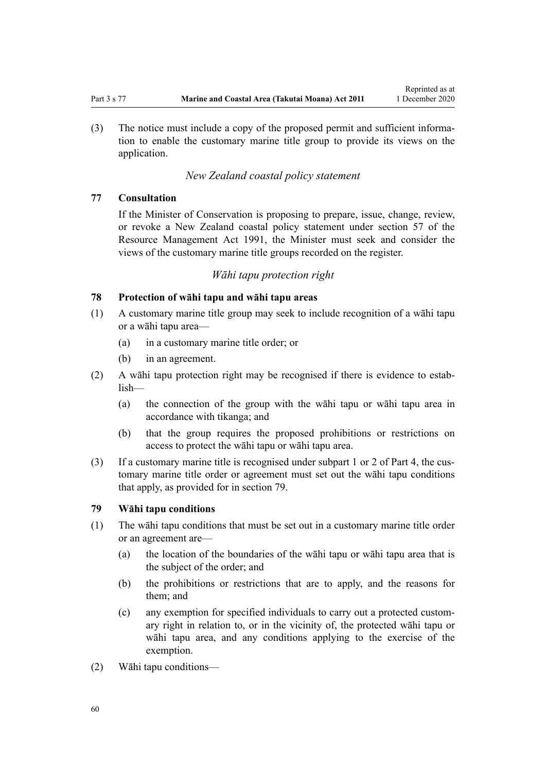(3) The notice must include a copy of the proposed permit and sufficient information to enable the customary marine title group to provide its views on the application.

### *New Zealand coastal policy statement*

### 77 Consultation

If the Minister of Conservation is proposing to prepare, issue, change, review, or revoke a New Zealand coastal policy statement under section 57 of the Resource Management Act 1991, the Minister must seek and consider the views of the customary marine title groups recorded on the register.

### *Wāhi tapu protection right*

### 78 Protection of wāhi tapu and wāhi tapu areas

(1) A customary marine title group may seek to include recognition of a wāhi tapu or a wāhi tapu area—

- (a) in a customary marine title order; or
- (b) in an agreement.

(2) A wāhi tapu protection right may be recognised if there is evidence to establish—

- (a) the connection of the group with the wāhi tapu or wāhi tapu area in accordance with tikanga; and
- (b) that the group requires the proposed prohibitions or restrictions on access to protect the wāhi tapu or wāhi tapu area.

(3) If a customary marine title is recognised under subpart 1 or 2 of Part 4, the customary marine title order or agreement must set out the wāhi tapu conditions that apply, as provided for in section 79.

### 79 Wāhi tapu conditions

(1) The wāhi tapu conditions that must be set out in a customary marine title order or an agreement are—

- (a) the location of the boundaries of the wāhi tapu or wāhi tapu area that is the subject of the order; and
- (b) the prohibitions or restrictions that are to apply, and the reasons for them; and
- (c) any exemption for specified individuals to carry out a protected customary right in relation to, or in the vicinity of, the protected wāhi tapu or wāhi tapu area, and any conditions applying to the exercise of the exemption.

(2) Wāhi tapu conditions—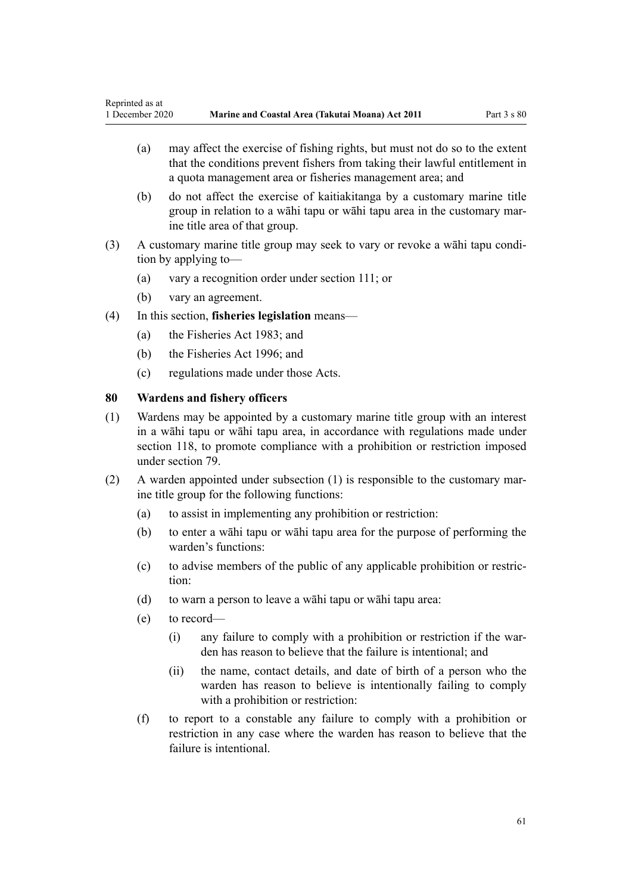(a) may affect the exercise of fishing rights, but must not do so to the extent that the conditions prevent fishers from taking their lawful entitlement in a quota management area or fisheries management area; and

(b) do not affect the exercise of kaitiakitanga by a customary marine title group in relation to a wāhi tapu or wāhi tapu area in the customary marine title area of that group.

(3) A customary marine title group may seek to vary or revoke a wāhi tapu condition by applying to—

(a) vary a recognition order under section 111; or

(b) vary an agreement.

(4) In this section, **fisheries legislation** means—

(a) the Fisheries Act 1983; and

(b) the Fisheries Act 1996; and

(c) regulations made under those Acts.

### 80 Wardens and fishery officers

(1) Wardens may be appointed by a customary marine title group with an interest in a wāhi tapu or wāhi tapu area, in accordance with regulations made under section 118, to promote compliance with a prohibition or restriction imposed under section 79.

(2) A warden appointed under subsection (1) is responsible to the customary marine title group for the following functions:

(a) to assist in implementing any prohibition or restriction:

(b) to enter a wāhi tapu or wāhi tapu area for the purpose of performing the warden's functions:

(c) to advise members of the public of any applicable prohibition or restriction:

(d) to warn a person to leave a wāhi tapu or wāhi tapu area:

(e) to record—

(i) any failure to comply with a prohibition or restriction if the warden has reason to believe that the failure is intentional; and

(ii) the name, contact details, and date of birth of a person who the warden has reason to believe is intentionally failing to comply with a prohibition or restriction:

(f) to report to a constable any failure to comply with a prohibition or restriction in any case where the warden has reason to believe that the failure is intentional.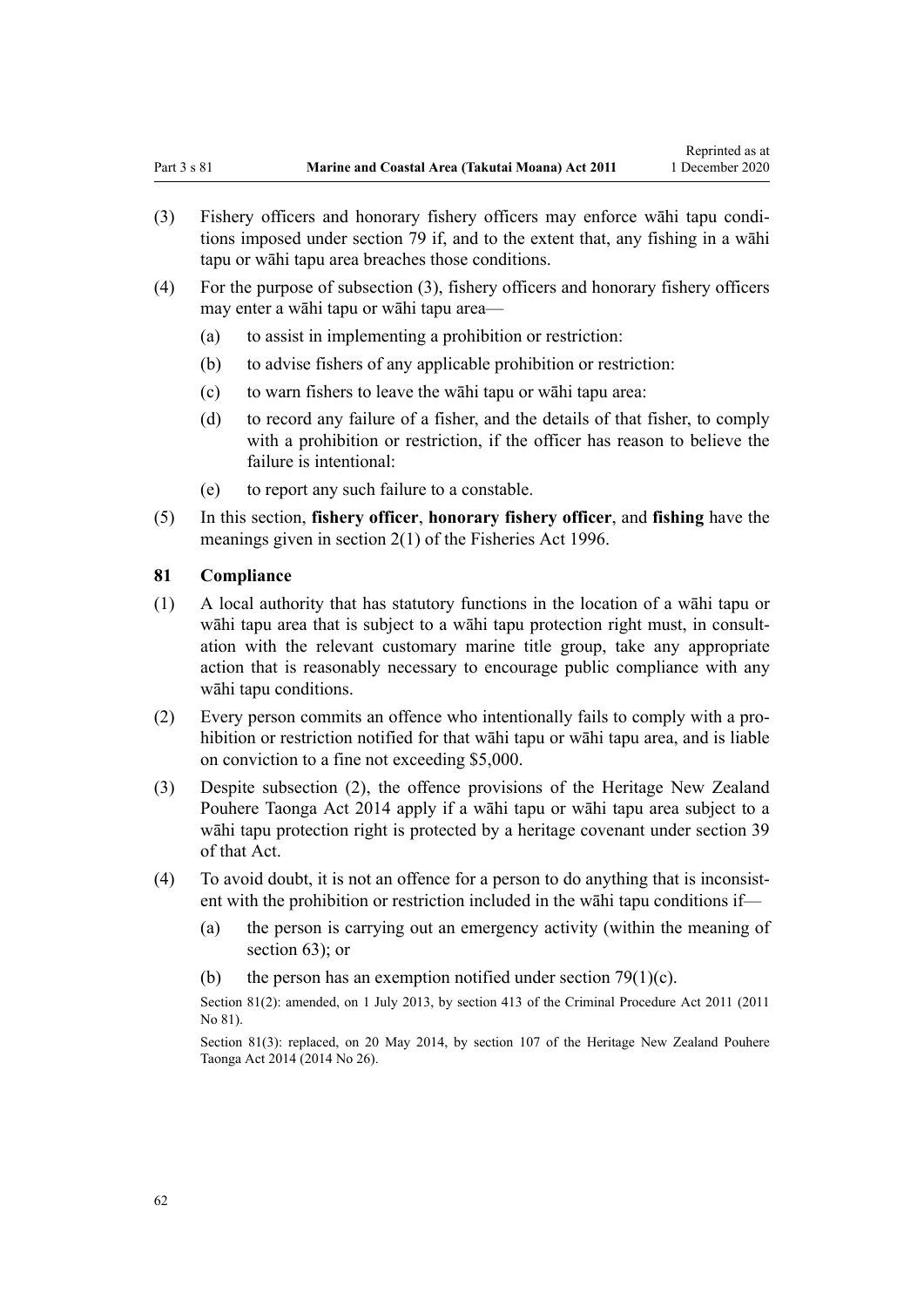(3) Fishery officers and honorary fishery officers may enforce wāhi tapu conditions imposed under section 79 if, and to the extent that, any fishing in a wāhi tapu or wāhi tapu area breaches those conditions.

(4) For the purpose of subsection (3), fishery officers and honorary fishery officers may enter a wāhi tapu or wāhi tapu area—

  (a) to assist in implementing a prohibition or restriction:

  (b) to advise fishers of any applicable prohibition or restriction:

  (c) to warn fishers to leave the wāhi tapu or wāhi tapu area:

  (d) to record any failure of a fisher, and the details of that fisher, to comply with a prohibition or restriction, if the officer has reason to believe the failure is intentional:

  (e) to report any such failure to a constable.

(5) In this section, **fishery officer**, **honorary fishery officer**, and **fishing** have the meanings given in section 2(1) of the Fisheries Act 1996.

### 81 Compliance

(1) A local authority that has statutory functions in the location of a wāhi tapu or wāhi tapu area that is subject to a wāhi tapu protection right must, in consultation with the relevant customary marine title group, take any appropriate action that is reasonably necessary to encourage public compliance with any wāhi tapu conditions.

(2) Every person commits an offence who intentionally fails to comply with a prohibition or restriction notified for that wāhi tapu or wāhi tapu area, and is liable on conviction to a fine not exceeding $5,000.

(3) Despite subsection (2), the offence provisions of the Heritage New Zealand Pouhere Taonga Act 2014 apply if a wāhi tapu or wāhi tapu area subject to a wāhi tapu protection right is protected by a heritage covenant under section 39 of that Act.

(4) To avoid doubt, it is not an offence for a person to do anything that is inconsistent with the prohibition or restriction included in the wāhi tapu conditions if—

  (a) the person is carrying out an emergency activity (within the meaning of section 63); or

  (b) the person has an exemption notified under section 79(1)(c).

Section 81(2): amended, on 1 July 2013, by section 413 of the Criminal Procedure Act 2011 (2011 No 81).

Section 81(3): replaced, on 20 May 2014, by section 107 of the Heritage New Zealand Pouhere Taonga Act 2014 (2014 No 26).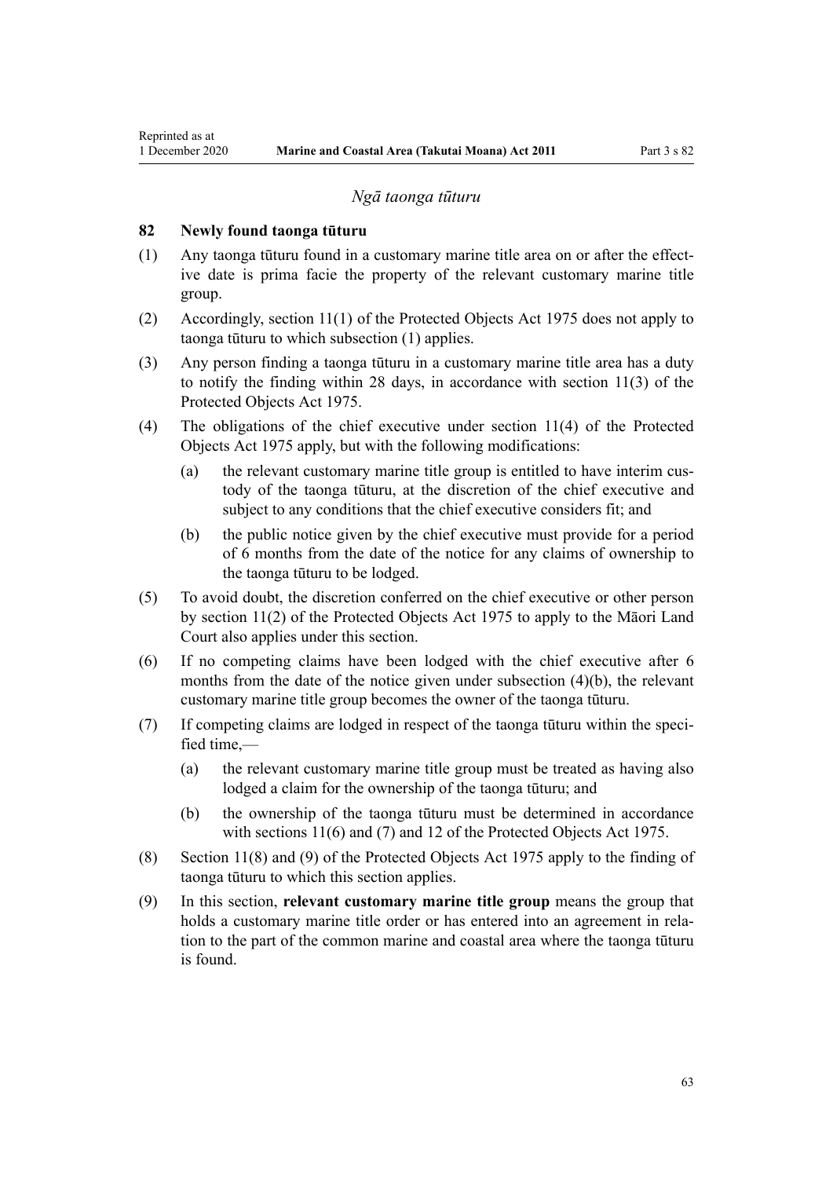*Ngā taonga tūturu*

**82 Newly found taonga tūturu**

(1) Any taonga tūturu found in a customary marine title area on or after the effective date is prima facie the property of the relevant customary marine title group.

(2) Accordingly, section 11(1) of the Protected Objects Act 1975 does not apply to taonga tūturu to which subsection (1) applies.

(3) Any person finding a taonga tūturu in a customary marine title area has a duty to notify the finding within 28 days, in accordance with section 11(3) of the Protected Objects Act 1975.

(4) The obligations of the chief executive under section 11(4) of the Protected Objects Act 1975 apply, but with the following modifications:

 (a) the relevant customary marine title group is entitled to have interim custody of the taonga tūturu, at the discretion of the chief executive and subject to any conditions that the chief executive considers fit; and

 (b) the public notice given by the chief executive must provide for a period of 6 months from the date of the notice for any claims of ownership to the taonga tūturu to be lodged.

(5) To avoid doubt, the discretion conferred on the chief executive or other person by section 11(2) of the Protected Objects Act 1975 to apply to the Māori Land Court also applies under this section.

(6) If no competing claims have been lodged with the chief executive after 6 months from the date of the notice given under subsection (4)(b), the relevant customary marine title group becomes the owner of the taonga tūturu.

(7) If competing claims are lodged in respect of the taonga tūturu within the specified time,—

 (a) the relevant customary marine title group must be treated as having also lodged a claim for the ownership of the taonga tūturu; and

 (b) the ownership of the taonga tūturu must be determined in accordance with sections 11(6) and (7) and 12 of the Protected Objects Act 1975.

(8) Section 11(8) and (9) of the Protected Objects Act 1975 apply to the finding of taonga tūturu to which this section applies.

(9) In this section, **relevant customary marine title group** means the group that holds a customary marine title order or has entered into an agreement in relation to the part of the common marine and coastal area where the taonga tūturu is found.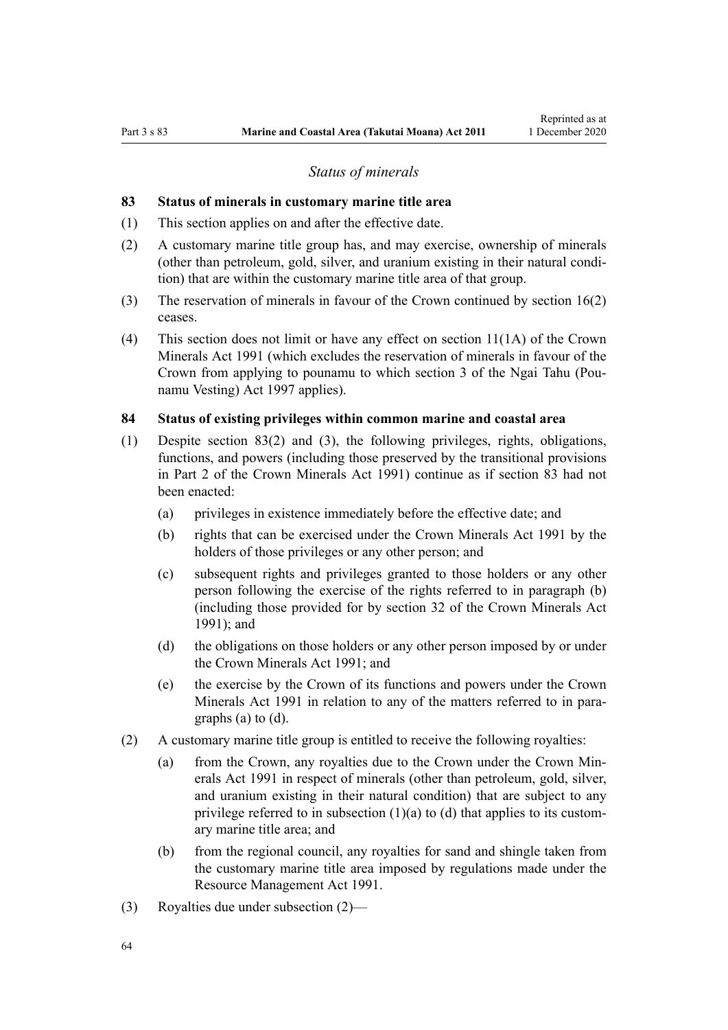*Status of minerals*

### 83 Status of minerals in customary marine title area

(1) This section applies on and after the effective date.

(2) A customary marine title group has, and may exercise, ownership of minerals (other than petroleum, gold, silver, and uranium existing in their natural condition) that are within the customary marine title area of that group.

(3) The reservation of minerals in favour of the Crown continued by section 16(2) ceases.

(4) This section does not limit or have any effect on section 11(1A) of the Crown Minerals Act 1991 (which excludes the reservation of minerals in favour of the Crown from applying to pounamu to which section 3 of the Ngai Tahu (Pounamu Vesting) Act 1997 applies).

### 84 Status of existing privileges within common marine and coastal area

(1) Despite section 83(2) and (3), the following privileges, rights, obligations, functions, and powers (including those preserved by the transitional provisions in Part 2 of the Crown Minerals Act 1991) continue as if section 83 had not been enacted:

   (a) privileges in existence immediately before the effective date; and

   (b) rights that can be exercised under the Crown Minerals Act 1991 by the holders of those privileges or any other person; and

   (c) subsequent rights and privileges granted to those holders or any other person following the exercise of the rights referred to in paragraph (b) (including those provided for by section 32 of the Crown Minerals Act 1991); and

   (d) the obligations on those holders or any other person imposed by or under the Crown Minerals Act 1991; and

   (e) the exercise by the Crown of its functions and powers under the Crown Minerals Act 1991 in relation to any of the matters referred to in paragraphs (a) to (d).

(2) A customary marine title group is entitled to receive the following royalties:

   (a) from the Crown, any royalties due to the Crown under the Crown Minerals Act 1991 in respect of minerals (other than petroleum, gold, silver, and uranium existing in their natural condition) that are subject to any privilege referred to in subsection (1)(a) to (d) that applies to its customary marine title area; and

   (b) from the regional council, any royalties for sand and shingle taken from the customary marine title area imposed by regulations made under the Resource Management Act 1991.

(3) Royalties due under subsection (2)—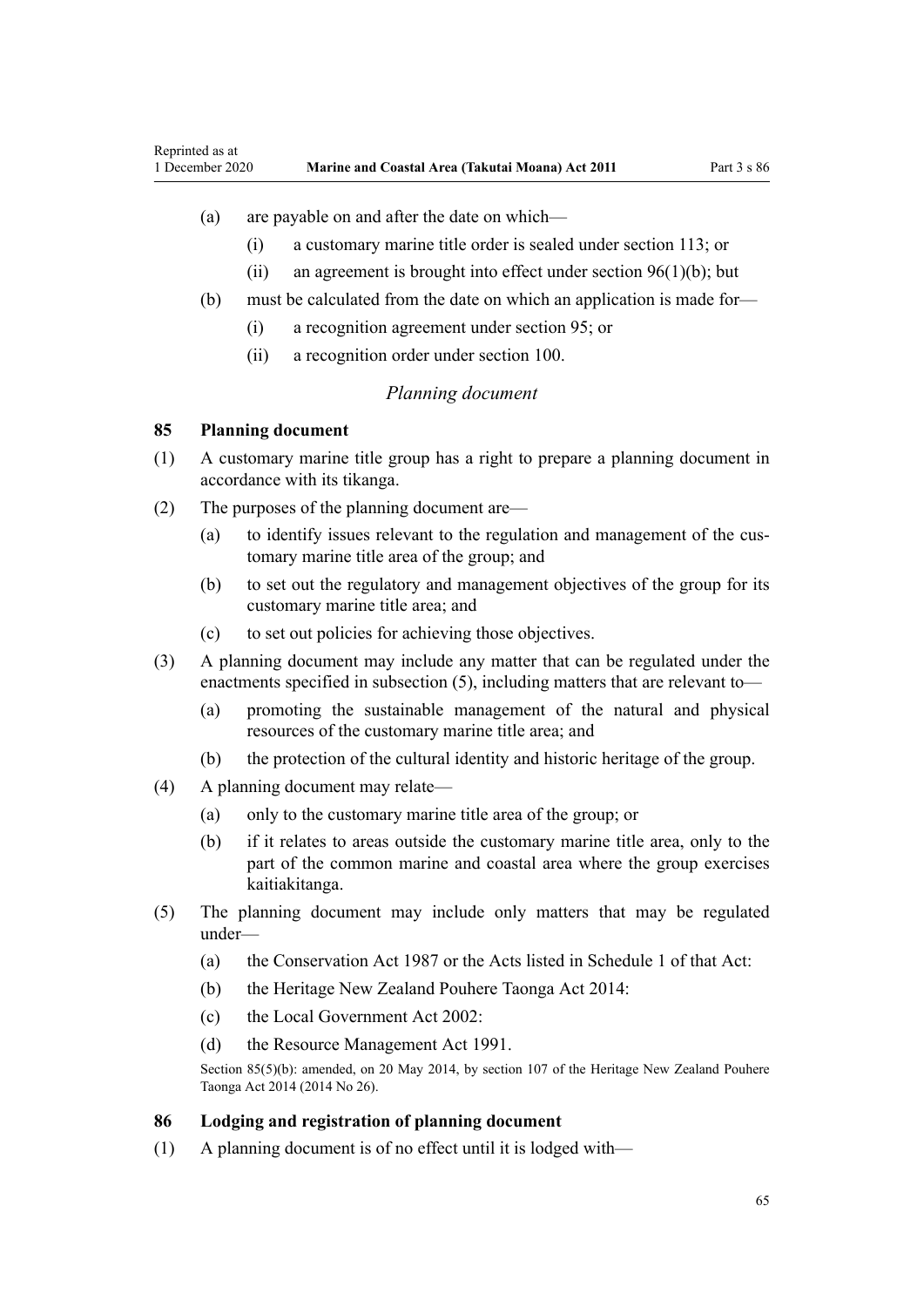(a) are payable on and after the date on which—

(i) a customary marine title order is sealed under section 113; or

(ii) an agreement is brought into effect under section 96(1)(b); but

(b) must be calculated from the date on which an application is made for—

(i) a recognition agreement under section 95; or

(ii) a recognition order under section 100.

*Planning document*

### 85 Planning document

(1) A customary marine title group has a right to prepare a planning document in accordance with its tikanga.

(2) The purposes of the planning document are—

(a) to identify issues relevant to the regulation and management of the customary marine title area of the group; and

(b) to set out the regulatory and management objectives of the group for its customary marine title area; and

(c) to set out policies for achieving those objectives.

(3) A planning document may include any matter that can be regulated under the enactments specified in subsection (5), including matters that are relevant to—

(a) promoting the sustainable management of the natural and physical resources of the customary marine title area; and

(b) the protection of the cultural identity and historic heritage of the group.

(4) A planning document may relate—

(a) only to the customary marine title area of the group; or

(b) if it relates to areas outside the customary marine title area, only to the part of the common marine and coastal area where the group exercises kaitiakitanga.

(5) The planning document may include only matters that may be regulated under—

(a) the Conservation Act 1987 or the Acts listed in Schedule 1 of that Act:

(b) the Heritage New Zealand Pouhere Taonga Act 2014:

(c) the Local Government Act 2002:

(d) the Resource Management Act 1991.

Section 85(5)(b): amended, on 20 May 2014, by section 107 of the Heritage New Zealand Pouhere Taonga Act 2014 (2014 No 26).

### 86 Lodging and registration of planning document

(1) A planning document is of no effect until it is lodged with—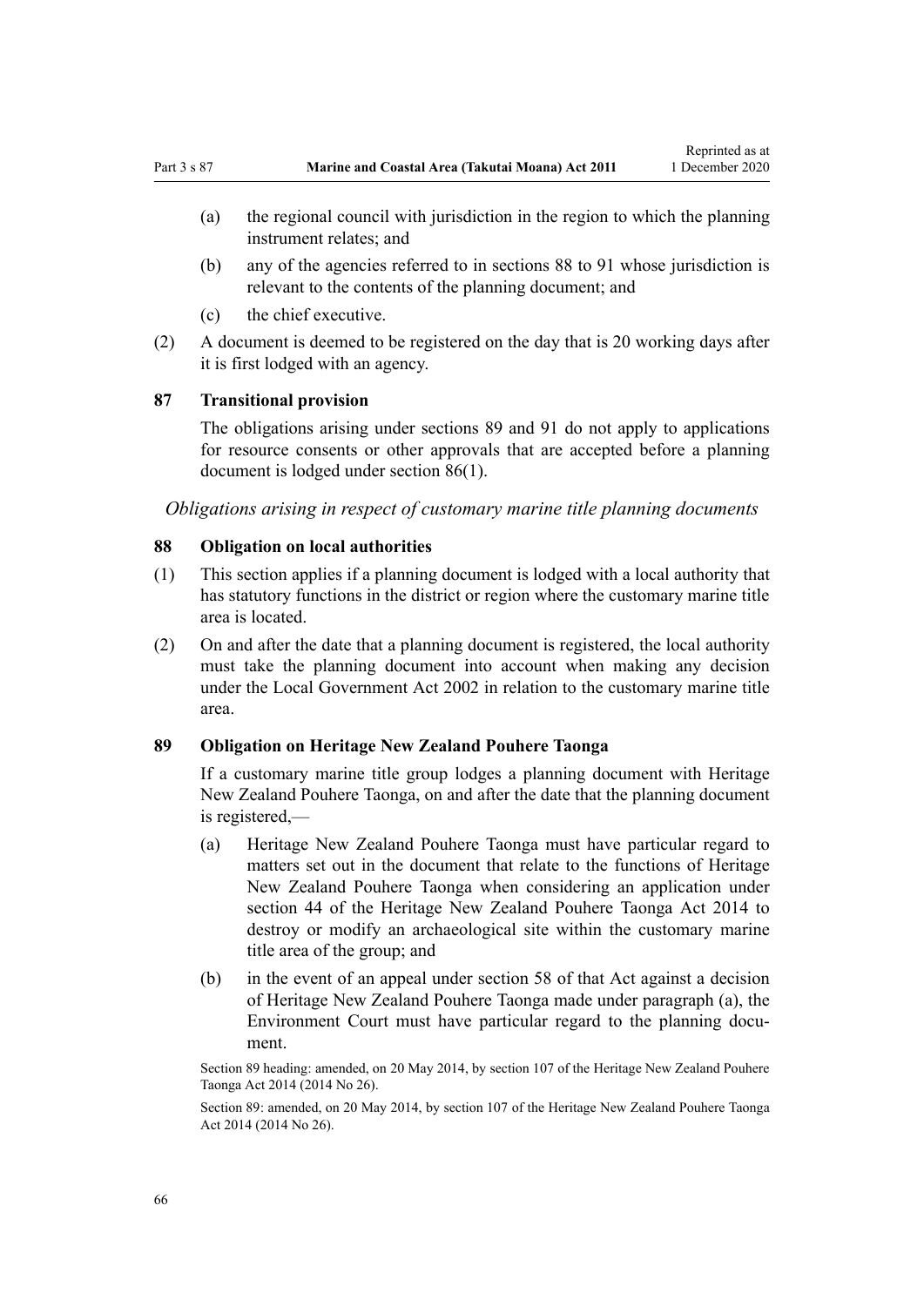(a) the regional council with jurisdiction in the region to which the planning instrument relates; and

(b) any of the agencies referred to in sections 88 to 91 whose jurisdiction is relevant to the contents of the planning document; and

(c) the chief executive.

(2) A document is deemed to be registered on the day that is 20 working days after it is first lodged with an agency.

### 87 Transitional provision

The obligations arising under sections 89 and 91 do not apply to applications for resource consents or other approvals that are accepted before a planning document is lodged under section 86(1).

*Obligations arising in respect of customary marine title planning documents*

### 88 Obligation on local authorities

(1) This section applies if a planning document is lodged with a local authority that has statutory functions in the district or region where the customary marine title area is located.

(2) On and after the date that a planning document is registered, the local authority must take the planning document into account when making any decision under the Local Government Act 2002 in relation to the customary marine title area.

### 89 Obligation on Heritage New Zealand Pouhere Taonga

If a customary marine title group lodges a planning document with Heritage New Zealand Pouhere Taonga, on and after the date that the planning document is registered,—

(a) Heritage New Zealand Pouhere Taonga must have particular regard to matters set out in the document that relate to the functions of Heritage New Zealand Pouhere Taonga when considering an application under section 44 of the Heritage New Zealand Pouhere Taonga Act 2014 to destroy or modify an archaeological site within the customary marine title area of the group; and

(b) in the event of an appeal under section 58 of that Act against a decision of Heritage New Zealand Pouhere Taonga made under paragraph (a), the Environment Court must have particular regard to the planning document.

Section 89 heading: amended, on 20 May 2014, by section 107 of the Heritage New Zealand Pouhere Taonga Act 2014 (2014 No 26).

Section 89: amended, on 20 May 2014, by section 107 of the Heritage New Zealand Pouhere Taonga Act 2014 (2014 No 26).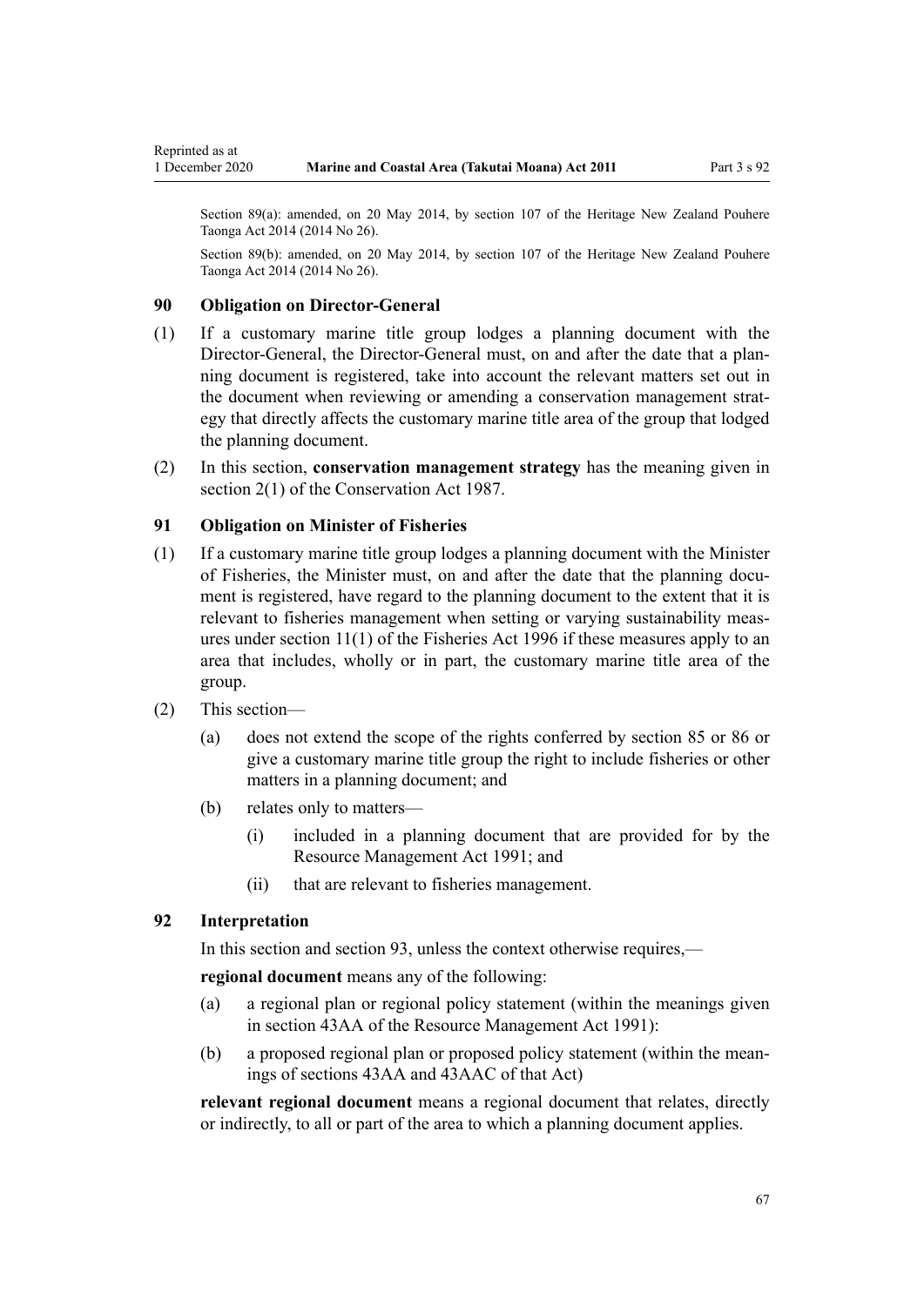Section 89(a): amended, on 20 May 2014, by section 107 of the Heritage New Zealand Pouhere Taonga Act 2014 (2014 No 26).

Section 89(b): amended, on 20 May 2014, by section 107 of the Heritage New Zealand Pouhere Taonga Act 2014 (2014 No 26).

### 90 Obligation on Director-General

(1) If a customary marine title group lodges a planning document with the Director-General, the Director-General must, on and after the date that a planning document is registered, take into account the relevant matters set out in the document when reviewing or amending a conservation management strategy that directly affects the customary marine title area of the group that lodged the planning document.

(2) In this section, **conservation management strategy** has the meaning given in section 2(1) of the Conservation Act 1987.

### 91 Obligation on Minister of Fisheries

(1) If a customary marine title group lodges a planning document with the Minister of Fisheries, the Minister must, on and after the date that the planning document is registered, have regard to the planning document to the extent that it is relevant to fisheries management when setting or varying sustainability measures under section 11(1) of the Fisheries Act 1996 if these measures apply to an area that includes, wholly or in part, the customary marine title area of the group.

(2) This section—

   (a) does not extend the scope of the rights conferred by section 85 or 86 or give a customary marine title group the right to include fisheries or other matters in a planning document; and

   (b) relates only to matters—

      (i) included in a planning document that are provided for by the Resource Management Act 1991; and

      (ii) that are relevant to fisheries management.

### 92 Interpretation

In this section and section 93, unless the context otherwise requires,—

**regional document** means any of the following:

(a) a regional plan or regional policy statement (within the meanings given in section 43AA of the Resource Management Act 1991):

(b) a proposed regional plan or proposed policy statement (within the meanings of sections 43AA and 43AAC of that Act)

**relevant regional document** means a regional document that relates, directly or indirectly, to all or part of the area to which a planning document applies.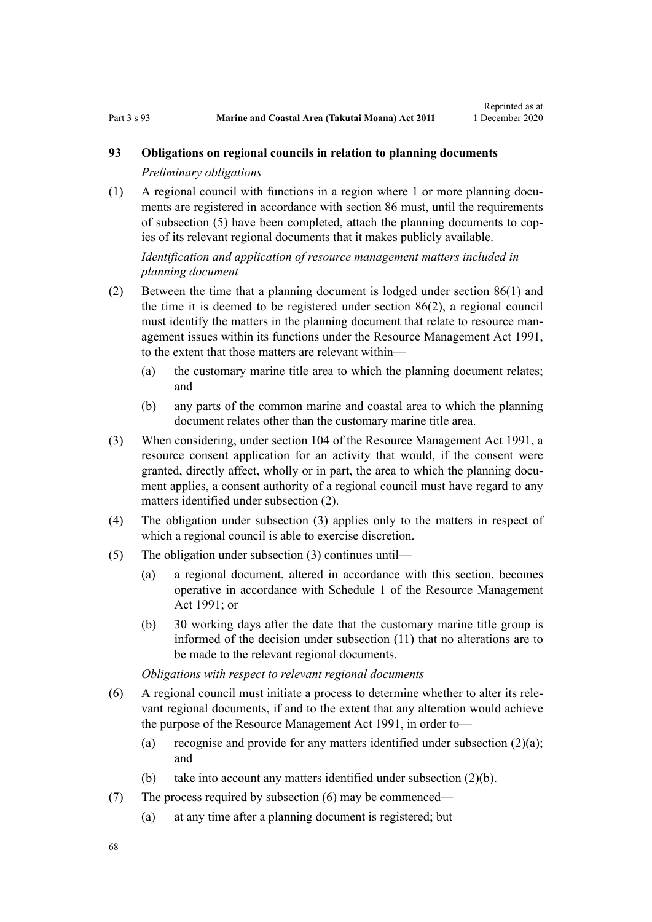### 93 Obligations on regional councils in relation to planning documents

*Preliminary obligations*

(1) A regional council with functions in a region where 1 or more planning documents are registered in accordance with section 86 must, until the requirements of subsection (5) have been completed, attach the planning documents to copies of its relevant regional documents that it makes publicly available.

*Identification and application of resource management matters included in planning document*

(2) Between the time that a planning document is lodged under section 86(1) and the time it is deemed to be registered under section 86(2), a regional council must identify the matters in the planning document that relate to resource management issues within its functions under the Resource Management Act 1991, to the extent that those matters are relevant within—

(a) the customary marine title area to which the planning document relates; and

(b) any parts of the common marine and coastal area to which the planning document relates other than the customary marine title area.

(3) When considering, under section 104 of the Resource Management Act 1991, a resource consent application for an activity that would, if the consent were granted, directly affect, wholly or in part, the area to which the planning document applies, a consent authority of a regional council must have regard to any matters identified under subsection (2).

(4) The obligation under subsection (3) applies only to the matters in respect of which a regional council is able to exercise discretion.

(5) The obligation under subsection (3) continues until—

(a) a regional document, altered in accordance with this section, becomes operative in accordance with Schedule 1 of the Resource Management Act 1991; or

(b) 30 working days after the date that the customary marine title group is informed of the decision under subsection (11) that no alterations are to be made to the relevant regional documents.

*Obligations with respect to relevant regional documents*

(6) A regional council must initiate a process to determine whether to alter its relevant regional documents, if and to the extent that any alteration would achieve the purpose of the Resource Management Act 1991, in order to—

(a) recognise and provide for any matters identified under subsection (2)(a); and

(b) take into account any matters identified under subsection (2)(b).

(7) The process required by subsection (6) may be commenced—

(a) at any time after a planning document is registered; but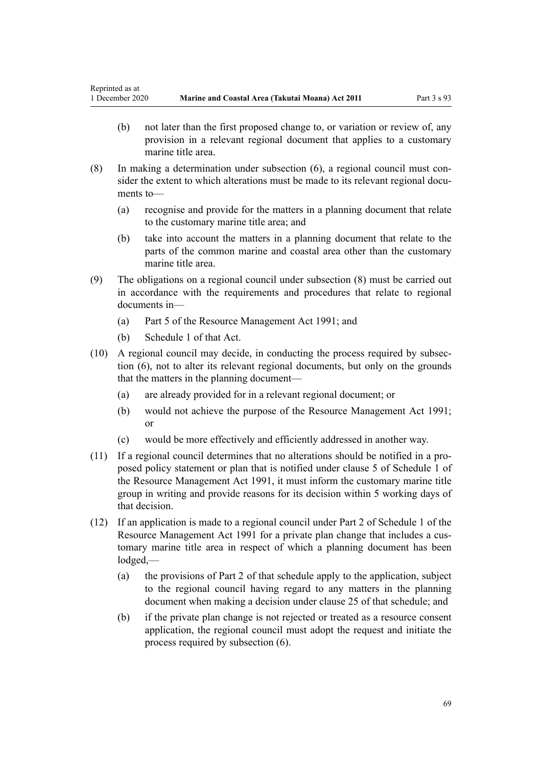(b) not later than the first proposed change to, or variation or review of, any provision in a relevant regional document that applies to a customary marine title area.

(8) In making a determination under subsection (6), a regional council must consider the extent to which alterations must be made to its relevant regional documents to—

(a) recognise and provide for the matters in a planning document that relate to the customary marine title area; and

(b) take into account the matters in a planning document that relate to the parts of the common marine and coastal area other than the customary marine title area.

(9) The obligations on a regional council under subsection (8) must be carried out in accordance with the requirements and procedures that relate to regional documents in—

(a) Part 5 of the Resource Management Act 1991; and

(b) Schedule 1 of that Act.

(10) A regional council may decide, in conducting the process required by subsection (6), not to alter its relevant regional documents, but only on the grounds that the matters in the planning document—

(a) are already provided for in a relevant regional document; or

(b) would not achieve the purpose of the Resource Management Act 1991; or

(c) would be more effectively and efficiently addressed in another way.

(11) If a regional council determines that no alterations should be notified in a proposed policy statement or plan that is notified under clause 5 of Schedule 1 of the Resource Management Act 1991, it must inform the customary marine title group in writing and provide reasons for its decision within 5 working days of that decision.

(12) If an application is made to a regional council under Part 2 of Schedule 1 of the Resource Management Act 1991 for a private plan change that includes a customary marine title area in respect of which a planning document has been lodged,—

(a) the provisions of Part 2 of that schedule apply to the application, subject to the regional council having regard to any matters in the planning document when making a decision under clause 25 of that schedule; and

(b) if the private plan change is not rejected or treated as a resource consent application, the regional council must adopt the request and initiate the process required by subsection (6).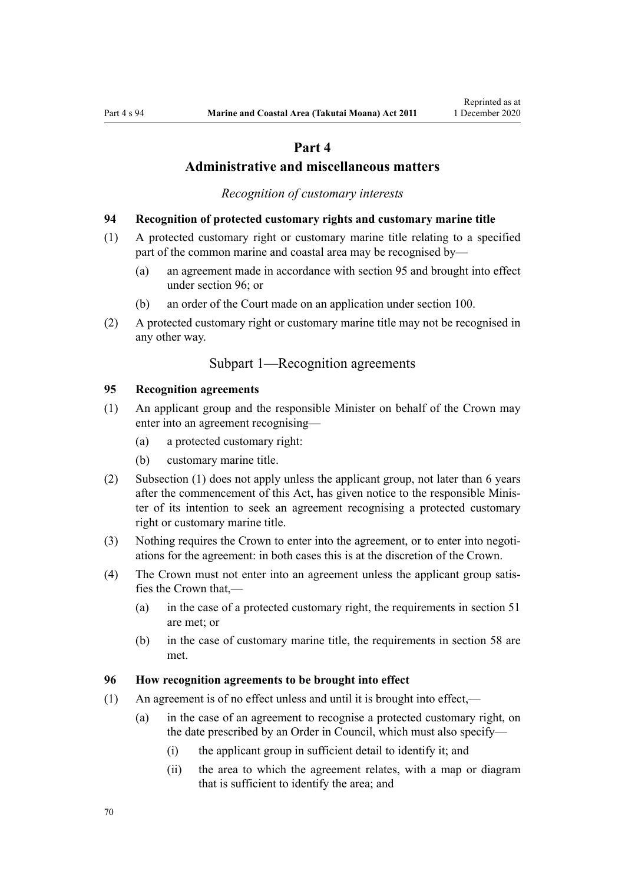# Part 4
# Administrative and miscellaneous matters

*Recognition of customary interests*

### 94 Recognition of protected customary rights and customary marine title

(1) A protected customary right or customary marine title relating to a specified part of the common marine and coastal area may be recognised by—

- (a) an agreement made in accordance with section 95 and brought into effect under section 96; or
- (b) an order of the Court made on an application under section 100.

(2) A protected customary right or customary marine title may not be recognised in any other way.

## Subpart 1—Recognition agreements

### 95 Recognition agreements

(1) An applicant group and the responsible Minister on behalf of the Crown may enter into an agreement recognising—

- (a) a protected customary right:
- (b) customary marine title.

(2) Subsection (1) does not apply unless the applicant group, not later than 6 years after the commencement of this Act, has given notice to the responsible Minister of its intention to seek an agreement recognising a protected customary right or customary marine title.

(3) Nothing requires the Crown to enter into the agreement, or to enter into negotiations for the agreement: in both cases this is at the discretion of the Crown.

(4) The Crown must not enter into an agreement unless the applicant group satisfies the Crown that,—

- (a) in the case of a protected customary right, the requirements in section 51 are met; or
- (b) in the case of customary marine title, the requirements in section 58 are met.

### 96 How recognition agreements to be brought into effect

(1) An agreement is of no effect unless and until it is brought into effect,—

- (a) in the case of an agreement to recognise a protected customary right, on the date prescribed by an Order in Council, which must also specify—
  - (i) the applicant group in sufficient detail to identify it; and
  - (ii) the area to which the agreement relates, with a map or diagram that is sufficient to identify the area; and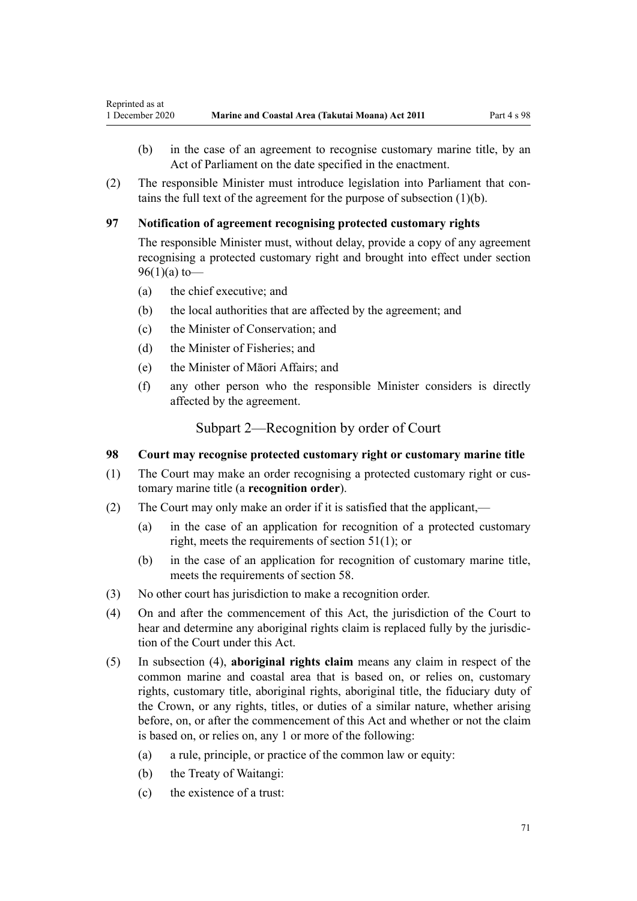(b) in the case of an agreement to recognise customary marine title, by an Act of Parliament on the date specified in the enactment.

(2) The responsible Minister must introduce legislation into Parliament that contains the full text of the agreement for the purpose of subsection (1)(b).

### 97 Notification of agreement recognising protected customary rights

The responsible Minister must, without delay, provide a copy of any agreement recognising a protected customary right and brought into effect under section 96(1)(a) to—

(a) the chief executive; and

(b) the local authorities that are affected by the agreement; and

(c) the Minister of Conservation; and

(d) the Minister of Fisheries; and

(e) the Minister of Māori Affairs; and

(f) any other person who the responsible Minister considers is directly affected by the agreement.

## Subpart 2—Recognition by order of Court

### 98 Court may recognise protected customary right or customary marine title

(1) The Court may make an order recognising a protected customary right or customary marine title (a **recognition order**).

(2) The Court may only make an order if it is satisfied that the applicant,—

(a) in the case of an application for recognition of a protected customary right, meets the requirements of section 51(1); or

(b) in the case of an application for recognition of customary marine title, meets the requirements of section 58.

(3) No other court has jurisdiction to make a recognition order.

(4) On and after the commencement of this Act, the jurisdiction of the Court to hear and determine any aboriginal rights claim is replaced fully by the jurisdiction of the Court under this Act.

(5) In subsection (4), **aboriginal rights claim** means any claim in respect of the common marine and coastal area that is based on, or relies on, customary rights, customary title, aboriginal rights, aboriginal title, the fiduciary duty of the Crown, or any rights, titles, or duties of a similar nature, whether arising before, on, or after the commencement of this Act and whether or not the claim is based on, or relies on, any 1 or more of the following:

(a) a rule, principle, or practice of the common law or equity:

(b) the Treaty of Waitangi:

(c) the existence of a trust: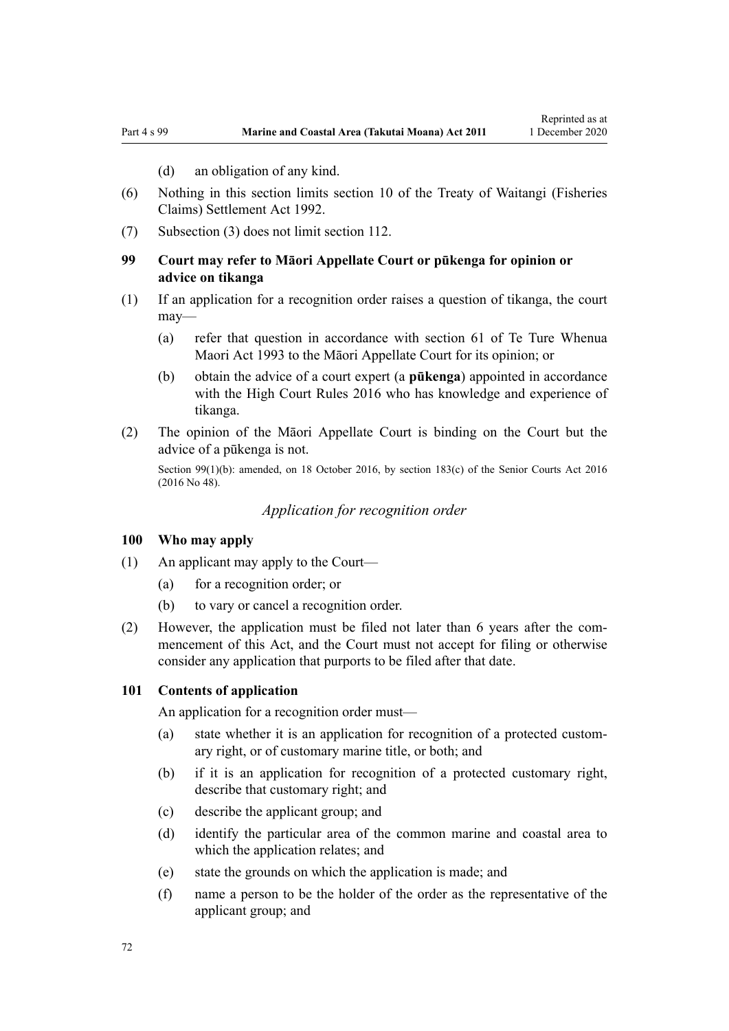(d) an obligation of any kind.

(6) Nothing in this section limits section 10 of the Treaty of Waitangi (Fisheries Claims) Settlement Act 1992.

(7) Subsection (3) does not limit section 112.

### 99 Court may refer to Māori Appellate Court or pūkenga for opinion or advice on tikanga

(1) If an application for a recognition order raises a question of tikanga, the court may—

   (a) refer that question in accordance with section 61 of Te Ture Whenua Maori Act 1993 to the Māori Appellate Court for its opinion; or

   (b) obtain the advice of a court expert (a **pūkenga**) appointed in accordance with the High Court Rules 2016 who has knowledge and experience of tikanga.

(2) The opinion of the Māori Appellate Court is binding on the Court but the advice of a pūkenga is not.

Section 99(1)(b): amended, on 18 October 2016, by section 183(c) of the Senior Courts Act 2016 (2016 No 48).

*Application for recognition order*

### 100 Who may apply

(1) An applicant may apply to the Court—

   (a) for a recognition order; or

   (b) to vary or cancel a recognition order.

(2) However, the application must be filed not later than 6 years after the commencement of this Act, and the Court must not accept for filing or otherwise consider any application that purports to be filed after that date.

### 101 Contents of application

An application for a recognition order must—

   (a) state whether it is an application for recognition of a protected customary right, or of customary marine title, or both; and

   (b) if it is an application for recognition of a protected customary right, describe that customary right; and

   (c) describe the applicant group; and

   (d) identify the particular area of the common marine and coastal area to which the application relates; and

   (e) state the grounds on which the application is made; and

   (f) name a person to be the holder of the order as the representative of the applicant group; and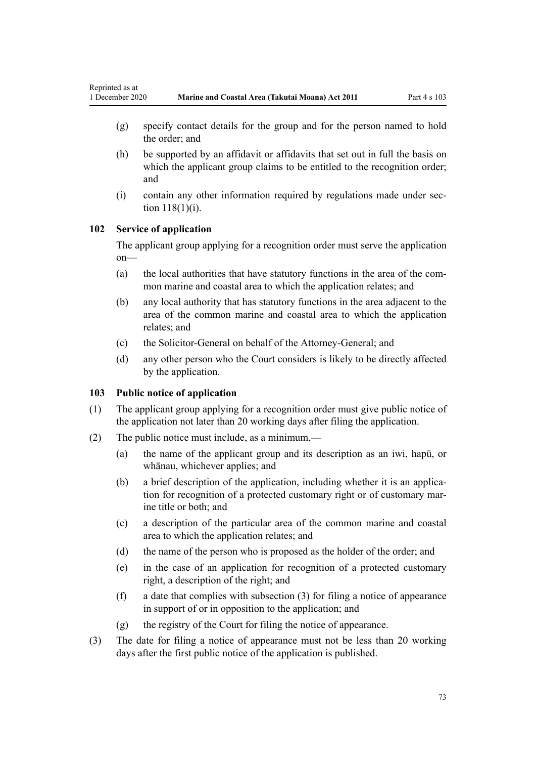(g) specify contact details for the group and for the person named to hold the order; and

(h) be supported by an affidavit or affidavits that set out in full the basis on which the applicant group claims to be entitled to the recognition order; and

(i) contain any other information required by regulations made under section 118(1)(i).

### 102 Service of application

The applicant group applying for a recognition order must serve the application on—

(a) the local authorities that have statutory functions in the area of the common marine and coastal area to which the application relates; and

(b) any local authority that has statutory functions in the area adjacent to the area of the common marine and coastal area to which the application relates; and

(c) the Solicitor-General on behalf of the Attorney-General; and

(d) any other person who the Court considers is likely to be directly affected by the application.

### 103 Public notice of application

(1) The applicant group applying for a recognition order must give public notice of the application not later than 20 working days after filing the application.

(2) The public notice must include, as a minimum,—

(a) the name of the applicant group and its description as an iwi, hapū, or whānau, whichever applies; and

(b) a brief description of the application, including whether it is an application for recognition of a protected customary right or of customary marine title or both; and

(c) a description of the particular area of the common marine and coastal area to which the application relates; and

(d) the name of the person who is proposed as the holder of the order; and

(e) in the case of an application for recognition of a protected customary right, a description of the right; and

(f) a date that complies with subsection (3) for filing a notice of appearance in support of or in opposition to the application; and

(g) the registry of the Court for filing the notice of appearance.

(3) The date for filing a notice of appearance must not be less than 20 working days after the first public notice of the application is published.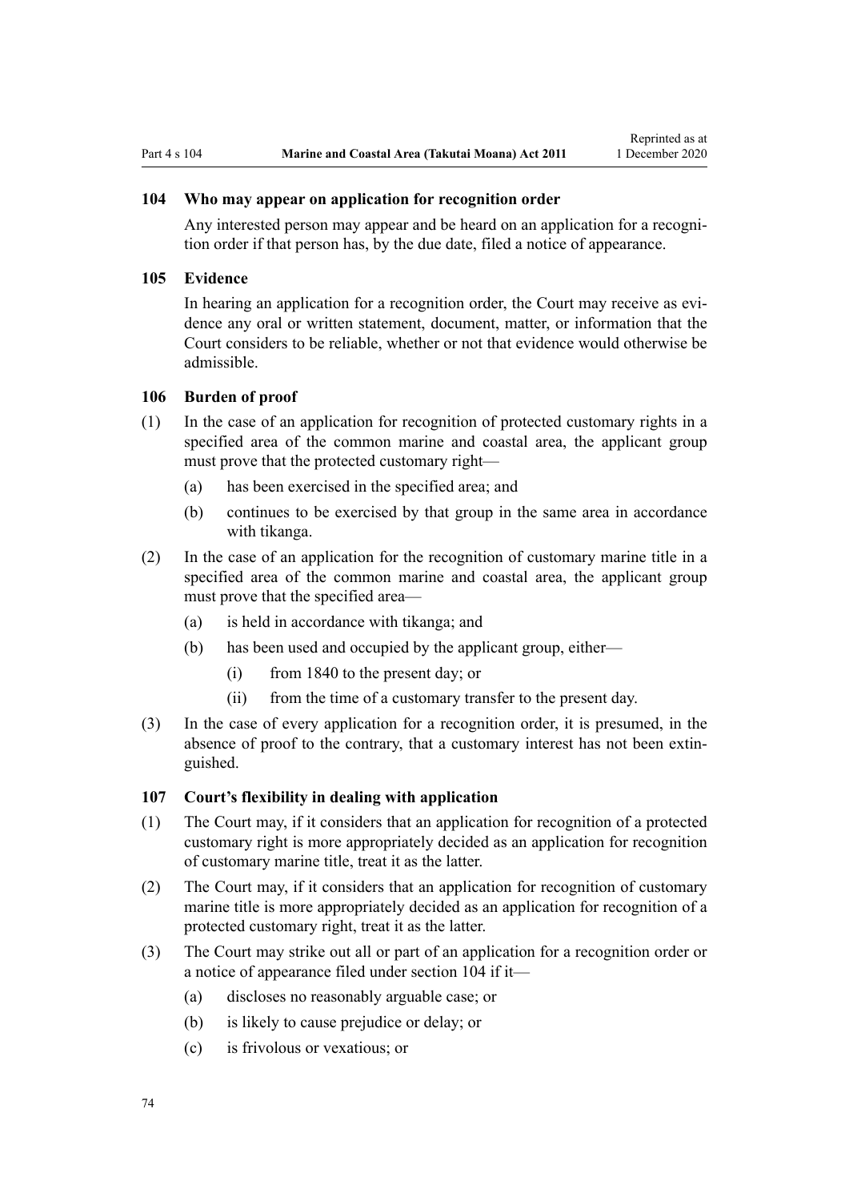### 104 Who may appear on application for recognition order

Any interested person may appear and be heard on an application for a recognition order if that person has, by the due date, filed a notice of appearance.

### 105 Evidence

In hearing an application for a recognition order, the Court may receive as evidence any oral or written statement, document, matter, or information that the Court considers to be reliable, whether or not that evidence would otherwise be admissible.

### 106 Burden of proof

(1) In the case of an application for recognition of protected customary rights in a specified area of the common marine and coastal area, the applicant group must prove that the protected customary right—

- (a) has been exercised in the specified area; and
- (b) continues to be exercised by that group in the same area in accordance with tikanga.

(2) In the case of an application for the recognition of customary marine title in a specified area of the common marine and coastal area, the applicant group must prove that the specified area—

- (a) is held in accordance with tikanga; and
- (b) has been used and occupied by the applicant group, either—
  - (i) from 1840 to the present day; or
  - (ii) from the time of a customary transfer to the present day.

(3) In the case of every application for a recognition order, it is presumed, in the absence of proof to the contrary, that a customary interest has not been extinguished.

### 107 Court's flexibility in dealing with application

(1) The Court may, if it considers that an application for recognition of a protected customary right is more appropriately decided as an application for recognition of customary marine title, treat it as the latter.

(2) The Court may, if it considers that an application for recognition of customary marine title is more appropriately decided as an application for recognition of a protected customary right, treat it as the latter.

(3) The Court may strike out all or part of an application for a recognition order or a notice of appearance filed under section 104 if it—

- (a) discloses no reasonably arguable case; or
- (b) is likely to cause prejudice or delay; or
- (c) is frivolous or vexatious; or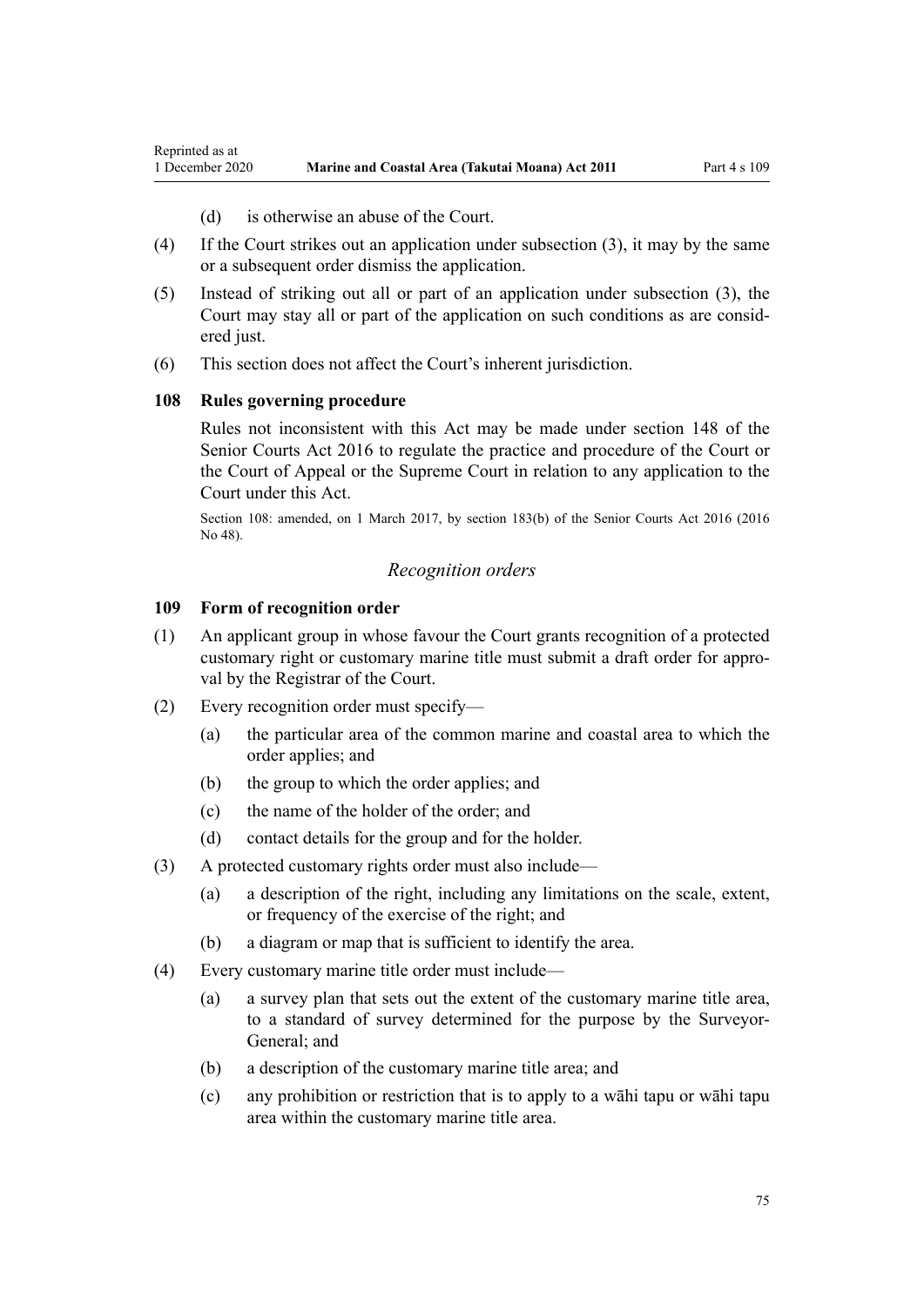(d) is otherwise an abuse of the Court.

(4) If the Court strikes out an application under subsection (3), it may by the same or a subsequent order dismiss the application.

(5) Instead of striking out all or part of an application under subsection (3), the Court may stay all or part of the application on such conditions as are considered just.

(6) This section does not affect the Court's inherent jurisdiction.

### 108 Rules governing procedure

Rules not inconsistent with this Act may be made under section 148 of the Senior Courts Act 2016 to regulate the practice and procedure of the Court or the Court of Appeal or the Supreme Court in relation to any application to the Court under this Act.

Section 108: amended, on 1 March 2017, by section 183(b) of the Senior Courts Act 2016 (2016 No 48).

## *Recognition orders*

### 109 Form of recognition order

(1) An applicant group in whose favour the Court grants recognition of a protected customary right or customary marine title must submit a draft order for approval by the Registrar of the Court.

(2) Every recognition order must specify—

(a) the particular area of the common marine and coastal area to which the order applies; and

(b) the group to which the order applies; and

(c) the name of the holder of the order; and

(d) contact details for the group and for the holder.

(3) A protected customary rights order must also include—

(a) a description of the right, including any limitations on the scale, extent, or frequency of the exercise of the right; and

(b) a diagram or map that is sufficient to identify the area.

(4) Every customary marine title order must include—

(a) a survey plan that sets out the extent of the customary marine title area, to a standard of survey determined for the purpose by the Surveyor-General; and

(b) a description of the customary marine title area; and

(c) any prohibition or restriction that is to apply to a wāhi tapu or wāhi tapu area within the customary marine title area.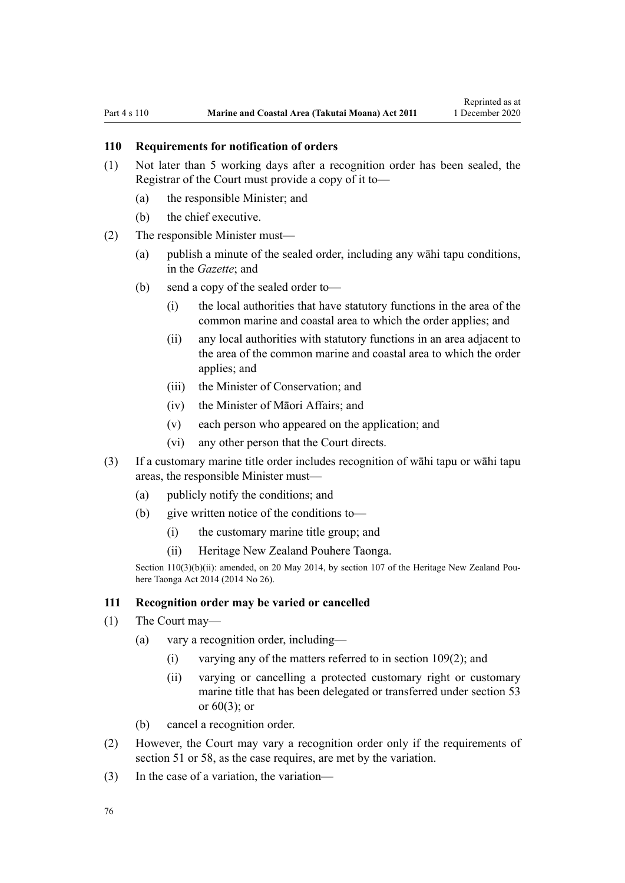### 110 Requirements for notification of orders

(1) Not later than 5 working days after a recognition order has been sealed, the Registrar of the Court must provide a copy of it to—

  (a) the responsible Minister; and

  (b) the chief executive.

(2) The responsible Minister must—

  (a) publish a minute of the sealed order, including any wāhi tapu conditions, in the *Gazette*; and

  (b) send a copy of the sealed order to—

    (i) the local authorities that have statutory functions in the area of the common marine and coastal area to which the order applies; and

    (ii) any local authorities with statutory functions in an area adjacent to the area of the common marine and coastal area to which the order applies; and

    (iii) the Minister of Conservation; and

    (iv) the Minister of Māori Affairs; and

    (v) each person who appeared on the application; and

    (vi) any other person that the Court directs.

(3) If a customary marine title order includes recognition of wāhi tapu or wāhi tapu areas, the responsible Minister must—

  (a) publicly notify the conditions; and

  (b) give written notice of the conditions to—

    (i) the customary marine title group; and

    (ii) Heritage New Zealand Pouhere Taonga.

Section 110(3)(b)(ii): amended, on 20 May 2014, by section 107 of the Heritage New Zealand Pouhere Taonga Act 2014 (2014 No 26).

### 111 Recognition order may be varied or cancelled

(1) The Court may—

  (a) vary a recognition order, including—

    (i) varying any of the matters referred to in section 109(2); and

    (ii) varying or cancelling a protected customary right or customary marine title that has been delegated or transferred under section 53 or 60(3); or

  (b) cancel a recognition order.

(2) However, the Court may vary a recognition order only if the requirements of section 51 or 58, as the case requires, are met by the variation.

(3) In the case of a variation, the variation—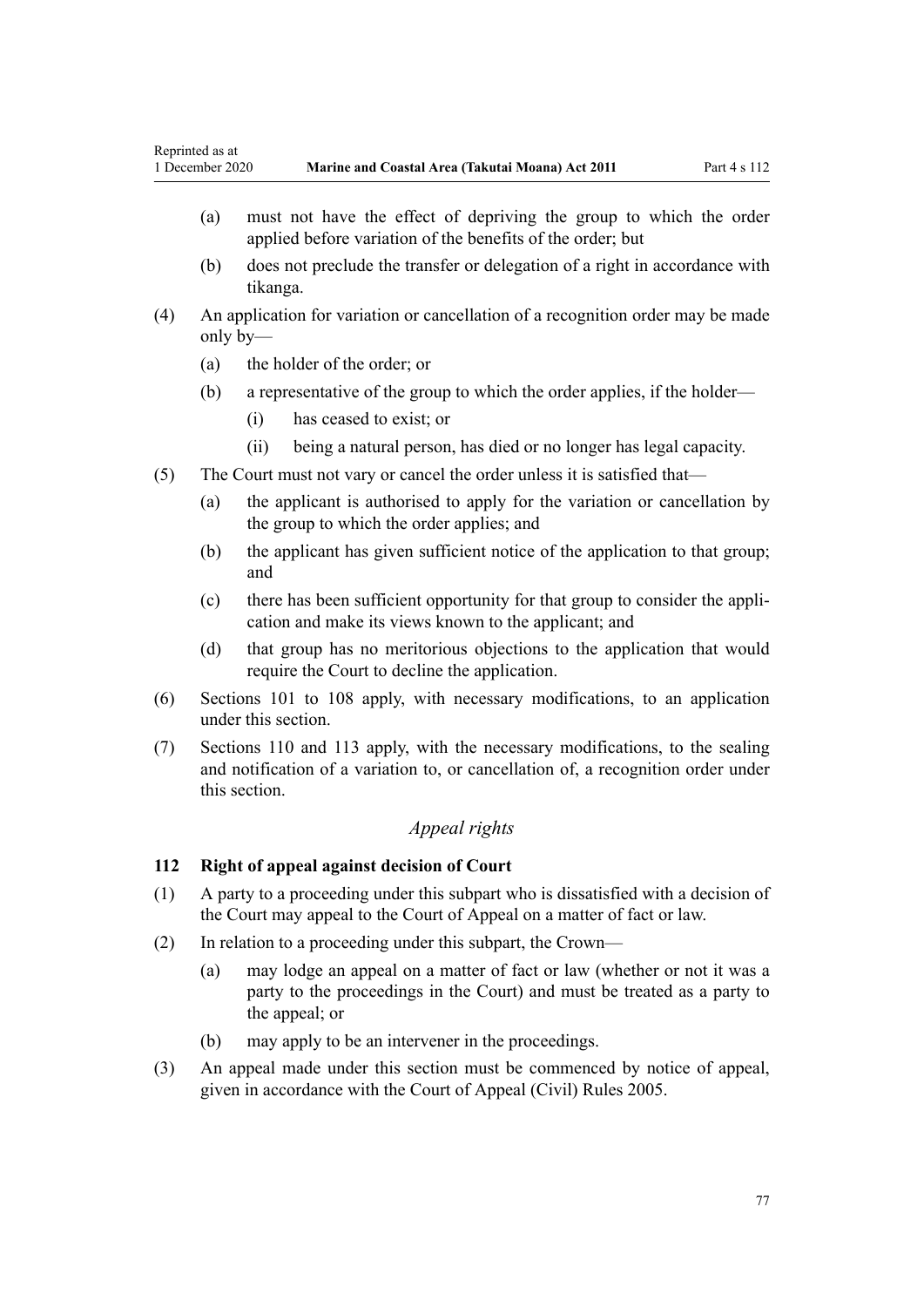(a) must not have the effect of depriving the group to which the order applied before variation of the benefits of the order; but

(b) does not preclude the transfer or delegation of a right in accordance with tikanga.

(4) An application for variation or cancellation of a recognition order may be made only by—

(a) the holder of the order; or

(b) a representative of the group to which the order applies, if the holder—

(i) has ceased to exist; or

(ii) being a natural person, has died or no longer has legal capacity.

(5) The Court must not vary or cancel the order unless it is satisfied that—

(a) the applicant is authorised to apply for the variation or cancellation by the group to which the order applies; and

(b) the applicant has given sufficient notice of the application to that group; and

(c) there has been sufficient opportunity for that group to consider the application and make its views known to the applicant; and

(d) that group has no meritorious objections to the application that would require the Court to decline the application.

(6) Sections 101 to 108 apply, with necessary modifications, to an application under this section.

(7) Sections 110 and 113 apply, with the necessary modifications, to the sealing and notification of a variation to, or cancellation of, a recognition order under this section.

### *Appeal rights*

#### 112 Right of appeal against decision of Court

(1) A party to a proceeding under this subpart who is dissatisfied with a decision of the Court may appeal to the Court of Appeal on a matter of fact or law.

(2) In relation to a proceeding under this subpart, the Crown—

(a) may lodge an appeal on a matter of fact or law (whether or not it was a party to the proceedings in the Court) and must be treated as a party to the appeal; or

(b) may apply to be an intervener in the proceedings.

(3) An appeal made under this section must be commenced by notice of appeal, given in accordance with the Court of Appeal (Civil) Rules 2005.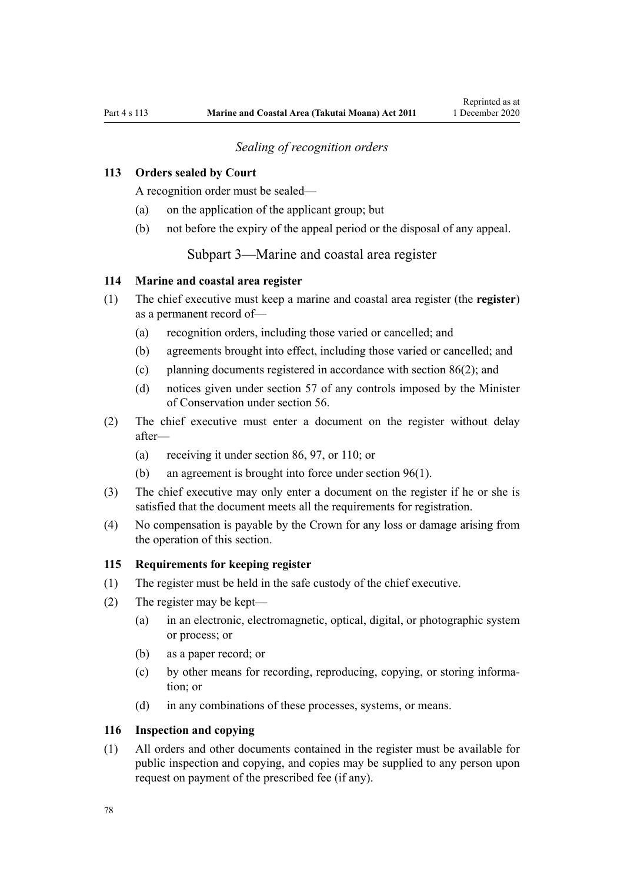*Sealing of recognition orders*

### 113 Orders sealed by Court

A recognition order must be sealed—

(a) on the application of the applicant group; but

(b) not before the expiry of the appeal period or the disposal of any appeal.

## Subpart 3—Marine and coastal area register

### 114 Marine and coastal area register

(1) The chief executive must keep a marine and coastal area register (the **register**) as a permanent record of—

(a) recognition orders, including those varied or cancelled; and

(b) agreements brought into effect, including those varied or cancelled; and

(c) planning documents registered in accordance with section 86(2); and

(d) notices given under section 57 of any controls imposed by the Minister of Conservation under section 56.

(2) The chief executive must enter a document on the register without delay after—

(a) receiving it under section 86, 97, or 110; or

(b) an agreement is brought into force under section 96(1).

(3) The chief executive may only enter a document on the register if he or she is satisfied that the document meets all the requirements for registration.

(4) No compensation is payable by the Crown for any loss or damage arising from the operation of this section.

### 115 Requirements for keeping register

(1) The register must be held in the safe custody of the chief executive.

(2) The register may be kept—

(a) in an electronic, electromagnetic, optical, digital, or photographic system or process; or

(b) as a paper record; or

(c) by other means for recording, reproducing, copying, or storing information; or

(d) in any combinations of these processes, systems, or means.

### 116 Inspection and copying

(1) All orders and other documents contained in the register must be available for public inspection and copying, and copies may be supplied to any person upon request on payment of the prescribed fee (if any).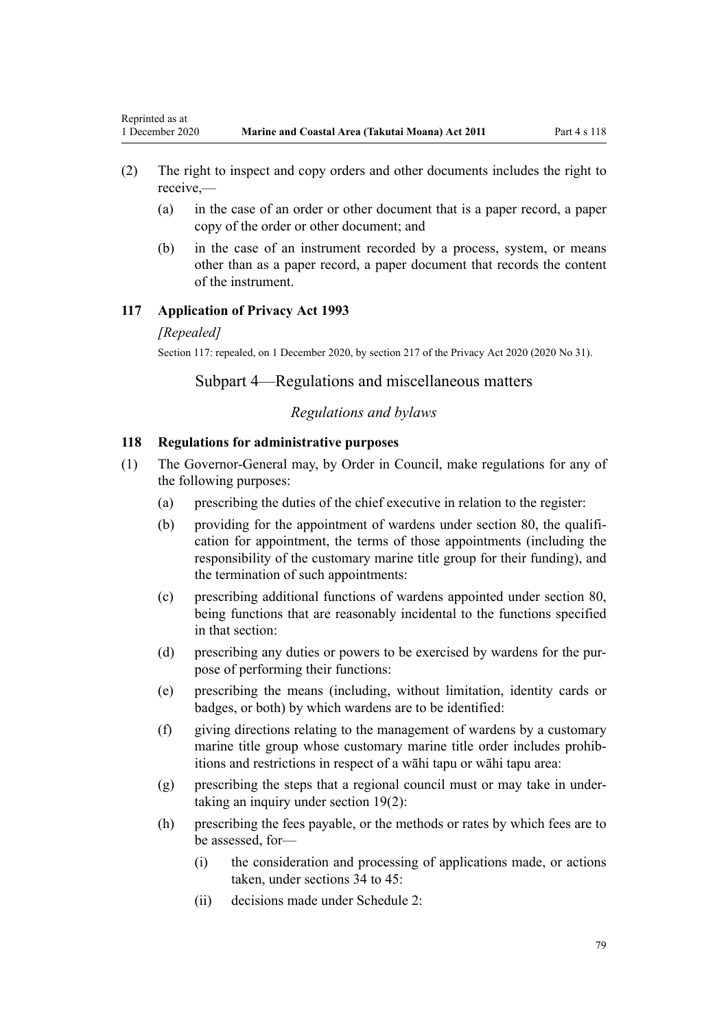(2) The right to inspect and copy orders and other documents includes the right to receive,—

(a) in the case of an order or other document that is a paper record, a paper copy of the order or other document; and

(b) in the case of an instrument recorded by a process, system, or means other than as a paper record, a paper document that records the content of the instrument.

### 117 Application of Privacy Act 1993

*[Repealed]*

Section 117: repealed, on 1 December 2020, by section 217 of the Privacy Act 2020 (2020 No 31).

## Subpart 4—Regulations and miscellaneous matters

*Regulations and bylaws*

### 118 Regulations for administrative purposes

(1) The Governor-General may, by Order in Council, make regulations for any of the following purposes:

(a) prescribing the duties of the chief executive in relation to the register:

(b) providing for the appointment of wardens under section 80, the qualification for appointment, the terms of those appointments (including the responsibility of the customary marine title group for their funding), and the termination of such appointments:

(c) prescribing additional functions of wardens appointed under section 80, being functions that are reasonably incidental to the functions specified in that section:

(d) prescribing any duties or powers to be exercised by wardens for the purpose of performing their functions:

(e) prescribing the means (including, without limitation, identity cards or badges, or both) by which wardens are to be identified:

(f) giving directions relating to the management of wardens by a customary marine title group whose customary marine title order includes prohibitions and restrictions in respect of a wāhi tapu or wāhi tapu area:

(g) prescribing the steps that a regional council must or may take in undertaking an inquiry under section 19(2):

(h) prescribing the fees payable, or the methods or rates by which fees are to be assessed, for—

(i) the consideration and processing of applications made, or actions taken, under sections 34 to 45:

(ii) decisions made under Schedule 2: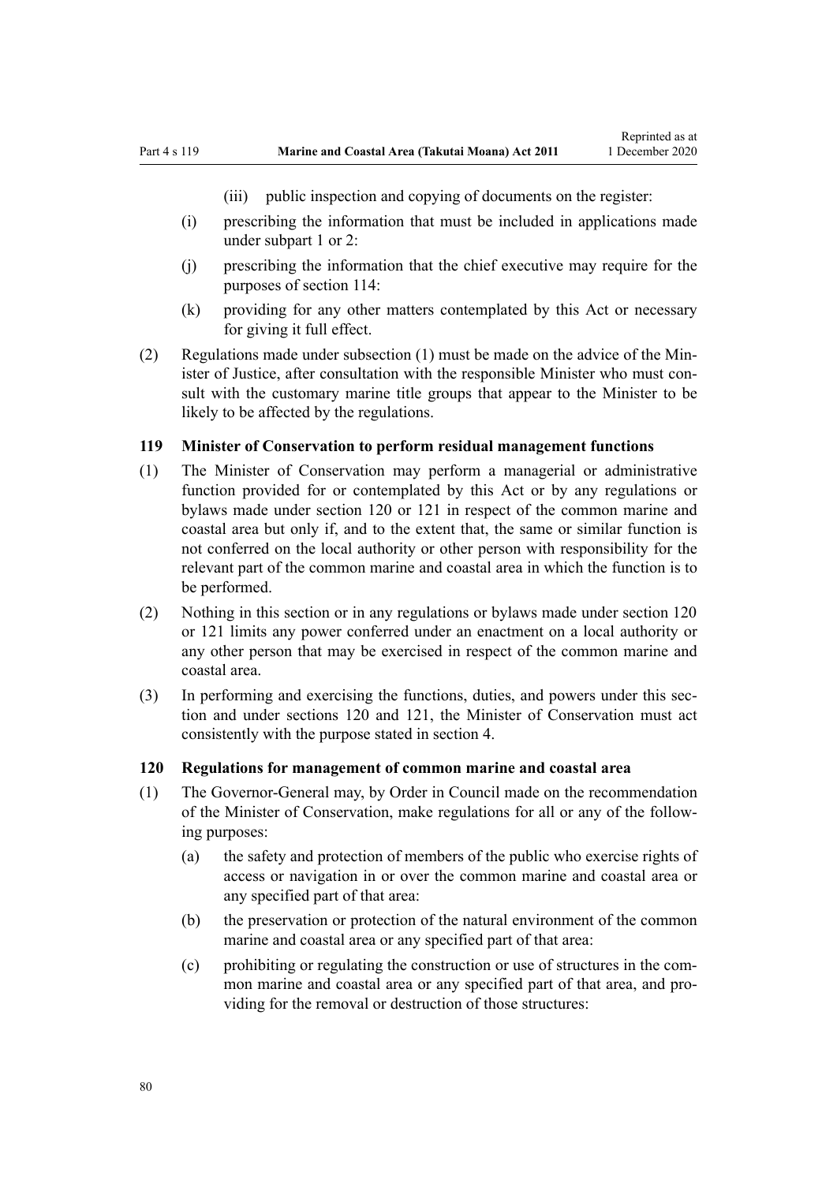(iii) public inspection and copying of documents on the register:

(i) prescribing the information that must be included in applications made under subpart 1 or 2:

(j) prescribing the information that the chief executive may require for the purposes of section 114:

(k) providing for any other matters contemplated by this Act or necessary for giving it full effect.

(2) Regulations made under subsection (1) must be made on the advice of the Minister of Justice, after consultation with the responsible Minister who must consult with the customary marine title groups that appear to the Minister to be likely to be affected by the regulations.

### 119 Minister of Conservation to perform residual management functions

(1) The Minister of Conservation may perform a managerial or administrative function provided for or contemplated by this Act or by any regulations or bylaws made under section 120 or 121 in respect of the common marine and coastal area but only if, and to the extent that, the same or similar function is not conferred on the local authority or other person with responsibility for the relevant part of the common marine and coastal area in which the function is to be performed.

(2) Nothing in this section or in any regulations or bylaws made under section 120 or 121 limits any power conferred under an enactment on a local authority or any other person that may be exercised in respect of the common marine and coastal area.

(3) In performing and exercising the functions, duties, and powers under this section and under sections 120 and 121, the Minister of Conservation must act consistently with the purpose stated in section 4.

### 120 Regulations for management of common marine and coastal area

(1) The Governor-General may, by Order in Council made on the recommendation of the Minister of Conservation, make regulations for all or any of the following purposes:

(a) the safety and protection of members of the public who exercise rights of access or navigation in or over the common marine and coastal area or any specified part of that area:

(b) the preservation or protection of the natural environment of the common marine and coastal area or any specified part of that area:

(c) prohibiting or regulating the construction or use of structures in the common marine and coastal area or any specified part of that area, and providing for the removal or destruction of those structures: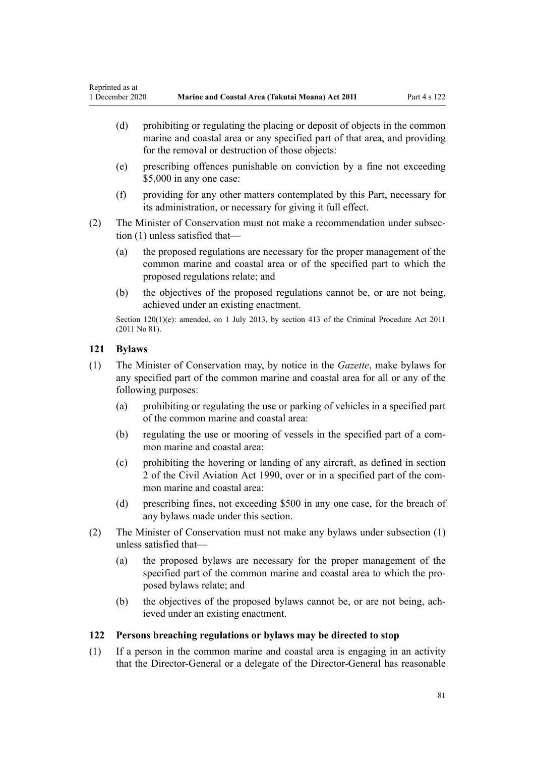(d) prohibiting or regulating the placing or deposit of objects in the common marine and coastal area or any specified part of that area, and providing for the removal or destruction of those objects:

(e) prescribing offences punishable on conviction by a fine not exceeding $5,000 in any one case:

(f) providing for any other matters contemplated by this Part, necessary for its administration, or necessary for giving it full effect.

(2) The Minister of Conservation must not make a recommendation under subsection (1) unless satisfied that—

(a) the proposed regulations are necessary for the proper management of the common marine and coastal area or of the specified part to which the proposed regulations relate; and

(b) the objectives of the proposed regulations cannot be, or are not being, achieved under an existing enactment.

Section 120(1)(e): amended, on 1 July 2013, by section 413 of the Criminal Procedure Act 2011 (2011 No 81).

### 121 Bylaws

(1) The Minister of Conservation may, by notice in the *Gazette*, make bylaws for any specified part of the common marine and coastal area for all or any of the following purposes:

(a) prohibiting or regulating the use or parking of vehicles in a specified part of the common marine and coastal area:

(b) regulating the use or mooring of vessels in the specified part of a common marine and coastal area:

(c) prohibiting the hovering or landing of any aircraft, as defined in section 2 of the Civil Aviation Act 1990, over or in a specified part of the common marine and coastal area:

(d) prescribing fines, not exceeding $500 in any one case, for the breach of any bylaws made under this section.

(2) The Minister of Conservation must not make any bylaws under subsection (1) unless satisfied that—

(a) the proposed bylaws are necessary for the proper management of the specified part of the common marine and coastal area to which the proposed bylaws relate; and

(b) the objectives of the proposed bylaws cannot be, or are not being, achieved under an existing enactment.

### 122 Persons breaching regulations or bylaws may be directed to stop

(1) If a person in the common marine and coastal area is engaging in an activity that the Director-General or a delegate of the Director-General has reasonable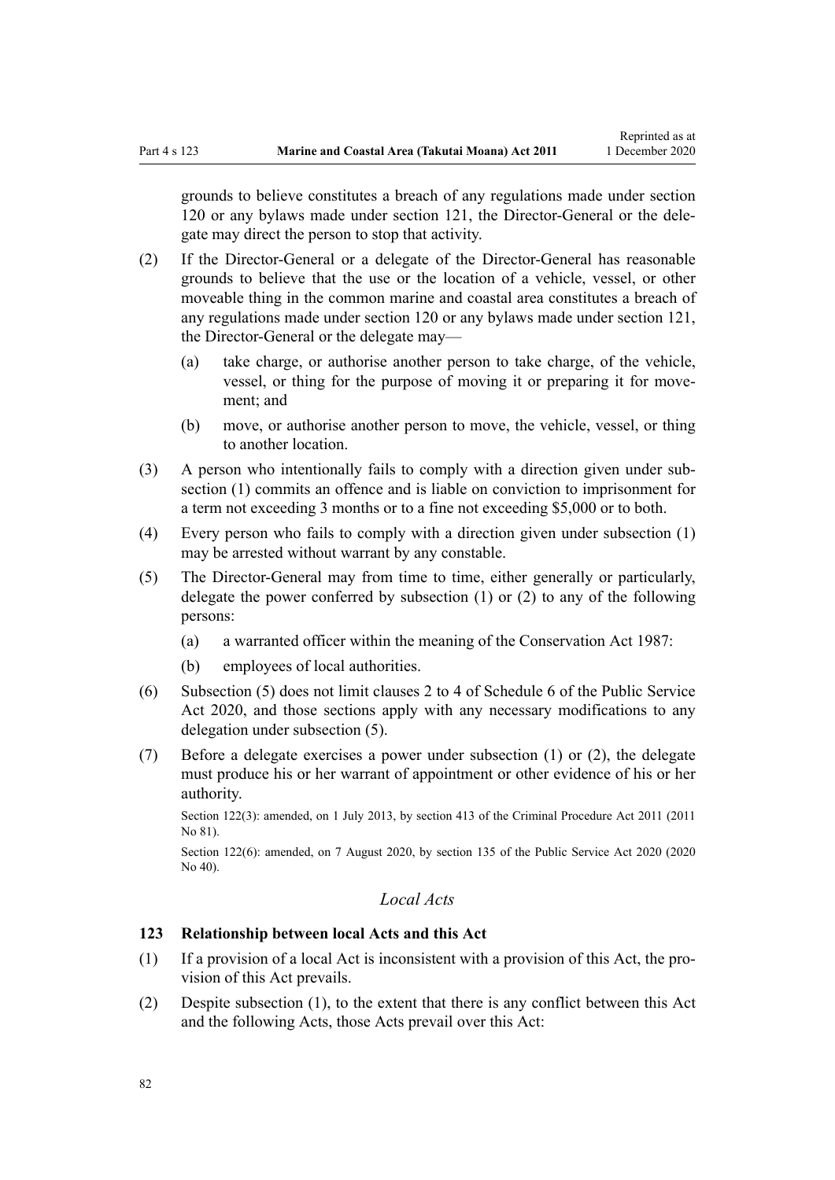grounds to believe constitutes a breach of any regulations made under section 120 or any bylaws made under section 121, the Director-General or the delegate may direct the person to stop that activity.

(2) If the Director-General or a delegate of the Director-General has reasonable grounds to believe that the use or the location of a vehicle, vessel, or other moveable thing in the common marine and coastal area constitutes a breach of any regulations made under section 120 or any bylaws made under section 121, the Director-General or the delegate may—

   (a) take charge, or authorise another person to take charge, of the vehicle, vessel, or thing for the purpose of moving it or preparing it for movement; and

   (b) move, or authorise another person to move, the vehicle, vessel, or thing to another location.

(3) A person who intentionally fails to comply with a direction given under subsection (1) commits an offence and is liable on conviction to imprisonment for a term not exceeding 3 months or to a fine not exceeding $5,000 or to both.

(4) Every person who fails to comply with a direction given under subsection (1) may be arrested without warrant by any constable.

(5) The Director-General may from time to time, either generally or particularly, delegate the power conferred by subsection (1) or (2) to any of the following persons:

   (a) a warranted officer within the meaning of the Conservation Act 1987:

   (b) employees of local authorities.

(6) Subsection (5) does not limit clauses 2 to 4 of Schedule 6 of the Public Service Act 2020, and those sections apply with any necessary modifications to any delegation under subsection (5).

(7) Before a delegate exercises a power under subsection (1) or (2), the delegate must produce his or her warrant of appointment or other evidence of his or her authority.

Section 122(3): amended, on 1 July 2013, by section 413 of the Criminal Procedure Act 2011 (2011 No 81).

Section 122(6): amended, on 7 August 2020, by section 135 of the Public Service Act 2020 (2020 No 40).

## *Local Acts*

### 123 Relationship between local Acts and this Act

(1) If a provision of a local Act is inconsistent with a provision of this Act, the provision of this Act prevails.

(2) Despite subsection (1), to the extent that there is any conflict between this Act and the following Acts, those Acts prevail over this Act: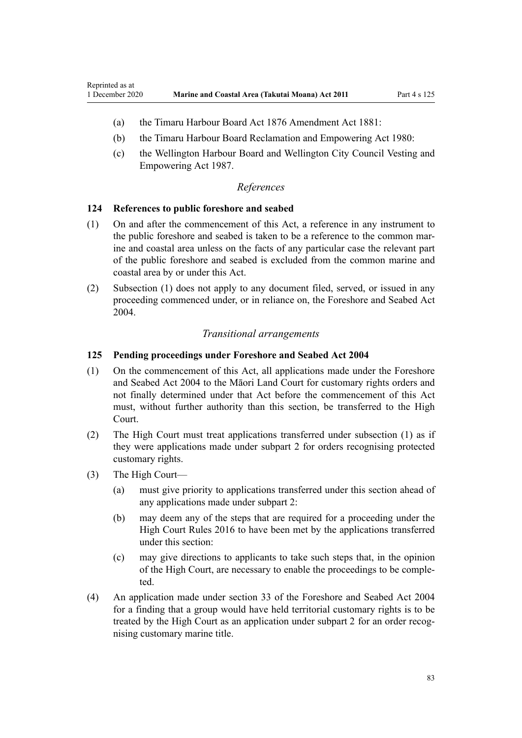- (a) the Timaru Harbour Board Act 1876 Amendment Act 1881:
- (b) the Timaru Harbour Board Reclamation and Empowering Act 1980:
- (c) the Wellington Harbour Board and Wellington City Council Vesting and Empowering Act 1987.

*References*

### 124 References to public foreshore and seabed

(1) On and after the commencement of this Act, a reference in any instrument to the public foreshore and seabed is taken to be a reference to the common marine and coastal area unless on the facts of any particular case the relevant part of the public foreshore and seabed is excluded from the common marine and coastal area by or under this Act.

(2) Subsection (1) does not apply to any document filed, served, or issued in any proceeding commenced under, or in reliance on, the Foreshore and Seabed Act 2004.

*Transitional arrangements*

### 125 Pending proceedings under Foreshore and Seabed Act 2004

(1) On the commencement of this Act, all applications made under the Foreshore and Seabed Act 2004 to the Māori Land Court for customary rights orders and not finally determined under that Act before the commencement of this Act must, without further authority than this section, be transferred to the High Court.

(2) The High Court must treat applications transferred under subsection (1) as if they were applications made under subpart 2 for orders recognising protected customary rights.

(3) The High Court—

- (a) must give priority to applications transferred under this section ahead of any applications made under subpart 2:
- (b) may deem any of the steps that are required for a proceeding under the High Court Rules 2016 to have been met by the applications transferred under this section:
- (c) may give directions to applicants to take such steps that, in the opinion of the High Court, are necessary to enable the proceedings to be completed.

(4) An application made under section 33 of the Foreshore and Seabed Act 2004 for a finding that a group would have held territorial customary rights is to be treated by the High Court as an application under subpart 2 for an order recognising customary marine title.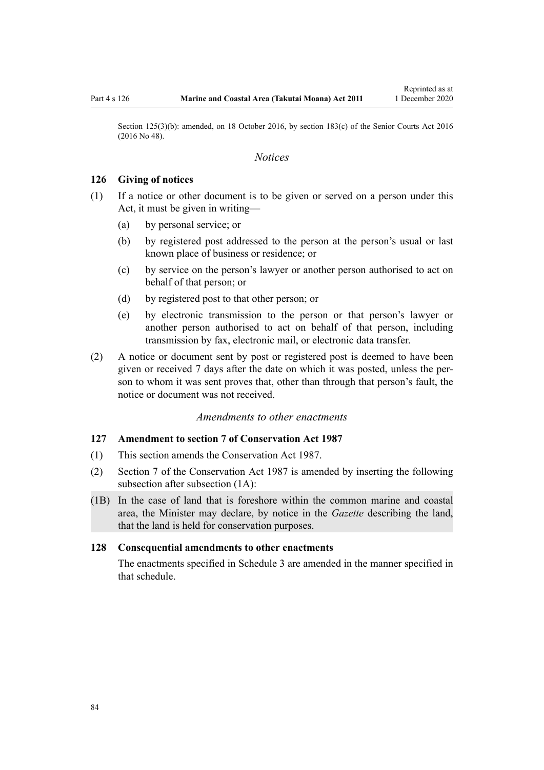Section 125(3)(b): amended, on 18 October 2016, by section 183(c) of the Senior Courts Act 2016 (2016 No 48).

*Notices*

### 126 Giving of notices

(1) If a notice or other document is to be given or served on a person under this Act, it must be given in writing—

- (a) by personal service; or
- (b) by registered post addressed to the person at the person's usual or last known place of business or residence; or
- (c) by service on the person's lawyer or another person authorised to act on behalf of that person; or
- (d) by registered post to that other person; or
- (e) by electronic transmission to the person or that person's lawyer or another person authorised to act on behalf of that person, including transmission by fax, electronic mail, or electronic data transfer.

(2) A notice or document sent by post or registered post is deemed to have been given or received 7 days after the date on which it was posted, unless the person to whom it was sent proves that, other than through that person's fault, the notice or document was not received.

*Amendments to other enactments*

### 127 Amendment to section 7 of Conservation Act 1987

(1) This section amends the Conservation Act 1987.

(2) Section 7 of the Conservation Act 1987 is amended by inserting the following subsection after subsection (1A):

(1B) In the case of land that is foreshore within the common marine and coastal area, the Minister may declare, by notice in the *Gazette* describing the land, that the land is held for conservation purposes.

### 128 Consequential amendments to other enactments

The enactments specified in Schedule 3 are amended in the manner specified in that schedule.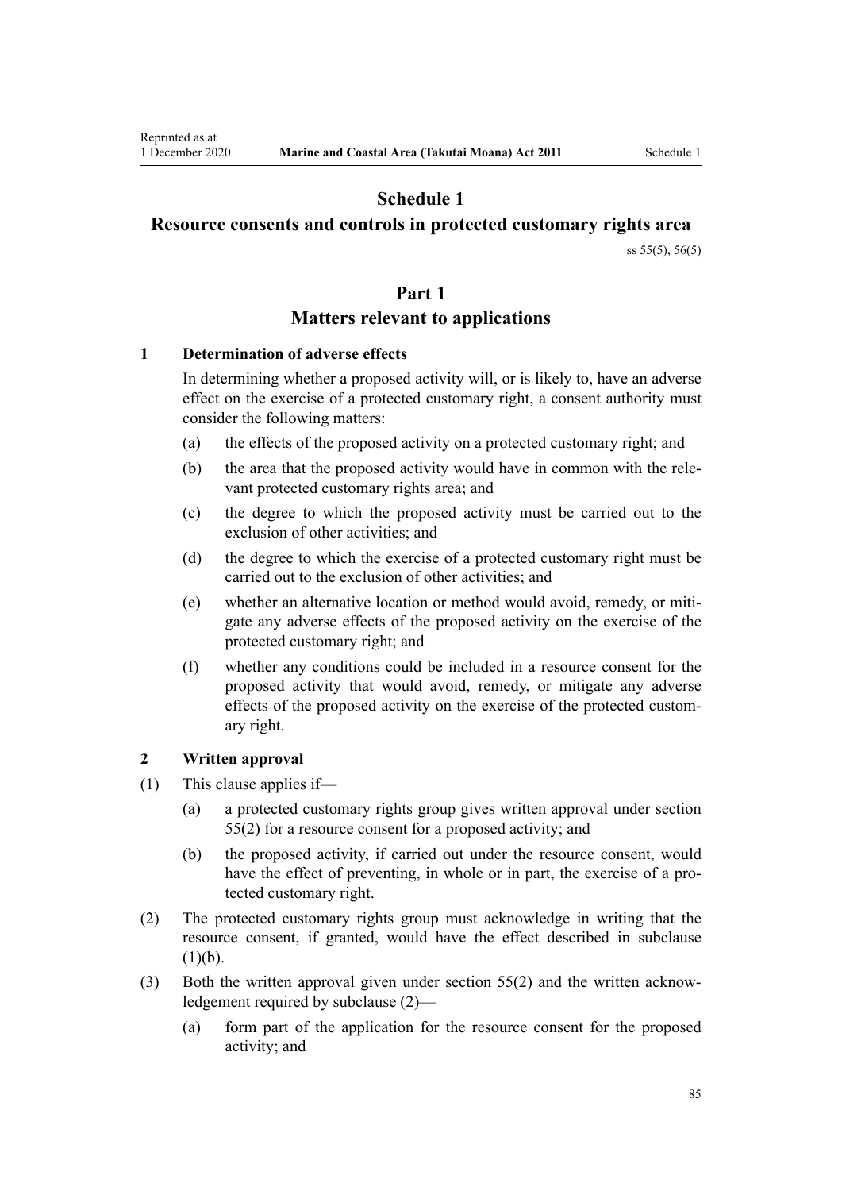# Schedule 1
## Resource consents and controls in protected customary rights area

ss 55(5), 56(5)

## Part 1
### Matters relevant to applications

**1 Determination of adverse effects**

In determining whether a proposed activity will, or is likely to, have an adverse effect on the exercise of a protected customary right, a consent authority must consider the following matters:

(a) the effects of the proposed activity on a protected customary right; and

(b) the area that the proposed activity would have in common with the relevant protected customary rights area; and

(c) the degree to which the proposed activity must be carried out to the exclusion of other activities; and

(d) the degree to which the exercise of a protected customary right must be carried out to the exclusion of other activities; and

(e) whether an alternative location or method would avoid, remedy, or mitigate any adverse effects of the proposed activity on the exercise of the protected customary right; and

(f) whether any conditions could be included in a resource consent for the proposed activity that would avoid, remedy, or mitigate any adverse effects of the proposed activity on the exercise of the protected customary right.

**2 Written approval**

(1) This clause applies if—

(a) a protected customary rights group gives written approval under section 55(2) for a resource consent for a proposed activity; and

(b) the proposed activity, if carried out under the resource consent, would have the effect of preventing, in whole or in part, the exercise of a protected customary right.

(2) The protected customary rights group must acknowledge in writing that the resource consent, if granted, would have the effect described in subclause (1)(b).

(3) Both the written approval given under section 55(2) and the written acknowledgement required by subclause (2)—

(a) form part of the application for the resource consent for the proposed activity; and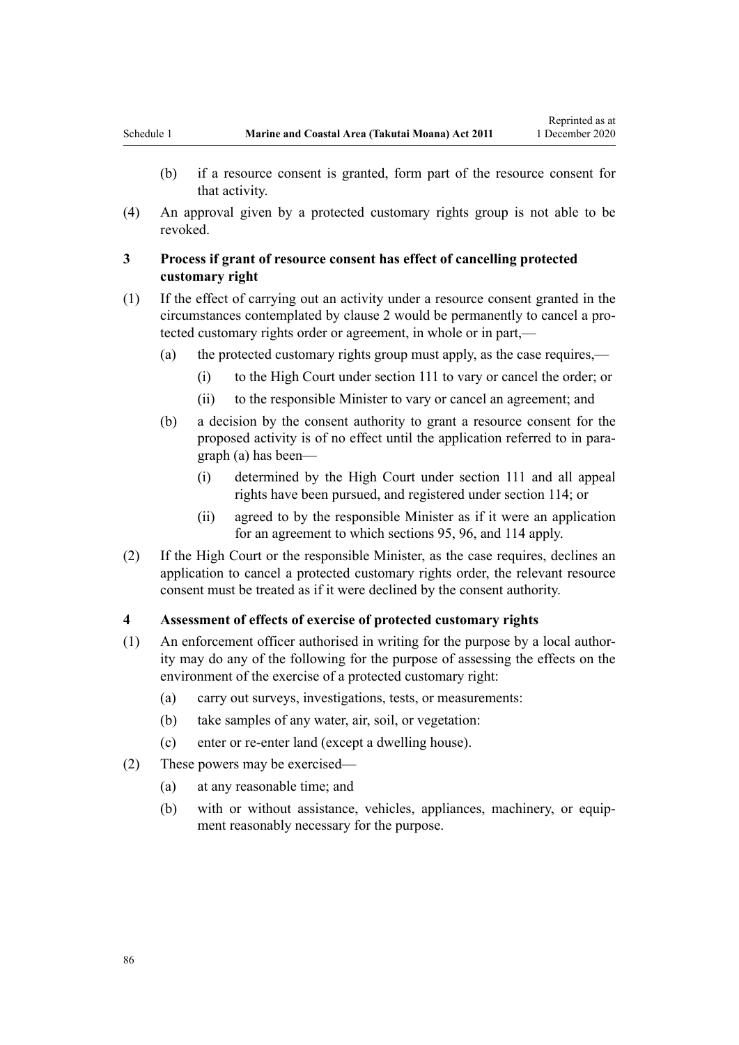(b) if a resource consent is granted, form part of the resource consent for that activity.

(4) An approval given by a protected customary rights group is not able to be revoked.

### 3 Process if grant of resource consent has effect of cancelling protected customary right

(1) If the effect of carrying out an activity under a resource consent granted in the circumstances contemplated by clause 2 would be permanently to cancel a protected customary rights order or agreement, in whole or in part,—

(a) the protected customary rights group must apply, as the case requires,—

(i) to the High Court under section 111 to vary or cancel the order; or

(ii) to the responsible Minister to vary or cancel an agreement; and

(b) a decision by the consent authority to grant a resource consent for the proposed activity is of no effect until the application referred to in paragraph (a) has been—

(i) determined by the High Court under section 111 and all appeal rights have been pursued, and registered under section 114; or

(ii) agreed to by the responsible Minister as if it were an application for an agreement to which sections 95, 96, and 114 apply.

(2) If the High Court or the responsible Minister, as the case requires, declines an application to cancel a protected customary rights order, the relevant resource consent must be treated as if it were declined by the consent authority.

### 4 Assessment of effects of exercise of protected customary rights

(1) An enforcement officer authorised in writing for the purpose by a local authority may do any of the following for the purpose of assessing the effects on the environment of the exercise of a protected customary right:

(a) carry out surveys, investigations, tests, or measurements:

(b) take samples of any water, air, soil, or vegetation:

(c) enter or re-enter land (except a dwelling house).

(2) These powers may be exercised—

(a) at any reasonable time; and

(b) with or without assistance, vehicles, appliances, machinery, or equipment reasonably necessary for the purpose.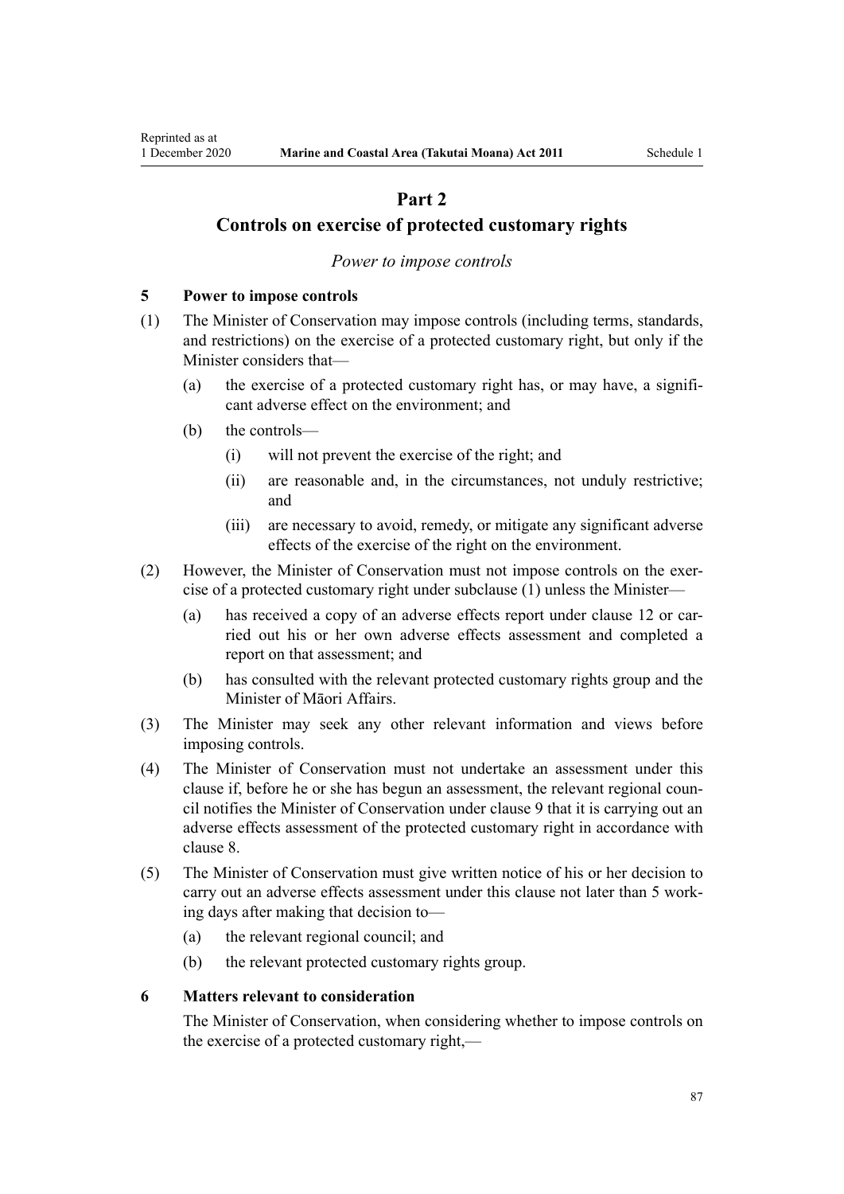## Part 2
## Controls on exercise of protected customary rights

*Power to impose controls*

**5 Power to impose controls**

(1) The Minister of Conservation may impose controls (including terms, standards, and restrictions) on the exercise of a protected customary right, but only if the Minister considers that—

  (a) the exercise of a protected customary right has, or may have, a significant adverse effect on the environment; and

  (b) the controls—

    (i) will not prevent the exercise of the right; and

    (ii) are reasonable and, in the circumstances, not unduly restrictive; and

    (iii) are necessary to avoid, remedy, or mitigate any significant adverse effects of the exercise of the right on the environment.

(2) However, the Minister of Conservation must not impose controls on the exercise of a protected customary right under subclause (1) unless the Minister—

  (a) has received a copy of an adverse effects report under clause 12 or carried out his or her own adverse effects assessment and completed a report on that assessment; and

  (b) has consulted with the relevant protected customary rights group and the Minister of Māori Affairs.

(3) The Minister may seek any other relevant information and views before imposing controls.

(4) The Minister of Conservation must not undertake an assessment under this clause if, before he or she has begun an assessment, the relevant regional council notifies the Minister of Conservation under clause 9 that it is carrying out an adverse effects assessment of the protected customary right in accordance with clause 8.

(5) The Minister of Conservation must give written notice of his or her decision to carry out an adverse effects assessment under this clause not later than 5 working days after making that decision to—

  (a) the relevant regional council; and

  (b) the relevant protected customary rights group.

**6 Matters relevant to consideration**

The Minister of Conservation, when considering whether to impose controls on the exercise of a protected customary right,—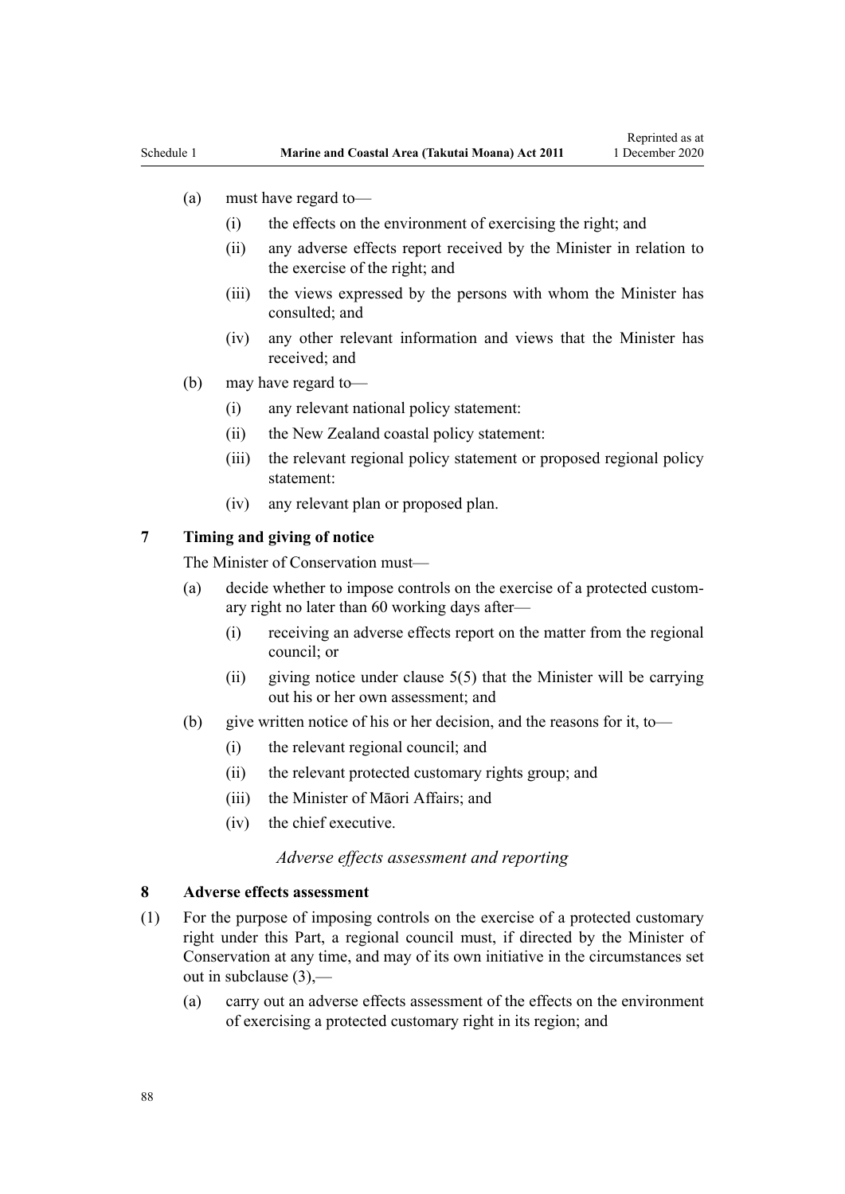(a) must have regard to—

  (i) the effects on the environment of exercising the right; and

  (ii) any adverse effects report received by the Minister in relation to the exercise of the right; and

  (iii) the views expressed by the persons with whom the Minister has consulted; and

  (iv) any other relevant information and views that the Minister has received; and

(b) may have regard to—

  (i) any relevant national policy statement:

  (ii) the New Zealand coastal policy statement:

  (iii) the relevant regional policy statement or proposed regional policy statement:

  (iv) any relevant plan or proposed plan.

### 7 Timing and giving of notice

The Minister of Conservation must—

(a) decide whether to impose controls on the exercise of a protected customary right no later than 60 working days after—

  (i) receiving an adverse effects report on the matter from the regional council; or

  (ii) giving notice under clause 5(5) that the Minister will be carrying out his or her own assessment; and

(b) give written notice of his or her decision, and the reasons for it, to—

  (i) the relevant regional council; and

  (ii) the relevant protected customary rights group; and

  (iii) the Minister of Māori Affairs; and

  (iv) the chief executive.

*Adverse effects assessment and reporting*

### 8 Adverse effects assessment

(1) For the purpose of imposing controls on the exercise of a protected customary right under this Part, a regional council must, if directed by the Minister of Conservation at any time, and may of its own initiative in the circumstances set out in subclause (3),—

  (a) carry out an adverse effects assessment of the effects on the environment of exercising a protected customary right in its region; and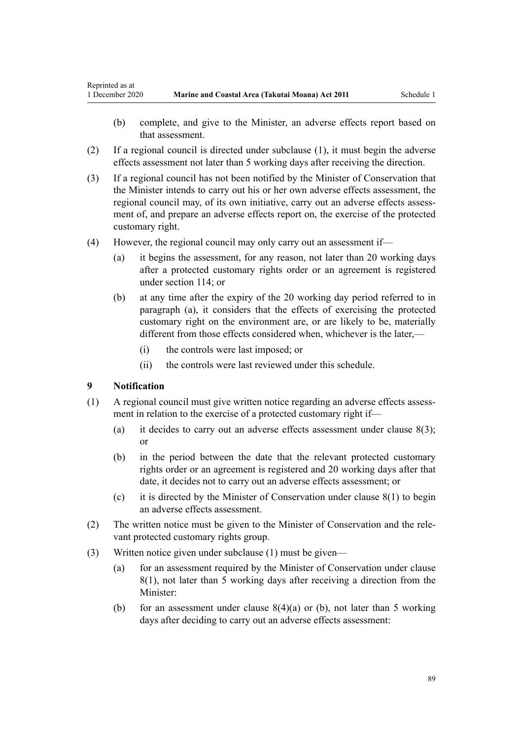(b) complete, and give to the Minister, an adverse effects report based on that assessment.

(2) If a regional council is directed under subclause (1), it must begin the adverse effects assessment not later than 5 working days after receiving the direction.

(3) If a regional council has not been notified by the Minister of Conservation that the Minister intends to carry out his or her own adverse effects assessment, the regional council may, of its own initiative, carry out an adverse effects assessment of, and prepare an adverse effects report on, the exercise of the protected customary right.

(4) However, the regional council may only carry out an assessment if—

(a) it begins the assessment, for any reason, not later than 20 working days after a protected customary rights order or an agreement is registered under section 114; or

(b) at any time after the expiry of the 20 working day period referred to in paragraph (a), it considers that the effects of exercising the protected customary right on the environment are, or are likely to be, materially different from those effects considered when, whichever is the later,—

(i) the controls were last imposed; or

(ii) the controls were last reviewed under this schedule.

### 9 Notification

(1) A regional council must give written notice regarding an adverse effects assessment in relation to the exercise of a protected customary right if—

(a) it decides to carry out an adverse effects assessment under clause 8(3); or

(b) in the period between the date that the relevant protected customary rights order or an agreement is registered and 20 working days after that date, it decides not to carry out an adverse effects assessment; or

(c) it is directed by the Minister of Conservation under clause 8(1) to begin an adverse effects assessment.

(2) The written notice must be given to the Minister of Conservation and the relevant protected customary rights group.

(3) Written notice given under subclause (1) must be given—

(a) for an assessment required by the Minister of Conservation under clause 8(1), not later than 5 working days after receiving a direction from the Minister:

(b) for an assessment under clause 8(4)(a) or (b), not later than 5 working days after deciding to carry out an adverse effects assessment: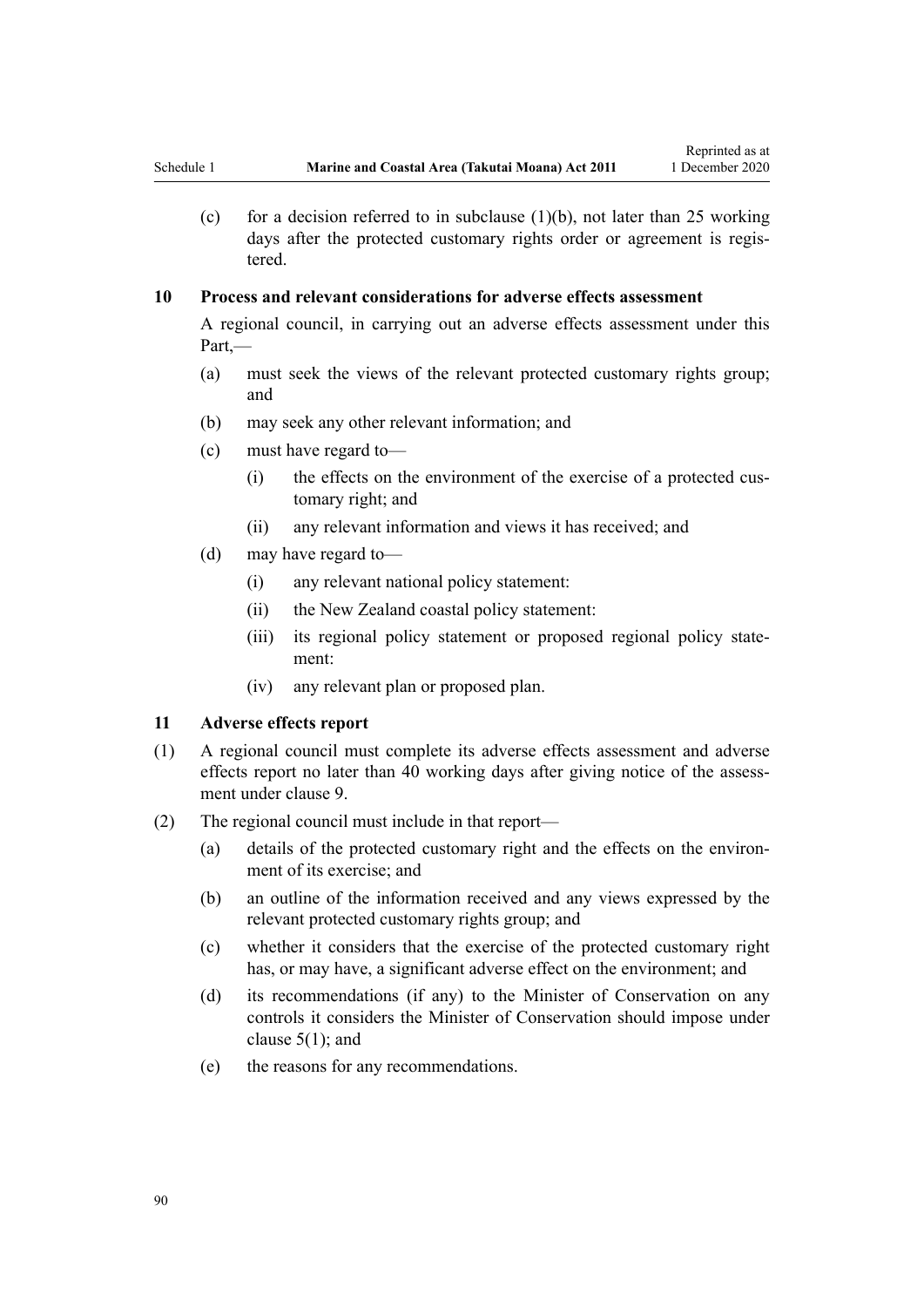(c) for a decision referred to in subclause (1)(b), not later than 25 working days after the protected customary rights order or agreement is registered.

### 10 Process and relevant considerations for adverse effects assessment

A regional council, in carrying out an adverse effects assessment under this Part,—

(a) must seek the views of the relevant protected customary rights group; and

(b) may seek any other relevant information; and

(c) must have regard to—

  (i) the effects on the environment of the exercise of a protected customary right; and

  (ii) any relevant information and views it has received; and

(d) may have regard to—

  (i) any relevant national policy statement:

  (ii) the New Zealand coastal policy statement:

  (iii) its regional policy statement or proposed regional policy statement:

  (iv) any relevant plan or proposed plan.

### 11 Adverse effects report

(1) A regional council must complete its adverse effects assessment and adverse effects report no later than 40 working days after giving notice of the assessment under clause 9.

(2) The regional council must include in that report—

(a) details of the protected customary right and the effects on the environment of its exercise; and

(b) an outline of the information received and any views expressed by the relevant protected customary rights group; and

(c) whether it considers that the exercise of the protected customary right has, or may have, a significant adverse effect on the environment; and

(d) its recommendations (if any) to the Minister of Conservation on any controls it considers the Minister of Conservation should impose under clause 5(1); and

(e) the reasons for any recommendations.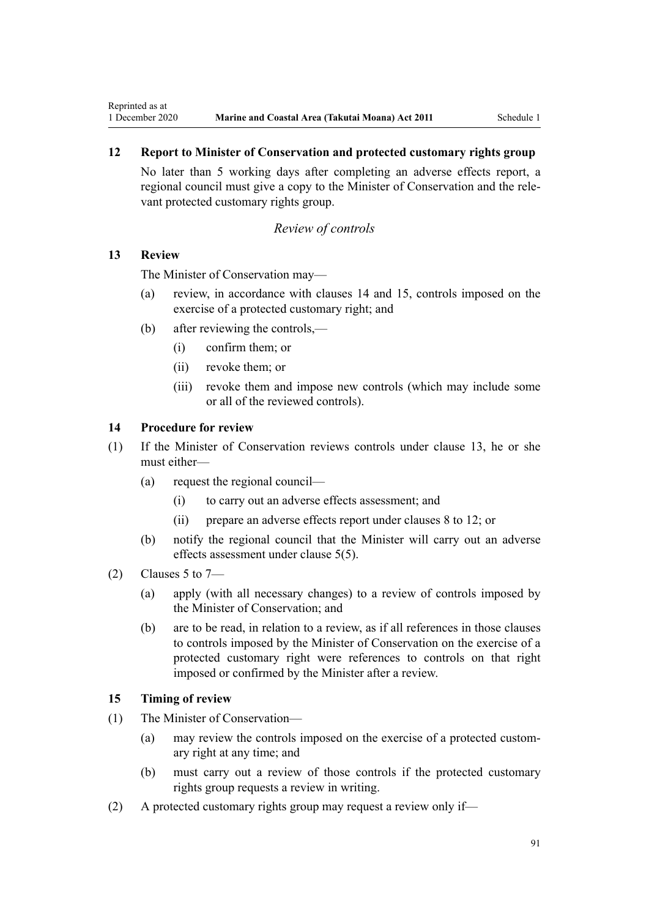### 12 Report to Minister of Conservation and protected customary rights group

No later than 5 working days after completing an adverse effects report, a regional council must give a copy to the Minister of Conservation and the relevant protected customary rights group.

*Review of controls*

### 13 Review

The Minister of Conservation may—

(a) review, in accordance with clauses 14 and 15, controls imposed on the exercise of a protected customary right; and

(b) after reviewing the controls,—

  (i) confirm them; or

  (ii) revoke them; or

  (iii) revoke them and impose new controls (which may include some or all of the reviewed controls).

### 14 Procedure for review

(1) If the Minister of Conservation reviews controls under clause 13, he or she must either—

  (a) request the regional council—

    (i) to carry out an adverse effects assessment; and

    (ii) prepare an adverse effects report under clauses 8 to 12; or

  (b) notify the regional council that the Minister will carry out an adverse effects assessment under clause 5(5).

(2) Clauses 5 to 7—

  (a) apply (with all necessary changes) to a review of controls imposed by the Minister of Conservation; and

  (b) are to be read, in relation to a review, as if all references in those clauses to controls imposed by the Minister of Conservation on the exercise of a protected customary right were references to controls on that right imposed or confirmed by the Minister after a review.

### 15 Timing of review

(1) The Minister of Conservation—

  (a) may review the controls imposed on the exercise of a protected customary right at any time; and

  (b) must carry out a review of those controls if the protected customary rights group requests a review in writing.

(2) A protected customary rights group may request a review only if—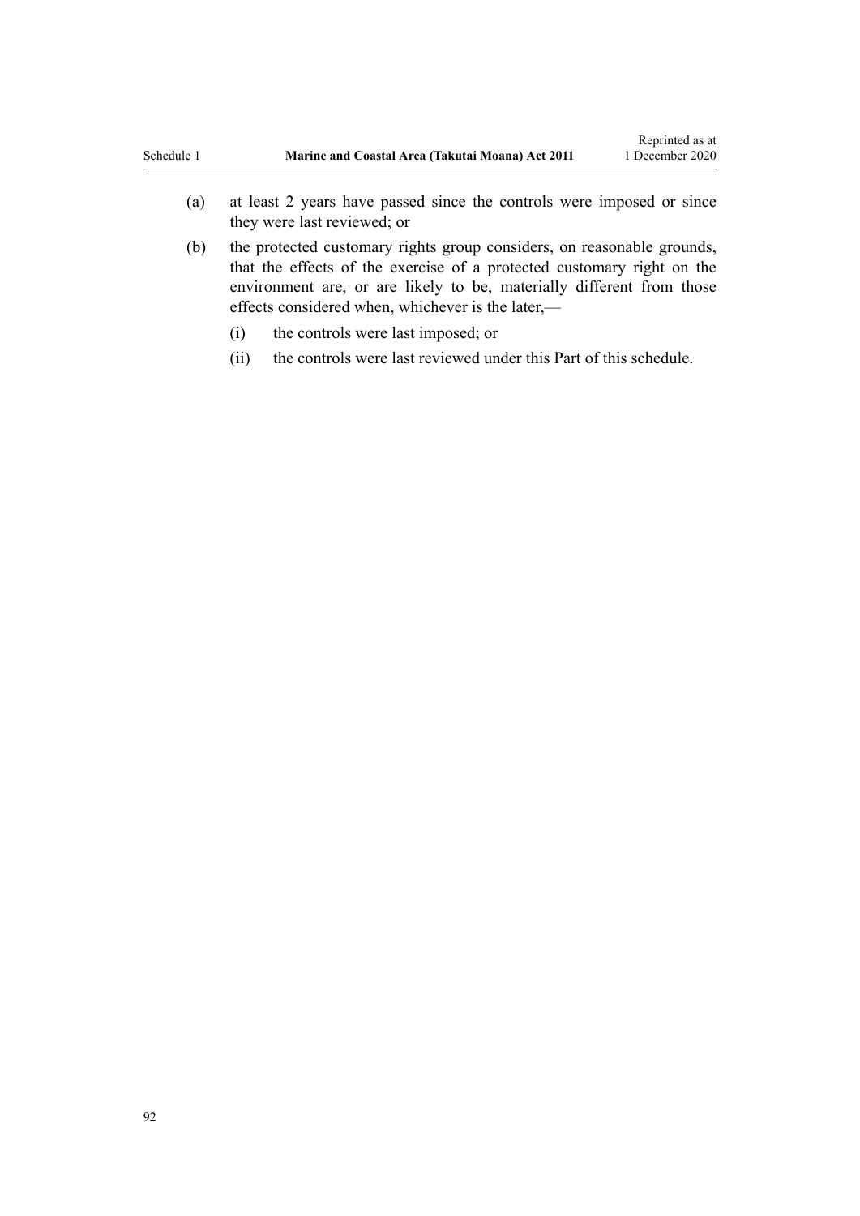(a) at least 2 years have passed since the controls were imposed or since they were last reviewed; or

(b) the protected customary rights group considers, on reasonable grounds, that the effects of the exercise of a protected customary right on the environment are, or are likely to be, materially different from those effects considered when, whichever is the later,—

  (i) the controls were last imposed; or

  (ii) the controls were last reviewed under this Part of this schedule.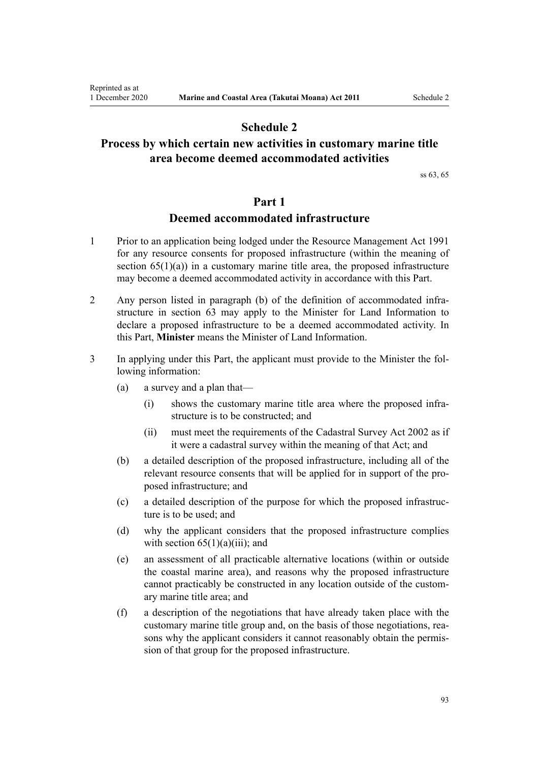# Schedule 2

## Process by which certain new activities in customary marine title area become deemed accommodated activities

ss 63, 65

## Part 1

### Deemed accommodated infrastructure

1 Prior to an application being lodged under the Resource Management Act 1991 for any resource consents for proposed infrastructure (within the meaning of section 65(1)(a)) in a customary marine title area, the proposed infrastructure may become a deemed accommodated activity in accordance with this Part.

2 Any person listed in paragraph (b) of the definition of accommodated infrastructure in section 63 may apply to the Minister for Land Information to declare a proposed infrastructure to be a deemed accommodated activity. In this Part, **Minister** means the Minister of Land Information.

3 In applying under this Part, the applicant must provide to the Minister the following information:

- (a) a survey and a plan that—
  - (i) shows the customary marine title area where the proposed infrastructure is to be constructed; and
  - (ii) must meet the requirements of the Cadastral Survey Act 2002 as if it were a cadastral survey within the meaning of that Act; and
- (b) a detailed description of the proposed infrastructure, including all of the relevant resource consents that will be applied for in support of the proposed infrastructure; and
- (c) a detailed description of the purpose for which the proposed infrastructure is to be used; and
- (d) why the applicant considers that the proposed infrastructure complies with section 65(1)(a)(iii); and
- (e) an assessment of all practicable alternative locations (within or outside the coastal marine area), and reasons why the proposed infrastructure cannot practicably be constructed in any location outside of the customary marine title area; and
- (f) a description of the negotiations that have already taken place with the customary marine title group and, on the basis of those negotiations, reasons why the applicant considers it cannot reasonably obtain the permission of that group for the proposed infrastructure.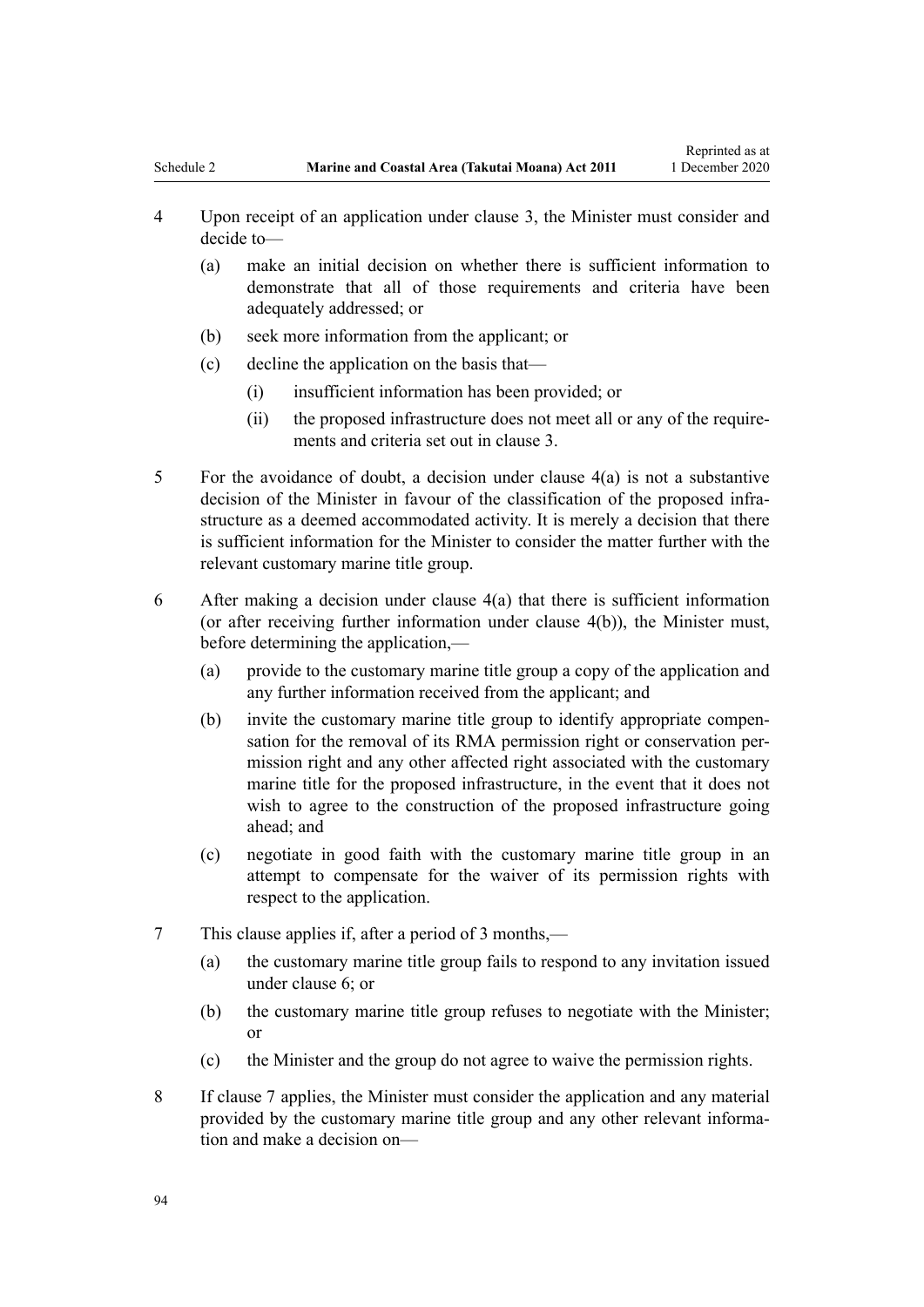4 Upon receipt of an application under clause 3, the Minister must consider and decide to—

  (a) make an initial decision on whether there is sufficient information to demonstrate that all of those requirements and criteria have been adequately addressed; or

  (b) seek more information from the applicant; or

  (c) decline the application on the basis that—

    (i) insufficient information has been provided; or

    (ii) the proposed infrastructure does not meet all or any of the requirements and criteria set out in clause 3.

5 For the avoidance of doubt, a decision under clause 4(a) is not a substantive decision of the Minister in favour of the classification of the proposed infrastructure as a deemed accommodated activity. It is merely a decision that there is sufficient information for the Minister to consider the matter further with the relevant customary marine title group.

6 After making a decision under clause 4(a) that there is sufficient information (or after receiving further information under clause 4(b)), the Minister must, before determining the application,—

  (a) provide to the customary marine title group a copy of the application and any further information received from the applicant; and

  (b) invite the customary marine title group to identify appropriate compensation for the removal of its RMA permission right or conservation permission right and any other affected right associated with the customary marine title for the proposed infrastructure, in the event that it does not wish to agree to the construction of the proposed infrastructure going ahead; and

  (c) negotiate in good faith with the customary marine title group in an attempt to compensate for the waiver of its permission rights with respect to the application.

7 This clause applies if, after a period of 3 months,—

  (a) the customary marine title group fails to respond to any invitation issued under clause 6; or

  (b) the customary marine title group refuses to negotiate with the Minister; or

  (c) the Minister and the group do not agree to waive the permission rights.

8 If clause 7 applies, the Minister must consider the application and any material provided by the customary marine title group and any other relevant information and make a decision on—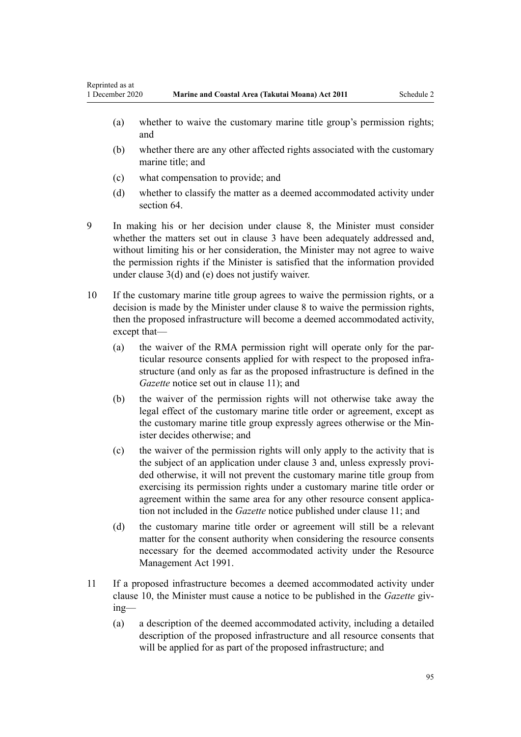(a) whether to waive the customary marine title group's permission rights; and

(b) whether there are any other affected rights associated with the customary marine title; and

(c) what compensation to provide; and

(d) whether to classify the matter as a deemed accommodated activity under section 64.

9 In making his or her decision under clause 8, the Minister must consider whether the matters set out in clause 3 have been adequately addressed and, without limiting his or her consideration, the Minister may not agree to waive the permission rights if the Minister is satisfied that the information provided under clause 3(d) and (e) does not justify waiver.

10 If the customary marine title group agrees to waive the permission rights, or a decision is made by the Minister under clause 8 to waive the permission rights, then the proposed infrastructure will become a deemed accommodated activity, except that—

(a) the waiver of the RMA permission right will operate only for the particular resource consents applied for with respect to the proposed infrastructure (and only as far as the proposed infrastructure is defined in the *Gazette* notice set out in clause 11); and

(b) the waiver of the permission rights will not otherwise take away the legal effect of the customary marine title order or agreement, except as the customary marine title group expressly agrees otherwise or the Minister decides otherwise; and

(c) the waiver of the permission rights will only apply to the activity that is the subject of an application under clause 3 and, unless expressly provided otherwise, it will not prevent the customary marine title group from exercising its permission rights under a customary marine title order or agreement within the same area for any other resource consent application not included in the *Gazette* notice published under clause 11; and

(d) the customary marine title order or agreement will still be a relevant matter for the consent authority when considering the resource consents necessary for the deemed accommodated activity under the Resource Management Act 1991.

11 If a proposed infrastructure becomes a deemed accommodated activity under clause 10, the Minister must cause a notice to be published in the *Gazette* giving—

(a) a description of the deemed accommodated activity, including a detailed description of the proposed infrastructure and all resource consents that will be applied for as part of the proposed infrastructure; and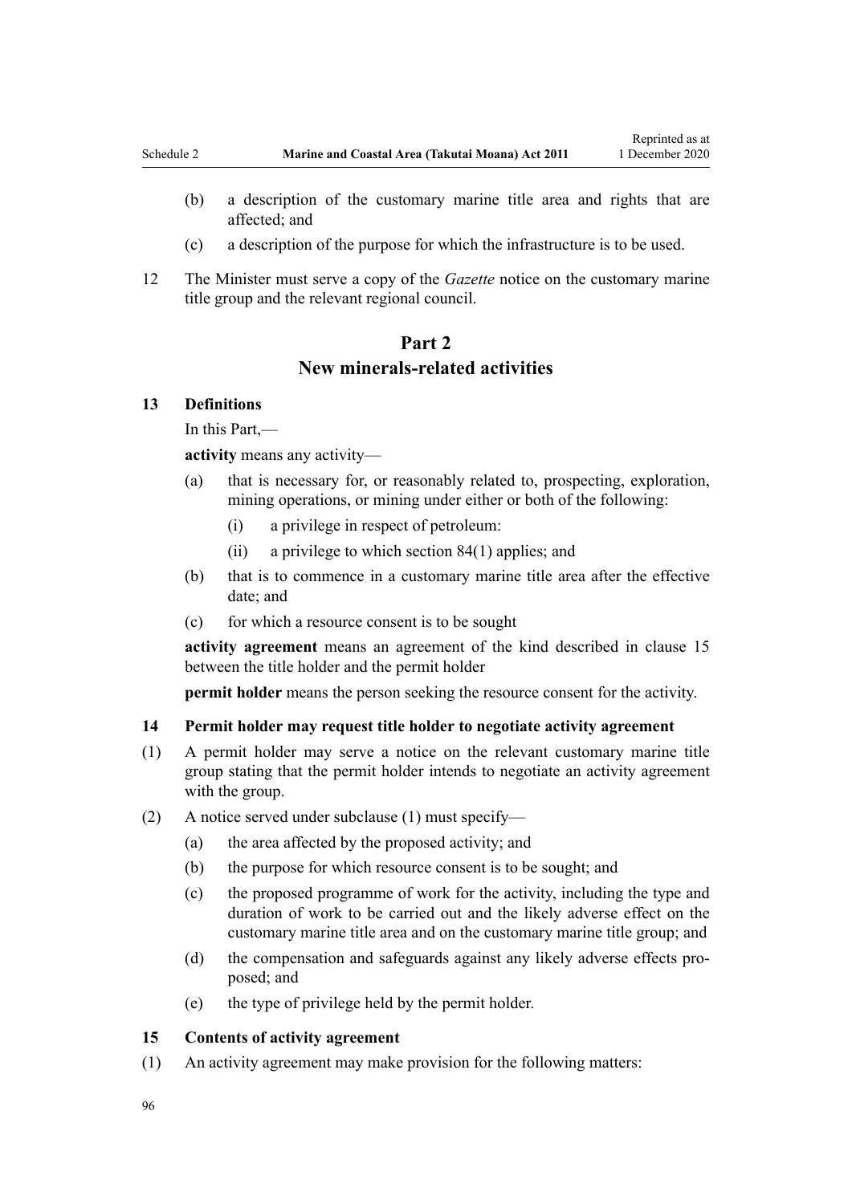(b) a description of the customary marine title area and rights that are affected; and

(c) a description of the purpose for which the infrastructure is to be used.

12 The Minister must serve a copy of the *Gazette* notice on the customary marine title group and the relevant regional council.

## Part 2
## New minerals-related activities

### 13 Definitions

In this Part,—

**activity** means any activity—

(a) that is necessary for, or reasonably related to, prospecting, exploration, mining operations, or mining under either or both of the following:

  (i) a privilege in respect of petroleum:

  (ii) a privilege to which section 84(1) applies; and

(b) that is to commence in a customary marine title area after the effective date; and

(c) for which a resource consent is to be sought

**activity agreement** means an agreement of the kind described in clause 15 between the title holder and the permit holder

**permit holder** means the person seeking the resource consent for the activity.

### 14 Permit holder may request title holder to negotiate activity agreement

(1) A permit holder may serve a notice on the relevant customary marine title group stating that the permit holder intends to negotiate an activity agreement with the group.

(2) A notice served under subclause (1) must specify—

(a) the area affected by the proposed activity; and

(b) the purpose for which resource consent is to be sought; and

(c) the proposed programme of work for the activity, including the type and duration of work to be carried out and the likely adverse effect on the customary marine title area and on the customary marine title group; and

(d) the compensation and safeguards against any likely adverse effects proposed; and

(e) the type of privilege held by the permit holder.

### 15 Contents of activity agreement

(1) An activity agreement may make provision for the following matters: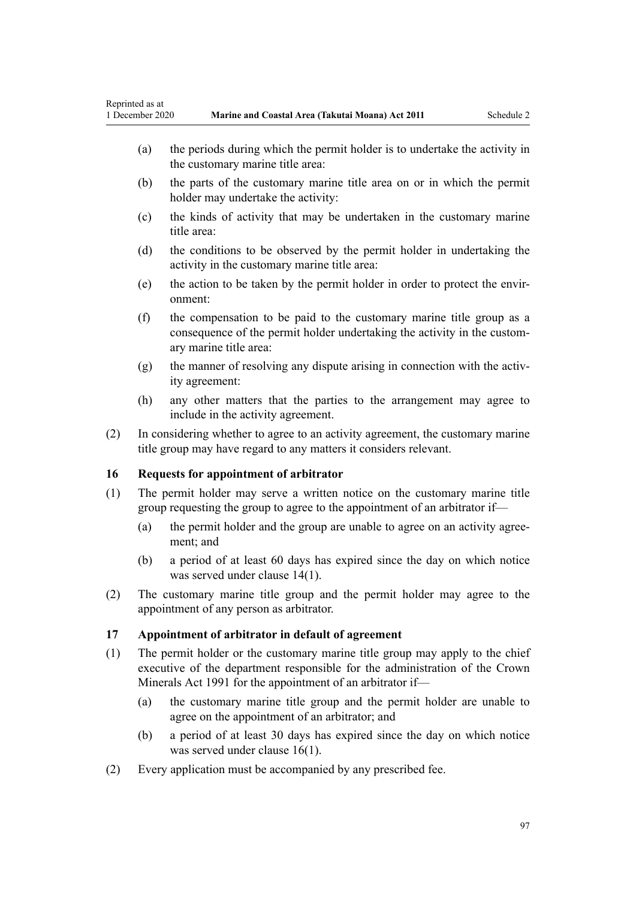(a) the periods during which the permit holder is to undertake the activity in the customary marine title area:

(b) the parts of the customary marine title area on or in which the permit holder may undertake the activity:

(c) the kinds of activity that may be undertaken in the customary marine title area:

(d) the conditions to be observed by the permit holder in undertaking the activity in the customary marine title area:

(e) the action to be taken by the permit holder in order to protect the environment:

(f) the compensation to be paid to the customary marine title group as a consequence of the permit holder undertaking the activity in the customary marine title area:

(g) the manner of resolving any dispute arising in connection with the activity agreement:

(h) any other matters that the parties to the arrangement may agree to include in the activity agreement.

(2) In considering whether to agree to an activity agreement, the customary marine title group may have regard to any matters it considers relevant.

### 16 Requests for appointment of arbitrator

(1) The permit holder may serve a written notice on the customary marine title group requesting the group to agree to the appointment of an arbitrator if—

(a) the permit holder and the group are unable to agree on an activity agreement; and

(b) a period of at least 60 days has expired since the day on which notice was served under clause 14(1).

(2) The customary marine title group and the permit holder may agree to the appointment of any person as arbitrator.

### 17 Appointment of arbitrator in default of agreement

(1) The permit holder or the customary marine title group may apply to the chief executive of the department responsible for the administration of the Crown Minerals Act 1991 for the appointment of an arbitrator if—

(a) the customary marine title group and the permit holder are unable to agree on the appointment of an arbitrator; and

(b) a period of at least 30 days has expired since the day on which notice was served under clause 16(1).

(2) Every application must be accompanied by any prescribed fee.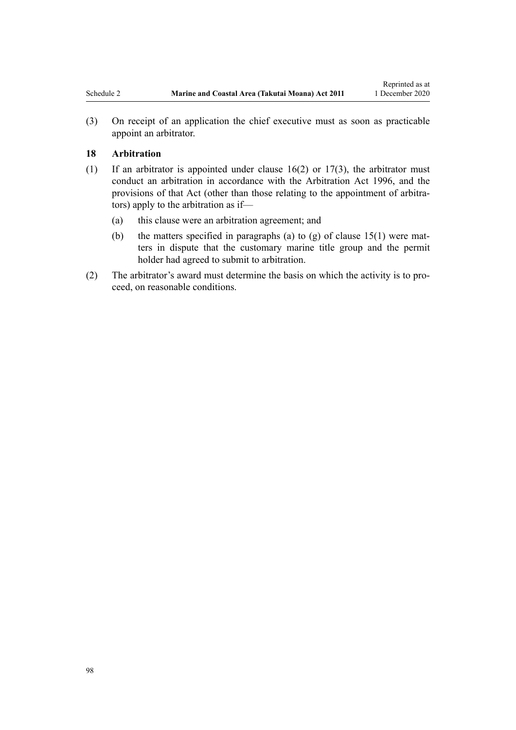(3) On receipt of an application the chief executive must as soon as practicable appoint an arbitrator.

### 18 Arbitration

(1) If an arbitrator is appointed under clause 16(2) or 17(3), the arbitrator must conduct an arbitration in accordance with the Arbitration Act 1996, and the provisions of that Act (other than those relating to the appointment of arbitrators) apply to the arbitration as if—

  (a) this clause were an arbitration agreement; and

  (b) the matters specified in paragraphs (a) to (g) of clause 15(1) were matters in dispute that the customary marine title group and the permit holder had agreed to submit to arbitration.

(2) The arbitrator's award must determine the basis on which the activity is to proceed, on reasonable conditions.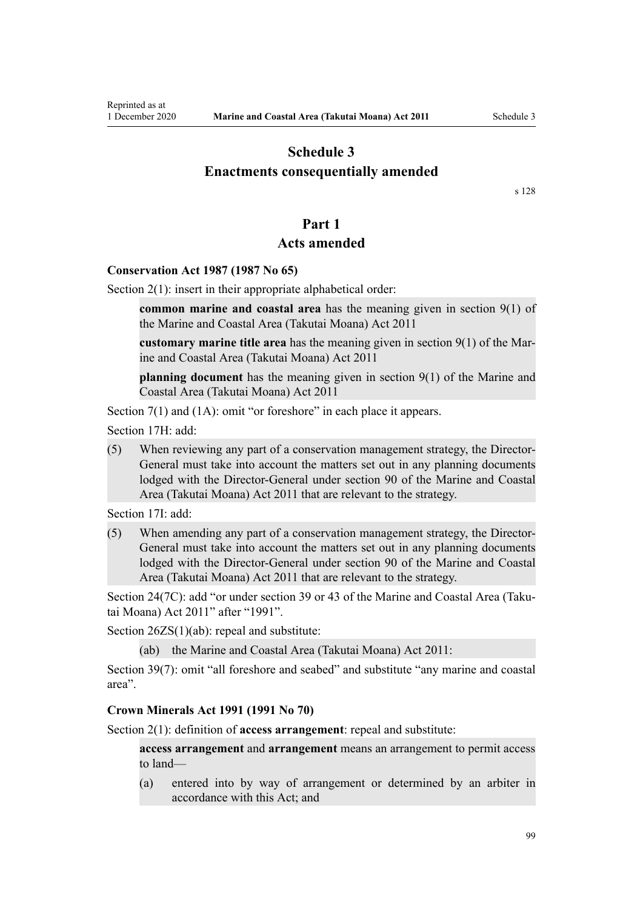# Schedule 3
# Enactments consequentially amended

s 128

## Part 1
## Acts amended

### Conservation Act 1987 (1987 No 65)

Section 2(1): insert in their appropriate alphabetical order:

> **common marine and coastal area** has the meaning given in section 9(1) of the Marine and Coastal Area (Takutai Moana) Act 2011
>
> **customary marine title area** has the meaning given in section 9(1) of the Marine and Coastal Area (Takutai Moana) Act 2011
>
> **planning document** has the meaning given in section 9(1) of the Marine and Coastal Area (Takutai Moana) Act 2011

Section 7(1) and (1A): omit "or foreshore" in each place it appears.

Section 17H: add:

> (5) When reviewing any part of a conservation management strategy, the Director-General must take into account the matters set out in any planning documents lodged with the Director-General under section 90 of the Marine and Coastal Area (Takutai Moana) Act 2011 that are relevant to the strategy.

Section 17I: add:

> (5) When amending any part of a conservation management strategy, the Director-General must take into account the matters set out in any planning documents lodged with the Director-General under section 90 of the Marine and Coastal Area (Takutai Moana) Act 2011 that are relevant to the strategy.

Section 24(7C): add "or under section 39 or 43 of the Marine and Coastal Area (Takutai Moana) Act 2011" after "1991".

Section 26ZS(1)(ab): repeal and substitute:

> (ab) the Marine and Coastal Area (Takutai Moana) Act 2011:

Section 39(7): omit "all foreshore and seabed" and substitute "any marine and coastal area".

### Crown Minerals Act 1991 (1991 No 70)

Section 2(1): definition of **access arrangement**: repeal and substitute:

> **access arrangement** and **arrangement** means an arrangement to permit access to land—
>
> (a) entered into by way of arrangement or determined by an arbiter in accordance with this Act; and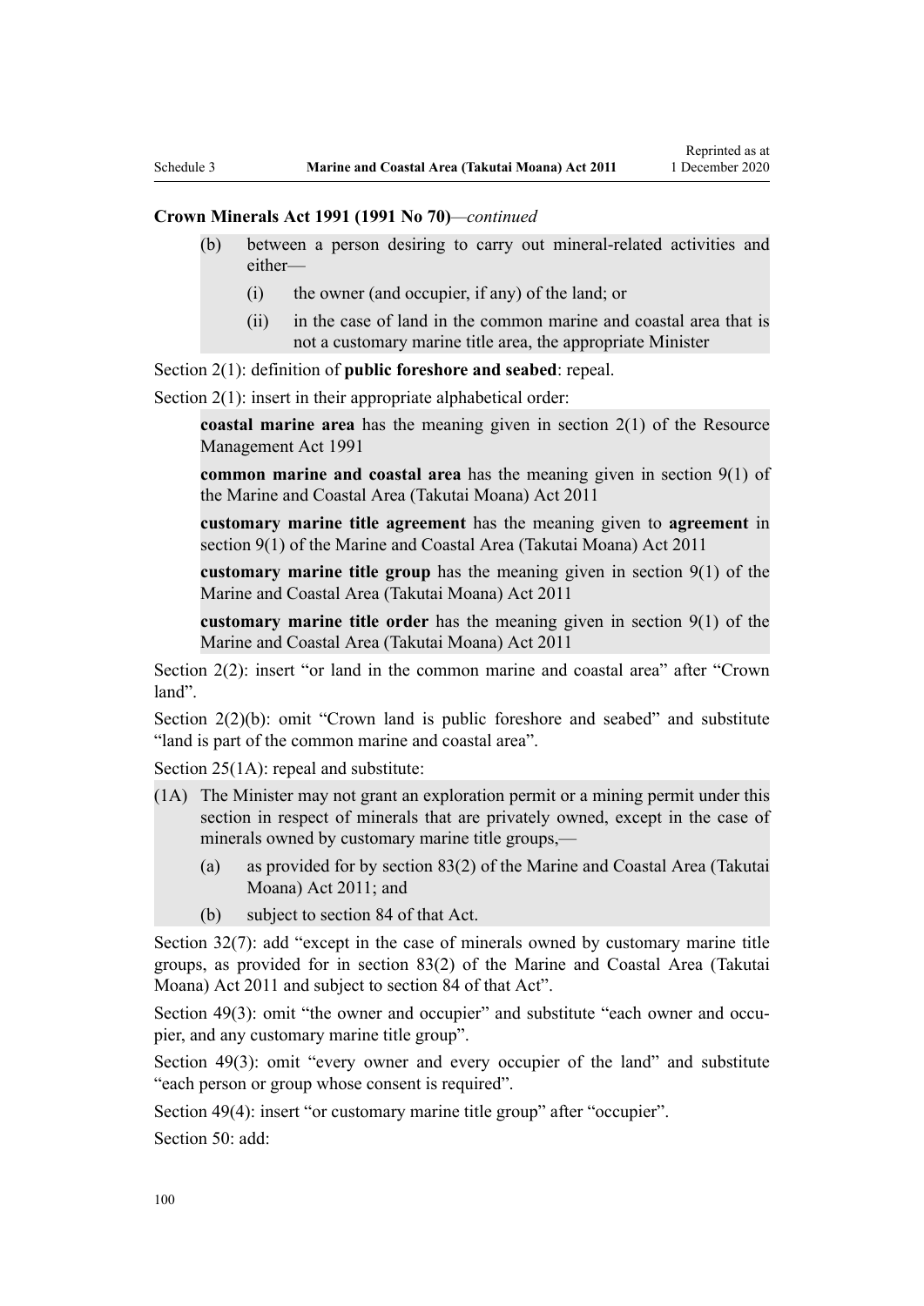**Crown Minerals Act 1991 (1991 No 70)**—*continued*

> (b) between a person desiring to carry out mineral-related activities and either—
>
> (i) the owner (and occupier, if any) of the land; or
>
> (ii) in the case of land in the common marine and coastal area that is not a customary marine title area, the appropriate Minister

Section 2(1): definition of **public foreshore and seabed**: repeal.

Section 2(1): insert in their appropriate alphabetical order:

> **coastal marine area** has the meaning given in section 2(1) of the Resource Management Act 1991
>
> **common marine and coastal area** has the meaning given in section 9(1) of the Marine and Coastal Area (Takutai Moana) Act 2011
>
> **customary marine title agreement** has the meaning given to **agreement** in section 9(1) of the Marine and Coastal Area (Takutai Moana) Act 2011
>
> **customary marine title group** has the meaning given in section 9(1) of the Marine and Coastal Area (Takutai Moana) Act 2011
>
> **customary marine title order** has the meaning given in section 9(1) of the Marine and Coastal Area (Takutai Moana) Act 2011

Section 2(2): insert "or land in the common marine and coastal area" after "Crown land".

Section 2(2)(b): omit "Crown land is public foreshore and seabed" and substitute "land is part of the common marine and coastal area".

Section 25(1A): repeal and substitute:

> (1A) The Minister may not grant an exploration permit or a mining permit under this section in respect of minerals that are privately owned, except in the case of minerals owned by customary marine title groups,—
>
> (a) as provided for by section 83(2) of the Marine and Coastal Area (Takutai Moana) Act 2011; and
>
> (b) subject to section 84 of that Act.

Section 32(7): add "except in the case of minerals owned by customary marine title groups, as provided for in section 83(2) of the Marine and Coastal Area (Takutai Moana) Act 2011 and subject to section 84 of that Act".

Section 49(3): omit "the owner and occupier" and substitute "each owner and occupier, and any customary marine title group".

Section 49(3): omit "every owner and every occupier of the land" and substitute "each person or group whose consent is required".

Section 49(4): insert "or customary marine title group" after "occupier".

Section 50: add: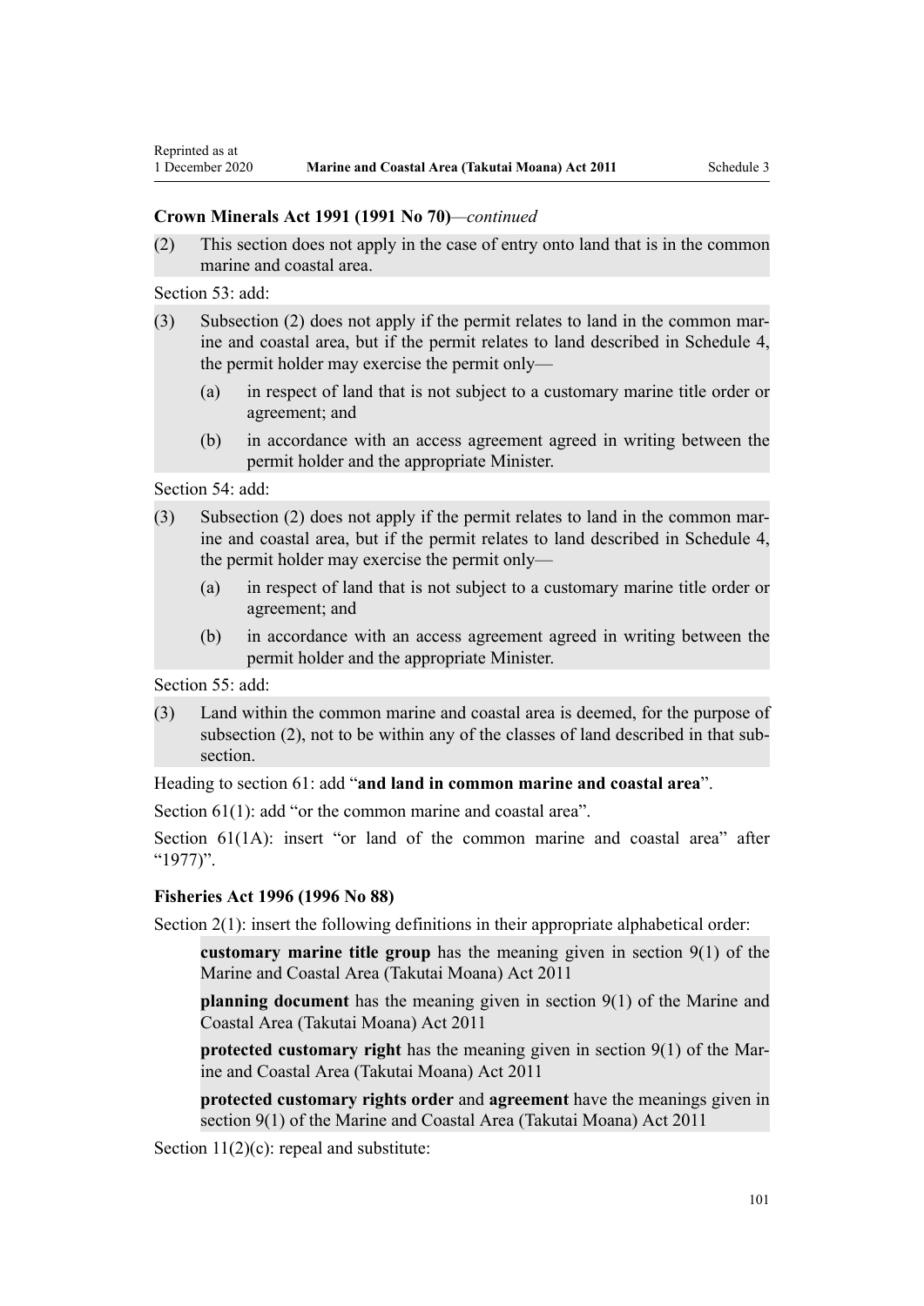**Crown Minerals Act 1991 (1991 No 70)**—*continued*

(2) This section does not apply in the case of entry onto land that is in the common marine and coastal area.

Section 53: add:

(3) Subsection (2) does not apply if the permit relates to land in the common marine and coastal area, but if the permit relates to land described in Schedule 4, the permit holder may exercise the permit only—

(a) in respect of land that is not subject to a customary marine title order or agreement; and

(b) in accordance with an access agreement agreed in writing between the permit holder and the appropriate Minister.

Section 54: add:

(3) Subsection (2) does not apply if the permit relates to land in the common marine and coastal area, but if the permit relates to land described in Schedule 4, the permit holder may exercise the permit only—

(a) in respect of land that is not subject to a customary marine title order or agreement; and

(b) in accordance with an access agreement agreed in writing between the permit holder and the appropriate Minister.

Section 55: add:

(3) Land within the common marine and coastal area is deemed, for the purpose of subsection (2), not to be within any of the classes of land described in that subsection.

Heading to section 61: add "**and land in common marine and coastal area**".

Section 61(1): add "or the common marine and coastal area".

Section 61(1A): insert "or land of the common marine and coastal area" after "1977)".

**Fisheries Act 1996 (1996 No 88)**

Section 2(1): insert the following definitions in their appropriate alphabetical order:

**customary marine title group** has the meaning given in section 9(1) of the Marine and Coastal Area (Takutai Moana) Act 2011

**planning document** has the meaning given in section 9(1) of the Marine and Coastal Area (Takutai Moana) Act 2011

**protected customary right** has the meaning given in section 9(1) of the Marine and Coastal Area (Takutai Moana) Act 2011

**protected customary rights order** and **agreement** have the meanings given in section 9(1) of the Marine and Coastal Area (Takutai Moana) Act 2011

Section 11(2)(c): repeal and substitute: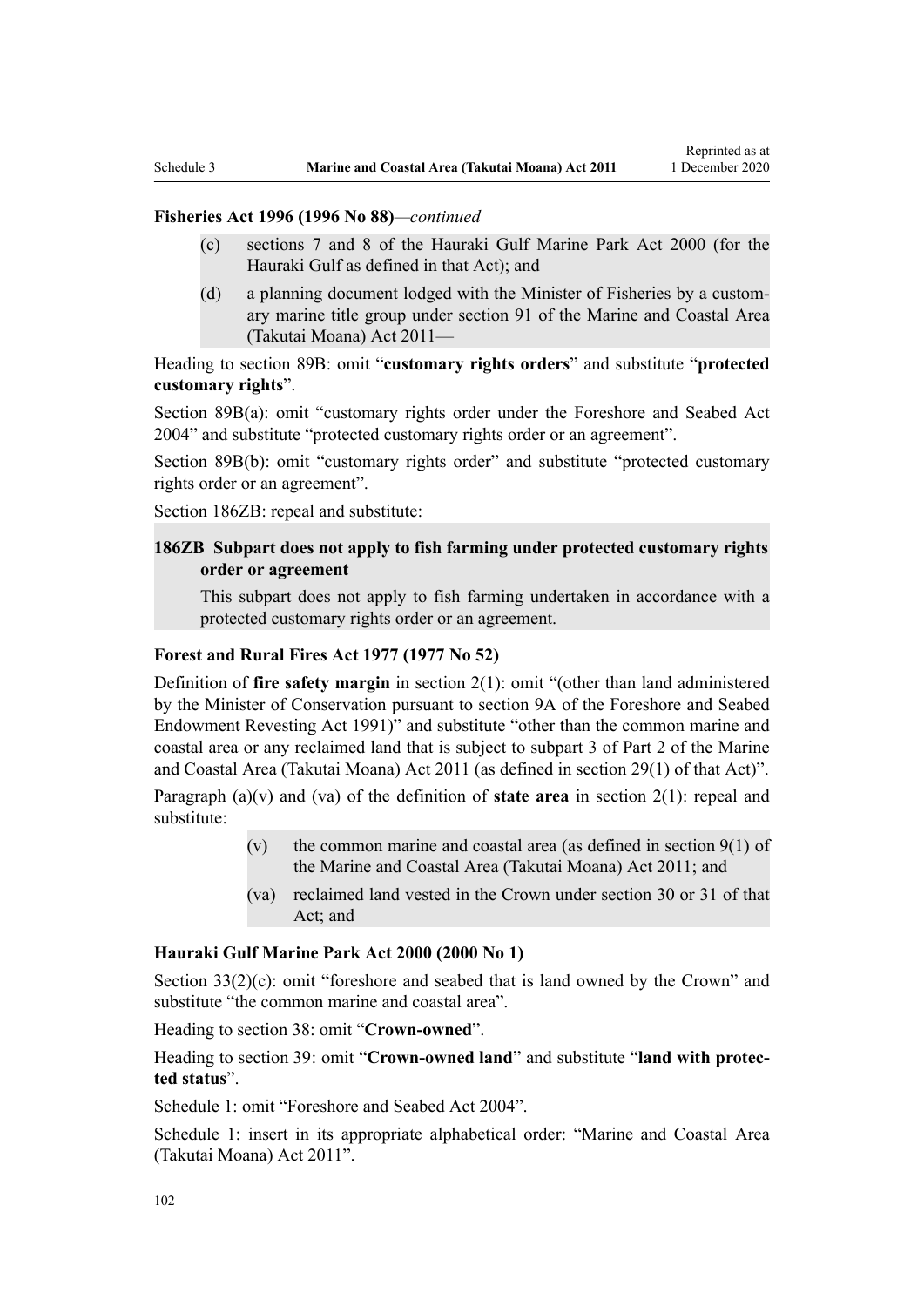**Fisheries Act 1996 (1996 No 88)***—continued*

(c) sections 7 and 8 of the Hauraki Gulf Marine Park Act 2000 (for the Hauraki Gulf as defined in that Act); and

(d) a planning document lodged with the Minister of Fisheries by a customary marine title group under section 91 of the Marine and Coastal Area (Takutai Moana) Act 2011—

Heading to section 89B: omit "**customary rights orders**" and substitute "**protected customary rights**".

Section 89B(a): omit "customary rights order under the Foreshore and Seabed Act 2004" and substitute "protected customary rights order or an agreement".

Section 89B(b): omit "customary rights order" and substitute "protected customary rights order or an agreement".

Section 186ZB: repeal and substitute:

**186ZB Subpart does not apply to fish farming under protected customary rights order or agreement**

This subpart does not apply to fish farming undertaken in accordance with a protected customary rights order or an agreement.

**Forest and Rural Fires Act 1977 (1977 No 52)**

Definition of **fire safety margin** in section 2(1): omit "(other than land administered by the Minister of Conservation pursuant to section 9A of the Foreshore and Seabed Endowment Revesting Act 1991)" and substitute "other than the common marine and coastal area or any reclaimed land that is subject to subpart 3 of Part 2 of the Marine and Coastal Area (Takutai Moana) Act 2011 (as defined in section 29(1) of that Act)".

Paragraph (a)(v) and (va) of the definition of **state area** in section 2(1): repeal and substitute:

(v) the common marine and coastal area (as defined in section 9(1) of the Marine and Coastal Area (Takutai Moana) Act 2011; and

(va) reclaimed land vested in the Crown under section 30 or 31 of that Act; and

**Hauraki Gulf Marine Park Act 2000 (2000 No 1)**

Section 33(2)(c): omit "foreshore and seabed that is land owned by the Crown" and substitute "the common marine and coastal area".

Heading to section 38: omit "**Crown-owned**".

Heading to section 39: omit "**Crown-owned land**" and substitute "**land with protected status**".

Schedule 1: omit "Foreshore and Seabed Act 2004".

Schedule 1: insert in its appropriate alphabetical order: "Marine and Coastal Area (Takutai Moana) Act 2011".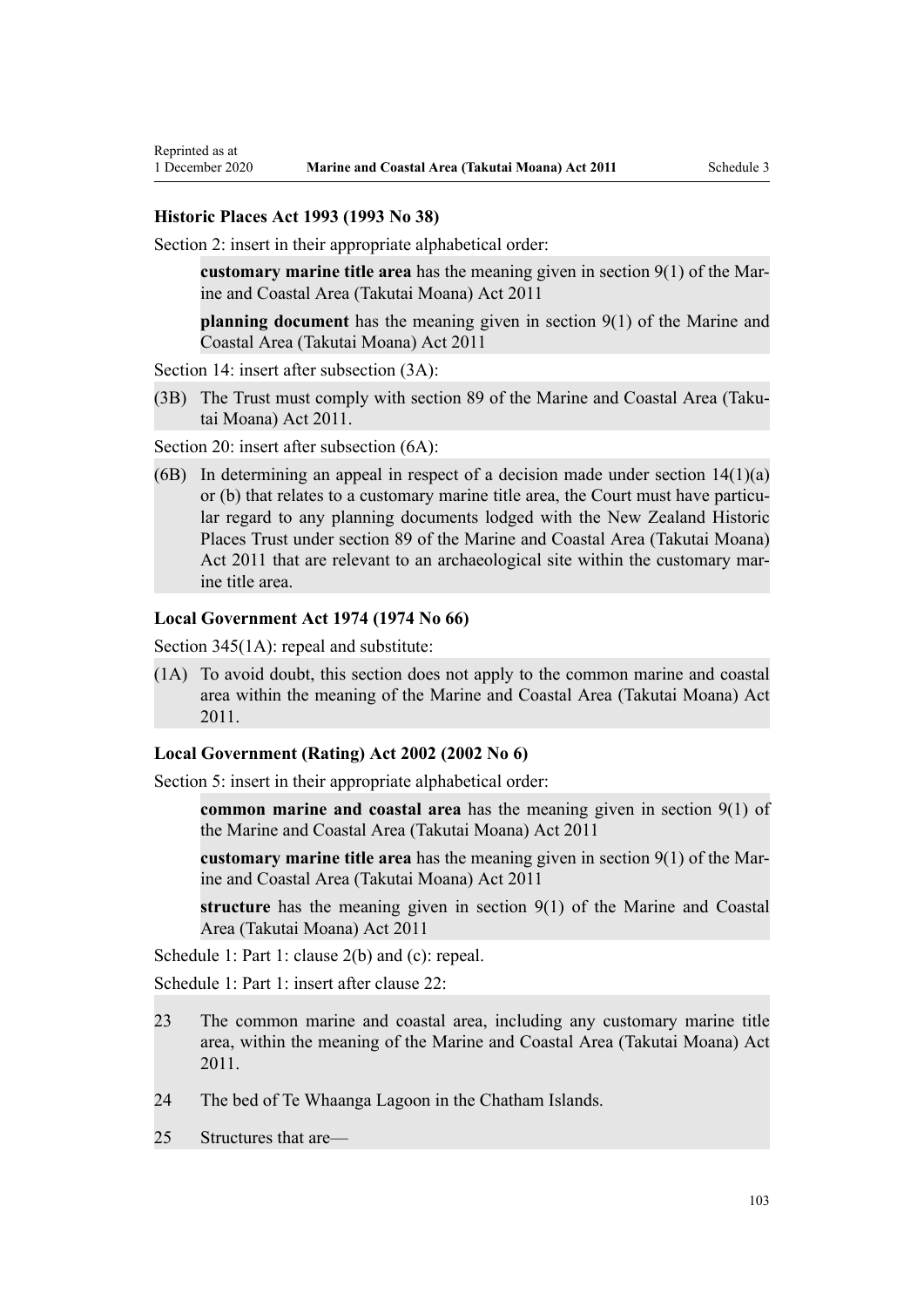### Historic Places Act 1993 (1993 No 38)

Section 2: insert in their appropriate alphabetical order:

> **customary marine title area** has the meaning given in section 9(1) of the Marine and Coastal Area (Takutai Moana) Act 2011
>
> **planning document** has the meaning given in section 9(1) of the Marine and Coastal Area (Takutai Moana) Act 2011

Section 14: insert after subsection (3A):

> (3B) The Trust must comply with section 89 of the Marine and Coastal Area (Takutai Moana) Act 2011.

Section 20: insert after subsection (6A):

> (6B) In determining an appeal in respect of a decision made under section 14(1)(a) or (b) that relates to a customary marine title area, the Court must have particular regard to any planning documents lodged with the New Zealand Historic Places Trust under section 89 of the Marine and Coastal Area (Takutai Moana) Act 2011 that are relevant to an archaeological site within the customary marine title area.

### Local Government Act 1974 (1974 No 66)

Section 345(1A): repeal and substitute:

> (1A) To avoid doubt, this section does not apply to the common marine and coastal area within the meaning of the Marine and Coastal Area (Takutai Moana) Act 2011.

### Local Government (Rating) Act 2002 (2002 No 6)

Section 5: insert in their appropriate alphabetical order:

> **common marine and coastal area** has the meaning given in section 9(1) of the Marine and Coastal Area (Takutai Moana) Act 2011
>
> **customary marine title area** has the meaning given in section 9(1) of the Marine and Coastal Area (Takutai Moana) Act 2011
>
> **structure** has the meaning given in section 9(1) of the Marine and Coastal Area (Takutai Moana) Act 2011

Schedule 1: Part 1: clause 2(b) and (c): repeal.

Schedule 1: Part 1: insert after clause 22:

> 23 The common marine and coastal area, including any customary marine title area, within the meaning of the Marine and Coastal Area (Takutai Moana) Act 2011.
>
> 24 The bed of Te Whaanga Lagoon in the Chatham Islands.
>
> 25 Structures that are—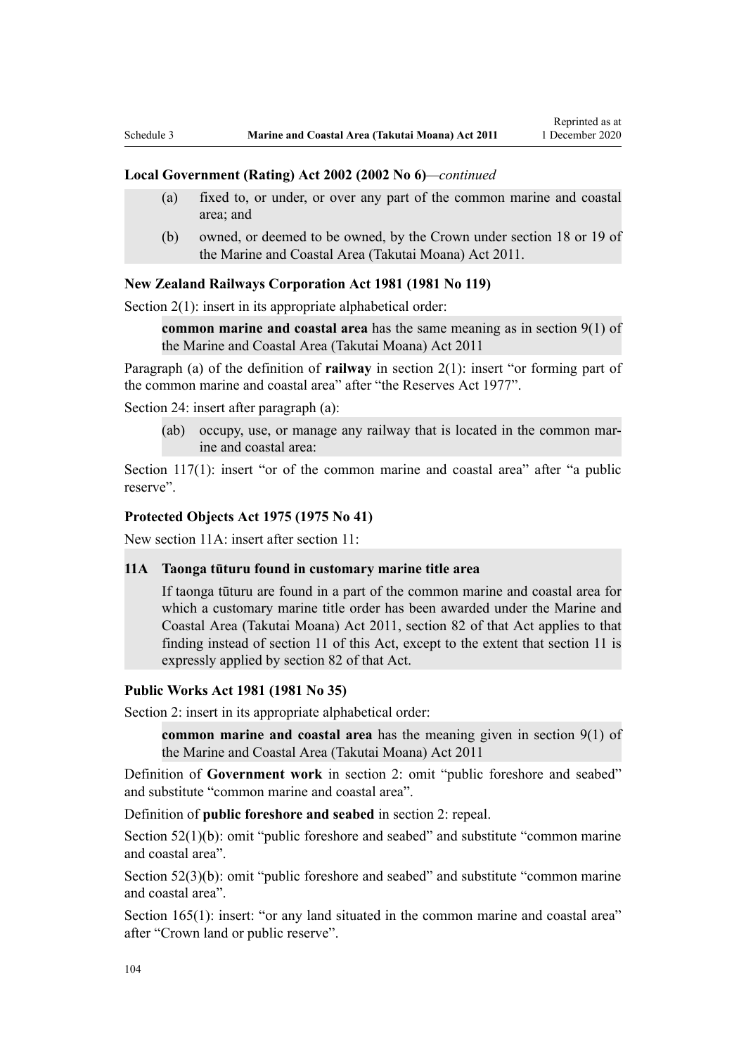**Local Government (Rating) Act 2002 (2002 No 6)**—*continued*

> (a) fixed to, or under, or over any part of the common marine and coastal area; and
>
> (b) owned, or deemed to be owned, by the Crown under section 18 or 19 of the Marine and Coastal Area (Takutai Moana) Act 2011.

**New Zealand Railways Corporation Act 1981 (1981 No 119)**

Section 2(1): insert in its appropriate alphabetical order:

> **common marine and coastal area** has the same meaning as in section 9(1) of the Marine and Coastal Area (Takutai Moana) Act 2011

Paragraph (a) of the definition of **railway** in section 2(1): insert "or forming part of the common marine and coastal area" after "the Reserves Act 1977".

Section 24: insert after paragraph (a):

> (ab) occupy, use, or manage any railway that is located in the common marine and coastal area:

Section 117(1): insert "or of the common marine and coastal area" after "a public reserve".

**Protected Objects Act 1975 (1975 No 41)**

New section 11A: insert after section 11:

> **11A Taonga tūturu found in customary marine title area**
>
> If taonga tūturu are found in a part of the common marine and coastal area for which a customary marine title order has been awarded under the Marine and Coastal Area (Takutai Moana) Act 2011, section 82 of that Act applies to that finding instead of section 11 of this Act, except to the extent that section 11 is expressly applied by section 82 of that Act.

**Public Works Act 1981 (1981 No 35)**

Section 2: insert in its appropriate alphabetical order:

> **common marine and coastal area** has the meaning given in section 9(1) of the Marine and Coastal Area (Takutai Moana) Act 2011

Definition of **Government work** in section 2: omit "public foreshore and seabed" and substitute "common marine and coastal area".

Definition of **public foreshore and seabed** in section 2: repeal.

Section 52(1)(b): omit "public foreshore and seabed" and substitute "common marine and coastal area".

Section 52(3)(b): omit "public foreshore and seabed" and substitute "common marine and coastal area".

Section 165(1): insert: "or any land situated in the common marine and coastal area" after "Crown land or public reserve".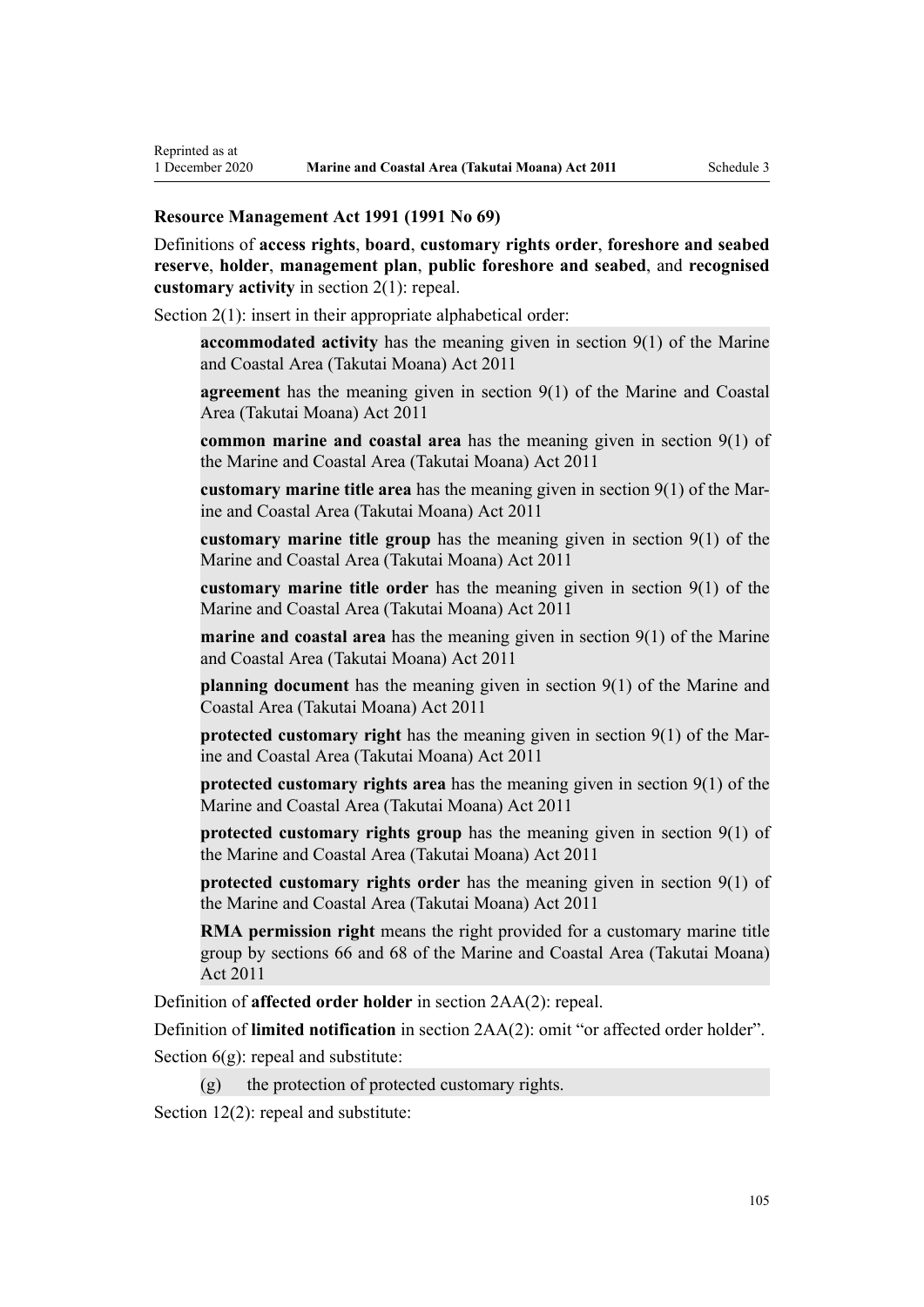**Resource Management Act 1991 (1991 No 69)**

Definitions of **access rights**, **board**, **customary rights order**, **foreshore and seabed reserve**, **holder**, **management plan**, **public foreshore and seabed**, and **recognised customary activity** in section 2(1): repeal.

Section 2(1): insert in their appropriate alphabetical order:

> **accommodated activity** has the meaning given in section 9(1) of the Marine and Coastal Area (Takutai Moana) Act 2011
>
> **agreement** has the meaning given in section 9(1) of the Marine and Coastal Area (Takutai Moana) Act 2011
>
> **common marine and coastal area** has the meaning given in section 9(1) of the Marine and Coastal Area (Takutai Moana) Act 2011
>
> **customary marine title area** has the meaning given in section 9(1) of the Marine and Coastal Area (Takutai Moana) Act 2011
>
> **customary marine title group** has the meaning given in section 9(1) of the Marine and Coastal Area (Takutai Moana) Act 2011
>
> **customary marine title order** has the meaning given in section 9(1) of the Marine and Coastal Area (Takutai Moana) Act 2011
>
> **marine and coastal area** has the meaning given in section 9(1) of the Marine and Coastal Area (Takutai Moana) Act 2011
>
> **planning document** has the meaning given in section 9(1) of the Marine and Coastal Area (Takutai Moana) Act 2011
>
> **protected customary right** has the meaning given in section 9(1) of the Marine and Coastal Area (Takutai Moana) Act 2011
>
> **protected customary rights area** has the meaning given in section 9(1) of the Marine and Coastal Area (Takutai Moana) Act 2011
>
> **protected customary rights group** has the meaning given in section 9(1) of the Marine and Coastal Area (Takutai Moana) Act 2011
>
> **protected customary rights order** has the meaning given in section 9(1) of the Marine and Coastal Area (Takutai Moana) Act 2011
>
> **RMA permission right** means the right provided for a customary marine title group by sections 66 and 68 of the Marine and Coastal Area (Takutai Moana) Act 2011

Definition of **affected order holder** in section 2AA(2): repeal.

Definition of **limited notification** in section 2AA(2): omit "or affected order holder".

Section 6(g): repeal and substitute:

> (g) the protection of protected customary rights.

Section 12(2): repeal and substitute: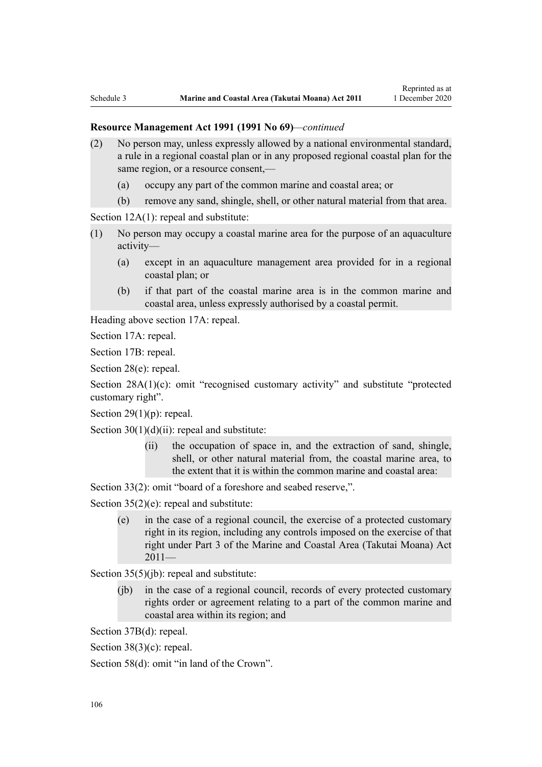**Resource Management Act 1991 (1991 No 69)***—continued*

(2) No person may, unless expressly allowed by a national environmental standard, a rule in a regional coastal plan or in any proposed regional coastal plan for the same region, or a resource consent,—

  (a) occupy any part of the common marine and coastal area; or

  (b) remove any sand, shingle, shell, or other natural material from that area.

Section 12A(1): repeal and substitute:

(1) No person may occupy a coastal marine area for the purpose of an aquaculture activity—

  (a) except in an aquaculture management area provided for in a regional coastal plan; or

  (b) if that part of the coastal marine area is in the common marine and coastal area, unless expressly authorised by a coastal permit.

Heading above section 17A: repeal.

Section 17A: repeal.

Section 17B: repeal.

Section 28(e): repeal.

Section 28A(1)(c): omit "recognised customary activity" and substitute "protected customary right".

Section 29(1)(p): repeal.

Section 30(1)(d)(ii): repeal and substitute:

  (ii) the occupation of space in, and the extraction of sand, shingle, shell, or other natural material from, the coastal marine area, to the extent that it is within the common marine and coastal area:

Section 33(2): omit "board of a foreshore and seabed reserve,".

Section 35(2)(e): repeal and substitute:

  (e) in the case of a regional council, the exercise of a protected customary right in its region, including any controls imposed on the exercise of that right under Part 3 of the Marine and Coastal Area (Takutai Moana) Act 2011—

Section 35(5)(jb): repeal and substitute:

  (jb) in the case of a regional council, records of every protected customary rights order or agreement relating to a part of the common marine and coastal area within its region; and

Section 37B(d): repeal.

Section 38(3)(c): repeal.

Section 58(d): omit "in land of the Crown".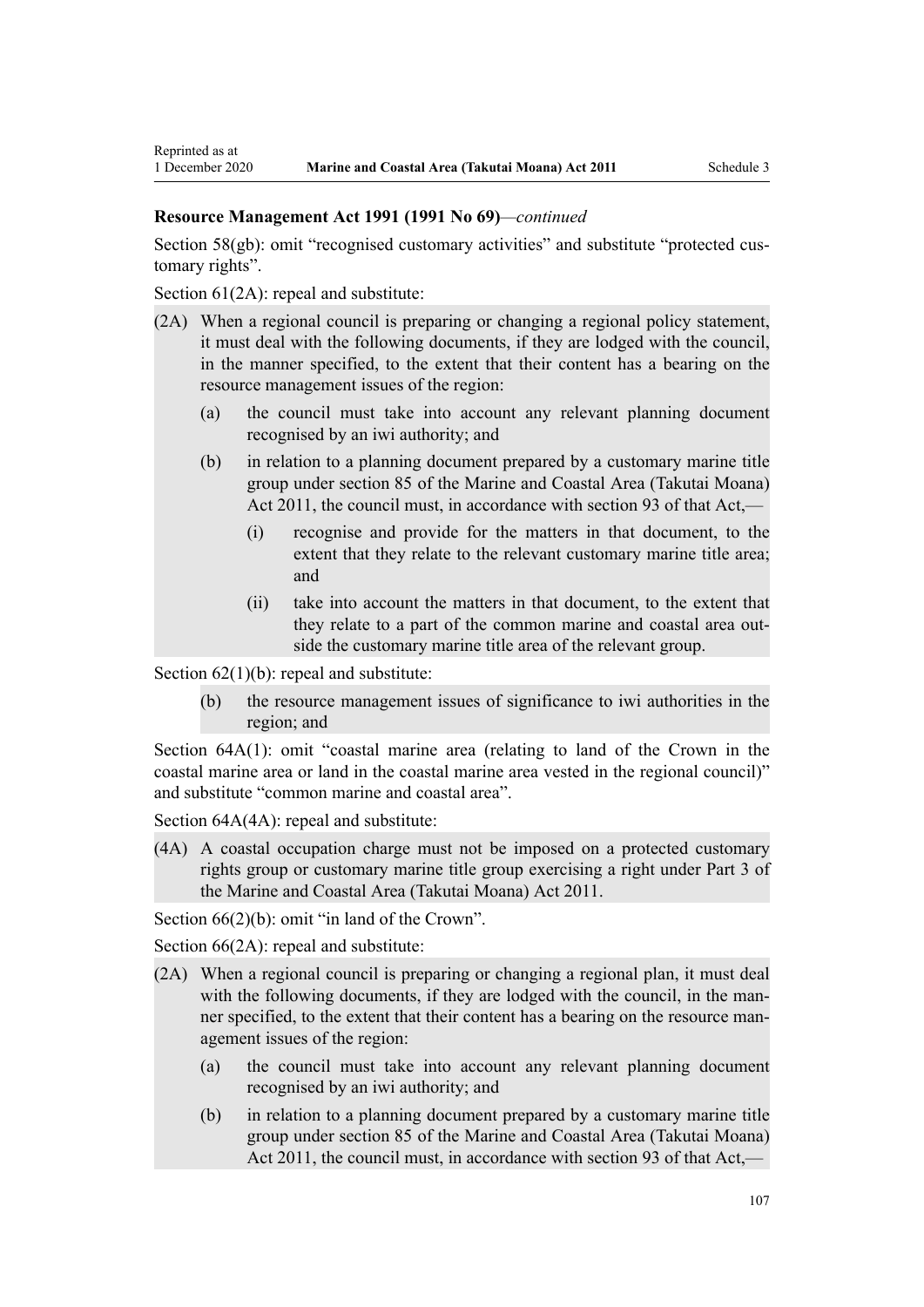**Resource Management Act 1991 (1991 No 69)**—*continued*

Section 58(gb): omit "recognised customary activities" and substitute "protected customary rights".

Section 61(2A): repeal and substitute:

(2A) When a regional council is preparing or changing a regional policy statement, it must deal with the following documents, if they are lodged with the council, in the manner specified, to the extent that their content has a bearing on the resource management issues of the region:

- (a) the council must take into account any relevant planning document recognised by an iwi authority; and
- (b) in relation to a planning document prepared by a customary marine title group under section 85 of the Marine and Coastal Area (Takutai Moana) Act 2011, the council must, in accordance with section 93 of that Act,—
  - (i) recognise and provide for the matters in that document, to the extent that they relate to the relevant customary marine title area; and
  - (ii) take into account the matters in that document, to the extent that they relate to a part of the common marine and coastal area outside the customary marine title area of the relevant group.

Section 62(1)(b): repeal and substitute:

- (b) the resource management issues of significance to iwi authorities in the region; and

Section 64A(1): omit "coastal marine area (relating to land of the Crown in the coastal marine area or land in the coastal marine area vested in the regional council)" and substitute "common marine and coastal area".

Section 64A(4A): repeal and substitute:

(4A) A coastal occupation charge must not be imposed on a protected customary rights group or customary marine title group exercising a right under Part 3 of the Marine and Coastal Area (Takutai Moana) Act 2011.

Section 66(2)(b): omit "in land of the Crown".

Section 66(2A): repeal and substitute:

(2A) When a regional council is preparing or changing a regional plan, it must deal with the following documents, if they are lodged with the council, in the manner specified, to the extent that their content has a bearing on the resource management issues of the region:

- (a) the council must take into account any relevant planning document recognised by an iwi authority; and
- (b) in relation to a planning document prepared by a customary marine title group under section 85 of the Marine and Coastal Area (Takutai Moana) Act 2011, the council must, in accordance with section 93 of that Act,—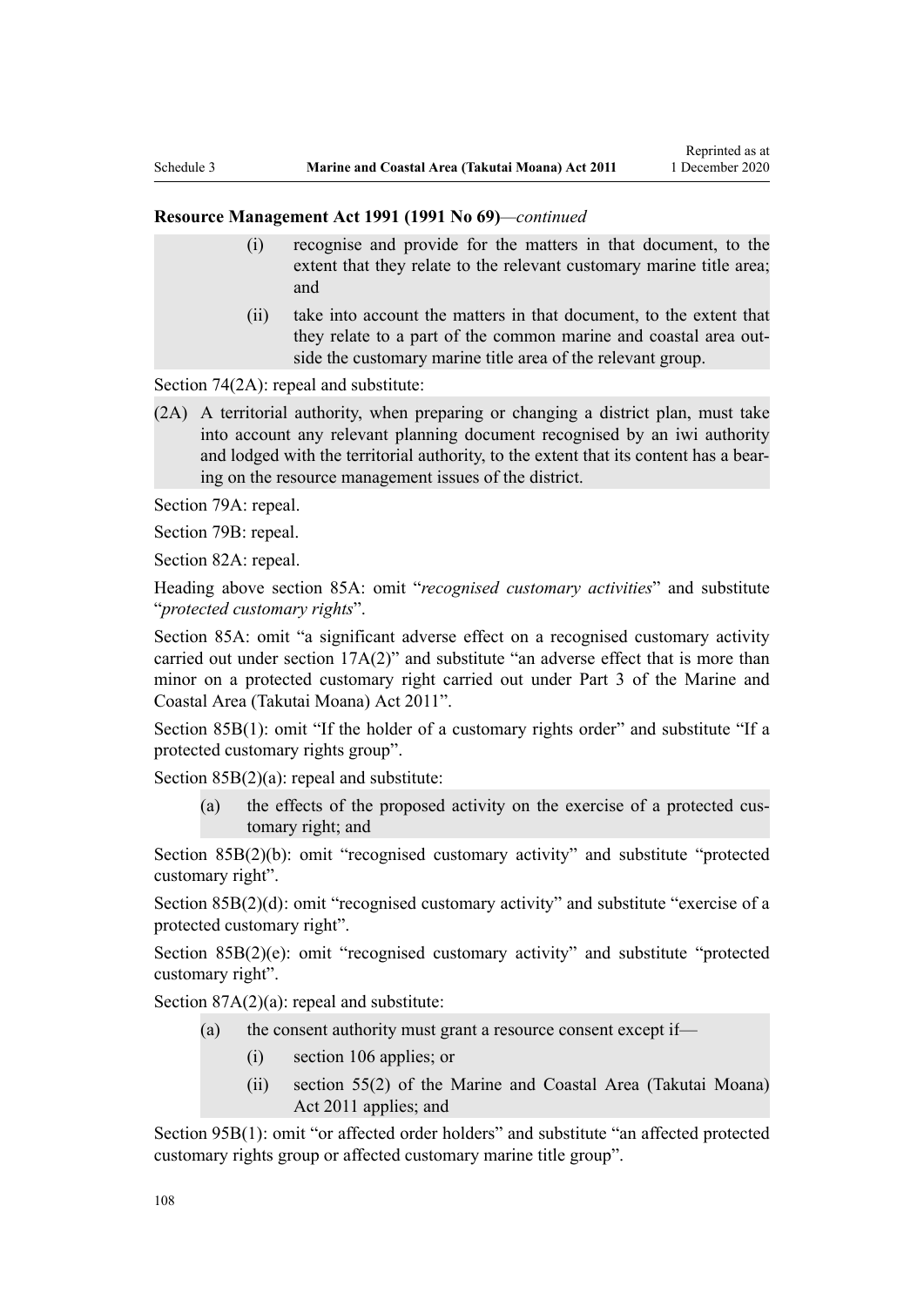**Resource Management Act 1991 (1991 No 69)***—continued*

- (i) recognise and provide for the matters in that document, to the extent that they relate to the relevant customary marine title area; and
- (ii) take into account the matters in that document, to the extent that they relate to a part of the common marine and coastal area outside the customary marine title area of the relevant group.

Section 74(2A): repeal and substitute:

(2A) A territorial authority, when preparing or changing a district plan, must take into account any relevant planning document recognised by an iwi authority and lodged with the territorial authority, to the extent that its content has a bearing on the resource management issues of the district.

Section 79A: repeal.

Section 79B: repeal.

Section 82A: repeal.

Heading above section 85A: omit "*recognised customary activities*" and substitute "*protected customary rights*".

Section 85A: omit "a significant adverse effect on a recognised customary activity carried out under section 17A(2)" and substitute "an adverse effect that is more than minor on a protected customary right carried out under Part 3 of the Marine and Coastal Area (Takutai Moana) Act 2011".

Section 85B(1): omit "If the holder of a customary rights order" and substitute "If a protected customary rights group".

Section 85B(2)(a): repeal and substitute:

- (a) the effects of the proposed activity on the exercise of a protected customary right; and

Section 85B(2)(b): omit "recognised customary activity" and substitute "protected customary right".

Section 85B(2)(d): omit "recognised customary activity" and substitute "exercise of a protected customary right".

Section 85B(2)(e): omit "recognised customary activity" and substitute "protected customary right".

Section 87A(2)(a): repeal and substitute:

- (a) the consent authority must grant a resource consent except if—
  - (i) section 106 applies; or
  - (ii) section 55(2) of the Marine and Coastal Area (Takutai Moana) Act 2011 applies; and

Section 95B(1): omit "or affected order holders" and substitute "an affected protected customary rights group or affected customary marine title group".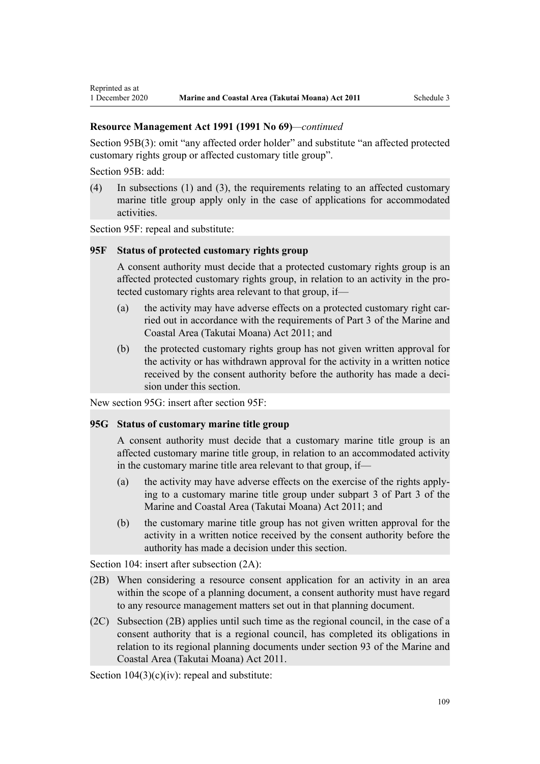**Resource Management Act 1991 (1991 No 69)**—*continued*

Section 95B(3): omit "any affected order holder" and substitute "an affected protected customary rights group or affected customary title group".

Section 95B: add:

(4) In subsections (1) and (3), the requirements relating to an affected customary marine title group apply only in the case of applications for accommodated activities.

Section 95F: repeal and substitute:

**95F Status of protected customary rights group**

A consent authority must decide that a protected customary rights group is an affected protected customary rights group, in relation to an activity in the protected customary rights area relevant to that group, if—

(a) the activity may have adverse effects on a protected customary right carried out in accordance with the requirements of Part 3 of the Marine and Coastal Area (Takutai Moana) Act 2011; and

(b) the protected customary rights group has not given written approval for the activity or has withdrawn approval for the activity in a written notice received by the consent authority before the authority has made a decision under this section.

New section 95G: insert after section 95F:

**95G Status of customary marine title group**

A consent authority must decide that a customary marine title group is an affected customary marine title group, in relation to an accommodated activity in the customary marine title area relevant to that group, if—

(a) the activity may have adverse effects on the exercise of the rights applying to a customary marine title group under subpart 3 of Part 3 of the Marine and Coastal Area (Takutai Moana) Act 2011; and

(b) the customary marine title group has not given written approval for the activity in a written notice received by the consent authority before the authority has made a decision under this section.

Section 104: insert after subsection (2A):

(2B) When considering a resource consent application for an activity in an area within the scope of a planning document, a consent authority must have regard to any resource management matters set out in that planning document.

(2C) Subsection (2B) applies until such time as the regional council, in the case of a consent authority that is a regional council, has completed its obligations in relation to its regional planning documents under section 93 of the Marine and Coastal Area (Takutai Moana) Act 2011.

Section 104(3)(c)(iv): repeal and substitute: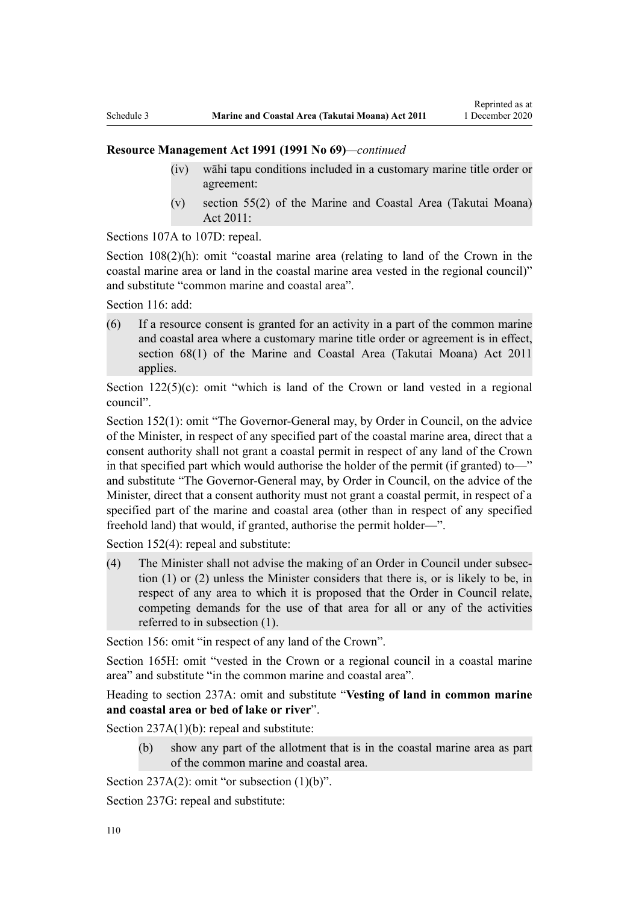**Resource Management Act 1991 (1991 No 69)**—*continued*

- (iv) wāhi tapu conditions included in a customary marine title order or agreement:
- (v) section 55(2) of the Marine and Coastal Area (Takutai Moana) Act 2011:

Sections 107A to 107D: repeal.

Section 108(2)(h): omit "coastal marine area (relating to land of the Crown in the coastal marine area or land in the coastal marine area vested in the regional council)" and substitute "common marine and coastal area".

Section 116: add:

(6) If a resource consent is granted for an activity in a part of the common marine and coastal area where a customary marine title order or agreement is in effect, section 68(1) of the Marine and Coastal Area (Takutai Moana) Act 2011 applies.

Section 122(5)(c): omit "which is land of the Crown or land vested in a regional council".

Section 152(1): omit "The Governor-General may, by Order in Council, on the advice of the Minister, in respect of any specified part of the coastal marine area, direct that a consent authority shall not grant a coastal permit in respect of any land of the Crown in that specified part which would authorise the holder of the permit (if granted) to—" and substitute "The Governor-General may, by Order in Council, on the advice of the Minister, direct that a consent authority must not grant a coastal permit, in respect of a specified part of the marine and coastal area (other than in respect of any specified freehold land) that would, if granted, authorise the permit holder—".

Section 152(4): repeal and substitute:

(4) The Minister shall not advise the making of an Order in Council under subsection (1) or (2) unless the Minister considers that there is, or is likely to be, in respect of any area to which it is proposed that the Order in Council relate, competing demands for the use of that area for all or any of the activities referred to in subsection (1).

Section 156: omit "in respect of any land of the Crown".

Section 165H: omit "vested in the Crown or a regional council in a coastal marine area" and substitute "in the common marine and coastal area".

Heading to section 237A: omit and substitute "**Vesting of land in common marine and coastal area or bed of lake or river**".

Section 237A(1)(b): repeal and substitute:

- (b) show any part of the allotment that is in the coastal marine area as part of the common marine and coastal area.

Section 237A(2): omit "or subsection (1)(b)".

Section 237G: repeal and substitute: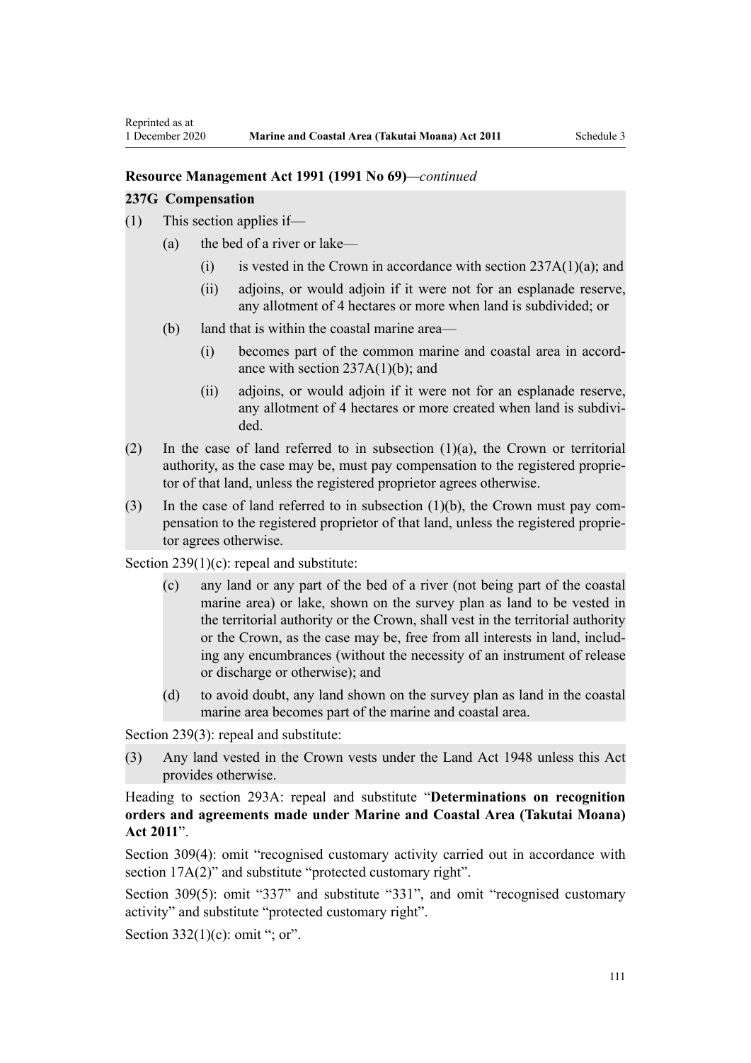**Resource Management Act 1991 (1991 No 69)**—*continued*

**237G Compensation**

(1) This section applies if—

  (a) the bed of a river or lake—

    (i) is vested in the Crown in accordance with section 237A(1)(a); and

    (ii) adjoins, or would adjoin if it were not for an esplanade reserve, any allotment of 4 hectares or more when land is subdivided; or

  (b) land that is within the coastal marine area—

    (i) becomes part of the common marine and coastal area in accordance with section 237A(1)(b); and

    (ii) adjoins, or would adjoin if it were not for an esplanade reserve, any allotment of 4 hectares or more created when land is subdivided.

(2) In the case of land referred to in subsection (1)(a), the Crown or territorial authority, as the case may be, must pay compensation to the registered proprietor of that land, unless the registered proprietor agrees otherwise.

(3) In the case of land referred to in subsection (1)(b), the Crown must pay compensation to the registered proprietor of that land, unless the registered proprietor agrees otherwise.

Section 239(1)(c): repeal and substitute:

  (c) any land or any part of the bed of a river (not being part of the coastal marine area) or lake, shown on the survey plan as land to be vested in the territorial authority or the Crown, shall vest in the territorial authority or the Crown, as the case may be, free from all interests in land, including any encumbrances (without the necessity of an instrument of release or discharge or otherwise); and

  (d) to avoid doubt, any land shown on the survey plan as land in the coastal marine area becomes part of the marine and coastal area.

Section 239(3): repeal and substitute:

(3) Any land vested in the Crown vests under the Land Act 1948 unless this Act provides otherwise.

Heading to section 293A: repeal and substitute "**Determinations on recognition orders and agreements made under Marine and Coastal Area (Takutai Moana) Act 2011**".

Section 309(4): omit "recognised customary activity carried out in accordance with section 17A(2)" and substitute "protected customary right".

Section 309(5): omit "337" and substitute "331", and omit "recognised customary activity" and substitute "protected customary right".

Section 332(1)(c): omit "; or".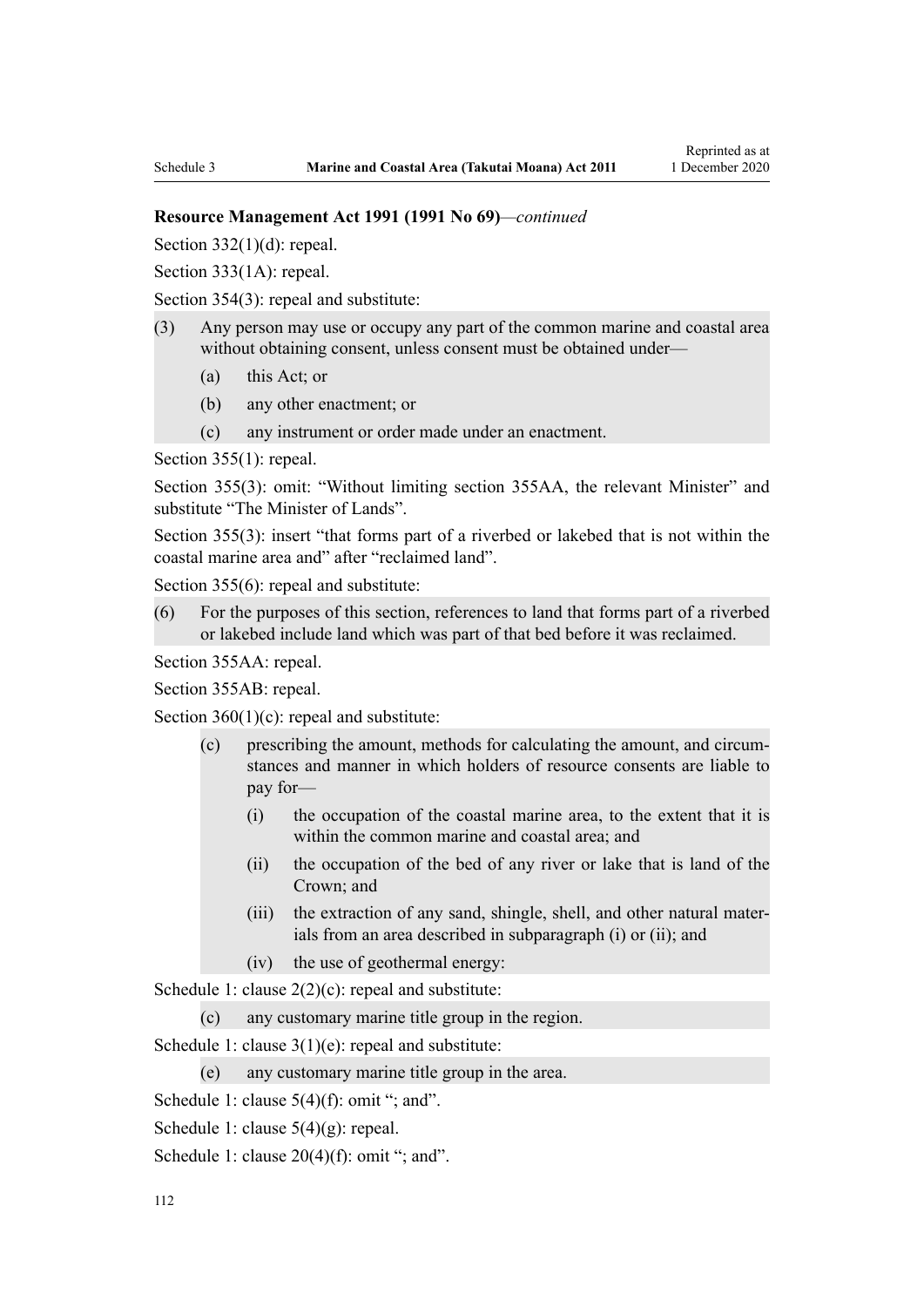**Resource Management Act 1991 (1991 No 69)**—*continued*

Section 332(1)(d): repeal.

Section 333(1A): repeal.

Section 354(3): repeal and substitute:

(3) Any person may use or occupy any part of the common marine and coastal area without obtaining consent, unless consent must be obtained under—

- (a) this Act; or
- (b) any other enactment; or
- (c) any instrument or order made under an enactment.

Section 355(1): repeal.

Section 355(3): omit: "Without limiting section 355AA, the relevant Minister" and substitute "The Minister of Lands".

Section 355(3): insert "that forms part of a riverbed or lakebed that is not within the coastal marine area and" after "reclaimed land".

Section 355(6): repeal and substitute:

(6) For the purposes of this section, references to land that forms part of a riverbed or lakebed include land which was part of that bed before it was reclaimed.

Section 355AA: repeal.

Section 355AB: repeal.

Section 360(1)(c): repeal and substitute:

- (c) prescribing the amount, methods for calculating the amount, and circumstances and manner in which holders of resource consents are liable to pay for—
  - (i) the occupation of the coastal marine area, to the extent that it is within the common marine and coastal area; and
  - (ii) the occupation of the bed of any river or lake that is land of the Crown; and
  - (iii) the extraction of any sand, shingle, shell, and other natural materials from an area described in subparagraph (i) or (ii); and
  - (iv) the use of geothermal energy:

Schedule 1: clause 2(2)(c): repeal and substitute:

- (c) any customary marine title group in the region.

Schedule 1: clause 3(1)(e): repeal and substitute:

- (e) any customary marine title group in the area.

Schedule 1: clause 5(4)(f): omit "; and".

Schedule 1: clause 5(4)(g): repeal.

Schedule 1: clause 20(4)(f): omit "; and".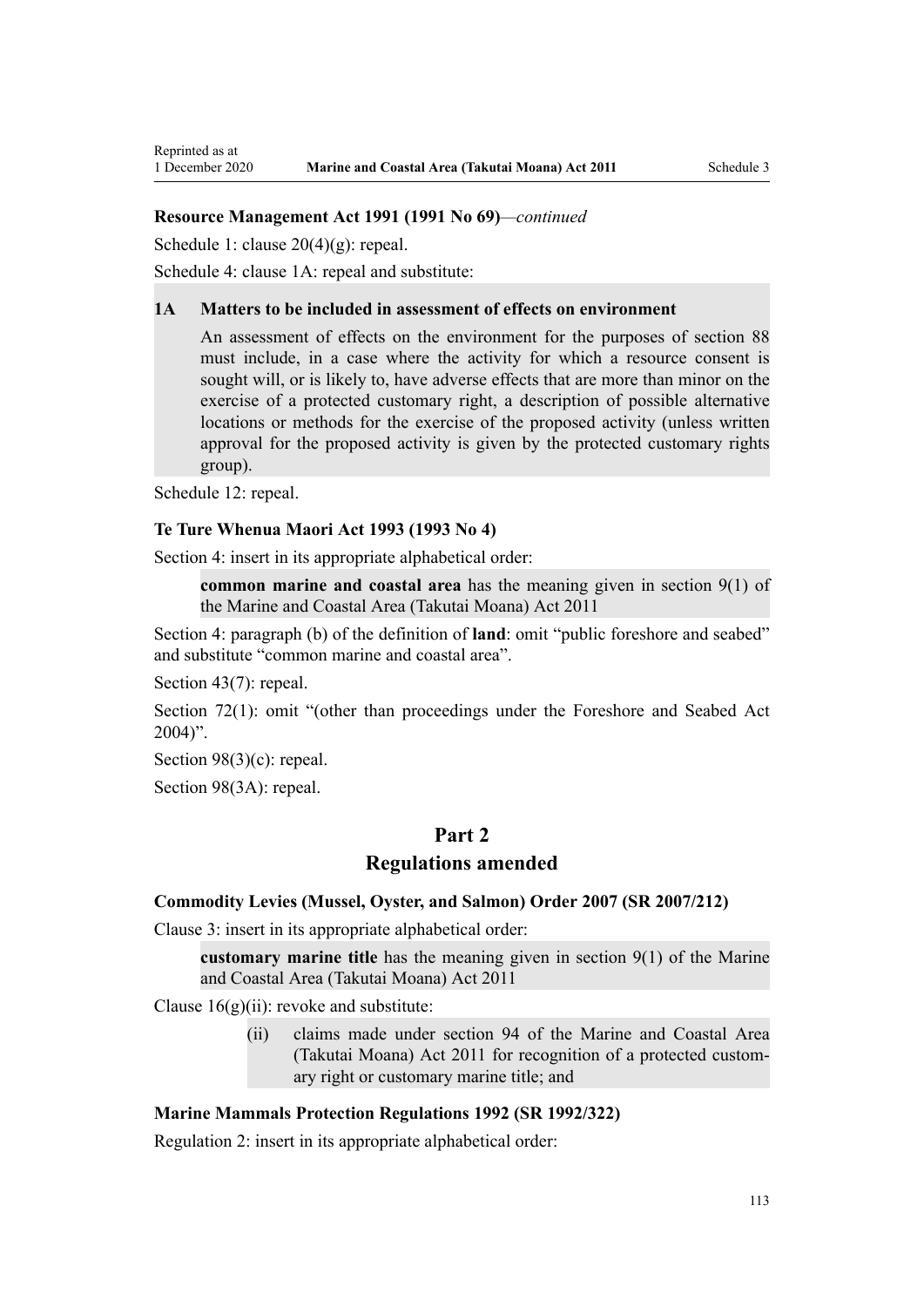**Resource Management Act 1991 (1991 No 69)**—*continued*

Schedule 1: clause 20(4)(g): repeal.

Schedule 4: clause 1A: repeal and substitute:

> **1A Matters to be included in assessment of effects on environment**
>
> An assessment of effects on the environment for the purposes of section 88 must include, in a case where the activity for which a resource consent is sought will, or is likely to, have adverse effects that are more than minor on the exercise of a protected customary right, a description of possible alternative locations or methods for the exercise of the proposed activity (unless written approval for the proposed activity is given by the protected customary rights group).

Schedule 12: repeal.

**Te Ture Whenua Maori Act 1993 (1993 No 4)**

Section 4: insert in its appropriate alphabetical order:

> **common marine and coastal area** has the meaning given in section 9(1) of the Marine and Coastal Area (Takutai Moana) Act 2011

Section 4: paragraph (b) of the definition of **land**: omit "public foreshore and seabed" and substitute "common marine and coastal area".

Section 43(7): repeal.

Section 72(1): omit "(other than proceedings under the Foreshore and Seabed Act 2004)".

Section 98(3)(c): repeal.

Section 98(3A): repeal.

## Part 2
## Regulations amended

**Commodity Levies (Mussel, Oyster, and Salmon) Order 2007 (SR 2007/212)**

Clause 3: insert in its appropriate alphabetical order:

> **customary marine title** has the meaning given in section 9(1) of the Marine and Coastal Area (Takutai Moana) Act 2011

Clause 16(g)(ii): revoke and substitute:

> (ii) claims made under section 94 of the Marine and Coastal Area (Takutai Moana) Act 2011 for recognition of a protected customary right or customary marine title; and

**Marine Mammals Protection Regulations 1992 (SR 1992/322)**

Regulation 2: insert in its appropriate alphabetical order: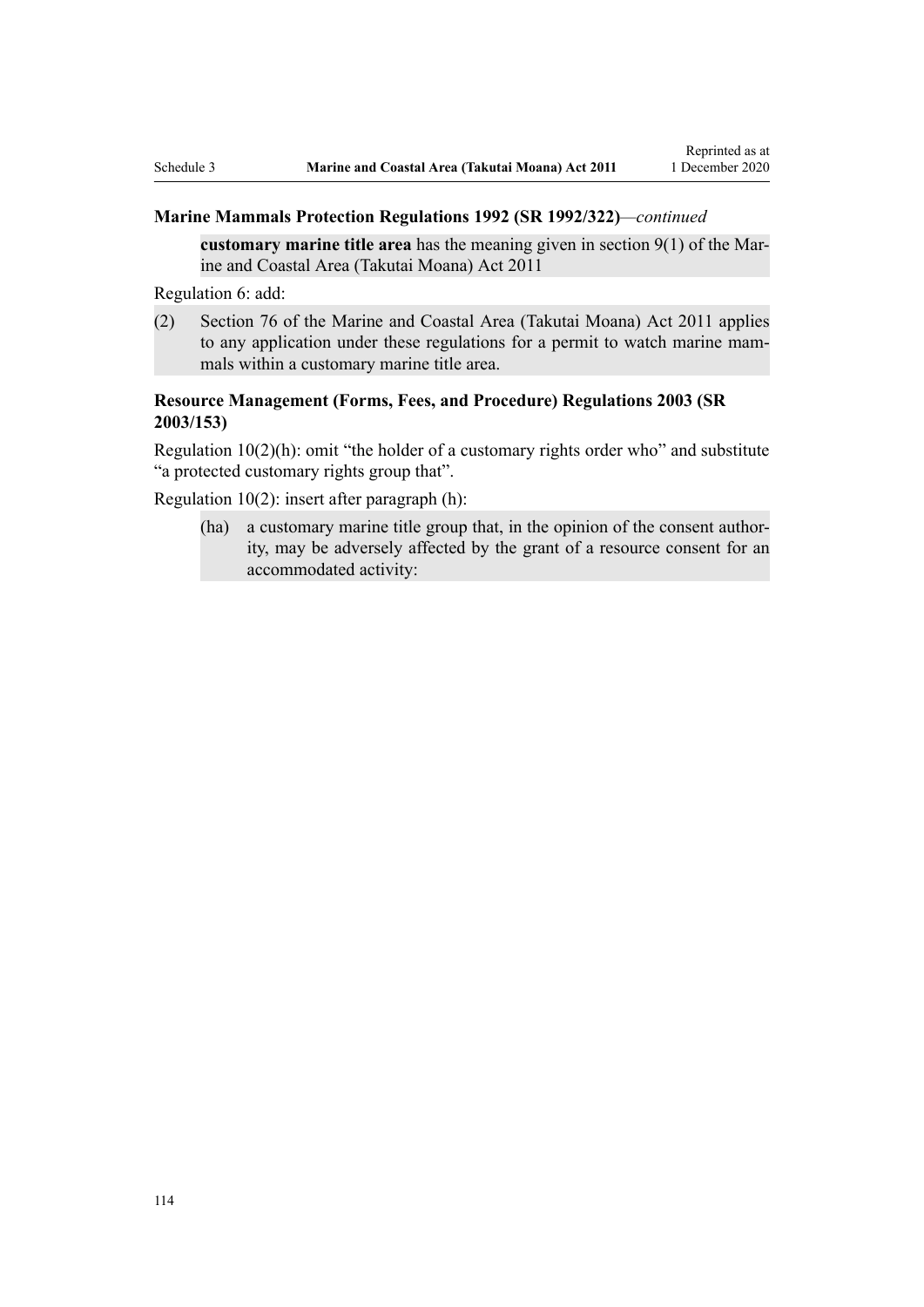**Marine Mammals Protection Regulations 1992 (SR 1992/322)**—*continued*

> **customary marine title area** has the meaning given in section 9(1) of the Marine and Coastal Area (Takutai Moana) Act 2011

Regulation 6: add:

> (2) Section 76 of the Marine and Coastal Area (Takutai Moana) Act 2011 applies to any application under these regulations for a permit to watch marine mammals within a customary marine title area.

**Resource Management (Forms, Fees, and Procedure) Regulations 2003 (SR 2003/153)**

Regulation 10(2)(h): omit "the holder of a customary rights order who" and substitute "a protected customary rights group that".

Regulation 10(2): insert after paragraph (h):

> (ha) a customary marine title group that, in the opinion of the consent authority, may be adversely affected by the grant of a resource consent for an accommodated activity: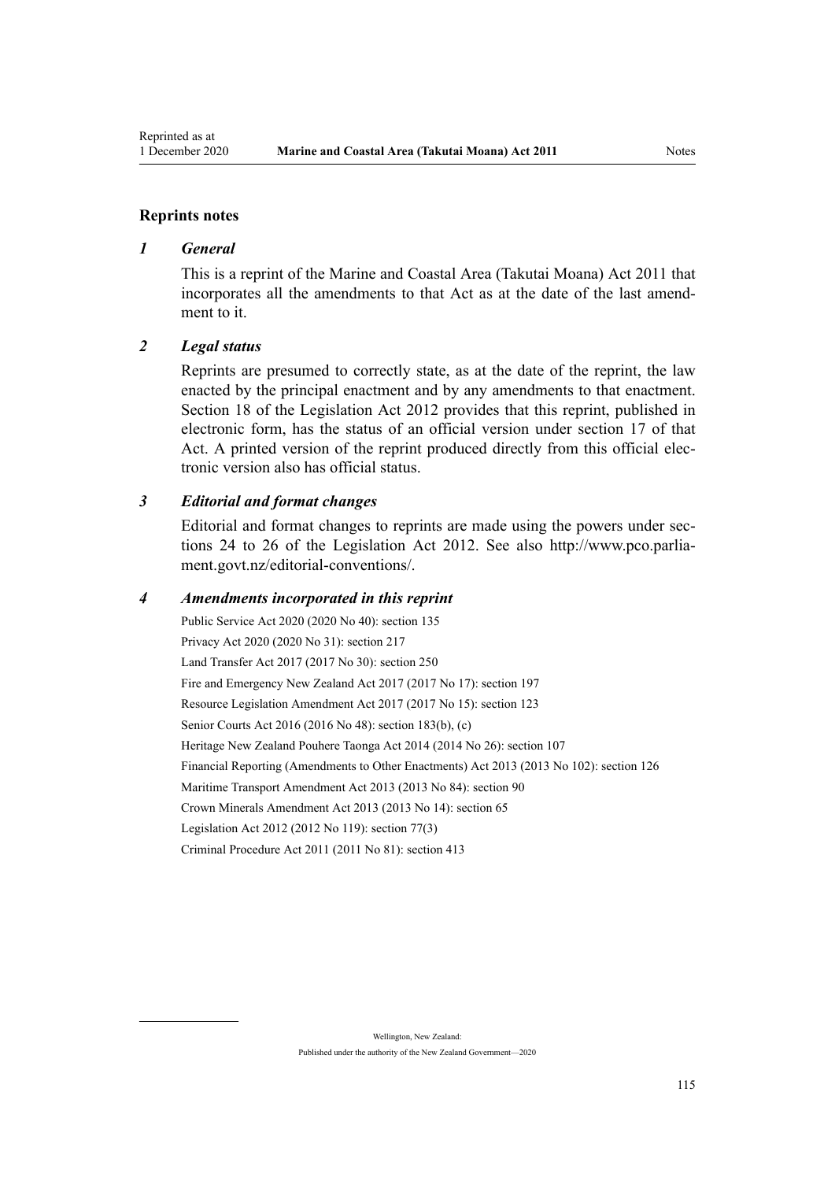## Reprints notes

### *1 General*

This is a reprint of the Marine and Coastal Area (Takutai Moana) Act 2011 that incorporates all the amendments to that Act as at the date of the last amendment to it.

### *2 Legal status*

Reprints are presumed to correctly state, as at the date of the reprint, the law enacted by the principal enactment and by any amendments to that enactment. Section 18 of the Legislation Act 2012 provides that this reprint, published in electronic form, has the status of an official version under section 17 of that Act. A printed version of the reprint produced directly from this official electronic version also has official status.

### *3 Editorial and format changes*

Editorial and format changes to reprints are made using the powers under sections 24 to 26 of the Legislation Act 2012. See also http://www.pco.parliament.govt.nz/editorial-conventions/.

### *4 Amendments incorporated in this reprint*

Public Service Act 2020 (2020 No 40): section 135

Privacy Act 2020 (2020 No 31): section 217

Land Transfer Act 2017 (2017 No 30): section 250

Fire and Emergency New Zealand Act 2017 (2017 No 17): section 197

Resource Legislation Amendment Act 2017 (2017 No 15): section 123

Senior Courts Act 2016 (2016 No 48): section 183(b), (c)

Heritage New Zealand Pouhere Taonga Act 2014 (2014 No 26): section 107

Financial Reporting (Amendments to Other Enactments) Act 2013 (2013 No 102): section 126

Maritime Transport Amendment Act 2013 (2013 No 84): section 90

Crown Minerals Amendment Act 2013 (2013 No 14): section 65

Legislation Act 2012 (2012 No 119): section 77(3)

Criminal Procedure Act 2011 (2011 No 81): section 413

Wellington, New Zealand:

Published under the authority of the New Zealand Government—2020